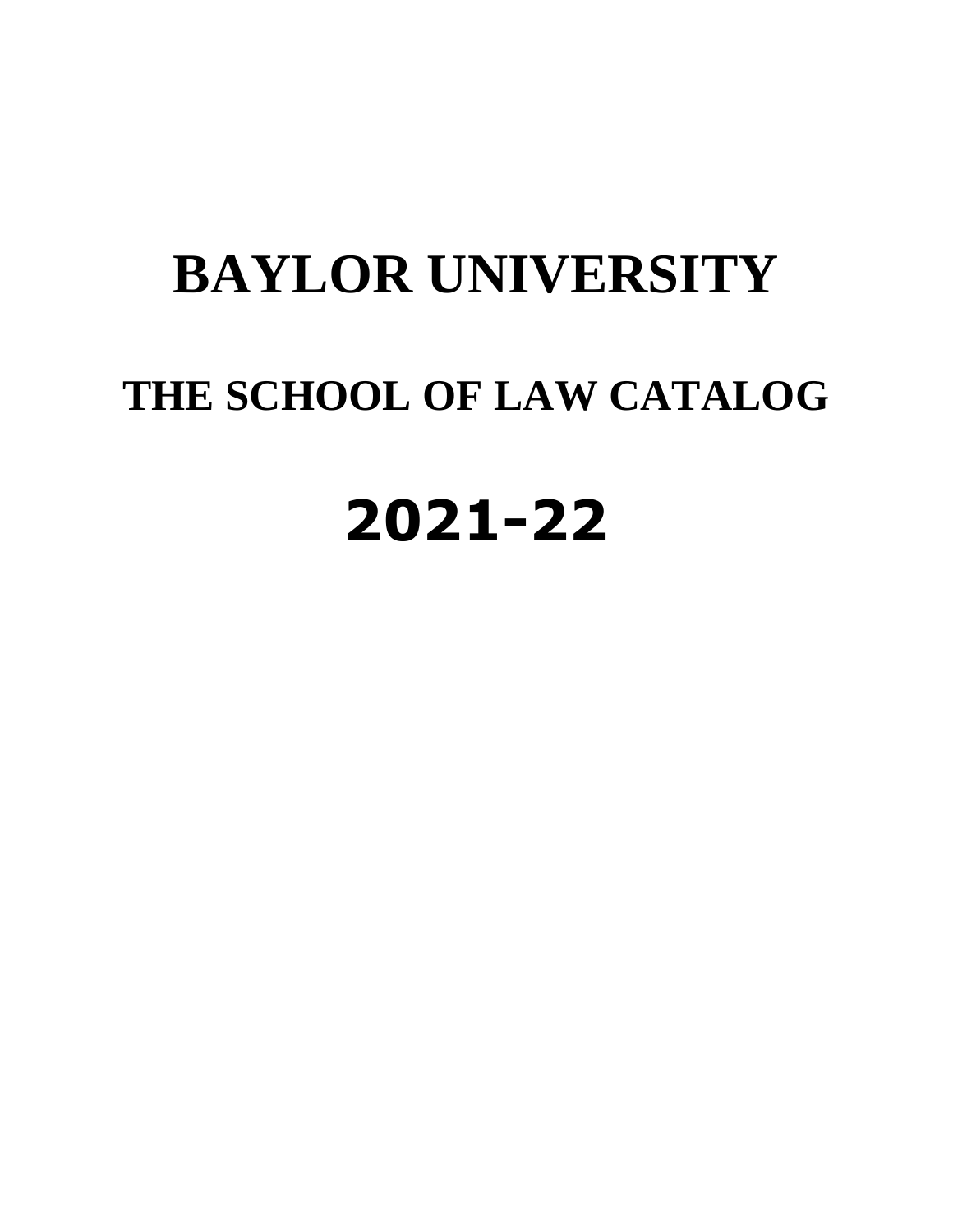# BAYLOR UNIVERSITY

## THE SCHOOL OF LAW CATALOG

# 2021-22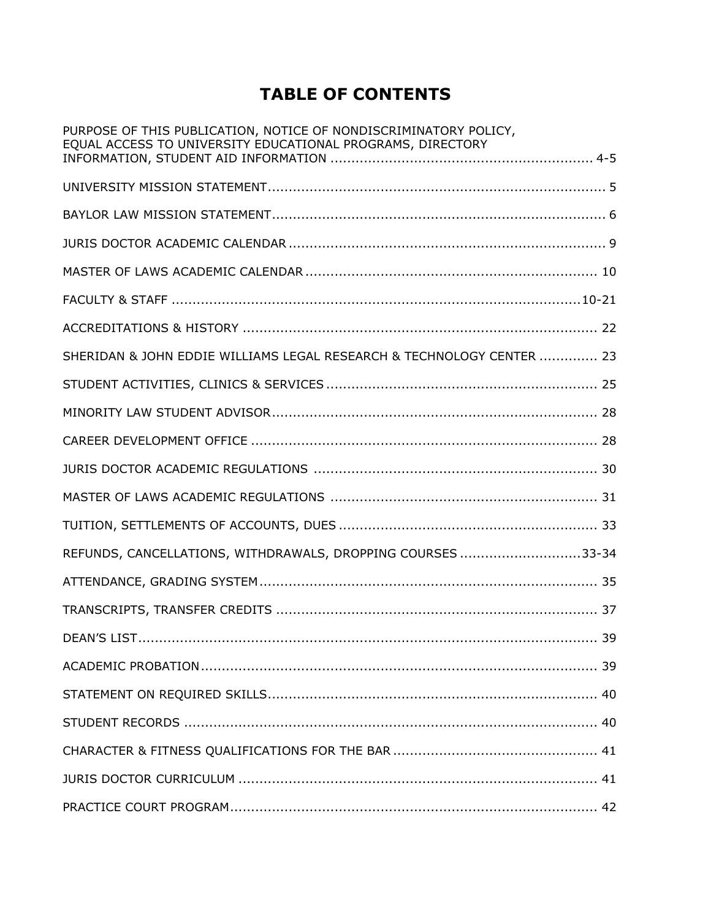# TABLE OF CONTENTS

| | |
|---|---|
| PURPOSE OF THIS PUBLICATION, NOTICE OF NONDISCRIMINATORY POLICY, EQUAL ACCESS TO UNIVERSITY EDUCATIONAL PROGRAMS, DIRECTORY INFORMATION, STUDENT AID INFORMATION | 4-5 |
| UNIVERSITY MISSION STATEMENT | 5 |
| BAYLOR LAW MISSION STATEMENT | 6 |
| JURIS DOCTOR ACADEMIC CALENDAR | 9 |
| MASTER OF LAWS ACADEMIC CALENDAR | 10 |
| FACULTY & STAFF | 10-21 |
| ACCREDITATIONS & HISTORY | 22 |
| SHERIDAN & JOHN EDDIE WILLIAMS LEGAL RESEARCH & TECHNOLOGY CENTER | 23 |
| STUDENT ACTIVITIES, CLINICS & SERVICES | 25 |
| MINORITY LAW STUDENT ADVISOR | 28 |
| CAREER DEVELOPMENT OFFICE | 28 |
| JURIS DOCTOR ACADEMIC REGULATIONS | 30 |
| MASTER OF LAWS ACADEMIC REGULATIONS | 31 |
| TUITION, SETTLEMENTS OF ACCOUNTS, DUES | 33 |
| REFUNDS, CANCELLATIONS, WITHDRAWALS, DROPPING COURSES | 33-34 |
| ATTENDANCE, GRADING SYSTEM | 35 |
| TRANSCRIPTS, TRANSFER CREDITS | 37 |
| DEAN'S LIST | 39 |
| ACADEMIC PROBATION | 39 |
| STATEMENT ON REQUIRED SKILLS | 40 |
| STUDENT RECORDS | 40 |
| CHARACTER & FITNESS QUALIFICATIONS FOR THE BAR | 41 |
| JURIS DOCTOR CURRICULUM | 41 |
| PRACTICE COURT PROGRAM | 42 |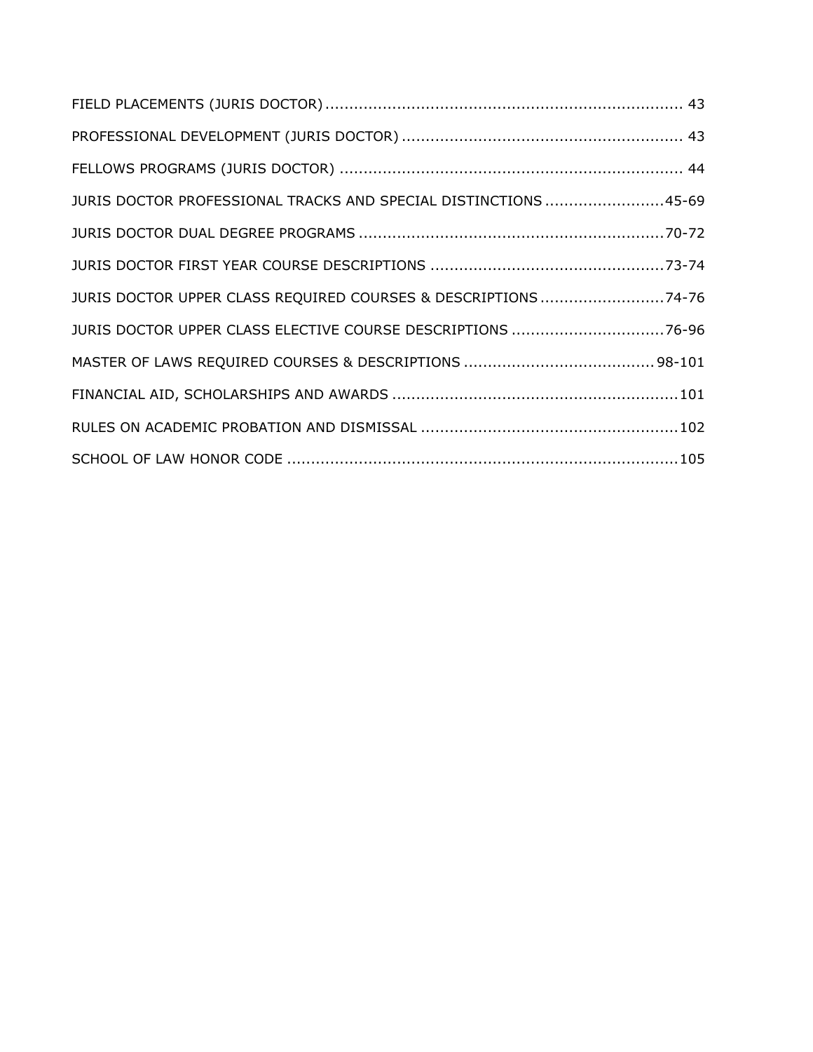FIELD PLACEMENTS (JURIS DOCTOR) .......................................................................... 43

PROFESSIONAL DEVELOPMENT (JURIS DOCTOR) .......................................................... 43

FELLOWS PROGRAMS (JURIS DOCTOR) ....................................................................... 44

JURIS DOCTOR PROFESSIONAL TRACKS AND SPECIAL DISTINCTIONS .........................45-69

JURIS DOCTOR DUAL DEGREE PROGRAMS ................................................................70-72

JURIS DOCTOR FIRST YEAR COURSE DESCRIPTIONS ................................................73-74

JURIS DOCTOR UPPER CLASS REQUIRED COURSES & DESCRIPTIONS ..........................74-76

JURIS DOCTOR UPPER CLASS ELECTIVE COURSE DESCRIPTIONS ...............................76-96

MASTER OF LAWS REQUIRED COURSES & DESCRIPTIONS ....................................... 98-101

FINANCIAL AID, SCHOLARSHIPS AND AWARDS ...........................................................101

RULES ON ACADEMIC PROBATION AND DISMISSAL .....................................................102

SCHOOL OF LAW HONOR CODE .................................................................................105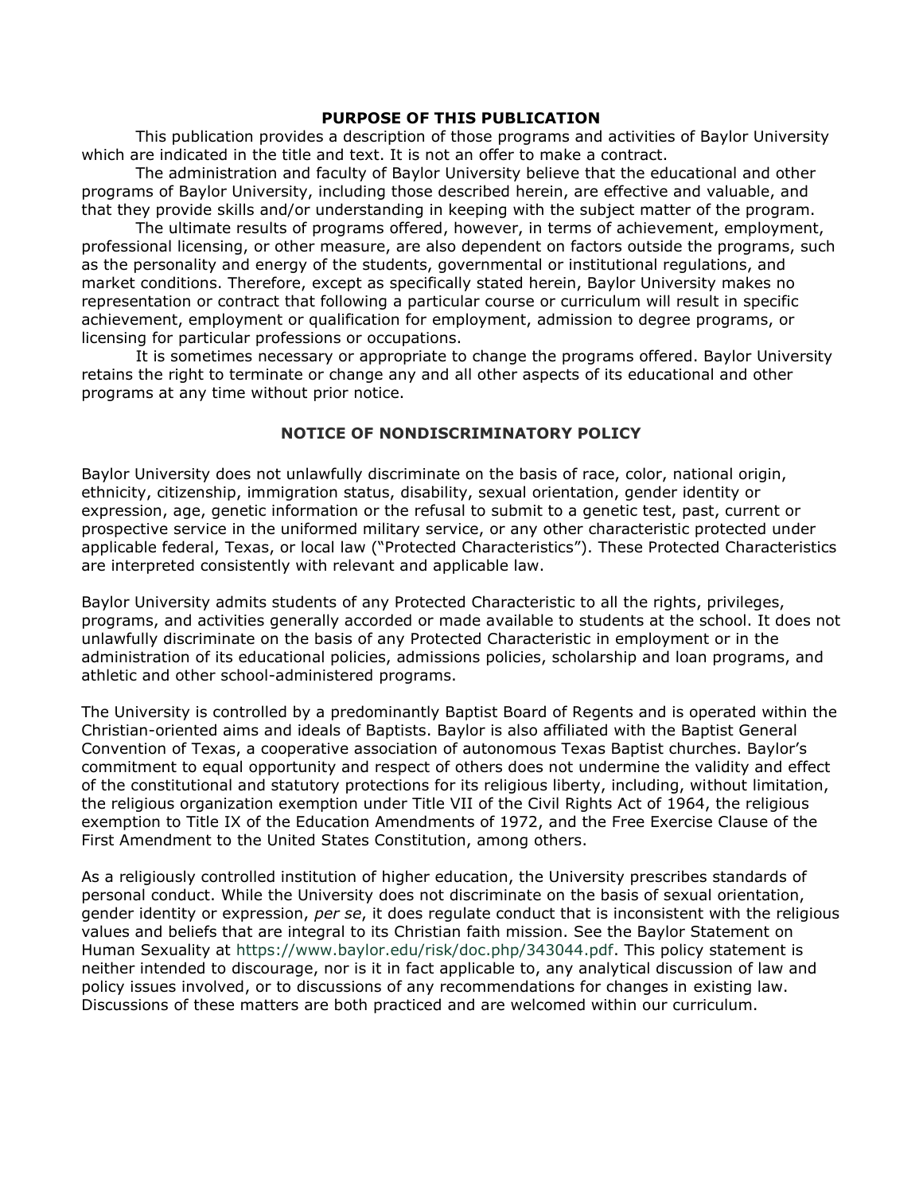## PURPOSE OF THIS PUBLICATION

This publication provides a description of those programs and activities of Baylor University which are indicated in the title and text. It is not an offer to make a contract.

The administration and faculty of Baylor University believe that the educational and other programs of Baylor University, including those described herein, are effective and valuable, and that they provide skills and/or understanding in keeping with the subject matter of the program.

The ultimate results of programs offered, however, in terms of achievement, employment, professional licensing, or other measure, are also dependent on factors outside the programs, such as the personality and energy of the students, governmental or institutional regulations, and market conditions. Therefore, except as specifically stated herein, Baylor University makes no representation or contract that following a particular course or curriculum will result in specific achievement, employment or qualification for employment, admission to degree programs, or licensing for particular professions or occupations.

It is sometimes necessary or appropriate to change the programs offered. Baylor University retains the right to terminate or change any and all other aspects of its educational and other programs at any time without prior notice.

## NOTICE OF NONDISCRIMINATORY POLICY

Baylor University does not unlawfully discriminate on the basis of race, color, national origin, ethnicity, citizenship, immigration status, disability, sexual orientation, gender identity or expression, age, genetic information or the refusal to submit to a genetic test, past, current or prospective service in the uniformed military service, or any other characteristic protected under applicable federal, Texas, or local law ("Protected Characteristics"). These Protected Characteristics are interpreted consistently with relevant and applicable law.

Baylor University admits students of any Protected Characteristic to all the rights, privileges, programs, and activities generally accorded or made available to students at the school. It does not unlawfully discriminate on the basis of any Protected Characteristic in employment or in the administration of its educational policies, admissions policies, scholarship and loan programs, and athletic and other school-administered programs.

The University is controlled by a predominantly Baptist Board of Regents and is operated within the Christian-oriented aims and ideals of Baptists. Baylor is also affiliated with the Baptist General Convention of Texas, a cooperative association of autonomous Texas Baptist churches. Baylor's commitment to equal opportunity and respect of others does not undermine the validity and effect of the constitutional and statutory protections for its religious liberty, including, without limitation, the religious organization exemption under Title VII of the Civil Rights Act of 1964, the religious exemption to Title IX of the Education Amendments of 1972, and the Free Exercise Clause of the First Amendment to the United States Constitution, among others.

As a religiously controlled institution of higher education, the University prescribes standards of personal conduct. While the University does not discriminate on the basis of sexual orientation, gender identity or expression, *per se*, it does regulate conduct that is inconsistent with the religious values and beliefs that are integral to its Christian faith mission. See the Baylor Statement on Human Sexuality at https://www.baylor.edu/risk/doc.php/343044.pdf. This policy statement is neither intended to discourage, nor is it in fact applicable to, any analytical discussion of law and policy issues involved, or to discussions of any recommendations for changes in existing law. Discussions of these matters are both practiced and are welcomed within our curriculum.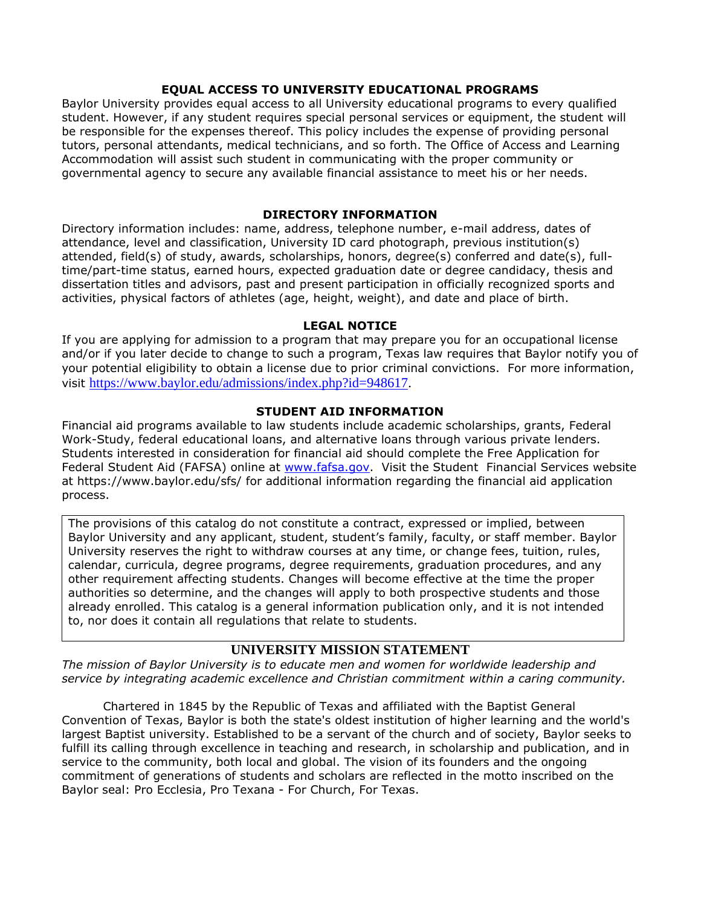## EQUAL ACCESS TO UNIVERSITY EDUCATIONAL PROGRAMS

Baylor University provides equal access to all University educational programs to every qualified student. However, if any student requires special personal services or equipment, the student will be responsible for the expenses thereof. This policy includes the expense of providing personal tutors, personal attendants, medical technicians, and so forth. The Office of Access and Learning Accommodation will assist such student in communicating with the proper community or governmental agency to secure any available financial assistance to meet his or her needs.

## DIRECTORY INFORMATION

Directory information includes: name, address, telephone number, e-mail address, dates of attendance, level and classification, University ID card photograph, previous institution(s) attended, field(s) of study, awards, scholarships, honors, degree(s) conferred and date(s), full-time/part-time status, earned hours, expected graduation date or degree candidacy, thesis and dissertation titles and advisors, past and present participation in officially recognized sports and activities, physical factors of athletes (age, height, weight), and date and place of birth.

## LEGAL NOTICE

If you are applying for admission to a program that may prepare you for an occupational license and/or if you later decide to change to such a program, Texas law requires that Baylor notify you of your potential eligibility to obtain a license due to prior criminal convictions. For more information, visit https://www.baylor.edu/admissions/index.php?id=948617.

## STUDENT AID INFORMATION

Financial aid programs available to law students include academic scholarships, grants, Federal Work-Study, federal educational loans, and alternative loans through various private lenders. Students interested in consideration for financial aid should complete the Free Application for Federal Student Aid (FAFSA) online at www.fafsa.gov. Visit the Student Financial Services website at https://www.baylor.edu/sfs/ for additional information regarding the financial aid application process.

The provisions of this catalog do not constitute a contract, expressed or implied, between Baylor University and any applicant, student, student's family, faculty, or staff member. Baylor University reserves the right to withdraw courses at any time, or change fees, tuition, rules, calendar, curricula, degree programs, degree requirements, graduation procedures, and any other requirement affecting students. Changes will become effective at the time the proper authorities so determine, and the changes will apply to both prospective students and those already enrolled. This catalog is a general information publication only, and it is not intended to, nor does it contain all regulations that relate to students.

## UNIVERSITY MISSION STATEMENT

*The mission of Baylor University is to educate men and women for worldwide leadership and service by integrating academic excellence and Christian commitment within a caring community.*

Chartered in 1845 by the Republic of Texas and affiliated with the Baptist General Convention of Texas, Baylor is both the state's oldest institution of higher learning and the world's largest Baptist university. Established to be a servant of the church and of society, Baylor seeks to fulfill its calling through excellence in teaching and research, in scholarship and publication, and in service to the community, both local and global. The vision of its founders and the ongoing commitment of generations of students and scholars are reflected in the motto inscribed on the Baylor seal: Pro Ecclesia, Pro Texana - For Church, For Texas.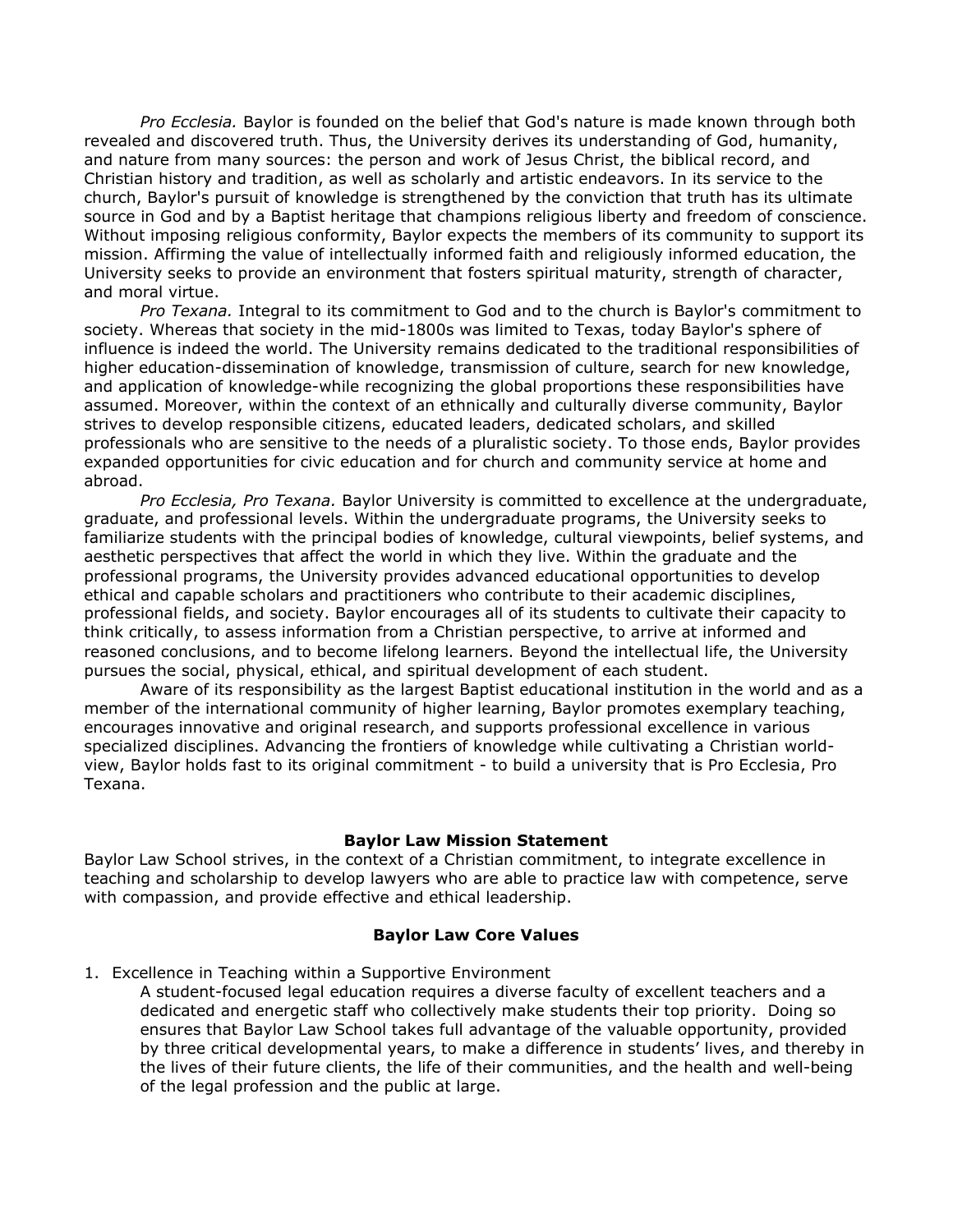*Pro Ecclesia.* Baylor is founded on the belief that God's nature is made known through both revealed and discovered truth. Thus, the University derives its understanding of God, humanity, and nature from many sources: the person and work of Jesus Christ, the biblical record, and Christian history and tradition, as well as scholarly and artistic endeavors. In its service to the church, Baylor's pursuit of knowledge is strengthened by the conviction that truth has its ultimate source in God and by a Baptist heritage that champions religious liberty and freedom of conscience. Without imposing religious conformity, Baylor expects the members of its community to support its mission. Affirming the value of intellectually informed faith and religiously informed education, the University seeks to provide an environment that fosters spiritual maturity, strength of character, and moral virtue.

*Pro Texana.* Integral to its commitment to God and to the church is Baylor's commitment to society. Whereas that society in the mid-1800s was limited to Texas, today Baylor's sphere of influence is indeed the world. The University remains dedicated to the traditional responsibilities of higher education-dissemination of knowledge, transmission of culture, search for new knowledge, and application of knowledge-while recognizing the global proportions these responsibilities have assumed. Moreover, within the context of an ethnically and culturally diverse community, Baylor strives to develop responsible citizens, educated leaders, dedicated scholars, and skilled professionals who are sensitive to the needs of a pluralistic society. To those ends, Baylor provides expanded opportunities for civic education and for church and community service at home and abroad.

*Pro Ecclesia, Pro Texana.* Baylor University is committed to excellence at the undergraduate, graduate, and professional levels. Within the undergraduate programs, the University seeks to familiarize students with the principal bodies of knowledge, cultural viewpoints, belief systems, and aesthetic perspectives that affect the world in which they live. Within the graduate and the professional programs, the University provides advanced educational opportunities to develop ethical and capable scholars and practitioners who contribute to their academic disciplines, professional fields, and society. Baylor encourages all of its students to cultivate their capacity to think critically, to assess information from a Christian perspective, to arrive at informed and reasoned conclusions, and to become lifelong learners. Beyond the intellectual life, the University pursues the social, physical, ethical, and spiritual development of each student.

Aware of its responsibility as the largest Baptist educational institution in the world and as a member of the international community of higher learning, Baylor promotes exemplary teaching, encourages innovative and original research, and supports professional excellence in various specialized disciplines. Advancing the frontiers of knowledge while cultivating a Christian world-view, Baylor holds fast to its original commitment - to build a university that is Pro Ecclesia, Pro Texana.

## Baylor Law Mission Statement

Baylor Law School strives, in the context of a Christian commitment, to integrate excellence in teaching and scholarship to develop lawyers who are able to practice law with competence, serve with compassion, and provide effective and ethical leadership.

## Baylor Law Core Values

1. Excellence in Teaching within a Supportive Environment

   A student-focused legal education requires a diverse faculty of excellent teachers and a dedicated and energetic staff who collectively make students their top priority. Doing so ensures that Baylor Law School takes full advantage of the valuable opportunity, provided by three critical developmental years, to make a difference in students' lives, and thereby in the lives of their future clients, the life of their communities, and the health and well-being of the legal profession and the public at large.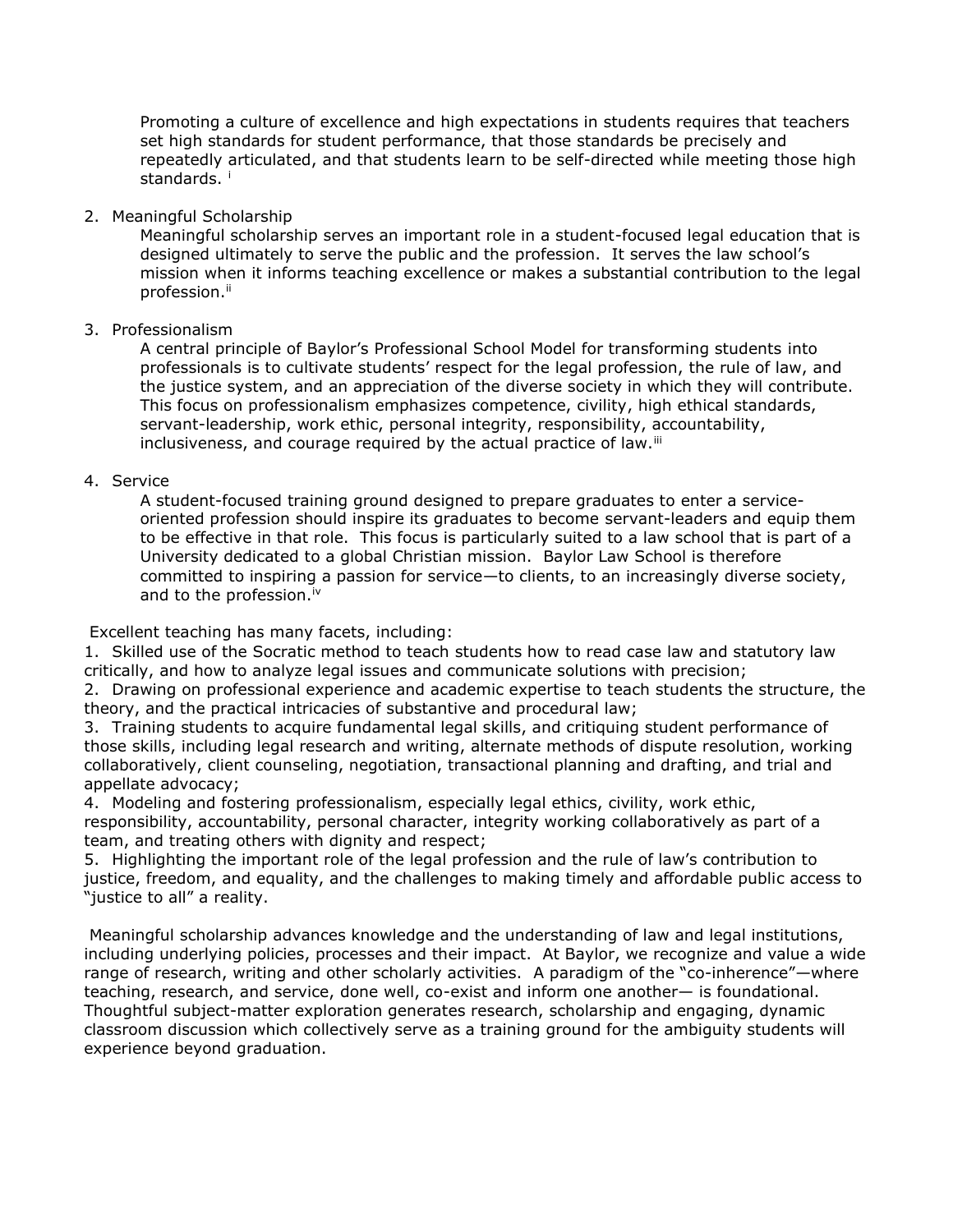Promoting a culture of excellence and high expectations in students requires that teachers set high standards for student performance, that those standards be precisely and repeatedly articulated, and that students learn to be self-directed while meeting those high standards. [i]

2. Meaningful Scholarship

   Meaningful scholarship serves an important role in a student-focused legal education that is designed ultimately to serve the public and the profession. It serves the law school's mission when it informs teaching excellence or makes a substantial contribution to the legal profession.[ii]

3. Professionalism

   A central principle of Baylor's Professional School Model for transforming students into professionals is to cultivate students' respect for the legal profession, the rule of law, and the justice system, and an appreciation of the diverse society in which they will contribute. This focus on professionalism emphasizes competence, civility, high ethical standards, servant-leadership, work ethic, personal integrity, responsibility, accountability, inclusiveness, and courage required by the actual practice of law.[iii]

4. Service

   A student-focused training ground designed to prepare graduates to enter a service-oriented profession should inspire its graduates to become servant-leaders and equip them to be effective in that role. This focus is particularly suited to a law school that is part of a University dedicated to a global Christian mission. Baylor Law School is therefore committed to inspiring a passion for service—to clients, to an increasingly diverse society, and to the profession.[iv]

Excellent teaching has many facets, including:

1. Skilled use of the Socratic method to teach students how to read case law and statutory law critically, and how to analyze legal issues and communicate solutions with precision;
2. Drawing on professional experience and academic expertise to teach students the structure, the theory, and the practical intricacies of substantive and procedural law;
3. Training students to acquire fundamental legal skills, and critiquing student performance of those skills, including legal research and writing, alternate methods of dispute resolution, working collaboratively, client counseling, negotiation, transactional planning and drafting, and trial and appellate advocacy;
4. Modeling and fostering professionalism, especially legal ethics, civility, work ethic, responsibility, accountability, personal character, integrity working collaboratively as part of a team, and treating others with dignity and respect;
5. Highlighting the important role of the legal profession and the rule of law's contribution to justice, freedom, and equality, and the challenges to making timely and affordable public access to "justice to all" a reality.

Meaningful scholarship advances knowledge and the understanding of law and legal institutions, including underlying policies, processes and their impact. At Baylor, we recognize and value a wide range of research, writing and other scholarly activities. A paradigm of the "co-inherence"—where teaching, research, and service, done well, co-exist and inform one another— is foundational. Thoughtful subject-matter exploration generates research, scholarship and engaging, dynamic classroom discussion which collectively serve as a training ground for the ambiguity students will experience beyond graduation.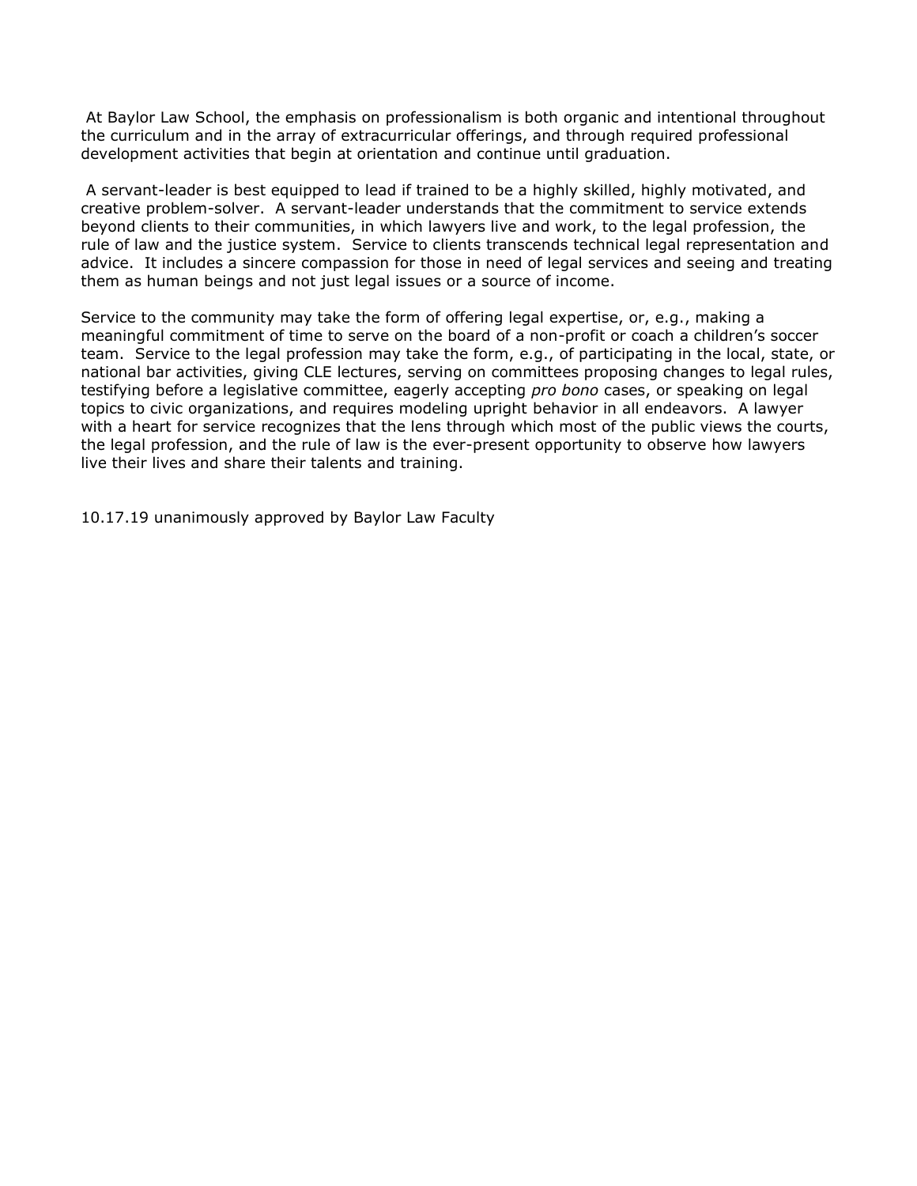At Baylor Law School, the emphasis on professionalism is both organic and intentional throughout the curriculum and in the array of extracurricular offerings, and through required professional development activities that begin at orientation and continue until graduation.

A servant-leader is best equipped to lead if trained to be a highly skilled, highly motivated, and creative problem-solver. A servant-leader understands that the commitment to service extends beyond clients to their communities, in which lawyers live and work, to the legal profession, the rule of law and the justice system. Service to clients transcends technical legal representation and advice. It includes a sincere compassion for those in need of legal services and seeing and treating them as human beings and not just legal issues or a source of income.

Service to the community may take the form of offering legal expertise, or, e.g., making a meaningful commitment of time to serve on the board of a non-profit or coach a children's soccer team. Service to the legal profession may take the form, e.g., of participating in the local, state, or national bar activities, giving CLE lectures, serving on committees proposing changes to legal rules, testifying before a legislative committee, eagerly accepting *pro bono* cases, or speaking on legal topics to civic organizations, and requires modeling upright behavior in all endeavors. A lawyer with a heart for service recognizes that the lens through which most of the public views the courts, the legal profession, and the rule of law is the ever-present opportunity to observe how lawyers live their lives and share their talents and training.

10.17.19 unanimously approved by Baylor Law Faculty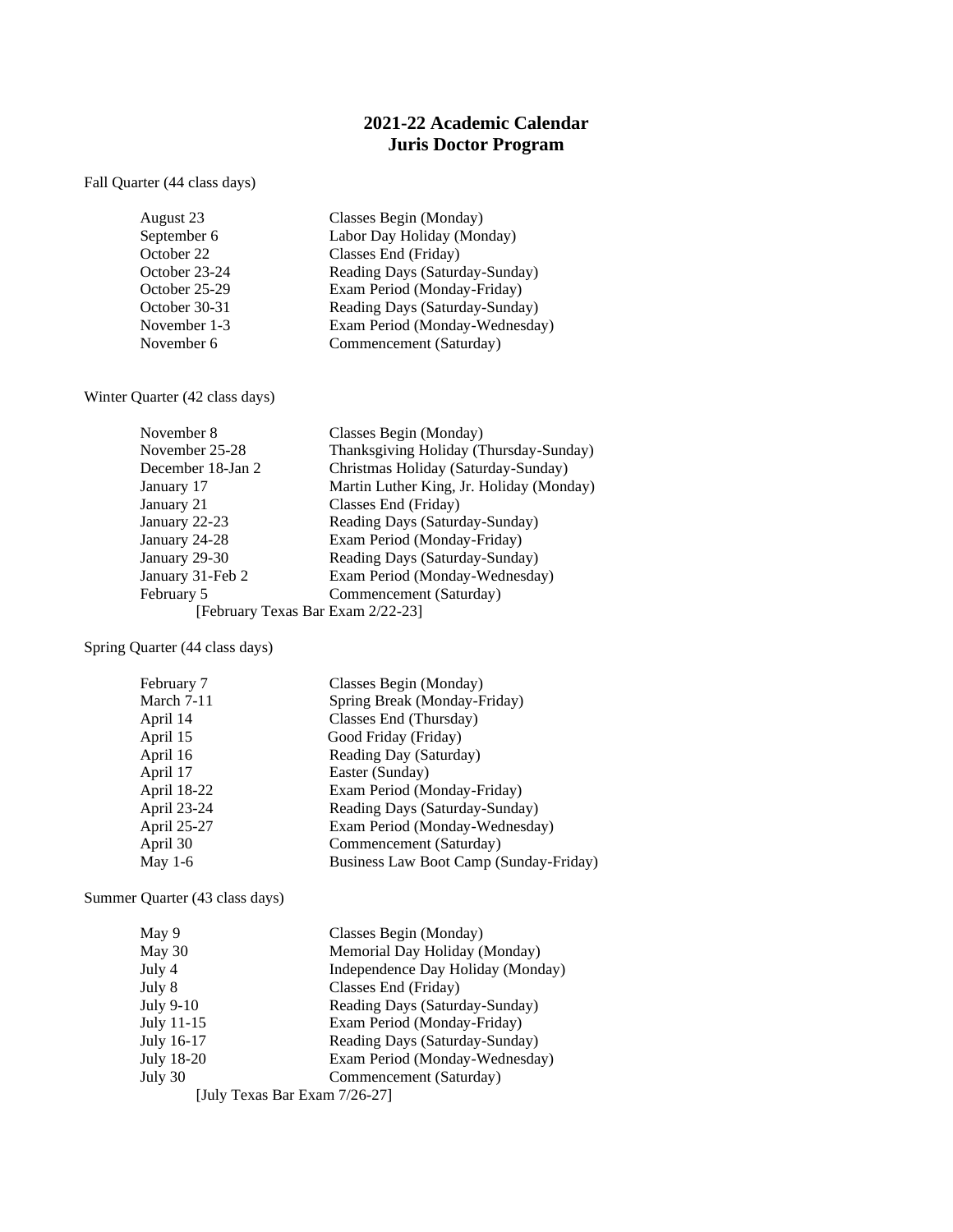# 2021-22 Academic Calendar
# Juris Doctor Program

Fall Quarter (44 class days)

| | |
|---|---|
| August 23 | Classes Begin (Monday) |
| September 6 | Labor Day Holiday (Monday) |
| October 22 | Classes End (Friday) |
| October 23-24 | Reading Days (Saturday-Sunday) |
| October 25-29 | Exam Period (Monday-Friday) |
| October 30-31 | Reading Days (Saturday-Sunday) |
| November 1-3 | Exam Period (Monday-Wednesday) |
| November 6 | Commencement (Saturday) |

Winter Quarter (42 class days)

| | |
|---|---|
| November 8 | Classes Begin (Monday) |
| November 25-28 | Thanksgiving Holiday (Thursday-Sunday) |
| December 18-Jan 2 | Christmas Holiday (Saturday-Sunday) |
| January 17 | Martin Luther King, Jr. Holiday (Monday) |
| January 21 | Classes End (Friday) |
| January 22-23 | Reading Days (Saturday-Sunday) |
| January 24-28 | Exam Period (Monday-Friday) |
| January 29-30 | Reading Days (Saturday-Sunday) |
| January 31-Feb 2 | Exam Period (Monday-Wednesday) |
| February 5 | Commencement (Saturday) |

[February Texas Bar Exam 2/22-23]

Spring Quarter (44 class days)

| | |
|---|---|
| February 7 | Classes Begin (Monday) |
| March 7-11 | Spring Break (Monday-Friday) |
| April 14 | Classes End (Thursday) |
| April 15 | Good Friday (Friday) |
| April 16 | Reading Day (Saturday) |
| April 17 | Easter (Sunday) |
| April 18-22 | Exam Period (Monday-Friday) |
| April 23-24 | Reading Days (Saturday-Sunday) |
| April 25-27 | Exam Period (Monday-Wednesday) |
| April 30 | Commencement (Saturday) |
| May 1-6 | Business Law Boot Camp (Sunday-Friday) |

Summer Quarter (43 class days)

| | |
|---|---|
| May 9 | Classes Begin (Monday) |
| May 30 | Memorial Day Holiday (Monday) |
| July 4 | Independence Day Holiday (Monday) |
| July 8 | Classes End (Friday) |
| July 9-10 | Reading Days (Saturday-Sunday) |
| July 11-15 | Exam Period (Monday-Friday) |
| July 16-17 | Reading Days (Saturday-Sunday) |
| July 18-20 | Exam Period (Monday-Wednesday) |
| July 30 | Commencement (Saturday) |

[July Texas Bar Exam 7/26-27]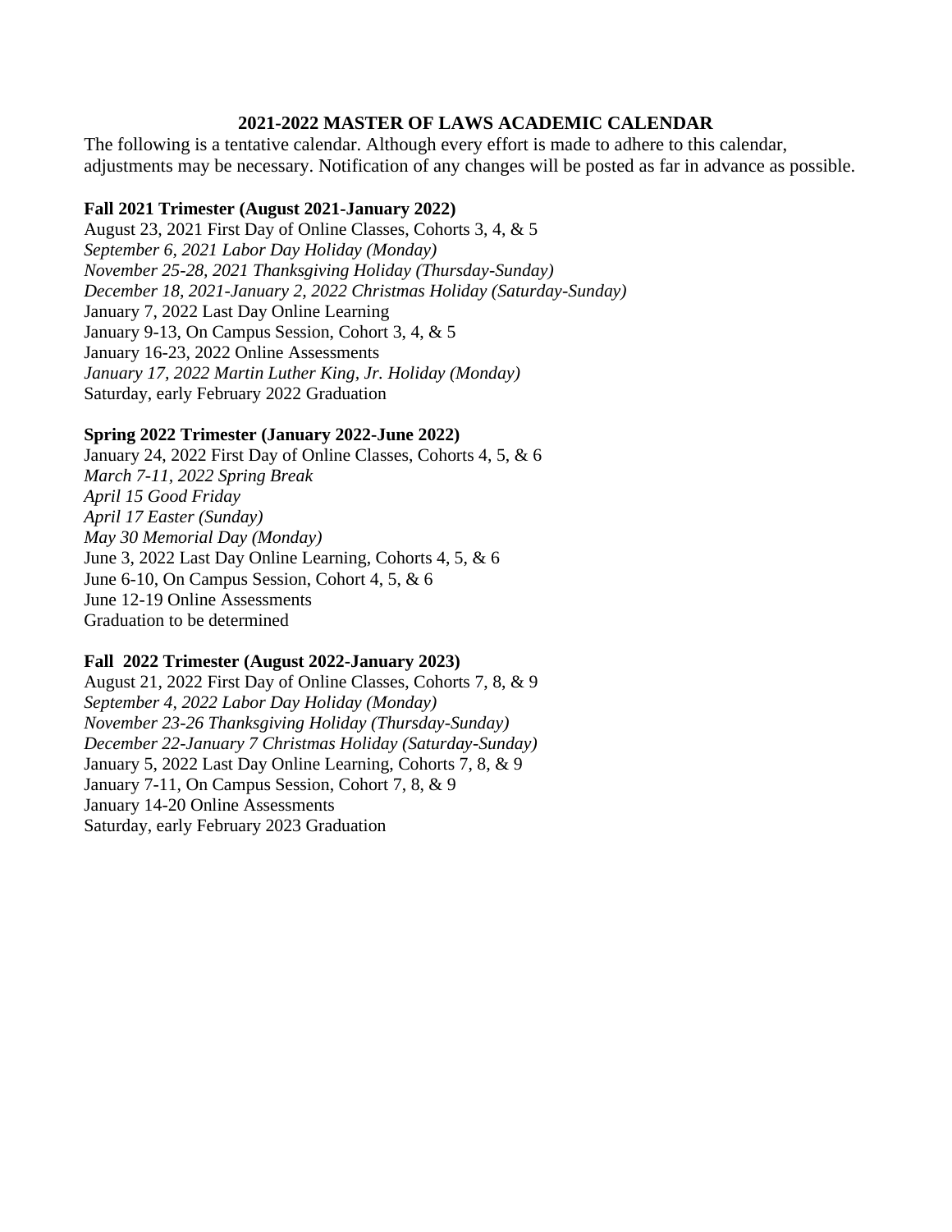# 2021-2022 MASTER OF LAWS ACADEMIC CALENDAR

The following is a tentative calendar. Although every effort is made to adhere to this calendar, adjustments may be necessary. Notification of any changes will be posted as far in advance as possible.

**Fall 2021 Trimester (August 2021-January 2022)**

August 23, 2021 First Day of Online Classes, Cohorts 3, 4, & 5
*September 6, 2021 Labor Day Holiday (Monday)*
*November 25-28, 2021 Thanksgiving Holiday (Thursday-Sunday)*
*December 18, 2021-January 2, 2022 Christmas Holiday (Saturday-Sunday)*
January 7, 2022 Last Day Online Learning
January 9-13, On Campus Session, Cohort 3, 4, & 5
January 16-23, 2022 Online Assessments
*January 17, 2022 Martin Luther King, Jr. Holiday (Monday)*
Saturday, early February 2022 Graduation

**Spring 2022 Trimester (January 2022-June 2022)**

January 24, 2022 First Day of Online Classes, Cohorts 4, 5, & 6
*March 7-11, 2022 Spring Break*
*April 15 Good Friday*
*April 17 Easter (Sunday)*
*May 30 Memorial Day (Monday)*
June 3, 2022 Last Day Online Learning, Cohorts 4, 5, & 6
June 6-10, On Campus Session, Cohort 4, 5, & 6
June 12-19 Online Assessments
Graduation to be determined

**Fall 2022 Trimester (August 2022-January 2023)**

August 21, 2022 First Day of Online Classes, Cohorts 7, 8, & 9
*September 4, 2022 Labor Day Holiday (Monday)*
*November 23-26 Thanksgiving Holiday (Thursday-Sunday)*
*December 22-January 7 Christmas Holiday (Saturday-Sunday)*
January 5, 2022 Last Day Online Learning, Cohorts 7, 8, & 9
January 7-11, On Campus Session, Cohort 7, 8, & 9
January 14-20 Online Assessments
Saturday, early February 2023 Graduation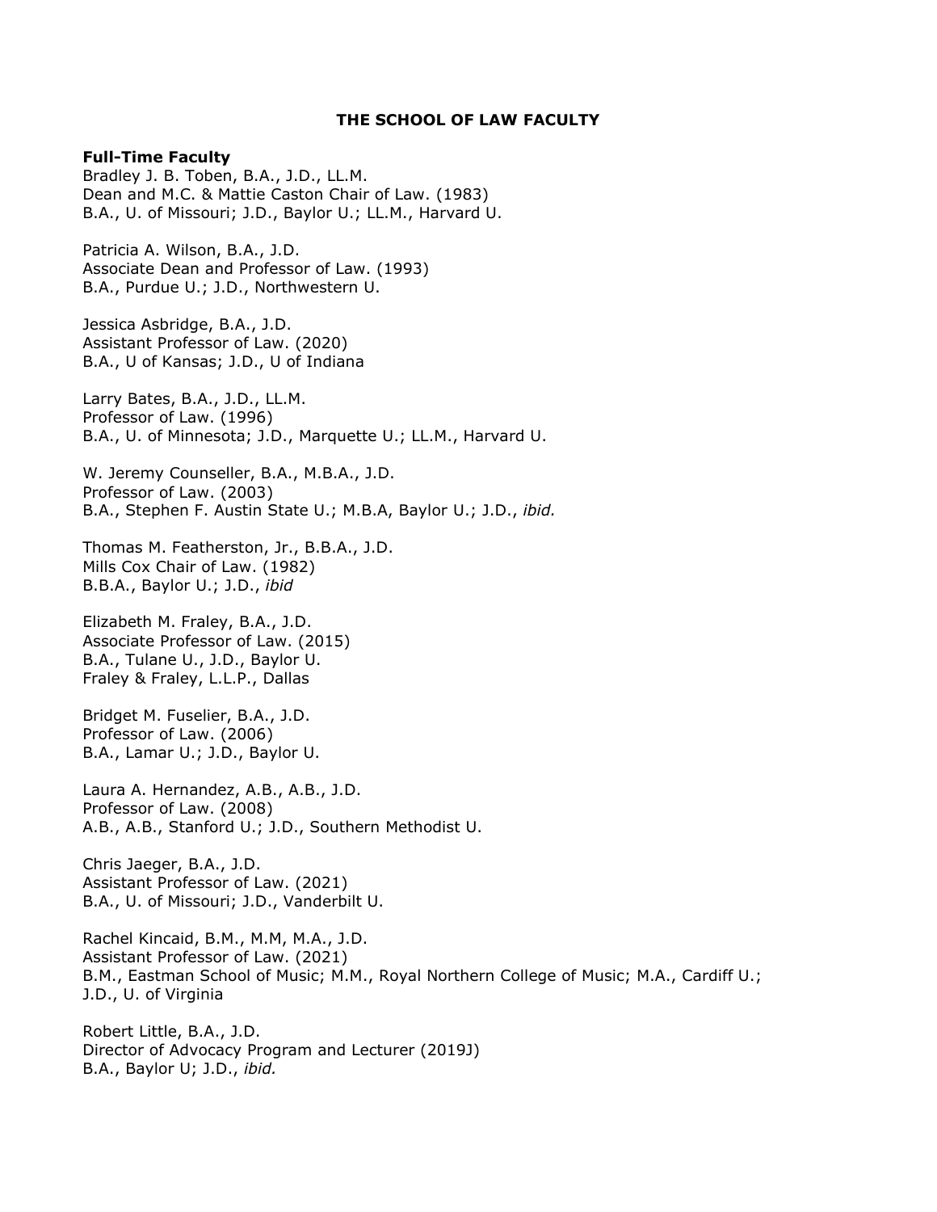# THE SCHOOL OF LAW FACULTY

**Full-Time Faculty**

Bradley J. B. Toben, B.A., J.D., LL.M.
Dean and M.C. & Mattie Caston Chair of Law. (1983)
B.A., U. of Missouri; J.D., Baylor U.; LL.M., Harvard U.

Patricia A. Wilson, B.A., J.D.
Associate Dean and Professor of Law. (1993)
B.A., Purdue U.; J.D., Northwestern U.

Jessica Asbridge, B.A., J.D.
Assistant Professor of Law. (2020)
B.A., U of Kansas; J.D., U of Indiana

Larry Bates, B.A., J.D., LL.M.
Professor of Law. (1996)
B.A., U. of Minnesota; J.D., Marquette U.; LL.M., Harvard U.

W. Jeremy Counseller, B.A., M.B.A., J.D.
Professor of Law. (2003)
B.A., Stephen F. Austin State U.; M.B.A, Baylor U.; J.D., *ibid.*

Thomas M. Featherston, Jr., B.B.A., J.D.
Mills Cox Chair of Law. (1982)
B.B.A., Baylor U.; J.D., *ibid*

Elizabeth M. Fraley, B.A., J.D.
Associate Professor of Law. (2015)
B.A., Tulane U., J.D., Baylor U.
Fraley & Fraley, L.L.P., Dallas

Bridget M. Fuselier, B.A., J.D.
Professor of Law. (2006)
B.A., Lamar U.; J.D., Baylor U.

Laura A. Hernandez, A.B., A.B., J.D.
Professor of Law. (2008)
A.B., A.B., Stanford U.; J.D., Southern Methodist U.

Chris Jaeger, B.A., J.D.
Assistant Professor of Law. (2021)
B.A., U. of Missouri; J.D., Vanderbilt U.

Rachel Kincaid, B.M., M.M, M.A., J.D.
Assistant Professor of Law. (2021)
B.M., Eastman School of Music; M.M., Royal Northern College of Music; M.A., Cardiff U.; J.D., U. of Virginia

Robert Little, B.A., J.D.
Director of Advocacy Program and Lecturer (2019J)
B.A., Baylor U; J.D., *ibid.*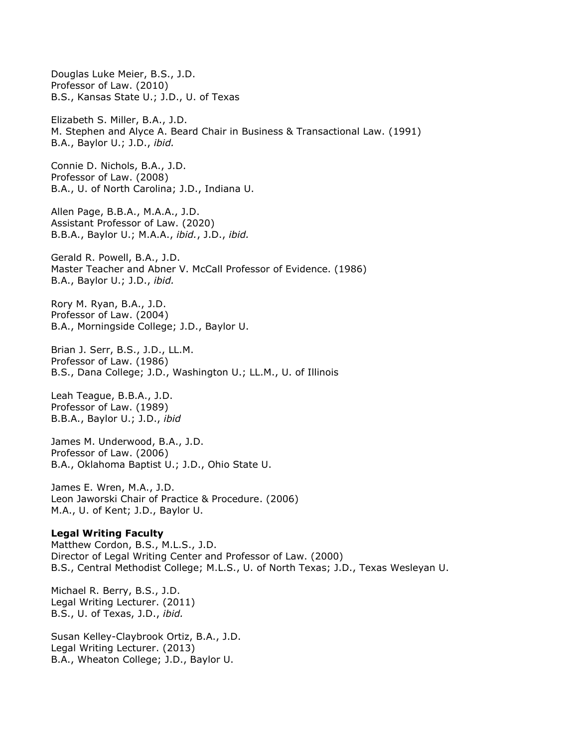Douglas Luke Meier, B.S., J.D.
Professor of Law. (2010)
B.S., Kansas State U.; J.D., U. of Texas

Elizabeth S. Miller, B.A., J.D.
M. Stephen and Alyce A. Beard Chair in Business & Transactional Law. (1991)
B.A., Baylor U.; J.D., *ibid.*

Connie D. Nichols, B.A., J.D.
Professor of Law. (2008)
B.A., U. of North Carolina; J.D., Indiana U.

Allen Page, B.B.A., M.A.A., J.D.
Assistant Professor of Law. (2020)
B.B.A., Baylor U.; M.A.A., *ibid.*, J.D., *ibid.*

Gerald R. Powell, B.A., J.D.
Master Teacher and Abner V. McCall Professor of Evidence. (1986)
B.A., Baylor U.; J.D., *ibid.*

Rory M. Ryan, B.A., J.D.
Professor of Law. (2004)
B.A., Morningside College; J.D., Baylor U.

Brian J. Serr, B.S., J.D., LL.M.
Professor of Law. (1986)
B.S., Dana College; J.D., Washington U.; LL.M., U. of Illinois

Leah Teague, B.B.A., J.D.
Professor of Law. (1989)
B.B.A., Baylor U.; J.D., *ibid*

James M. Underwood, B.A., J.D.
Professor of Law. (2006)
B.A., Oklahoma Baptist U.; J.D., Ohio State U.

James E. Wren, M.A., J.D.
Leon Jaworski Chair of Practice & Procedure. (2006)
M.A., U. of Kent; J.D., Baylor U.

**Legal Writing Faculty**

Matthew Cordon, B.S., M.L.S., J.D.
Director of Legal Writing Center and Professor of Law. (2000)
B.S., Central Methodist College; M.L.S., U. of North Texas; J.D., Texas Wesleyan U.

Michael R. Berry, B.S., J.D.
Legal Writing Lecturer. (2011)
B.S., U. of Texas, J.D., *ibid.*

Susan Kelley-Claybrook Ortiz, B.A., J.D.
Legal Writing Lecturer. (2013)
B.A., Wheaton College; J.D., Baylor U.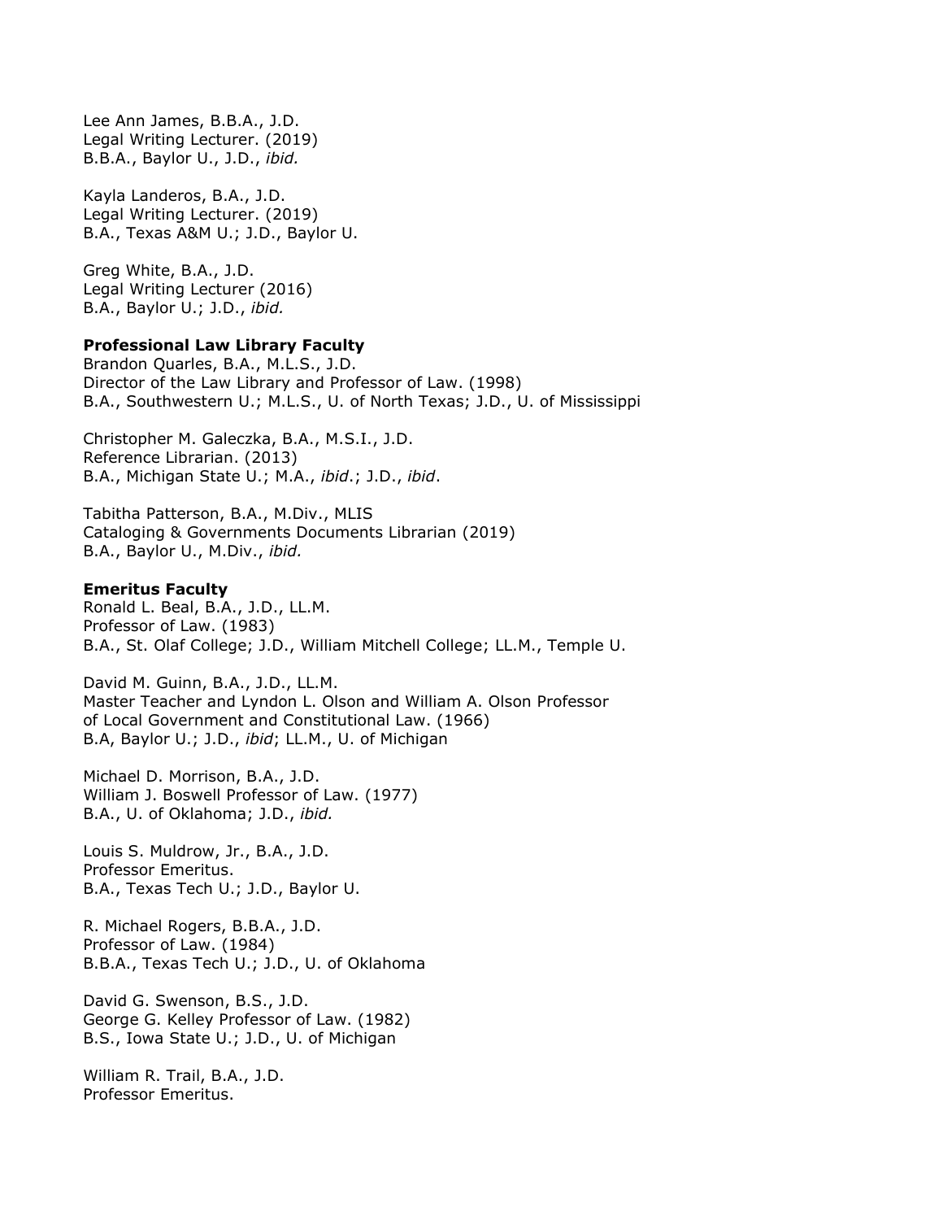Lee Ann James, B.B.A., J.D.
Legal Writing Lecturer. (2019)
B.B.A., Baylor U., J.D., *ibid.*

Kayla Landeros, B.A., J.D.
Legal Writing Lecturer. (2019)
B.A., Texas A&M U.; J.D., Baylor U.

Greg White, B.A., J.D.
Legal Writing Lecturer (2016)
B.A., Baylor U.; J.D., *ibid.*

**Professional Law Library Faculty**

Brandon Quarles, B.A., M.L.S., J.D.
Director of the Law Library and Professor of Law. (1998)
B.A., Southwestern U.; M.L.S., U. of North Texas; J.D., U. of Mississippi

Christopher M. Galeczka, B.A., M.S.I., J.D.
Reference Librarian. (2013)
B.A., Michigan State U.; M.A., *ibid*.; J.D., *ibid*.

Tabitha Patterson, B.A., M.Div., MLIS
Cataloging & Governments Documents Librarian (2019)
B.A., Baylor U., M.Div., *ibid.*

**Emeritus Faculty**

Ronald L. Beal, B.A., J.D., LL.M.
Professor of Law. (1983)
B.A., St. Olaf College; J.D., William Mitchell College; LL.M., Temple U.

David M. Guinn, B.A., J.D., LL.M.
Master Teacher and Lyndon L. Olson and William A. Olson Professor of Local Government and Constitutional Law. (1966)
B.A, Baylor U.; J.D., *ibid*; LL.M., U. of Michigan

Michael D. Morrison, B.A., J.D.
William J. Boswell Professor of Law. (1977)
B.A., U. of Oklahoma; J.D., *ibid.*

Louis S. Muldrow, Jr., B.A., J.D.
Professor Emeritus.
B.A., Texas Tech U.; J.D., Baylor U.

R. Michael Rogers, B.B.A., J.D.
Professor of Law. (1984)
B.B.A., Texas Tech U.; J.D., U. of Oklahoma

David G. Swenson, B.S., J.D.
George G. Kelley Professor of Law. (1982)
B.S., Iowa State U.; J.D., U. of Michigan

William R. Trail, B.A., J.D.
Professor Emeritus.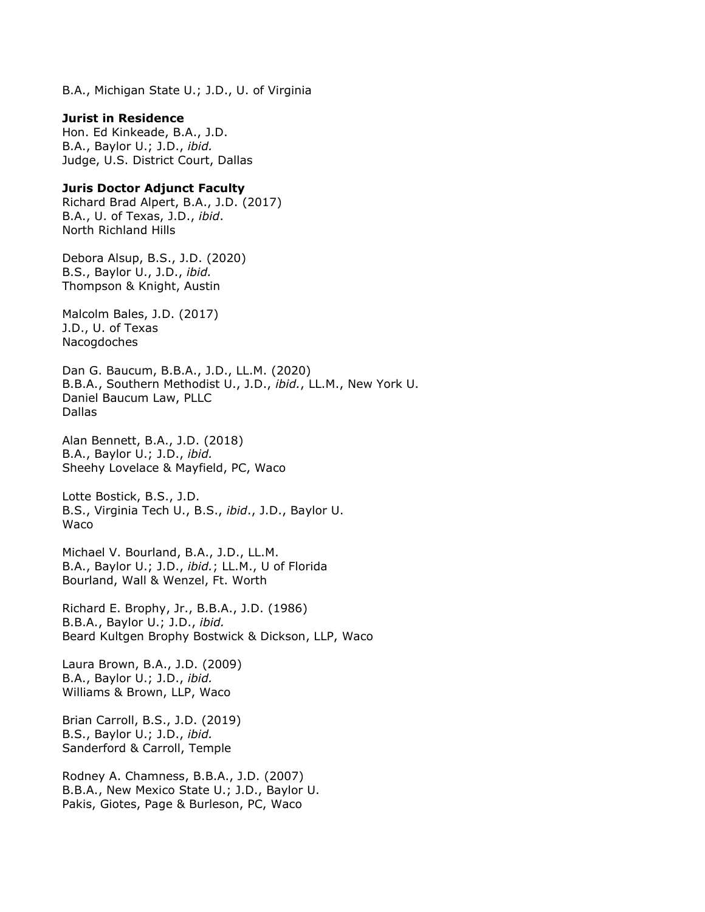B.A., Michigan State U.; J.D., U. of Virginia

**Jurist in Residence**
Hon. Ed Kinkeade, B.A., J.D.
B.A., Baylor U.; J.D., *ibid.*
Judge, U.S. District Court, Dallas

**Juris Doctor Adjunct Faculty**
Richard Brad Alpert, B.A., J.D. (2017)
B.A., U. of Texas, J.D., *ibid*.
North Richland Hills

Debora Alsup, B.S., J.D. (2020)
B.S., Baylor U., J.D., *ibid.*
Thompson & Knight, Austin

Malcolm Bales, J.D. (2017)
J.D., U. of Texas
Nacogdoches

Dan G. Baucum, B.B.A., J.D., LL.M. (2020)
B.B.A., Southern Methodist U., J.D., *ibid.*, LL.M., New York U.
Daniel Baucum Law, PLLC
Dallas

Alan Bennett, B.A., J.D. (2018)
B.A., Baylor U.; J.D., *ibid.*
Sheehy Lovelace & Mayfield, PC, Waco

Lotte Bostick, B.S., J.D.
B.S., Virginia Tech U., B.S., *ibid*., J.D., Baylor U.
Waco

Michael V. Bourland, B.A., J.D., LL.M.
B.A., Baylor U.; J.D., *ibid.*; LL.M., U of Florida
Bourland, Wall & Wenzel, Ft. Worth

Richard E. Brophy, Jr., B.B.A., J.D. (1986)
B.B.A., Baylor U.; J.D., *ibid.*
Beard Kultgen Brophy Bostwick & Dickson, LLP, Waco

Laura Brown, B.A., J.D. (2009)
B.A., Baylor U.; J.D., *ibid.*
Williams & Brown, LLP, Waco

Brian Carroll, B.S., J.D. (2019)
B.S., Baylor U.; J.D., *ibid.*
Sanderford & Carroll, Temple

Rodney A. Chamness, B.B.A., J.D. (2007)
B.B.A., New Mexico State U.; J.D., Baylor U.
Pakis, Giotes, Page & Burleson, PC, Waco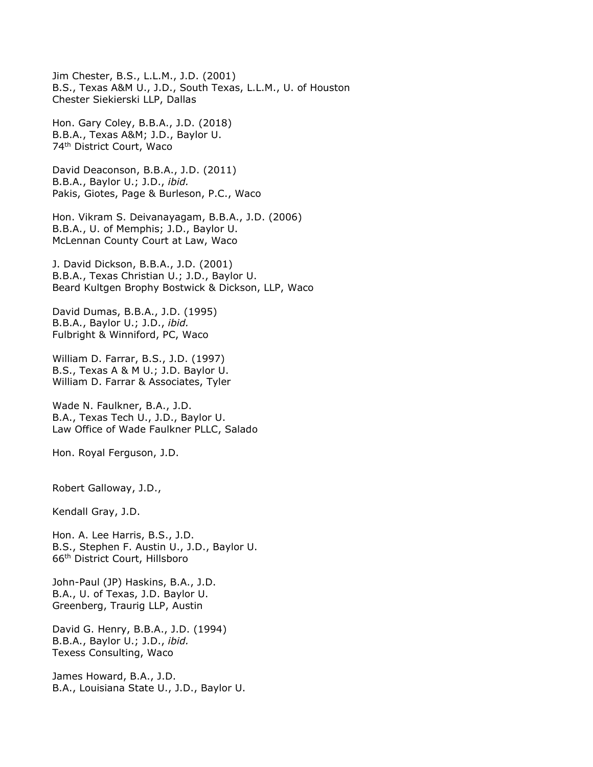Jim Chester, B.S., L.L.M., J.D. (2001)
B.S., Texas A&M U., J.D., South Texas, L.L.M., U. of Houston
Chester Siekierski LLP, Dallas

Hon. Gary Coley, B.B.A., J.D. (2018)
B.B.A., Texas A&M; J.D., Baylor U.
74th District Court, Waco

David Deaconson, B.B.A., J.D. (2011)
B.B.A., Baylor U.; J.D., *ibid.*
Pakis, Giotes, Page & Burleson, P.C., Waco

Hon. Vikram S. Deivanayagam, B.B.A., J.D. (2006)
B.B.A., U. of Memphis; J.D., Baylor U.
McLennan County Court at Law, Waco

J. David Dickson, B.B.A., J.D. (2001)
B.B.A., Texas Christian U.; J.D., Baylor U.
Beard Kultgen Brophy Bostwick & Dickson, LLP, Waco

David Dumas, B.B.A., J.D. (1995)
B.B.A., Baylor U.; J.D., *ibid.*
Fulbright & Winniford, PC, Waco

William D. Farrar, B.S., J.D. (1997)
B.S., Texas A & M U.; J.D. Baylor U.
William D. Farrar & Associates, Tyler

Wade N. Faulkner, B.A., J.D.
B.A., Texas Tech U., J.D., Baylor U.
Law Office of Wade Faulkner PLLC, Salado

Hon. Royal Ferguson, J.D.

Robert Galloway, J.D.,

Kendall Gray, J.D.

Hon. A. Lee Harris, B.S., J.D.
B.S., Stephen F. Austin U., J.D., Baylor U.
66th District Court, Hillsboro

John-Paul (JP) Haskins, B.A., J.D.
B.A., U. of Texas, J.D. Baylor U.
Greenberg, Traurig LLP, Austin

David G. Henry, B.B.A., J.D. (1994)
B.B.A., Baylor U.; J.D., *ibid.*
Texess Consulting, Waco

James Howard, B.A., J.D.
B.A., Louisiana State U., J.D., Baylor U.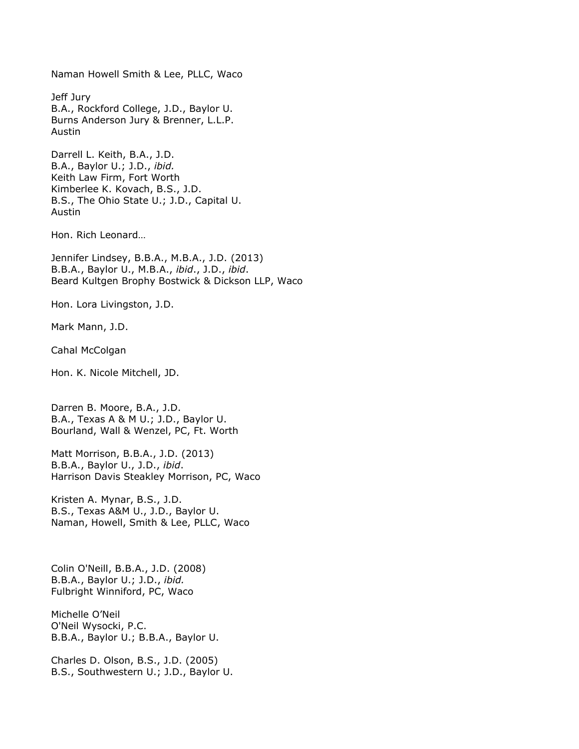Naman Howell Smith & Lee, PLLC, Waco

Jeff Jury
B.A., Rockford College, J.D., Baylor U.
Burns Anderson Jury & Brenner, L.L.P.
Austin

Darrell L. Keith, B.A., J.D.
B.A., Baylor U.; J.D., *ibid.*
Keith Law Firm, Fort Worth
Kimberlee K. Kovach, B.S., J.D.
B.S., The Ohio State U.; J.D., Capital U.
Austin

Hon. Rich Leonard…

Jennifer Lindsey, B.B.A., M.B.A., J.D. (2013)
B.B.A., Baylor U., M.B.A., *ibid*., J.D., *ibid*.
Beard Kultgen Brophy Bostwick & Dickson LLP, Waco

Hon. Lora Livingston, J.D.

Mark Mann, J.D.

Cahal McColgan

Hon. K. Nicole Mitchell, JD.

Darren B. Moore, B.A., J.D.
B.A., Texas A & M U.; J.D., Baylor U.
Bourland, Wall & Wenzel, PC, Ft. Worth

Matt Morrison, B.B.A., J.D. (2013)
B.B.A., Baylor U., J.D., *ibid*.
Harrison Davis Steakley Morrison, PC, Waco

Kristen A. Mynar, B.S., J.D.
B.S., Texas A&M U., J.D., Baylor U.
Naman, Howell, Smith & Lee, PLLC, Waco

Colin O'Neill, B.B.A., J.D. (2008)
B.B.A., Baylor U.; J.D., *ibid.*
Fulbright Winniford, PC, Waco

Michelle O'Neil
O'Neil Wysocki, P.C.
B.B.A., Baylor U.; B.B.A., Baylor U.

Charles D. Olson, B.S., J.D. (2005)
B.S., Southwestern U.; J.D., Baylor U.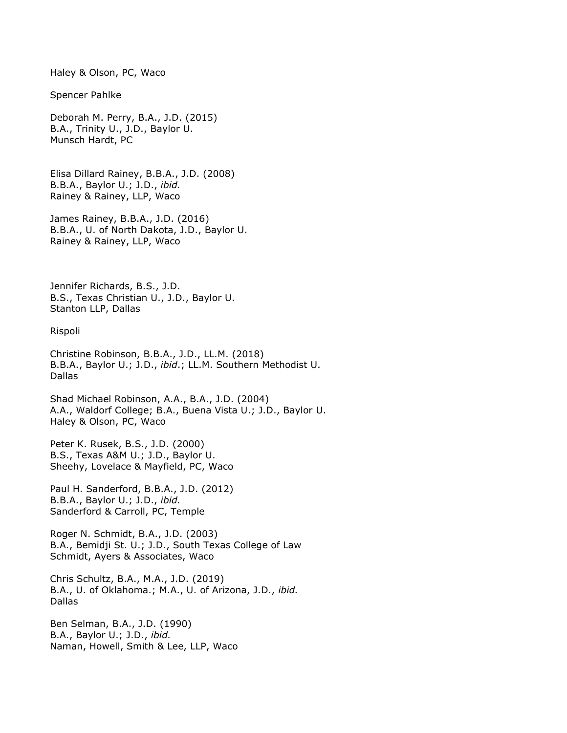Haley & Olson, PC, Waco

Spencer Pahlke

Deborah M. Perry, B.A., J.D. (2015)
B.A., Trinity U., J.D., Baylor U.
Munsch Hardt, PC

Elisa Dillard Rainey, B.B.A., J.D. (2008)
B.B.A., Baylor U.; J.D., *ibid.*
Rainey & Rainey, LLP, Waco

James Rainey, B.B.A., J.D. (2016)
B.B.A., U. of North Dakota, J.D., Baylor U.
Rainey & Rainey, LLP, Waco

Jennifer Richards, B.S., J.D.
B.S., Texas Christian U., J.D., Baylor U.
Stanton LLP, Dallas

Rispoli

Christine Robinson, B.B.A., J.D., LL.M. (2018)
B.B.A., Baylor U.; J.D., *ibid*.; LL.M. Southern Methodist U.
Dallas

Shad Michael Robinson, A.A., B.A., J.D. (2004)
A.A., Waldorf College; B.A., Buena Vista U.; J.D., Baylor U.
Haley & Olson, PC, Waco

Peter K. Rusek, B.S., J.D. (2000)
B.S., Texas A&M U.; J.D., Baylor U.
Sheehy, Lovelace & Mayfield, PC, Waco

Paul H. Sanderford, B.B.A., J.D. (2012)
B.B.A., Baylor U.; J.D., *ibid.*
Sanderford & Carroll, PC, Temple

Roger N. Schmidt, B.A., J.D. (2003)
B.A., Bemidji St. U.; J.D., South Texas College of Law
Schmidt, Ayers & Associates, Waco

Chris Schultz, B.A., M.A., J.D. (2019)
B.A., U. of Oklahoma.; M.A., U. of Arizona, J.D., *ibid.*
Dallas

Ben Selman, B.A., J.D. (1990)
B.A., Baylor U.; J.D., *ibid.*
Naman, Howell, Smith & Lee, LLP, Waco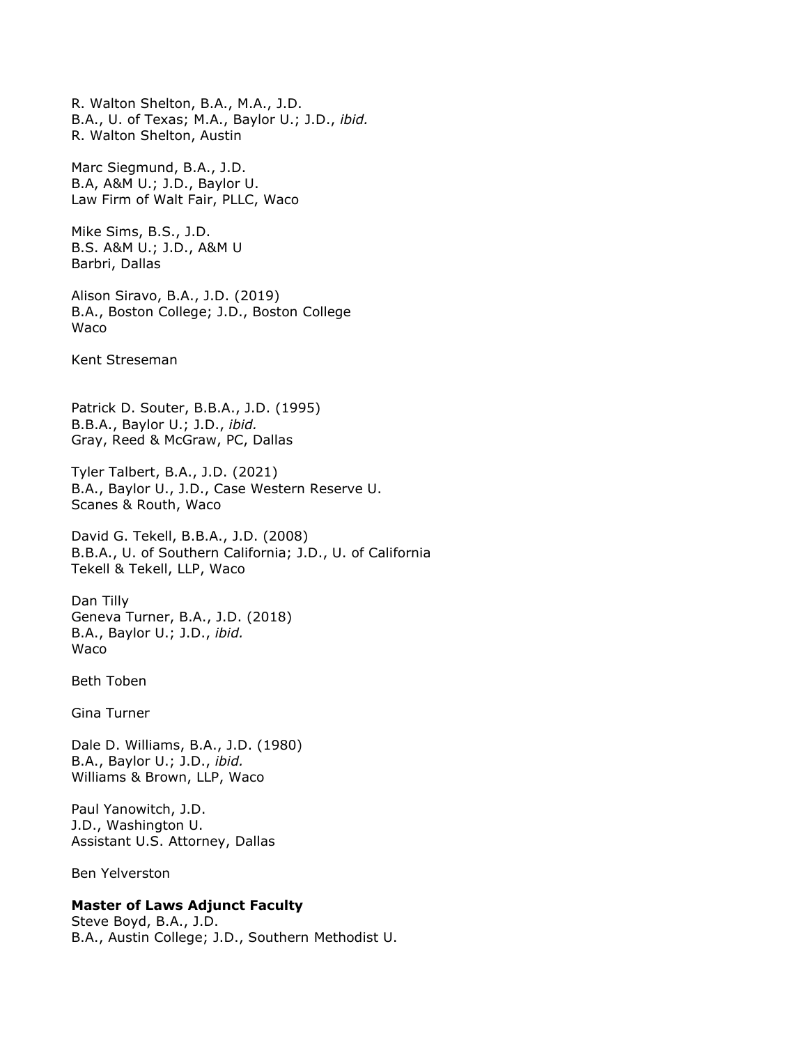R. Walton Shelton, B.A., M.A., J.D.
B.A., U. of Texas; M.A., Baylor U.; J.D., *ibid.*
R. Walton Shelton, Austin

Marc Siegmund, B.A., J.D.
B.A, A&M U.; J.D., Baylor U.
Law Firm of Walt Fair, PLLC, Waco

Mike Sims, B.S., J.D.
B.S. A&M U.; J.D., A&M U
Barbri, Dallas

Alison Siravo, B.A., J.D. (2019)
B.A., Boston College; J.D., Boston College
Waco

Kent Streseman

Patrick D. Souter, B.B.A., J.D. (1995)
B.B.A., Baylor U.; J.D., *ibid.*
Gray, Reed & McGraw, PC, Dallas

Tyler Talbert, B.A., J.D. (2021)
B.A., Baylor U., J.D., Case Western Reserve U.
Scanes & Routh, Waco

David G. Tekell, B.B.A., J.D. (2008)
B.B.A., U. of Southern California; J.D., U. of California
Tekell & Tekell, LLP, Waco

Dan Tilly
Geneva Turner, B.A., J.D. (2018)
B.A., Baylor U.; J.D., *ibid.*
Waco

Beth Toben

Gina Turner

Dale D. Williams, B.A., J.D. (1980)
B.A., Baylor U.; J.D., *ibid.*
Williams & Brown, LLP, Waco

Paul Yanowitch, J.D.
J.D., Washington U.
Assistant U.S. Attorney, Dallas

Ben Yelverston

**Master of Laws Adjunct Faculty**
Steve Boyd, B.A., J.D.
B.A., Austin College; J.D., Southern Methodist U.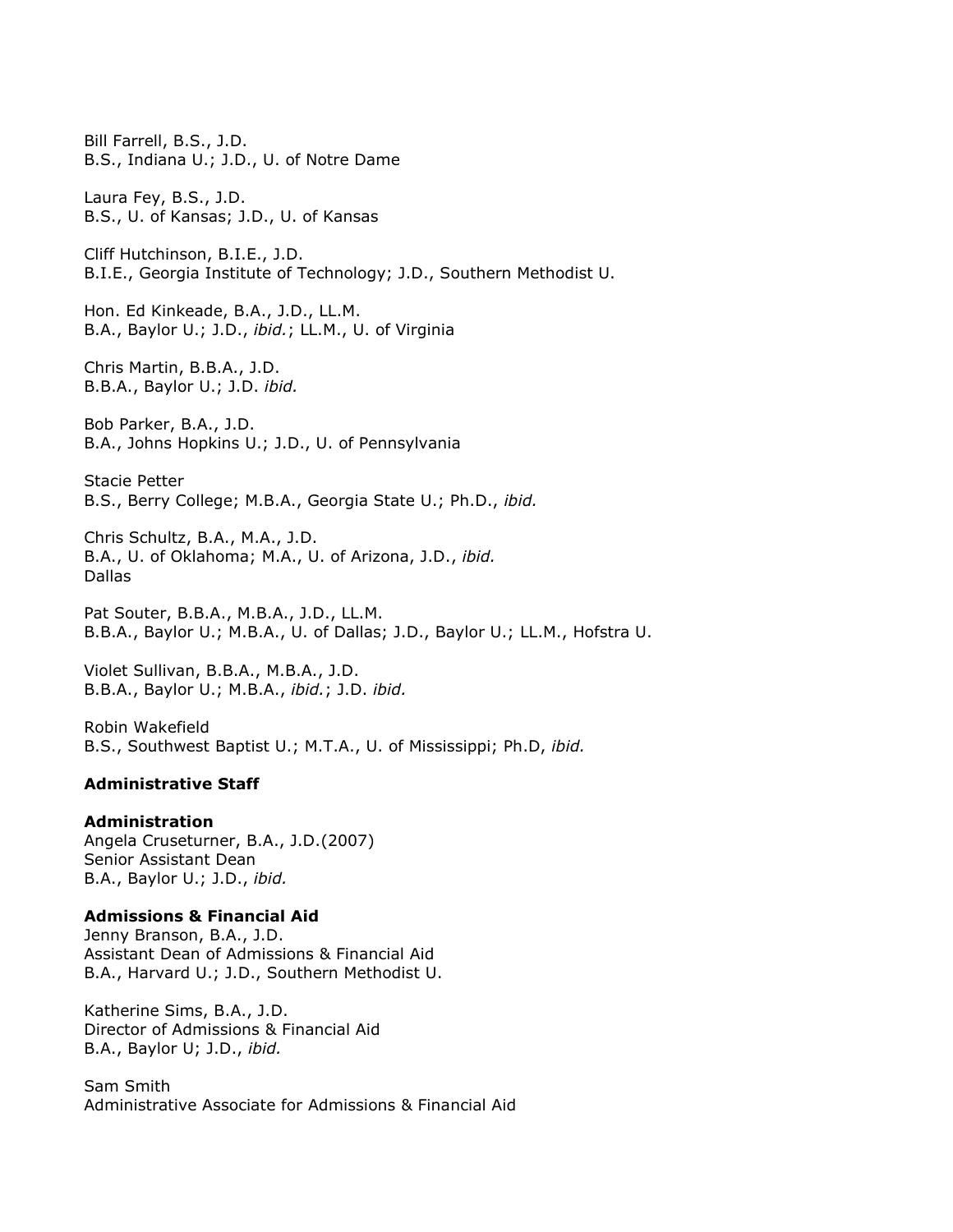Bill Farrell, B.S., J.D.
B.S., Indiana U.; J.D., U. of Notre Dame

Laura Fey, B.S., J.D.
B.S., U. of Kansas; J.D., U. of Kansas

Cliff Hutchinson, B.I.E., J.D.
B.I.E., Georgia Institute of Technology; J.D., Southern Methodist U.

Hon. Ed Kinkeade, B.A., J.D., LL.M.
B.A., Baylor U.; J.D., *ibid.*; LL.M., U. of Virginia

Chris Martin, B.B.A., J.D.
B.B.A., Baylor U.; J.D. *ibid.*

Bob Parker, B.A., J.D.
B.A., Johns Hopkins U.; J.D., U. of Pennsylvania

Stacie Petter
B.S., Berry College; M.B.A., Georgia State U.; Ph.D., *ibid.*

Chris Schultz, B.A., M.A., J.D.
B.A., U. of Oklahoma; M.A., U. of Arizona, J.D., *ibid.*
Dallas

Pat Souter, B.B.A., M.B.A., J.D., LL.M.
B.B.A., Baylor U.; M.B.A., U. of Dallas; J.D., Baylor U.; LL.M., Hofstra U.

Violet Sullivan, B.B.A., M.B.A., J.D.
B.B.A., Baylor U.; M.B.A., *ibid.*; J.D. *ibid.*

Robin Wakefield
B.S., Southwest Baptist U.; M.T.A., U. of Mississippi; Ph.D, *ibid.*

**Administrative Staff**

**Administration**
Angela Cruseturner, B.A., J.D.(2007)
Senior Assistant Dean
B.A., Baylor U.; J.D., *ibid.*

**Admissions & Financial Aid**
Jenny Branson, B.A., J.D.
Assistant Dean of Admissions & Financial Aid
B.A., Harvard U.; J.D., Southern Methodist U.

Katherine Sims, B.A., J.D.
Director of Admissions & Financial Aid
B.A., Baylor U; J.D., *ibid.*

Sam Smith
Administrative Associate for Admissions & Financial Aid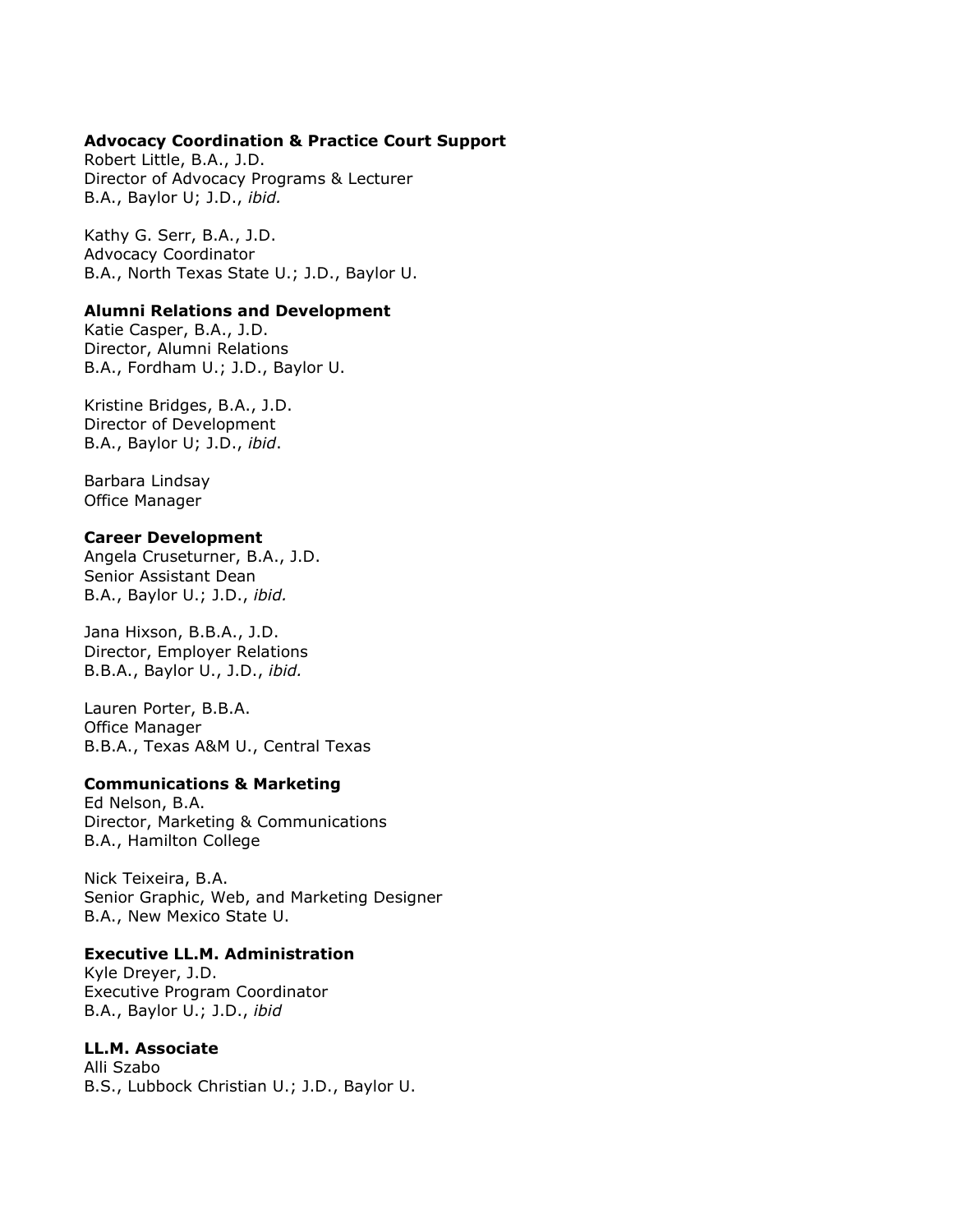**Advocacy Coordination & Practice Court Support**

Robert Little, B.A., J.D.
Director of Advocacy Programs & Lecturer
B.A., Baylor U; J.D., *ibid.*

Kathy G. Serr, B.A., J.D.
Advocacy Coordinator
B.A., North Texas State U.; J.D., Baylor U.

**Alumni Relations and Development**

Katie Casper, B.A., J.D.
Director, Alumni Relations
B.A., Fordham U.; J.D., Baylor U.

Kristine Bridges, B.A., J.D.
Director of Development
B.A., Baylor U; J.D., *ibid*.

Barbara Lindsay
Office Manager

**Career Development**

Angela Cruseturner, B.A., J.D.
Senior Assistant Dean
B.A., Baylor U.; J.D., *ibid.*

Jana Hixson, B.B.A., J.D.
Director, Employer Relations
B.B.A., Baylor U., J.D., *ibid.*

Lauren Porter, B.B.A.
Office Manager
B.B.A., Texas A&M U., Central Texas

**Communications & Marketing**

Ed Nelson, B.A.
Director, Marketing & Communications
B.A., Hamilton College

Nick Teixeira, B.A.
Senior Graphic, Web, and Marketing Designer
B.A., New Mexico State U.

**Executive LL.M. Administration**

Kyle Dreyer, J.D.
Executive Program Coordinator
B.A., Baylor U.; J.D., *ibid*

**LL.M. Associate**

Alli Szabo
B.S., Lubbock Christian U.; J.D., Baylor U.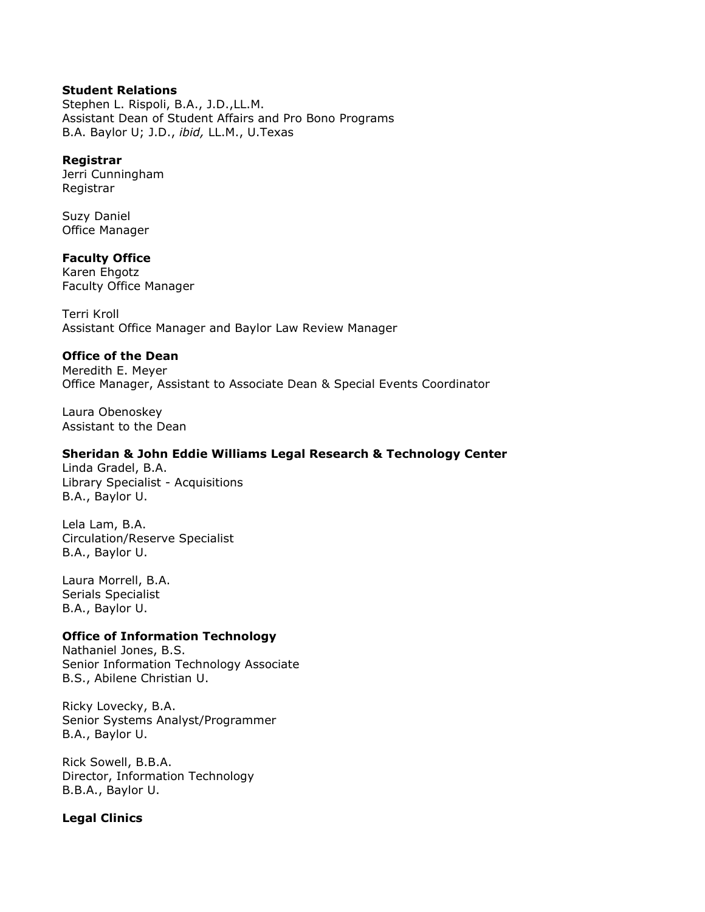**Student Relations**
Stephen L. Rispoli, B.A., J.D.,LL.M.
Assistant Dean of Student Affairs and Pro Bono Programs
B.A. Baylor U; J.D., *ibid,* LL.M., U.Texas

**Registrar**
Jerri Cunningham
Registrar

Suzy Daniel
Office Manager

**Faculty Office**
Karen Ehgotz
Faculty Office Manager

Terri Kroll
Assistant Office Manager and Baylor Law Review Manager

**Office of the Dean**
Meredith E. Meyer
Office Manager, Assistant to Associate Dean & Special Events Coordinator

Laura Obenoskey
Assistant to the Dean

**Sheridan & John Eddie Williams Legal Research & Technology Center**
Linda Gradel, B.A.
Library Specialist - Acquisitions
B.A., Baylor U.

Lela Lam, B.A.
Circulation/Reserve Specialist
B.A., Baylor U.

Laura Morrell, B.A.
Serials Specialist
B.A., Baylor U.

**Office of Information Technology**
Nathaniel Jones, B.S.
Senior Information Technology Associate
B.S., Abilene Christian U.

Ricky Lovecky, B.A.
Senior Systems Analyst/Programmer
B.A., Baylor U.

Rick Sowell, B.B.A.
Director, Information Technology
B.B.A., Baylor U.

**Legal Clinics**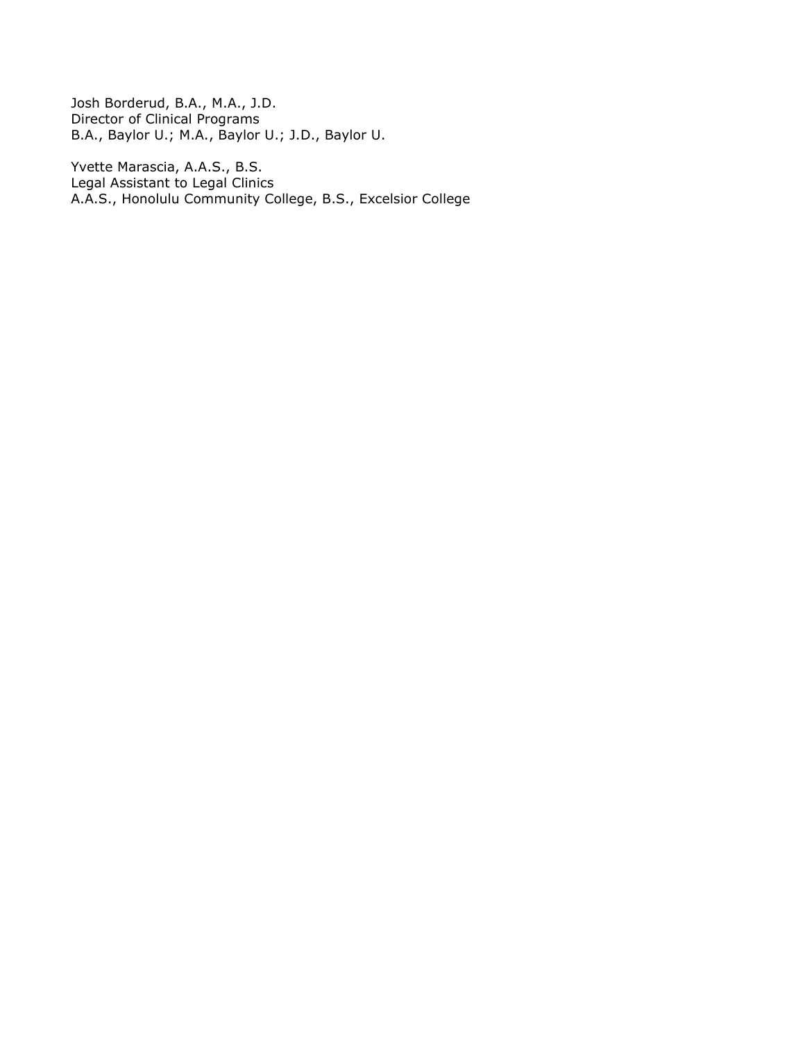Josh Borderud, B.A., M.A., J.D.
Director of Clinical Programs
B.A., Baylor U.; M.A., Baylor U.; J.D., Baylor U.

Yvette Marascia, A.A.S., B.S.
Legal Assistant to Legal Clinics
A.A.S., Honolulu Community College, B.S., Excelsior College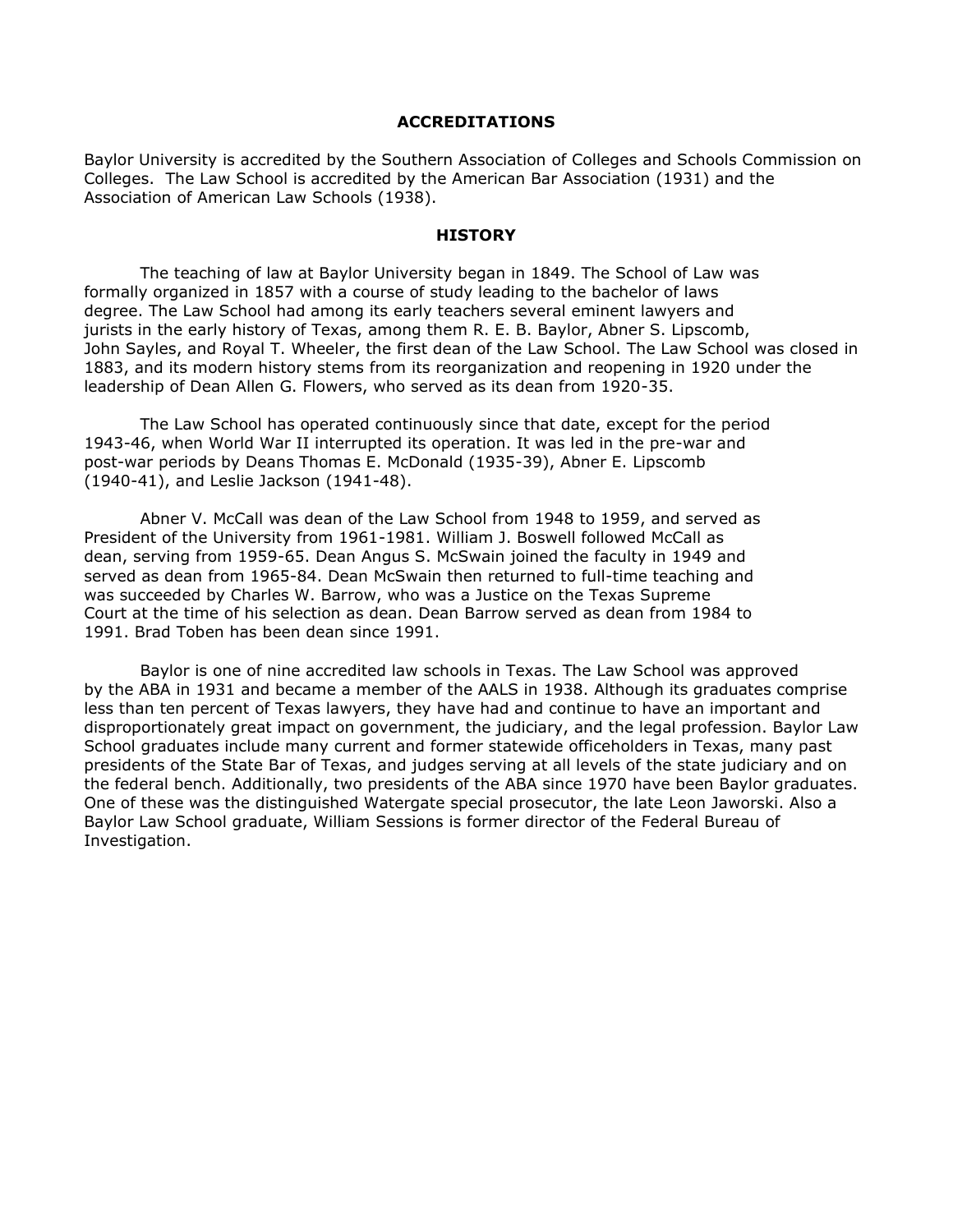## ACCREDITATIONS

Baylor University is accredited by the Southern Association of Colleges and Schools Commission on Colleges. The Law School is accredited by the American Bar Association (1931) and the Association of American Law Schools (1938).

## HISTORY

The teaching of law at Baylor University began in 1849. The School of Law was formally organized in 1857 with a course of study leading to the bachelor of laws degree. The Law School had among its early teachers several eminent lawyers and jurists in the early history of Texas, among them R. E. B. Baylor, Abner S. Lipscomb, John Sayles, and Royal T. Wheeler, the first dean of the Law School. The Law School was closed in 1883, and its modern history stems from its reorganization and reopening in 1920 under the leadership of Dean Allen G. Flowers, who served as its dean from 1920-35.

The Law School has operated continuously since that date, except for the period 1943-46, when World War II interrupted its operation. It was led in the pre-war and post-war periods by Deans Thomas E. McDonald (1935-39), Abner E. Lipscomb (1940-41), and Leslie Jackson (1941-48).

Abner V. McCall was dean of the Law School from 1948 to 1959, and served as President of the University from 1961-1981. William J. Boswell followed McCall as dean, serving from 1959-65. Dean Angus S. McSwain joined the faculty in 1949 and served as dean from 1965-84. Dean McSwain then returned to full-time teaching and was succeeded by Charles W. Barrow, who was a Justice on the Texas Supreme Court at the time of his selection as dean. Dean Barrow served as dean from 1984 to 1991. Brad Toben has been dean since 1991.

Baylor is one of nine accredited law schools in Texas. The Law School was approved by the ABA in 1931 and became a member of the AALS in 1938. Although its graduates comprise less than ten percent of Texas lawyers, they have had and continue to have an important and disproportionately great impact on government, the judiciary, and the legal profession. Baylor Law School graduates include many current and former statewide officeholders in Texas, many past presidents of the State Bar of Texas, and judges serving at all levels of the state judiciary and on the federal bench. Additionally, two presidents of the ABA since 1970 have been Baylor graduates. One of these was the distinguished Watergate special prosecutor, the late Leon Jaworski. Also a Baylor Law School graduate, William Sessions is former director of the Federal Bureau of Investigation.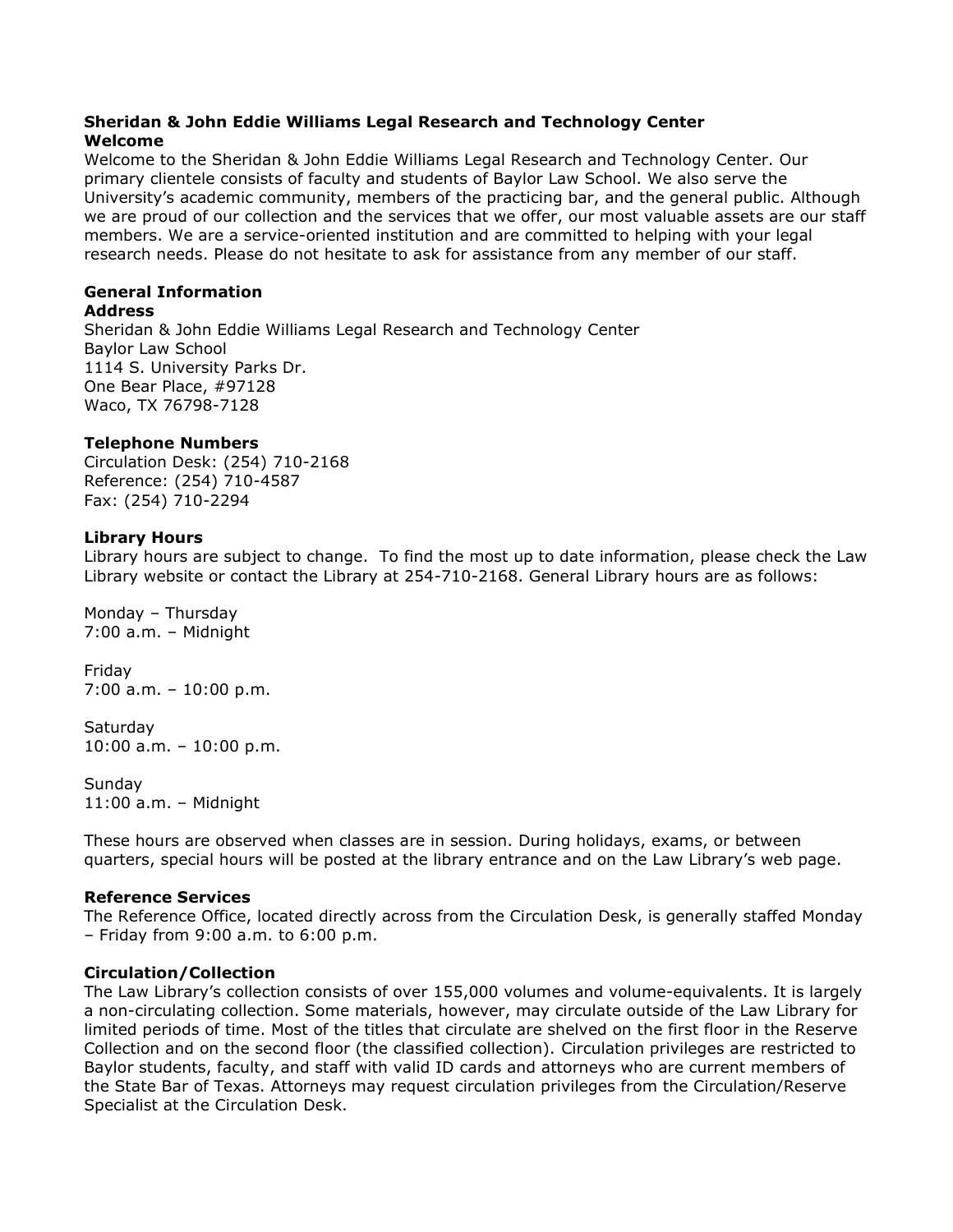## Sheridan & John Eddie Williams Legal Research and Technology Center

### Welcome

Welcome to the Sheridan & John Eddie Williams Legal Research and Technology Center. Our primary clientele consists of faculty and students of Baylor Law School. We also serve the University's academic community, members of the practicing bar, and the general public. Although we are proud of our collection and the services that we offer, our most valuable assets are our staff members. We are a service-oriented institution and are committed to helping with your legal research needs. Please do not hesitate to ask for assistance from any member of our staff.

## General Information

### Address

Sheridan & John Eddie Williams Legal Research and Technology Center
Baylor Law School
1114 S. University Parks Dr.
One Bear Place, #97128
Waco, TX 76798-7128

### Telephone Numbers

Circulation Desk: (254) 710-2168
Reference: (254) 710-4587
Fax: (254) 710-2294

### Library Hours

Library hours are subject to change. To find the most up to date information, please check the Law Library website or contact the Library at 254-710-2168. General Library hours are as follows:

Monday – Thursday
7:00 a.m. – Midnight

Friday
7:00 a.m. – 10:00 p.m.

Saturday
10:00 a.m. – 10:00 p.m.

Sunday
11:00 a.m. – Midnight

These hours are observed when classes are in session. During holidays, exams, or between quarters, special hours will be posted at the library entrance and on the Law Library's web page.

### Reference Services

The Reference Office, located directly across from the Circulation Desk, is generally staffed Monday – Friday from 9:00 a.m. to 6:00 p.m.

### Circulation/Collection

The Law Library's collection consists of over 155,000 volumes and volume-equivalents. It is largely a non-circulating collection. Some materials, however, may circulate outside of the Law Library for limited periods of time. Most of the titles that circulate are shelved on the first floor in the Reserve Collection and on the second floor (the classified collection). Circulation privileges are restricted to Baylor students, faculty, and staff with valid ID cards and attorneys who are current members of the State Bar of Texas. Attorneys may request circulation privileges from the Circulation/Reserve Specialist at the Circulation Desk.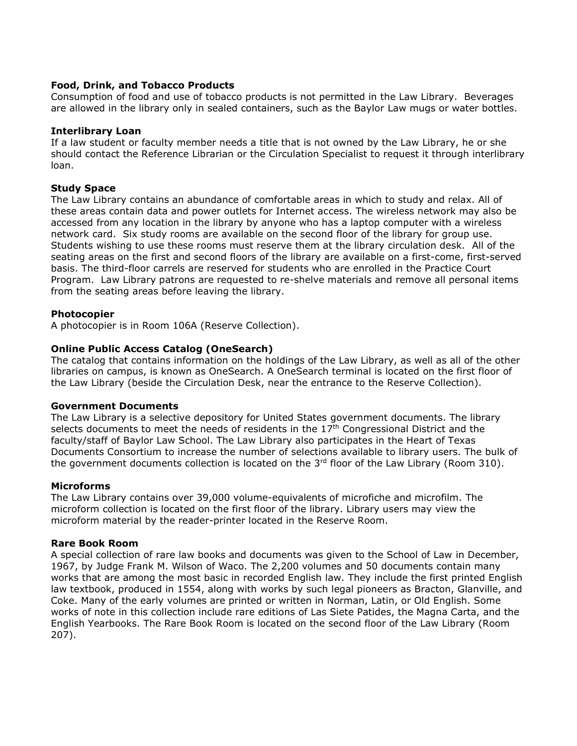**Food, Drink, and Tobacco Products**

Consumption of food and use of tobacco products is not permitted in the Law Library. Beverages are allowed in the library only in sealed containers, such as the Baylor Law mugs or water bottles.

**Interlibrary Loan**

If a law student or faculty member needs a title that is not owned by the Law Library, he or she should contact the Reference Librarian or the Circulation Specialist to request it through interlibrary loan.

**Study Space**

The Law Library contains an abundance of comfortable areas in which to study and relax. All of these areas contain data and power outlets for Internet access. The wireless network may also be accessed from any location in the library by anyone who has a laptop computer with a wireless network card. Six study rooms are available on the second floor of the library for group use. Students wishing to use these rooms must reserve them at the library circulation desk. All of the seating areas on the first and second floors of the library are available on a first-come, first-served basis. The third-floor carrels are reserved for students who are enrolled in the Practice Court Program. Law Library patrons are requested to re-shelve materials and remove all personal items from the seating areas before leaving the library.

**Photocopier**

A photocopier is in Room 106A (Reserve Collection).

**Online Public Access Catalog (OneSearch)**

The catalog that contains information on the holdings of the Law Library, as well as all of the other libraries on campus, is known as OneSearch. A OneSearch terminal is located on the first floor of the Law Library (beside the Circulation Desk, near the entrance to the Reserve Collection).

**Government Documents**

The Law Library is a selective depository for United States government documents. The library selects documents to meet the needs of residents in the 17th Congressional District and the faculty/staff of Baylor Law School. The Law Library also participates in the Heart of Texas Documents Consortium to increase the number of selections available to library users. The bulk of the government documents collection is located on the 3rd floor of the Law Library (Room 310).

**Microforms**

The Law Library contains over 39,000 volume-equivalents of microfiche and microfilm. The microform collection is located on the first floor of the library. Library users may view the microform material by the reader-printer located in the Reserve Room.

**Rare Book Room**

A special collection of rare law books and documents was given to the School of Law in December, 1967, by Judge Frank M. Wilson of Waco. The 2,200 volumes and 50 documents contain many works that are among the most basic in recorded English law. They include the first printed English law textbook, produced in 1554, along with works by such legal pioneers as Bracton, Glanville, and Coke. Many of the early volumes are printed or written in Norman, Latin, or Old English. Some works of note in this collection include rare editions of Las Siete Patides, the Magna Carta, and the English Yearbooks. The Rare Book Room is located on the second floor of the Law Library (Room 207).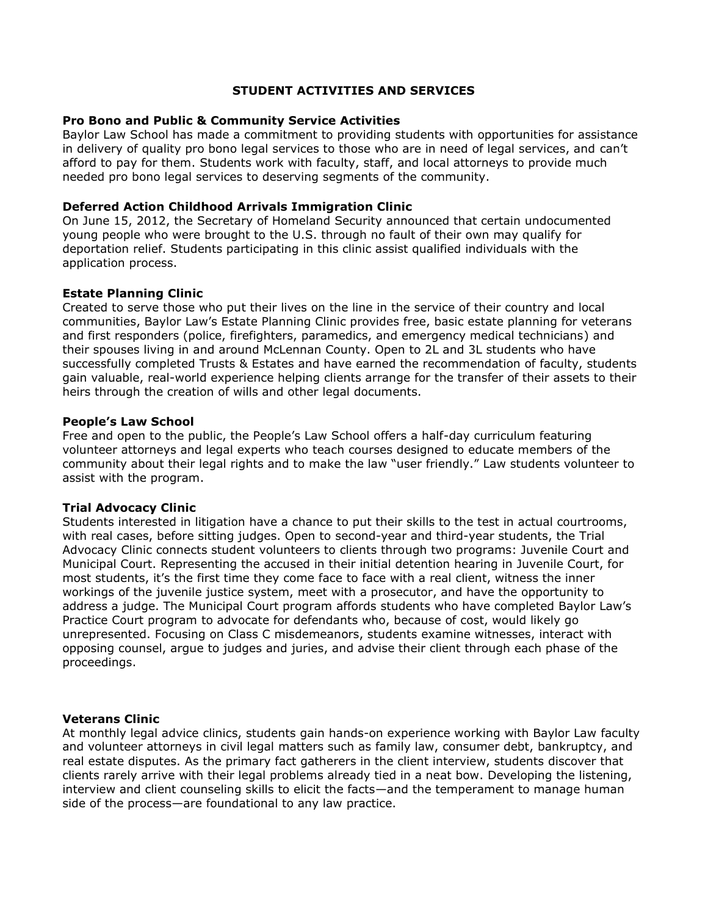# STUDENT ACTIVITIES AND SERVICES

## Pro Bono and Public & Community Service Activities

Baylor Law School has made a commitment to providing students with opportunities for assistance in delivery of quality pro bono legal services to those who are in need of legal services, and can't afford to pay for them. Students work with faculty, staff, and local attorneys to provide much needed pro bono legal services to deserving segments of the community.

## Deferred Action Childhood Arrivals Immigration Clinic

On June 15, 2012, the Secretary of Homeland Security announced that certain undocumented young people who were brought to the U.S. through no fault of their own may qualify for deportation relief. Students participating in this clinic assist qualified individuals with the application process.

## Estate Planning Clinic

Created to serve those who put their lives on the line in the service of their country and local communities, Baylor Law's Estate Planning Clinic provides free, basic estate planning for veterans and first responders (police, firefighters, paramedics, and emergency medical technicians) and their spouses living in and around McLennan County. Open to 2L and 3L students who have successfully completed Trusts & Estates and have earned the recommendation of faculty, students gain valuable, real-world experience helping clients arrange for the transfer of their assets to their heirs through the creation of wills and other legal documents.

## People's Law School

Free and open to the public, the People's Law School offers a half-day curriculum featuring volunteer attorneys and legal experts who teach courses designed to educate members of the community about their legal rights and to make the law "user friendly." Law students volunteer to assist with the program.

## Trial Advocacy Clinic

Students interested in litigation have a chance to put their skills to the test in actual courtrooms, with real cases, before sitting judges. Open to second-year and third-year students, the Trial Advocacy Clinic connects student volunteers to clients through two programs: Juvenile Court and Municipal Court. Representing the accused in their initial detention hearing in Juvenile Court, for most students, it's the first time they come face to face with a real client, witness the inner workings of the juvenile justice system, meet with a prosecutor, and have the opportunity to address a judge. The Municipal Court program affords students who have completed Baylor Law's Practice Court program to advocate for defendants who, because of cost, would likely go unrepresented. Focusing on Class C misdemeanors, students examine witnesses, interact with opposing counsel, argue to judges and juries, and advise their client through each phase of the proceedings.

## Veterans Clinic

At monthly legal advice clinics, students gain hands-on experience working with Baylor Law faculty and volunteer attorneys in civil legal matters such as family law, consumer debt, bankruptcy, and real estate disputes. As the primary fact gatherers in the client interview, students discover that clients rarely arrive with their legal problems already tied in a neat bow. Developing the listening, interview and client counseling skills to elicit the facts—and the temperament to manage human side of the process—are foundational to any law practice.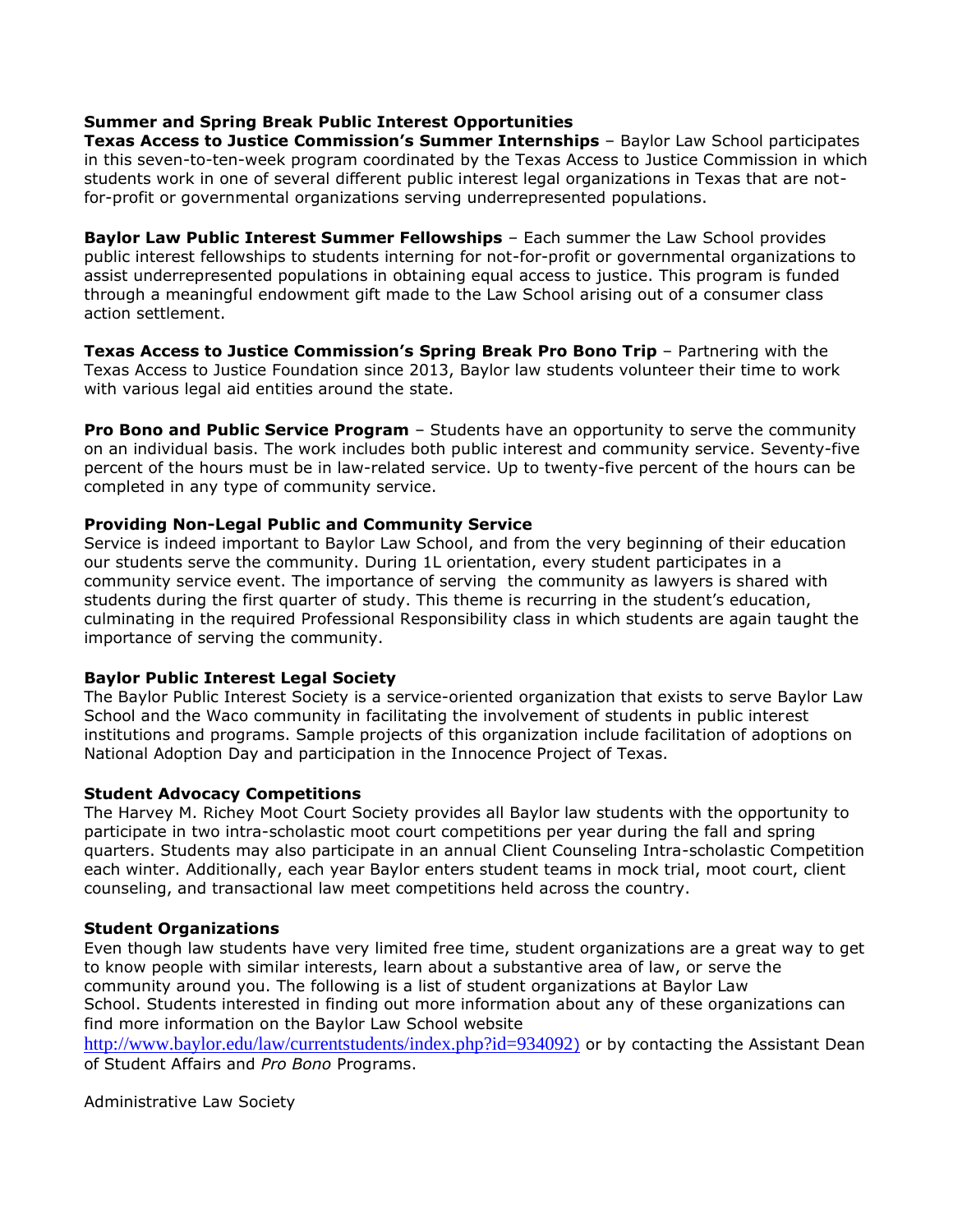### Summer and Spring Break Public Interest Opportunities

**Texas Access to Justice Commission's Summer Internships** – Baylor Law School participates in this seven-to-ten-week program coordinated by the Texas Access to Justice Commission in which students work in one of several different public interest legal organizations in Texas that are not-for-profit or governmental organizations serving underrepresented populations.

**Baylor Law Public Interest Summer Fellowships** – Each summer the Law School provides public interest fellowships to students interning for not-for-profit or governmental organizations to assist underrepresented populations in obtaining equal access to justice. This program is funded through a meaningful endowment gift made to the Law School arising out of a consumer class action settlement.

**Texas Access to Justice Commission's Spring Break Pro Bono Trip** – Partnering with the Texas Access to Justice Foundation since 2013, Baylor law students volunteer their time to work with various legal aid entities around the state.

**Pro Bono and Public Service Program** – Students have an opportunity to serve the community on an individual basis. The work includes both public interest and community service. Seventy-five percent of the hours must be in law-related service. Up to twenty-five percent of the hours can be completed in any type of community service.

### Providing Non-Legal Public and Community Service

Service is indeed important to Baylor Law School, and from the very beginning of their education our students serve the community. During 1L orientation, every student participates in a community service event. The importance of serving the community as lawyers is shared with students during the first quarter of study. This theme is recurring in the student's education, culminating in the required Professional Responsibility class in which students are again taught the importance of serving the community.

### Baylor Public Interest Legal Society

The Baylor Public Interest Society is a service-oriented organization that exists to serve Baylor Law School and the Waco community in facilitating the involvement of students in public interest institutions and programs. Sample projects of this organization include facilitation of adoptions on National Adoption Day and participation in the Innocence Project of Texas.

### Student Advocacy Competitions

The Harvey M. Richey Moot Court Society provides all Baylor law students with the opportunity to participate in two intra-scholastic moot court competitions per year during the fall and spring quarters. Students may also participate in an annual Client Counseling Intra-scholastic Competition each winter. Additionally, each year Baylor enters student teams in mock trial, moot court, client counseling, and transactional law meet competitions held across the country.

### Student Organizations

Even though law students have very limited free time, student organizations are a great way to get to know people with similar interests, learn about a substantive area of law, or serve the community around you. The following is a list of student organizations at Baylor Law School. Students interested in finding out more information about any of these organizations can find more information on the Baylor Law School website http://www.baylor.edu/law/currentstudents/index.php?id=934092) or by contacting the Assistant Dean of Student Affairs and *Pro Bono* Programs.

Administrative Law Society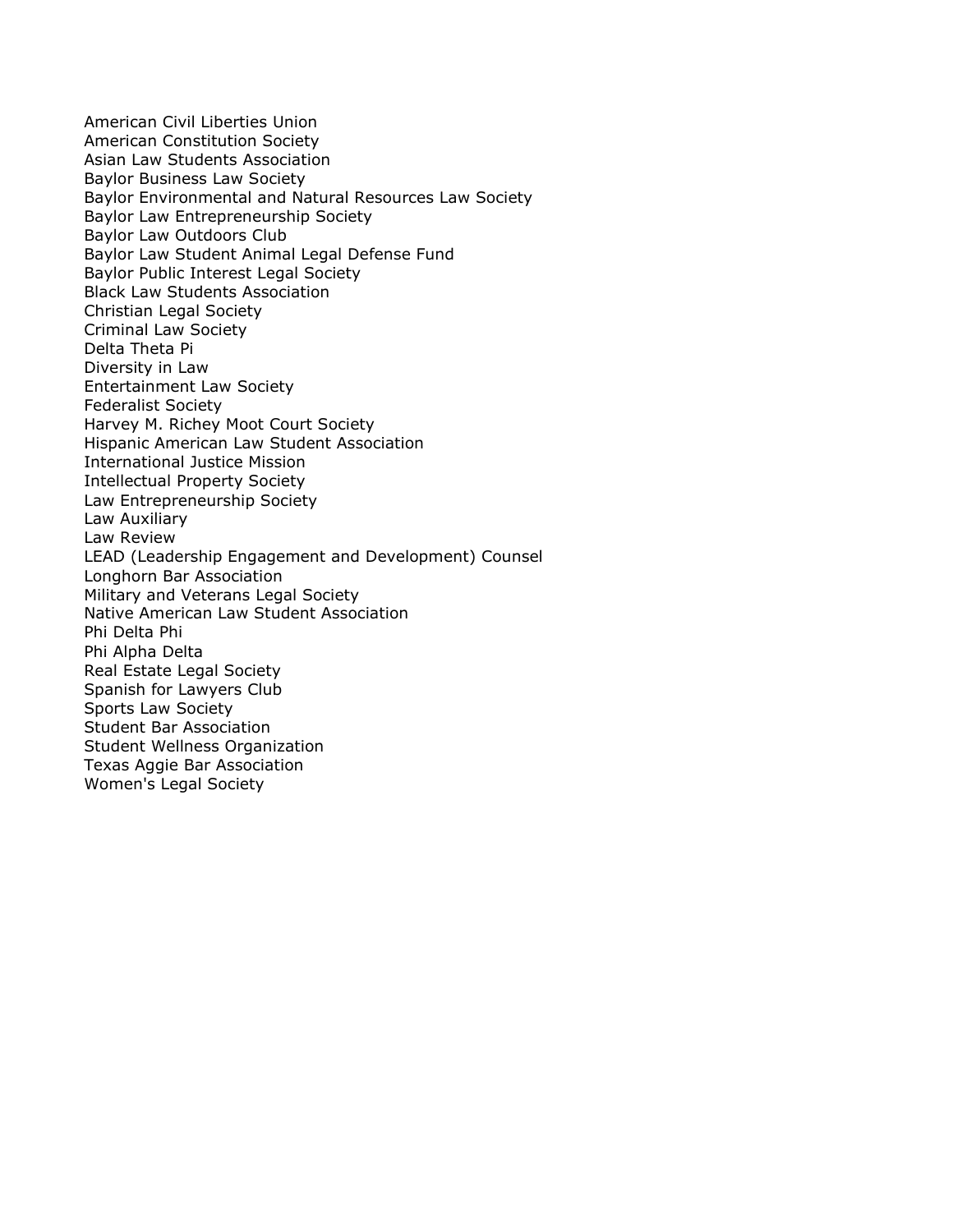American Civil Liberties Union
American Constitution Society
Asian Law Students Association
Baylor Business Law Society
Baylor Environmental and Natural Resources Law Society
Baylor Law Entrepreneurship Society
Baylor Law Outdoors Club
Baylor Law Student Animal Legal Defense Fund
Baylor Public Interest Legal Society
Black Law Students Association
Christian Legal Society
Criminal Law Society
Delta Theta Pi
Diversity in Law
Entertainment Law Society
Federalist Society
Harvey M. Richey Moot Court Society
Hispanic American Law Student Association
International Justice Mission
Intellectual Property Society
Law Entrepreneurship Society
Law Auxiliary
Law Review
LEAD (Leadership Engagement and Development) Counsel
Longhorn Bar Association
Military and Veterans Legal Society
Native American Law Student Association
Phi Delta Phi
Phi Alpha Delta
Real Estate Legal Society
Spanish for Lawyers Club
Sports Law Society
Student Bar Association
Student Wellness Organization
Texas Aggie Bar Association
Women's Legal Society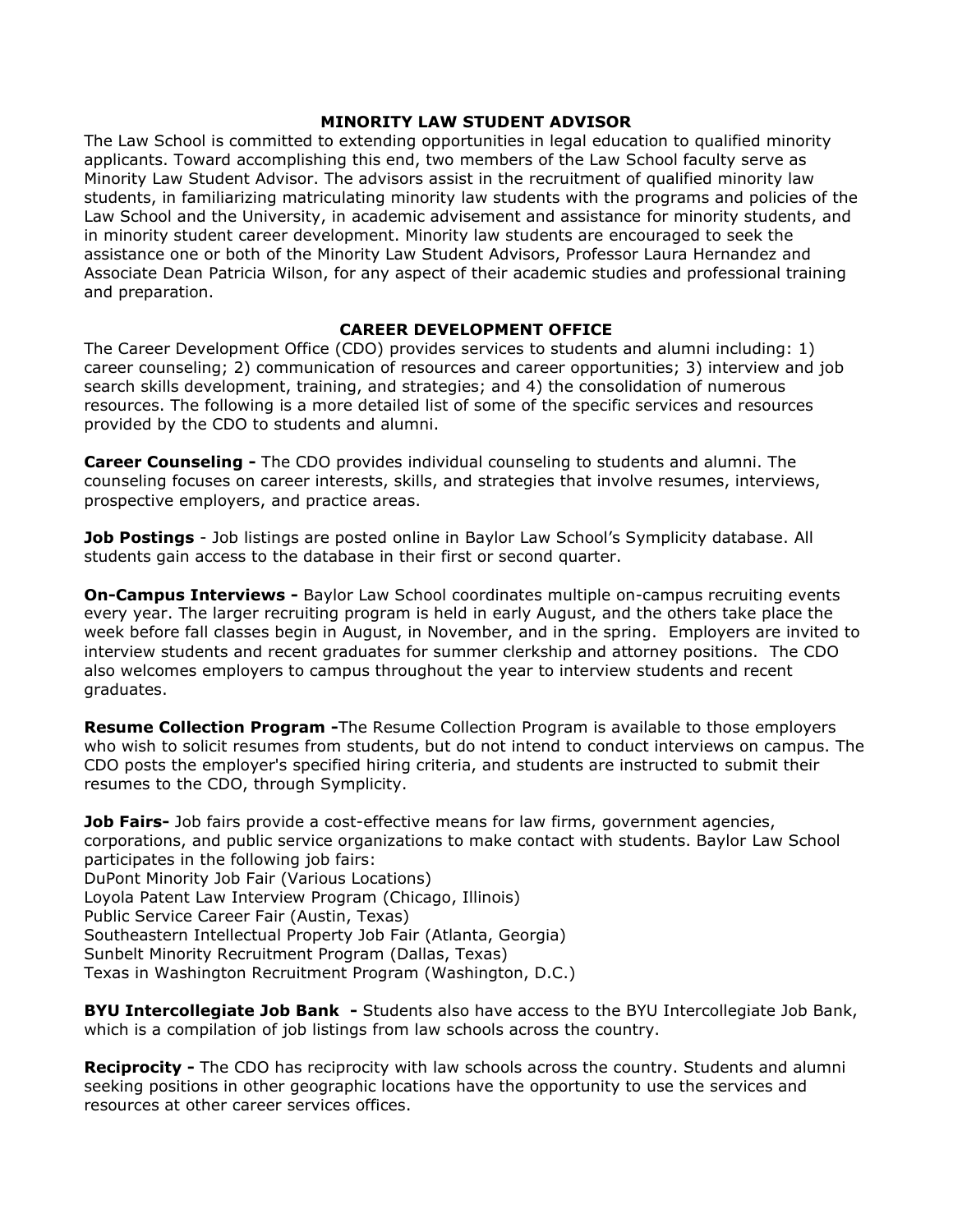## MINORITY LAW STUDENT ADVISOR

The Law School is committed to extending opportunities in legal education to qualified minority applicants. Toward accomplishing this end, two members of the Law School faculty serve as Minority Law Student Advisor. The advisors assist in the recruitment of qualified minority law students, in familiarizing matriculating minority law students with the programs and policies of the Law School and the University, in academic advisement and assistance for minority students, and in minority student career development. Minority law students are encouraged to seek the assistance one or both of the Minority Law Student Advisors, Professor Laura Hernandez and Associate Dean Patricia Wilson, for any aspect of their academic studies and professional training and preparation.

## CAREER DEVELOPMENT OFFICE

The Career Development Office (CDO) provides services to students and alumni including: 1) career counseling; 2) communication of resources and career opportunities; 3) interview and job search skills development, training, and strategies; and 4) the consolidation of numerous resources. The following is a more detailed list of some of the specific services and resources provided by the CDO to students and alumni.

**Career Counseling -** The CDO provides individual counseling to students and alumni. The counseling focuses on career interests, skills, and strategies that involve resumes, interviews, prospective employers, and practice areas.

**Job Postings** - Job listings are posted online in Baylor Law School's Symplicity database. All students gain access to the database in their first or second quarter.

**On-Campus Interviews -** Baylor Law School coordinates multiple on-campus recruiting events every year. The larger recruiting program is held in early August, and the others take place the week before fall classes begin in August, in November, and in the spring. Employers are invited to interview students and recent graduates for summer clerkship and attorney positions. The CDO also welcomes employers to campus throughout the year to interview students and recent graduates.

**Resume Collection Program -**The Resume Collection Program is available to those employers who wish to solicit resumes from students, but do not intend to conduct interviews on campus. The CDO posts the employer's specified hiring criteria, and students are instructed to submit their resumes to the CDO, through Symplicity.

**Job Fairs-** Job fairs provide a cost-effective means for law firms, government agencies, corporations, and public service organizations to make contact with students. Baylor Law School participates in the following job fairs:

DuPont Minority Job Fair (Various Locations)
Loyola Patent Law Interview Program (Chicago, Illinois)
Public Service Career Fair (Austin, Texas)
Southeastern Intellectual Property Job Fair (Atlanta, Georgia)
Sunbelt Minority Recruitment Program (Dallas, Texas)
Texas in Washington Recruitment Program (Washington, D.C.)

**BYU Intercollegiate Job Bank -** Students also have access to the BYU Intercollegiate Job Bank, which is a compilation of job listings from law schools across the country.

**Reciprocity -** The CDO has reciprocity with law schools across the country. Students and alumni seeking positions in other geographic locations have the opportunity to use the services and resources at other career services offices.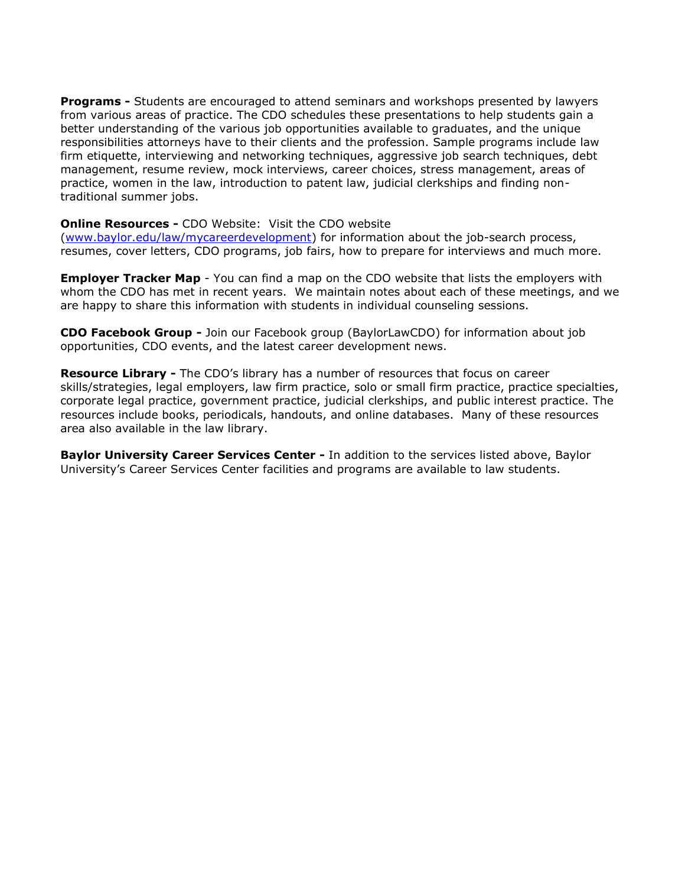**Programs -** Students are encouraged to attend seminars and workshops presented by lawyers from various areas of practice. The CDO schedules these presentations to help students gain a better understanding of the various job opportunities available to graduates, and the unique responsibilities attorneys have to their clients and the profession. Sample programs include law firm etiquette, interviewing and networking techniques, aggressive job search techniques, debt management, resume review, mock interviews, career choices, stress management, areas of practice, women in the law, introduction to patent law, judicial clerkships and finding non-traditional summer jobs.

**Online Resources -** CDO Website: Visit the CDO website ([www.baylor.edu/law/mycareerdevelopment](http://www.baylor.edu/law/mycareerdevelopment)) for information about the job-search process, resumes, cover letters, CDO programs, job fairs, how to prepare for interviews and much more.

**Employer Tracker Map** - You can find a map on the CDO website that lists the employers with whom the CDO has met in recent years. We maintain notes about each of these meetings, and we are happy to share this information with students in individual counseling sessions.

**CDO Facebook Group -** Join our Facebook group (BaylorLawCDO) for information about job opportunities, CDO events, and the latest career development news.

**Resource Library -** The CDO's library has a number of resources that focus on career skills/strategies, legal employers, law firm practice, solo or small firm practice, practice specialties, corporate legal practice, government practice, judicial clerkships, and public interest practice. The resources include books, periodicals, handouts, and online databases. Many of these resources area also available in the law library.

**Baylor University Career Services Center -** In addition to the services listed above, Baylor University's Career Services Center facilities and programs are available to law students.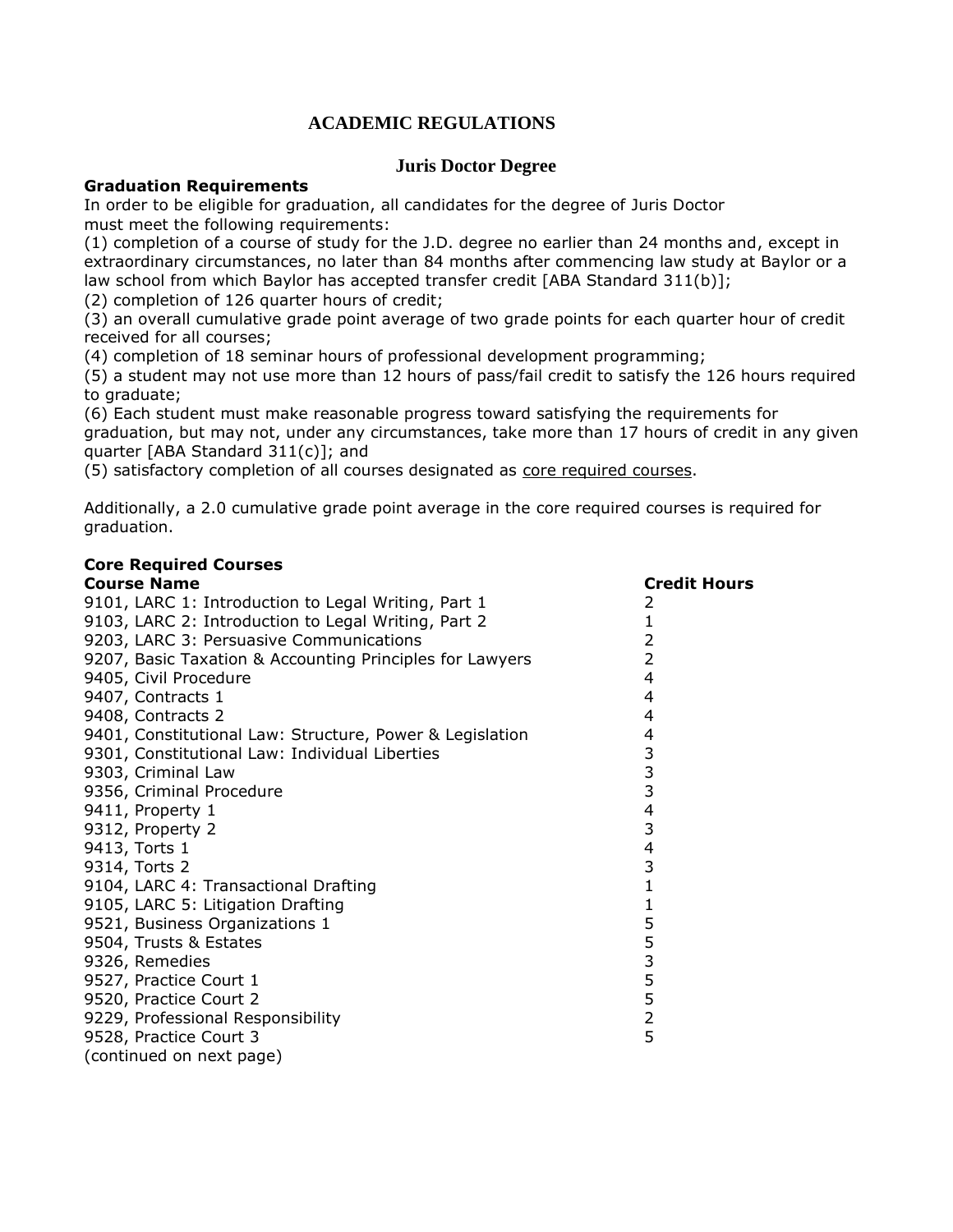# ACADEMIC REGULATIONS

## Juris Doctor Degree

**Graduation Requirements**

In order to be eligible for graduation, all candidates for the degree of Juris Doctor must meet the following requirements:

(1) completion of a course of study for the J.D. degree no earlier than 24 months and, except in extraordinary circumstances, no later than 84 months after commencing law study at Baylor or a law school from which Baylor has accepted transfer credit [ABA Standard 311(b)];
(2) completion of 126 quarter hours of credit;
(3) an overall cumulative grade point average of two grade points for each quarter hour of credit received for all courses;
(4) completion of 18 seminar hours of professional development programming;
(5) a student may not use more than 12 hours of pass/fail credit to satisfy the 126 hours required to graduate;
(6) Each student must make reasonable progress toward satisfying the requirements for graduation, but may not, under any circumstances, take more than 17 hours of credit in any given quarter [ABA Standard 311(c)]; and
(5) satisfactory completion of all courses designated as core required courses.

Additionally, a 2.0 cumulative grade point average in the core required courses is required for graduation.

**Core Required Courses**

| Course Name | Credit Hours |
|---|---|
| 9101, LARC 1: Introduction to Legal Writing, Part 1 | 2 |
| 9103, LARC 2: Introduction to Legal Writing, Part 2 | 1 |
| 9203, LARC 3: Persuasive Communications | 2 |
| 9207, Basic Taxation & Accounting Principles for Lawyers | 2 |
| 9405, Civil Procedure | 4 |
| 9407, Contracts 1 | 4 |
| 9408, Contracts 2 | 4 |
| 9401, Constitutional Law: Structure, Power & Legislation | 4 |
| 9301, Constitutional Law: Individual Liberties | 3 |
| 9303, Criminal Law | 3 |
| 9356, Criminal Procedure | 3 |
| 9411, Property 1 | 4 |
| 9312, Property 2 | 3 |
| 9413, Torts 1 | 4 |
| 9314, Torts 2 | 3 |
| 9104, LARC 4: Transactional Drafting | 1 |
| 9105, LARC 5: Litigation Drafting | 1 |
| 9521, Business Organizations 1 | 5 |
| 9504, Trusts & Estates | 5 |
| 9326, Remedies | 3 |
| 9527, Practice Court 1 | 5 |
| 9520, Practice Court 2 | 5 |
| 9229, Professional Responsibility | 2 |
| 9528, Practice Court 3 | 5 |

(continued on next page)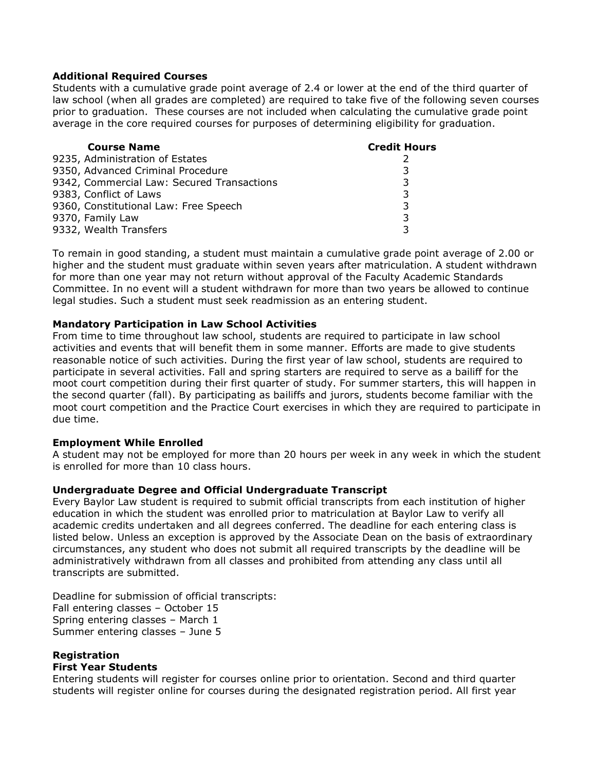**Additional Required Courses**

Students with a cumulative grade point average of 2.4 or lower at the end of the third quarter of law school (when all grades are completed) are required to take five of the following seven courses prior to graduation. These courses are not included when calculating the cumulative grade point average in the core required courses for purposes of determining eligibility for graduation.

| Course Name | Credit Hours |
|---|---|
| 9235, Administration of Estates | 2 |
| 9350, Advanced Criminal Procedure | 3 |
| 9342, Commercial Law: Secured Transactions | 3 |
| 9383, Conflict of Laws | 3 |
| 9360, Constitutional Law: Free Speech | 3 |
| 9370, Family Law | 3 |
| 9332, Wealth Transfers | 3 |

To remain in good standing, a student must maintain a cumulative grade point average of 2.00 or higher and the student must graduate within seven years after matriculation. A student withdrawn for more than one year may not return without approval of the Faculty Academic Standards Committee. In no event will a student withdrawn for more than two years be allowed to continue legal studies. Such a student must seek readmission as an entering student.

**Mandatory Participation in Law School Activities**

From time to time throughout law school, students are required to participate in law school activities and events that will benefit them in some manner. Efforts are made to give students reasonable notice of such activities. During the first year of law school, students are required to participate in several activities. Fall and spring starters are required to serve as a bailiff for the moot court competition during their first quarter of study. For summer starters, this will happen in the second quarter (fall). By participating as bailiffs and jurors, students become familiar with the moot court competition and the Practice Court exercises in which they are required to participate in due time.

**Employment While Enrolled**

A student may not be employed for more than 20 hours per week in any week in which the student is enrolled for more than 10 class hours.

**Undergraduate Degree and Official Undergraduate Transcript**

Every Baylor Law student is required to submit official transcripts from each institution of higher education in which the student was enrolled prior to matriculation at Baylor Law to verify all academic credits undertaken and all degrees conferred. The deadline for each entering class is listed below. Unless an exception is approved by the Associate Dean on the basis of extraordinary circumstances, any student who does not submit all required transcripts by the deadline will be administratively withdrawn from all classes and prohibited from attending any class until all transcripts are submitted.

Deadline for submission of official transcripts:
Fall entering classes – October 15
Spring entering classes – March 1
Summer entering classes – June 5

**Registration**

**First Year Students**

Entering students will register for courses online prior to orientation. Second and third quarter students will register online for courses during the designated registration period. All first year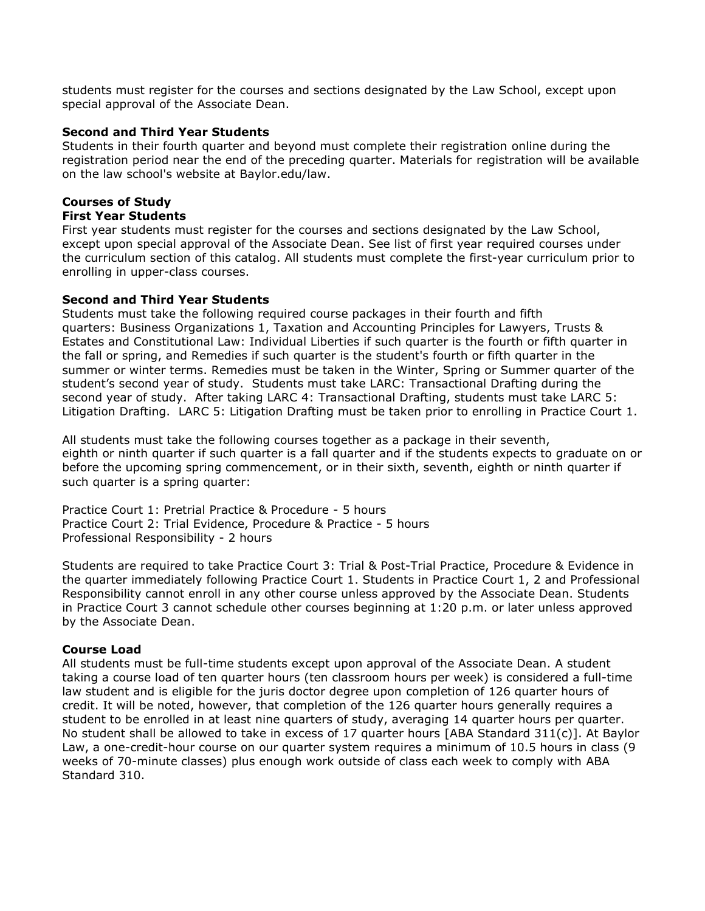students must register for the courses and sections designated by the Law School, except upon special approval of the Associate Dean.

**Second and Third Year Students**
Students in their fourth quarter and beyond must complete their registration online during the registration period near the end of the preceding quarter. Materials for registration will be available on the law school's website at Baylor.edu/law.

## Courses of Study

**First Year Students**
First year students must register for the courses and sections designated by the Law School, except upon special approval of the Associate Dean. See list of first year required courses under the curriculum section of this catalog. All students must complete the first-year curriculum prior to enrolling in upper-class courses.

**Second and Third Year Students**
Students must take the following required course packages in their fourth and fifth quarters: Business Organizations 1, Taxation and Accounting Principles for Lawyers, Trusts & Estates and Constitutional Law: Individual Liberties if such quarter is the fourth or fifth quarter in the fall or spring, and Remedies if such quarter is the student's fourth or fifth quarter in the summer or winter terms. Remedies must be taken in the Winter, Spring or Summer quarter of the student's second year of study. Students must take LARC: Transactional Drafting during the second year of study. After taking LARC 4: Transactional Drafting, students must take LARC 5: Litigation Drafting. LARC 5: Litigation Drafting must be taken prior to enrolling in Practice Court 1.

All students must take the following courses together as a package in their seventh, eighth or ninth quarter if such quarter is a fall quarter and if the students expects to graduate on or before the upcoming spring commencement, or in their sixth, seventh, eighth or ninth quarter if such quarter is a spring quarter:

Practice Court 1: Pretrial Practice & Procedure - 5 hours
Practice Court 2: Trial Evidence, Procedure & Practice - 5 hours
Professional Responsibility - 2 hours

Students are required to take Practice Court 3: Trial & Post-Trial Practice, Procedure & Evidence in the quarter immediately following Practice Court 1. Students in Practice Court 1, 2 and Professional Responsibility cannot enroll in any other course unless approved by the Associate Dean. Students in Practice Court 3 cannot schedule other courses beginning at 1:20 p.m. or later unless approved by the Associate Dean.

## Course Load

All students must be full-time students except upon approval of the Associate Dean. A student taking a course load of ten quarter hours (ten classroom hours per week) is considered a full-time law student and is eligible for the juris doctor degree upon completion of 126 quarter hours of credit. It will be noted, however, that completion of the 126 quarter hours generally requires a student to be enrolled in at least nine quarters of study, averaging 14 quarter hours per quarter. No student shall be allowed to take in excess of 17 quarter hours [ABA Standard 311(c)]. At Baylor Law, a one-credit-hour course on our quarter system requires a minimum of 10.5 hours in class (9 weeks of 70-minute classes) plus enough work outside of class each week to comply with ABA Standard 310.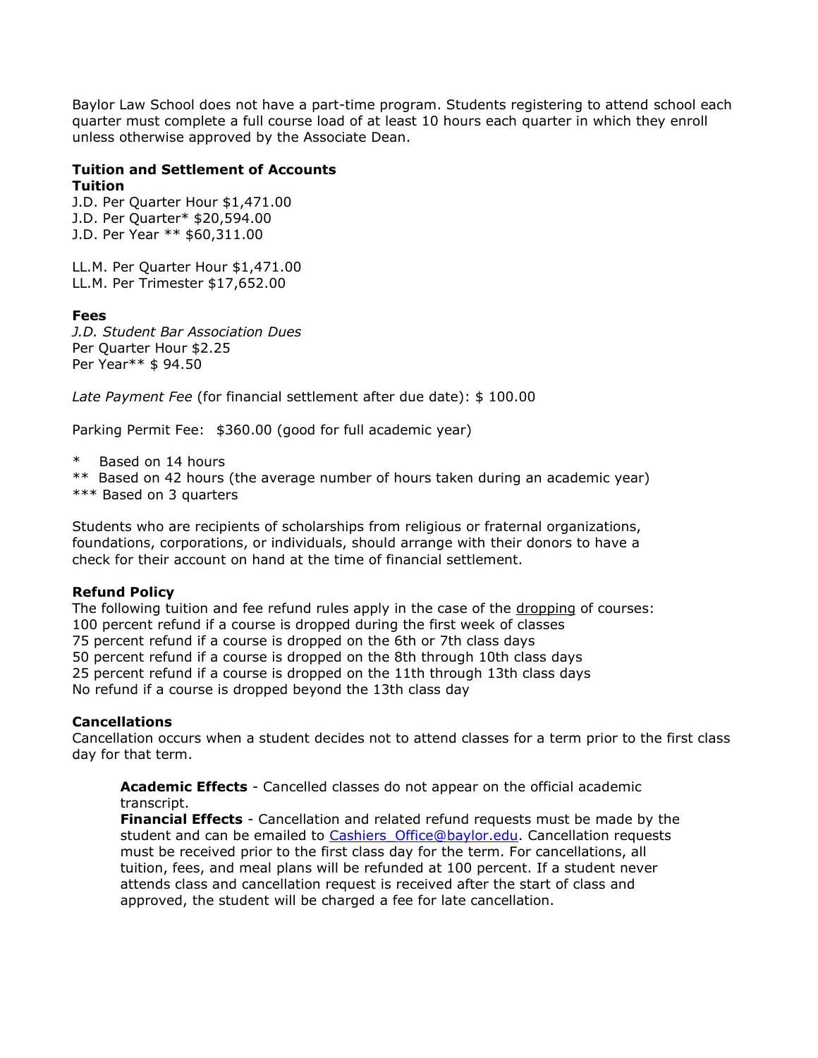Baylor Law School does not have a part-time program. Students registering to attend school each quarter must complete a full course load of at least 10 hours each quarter in which they enroll unless otherwise approved by the Associate Dean.

**Tuition and Settlement of Accounts**

**Tuition**

J.D. Per Quarter Hour $1,471.00
J.D. Per Quarter* $20,594.00
J.D. Per Year ** $60,311.00

LL.M. Per Quarter Hour $1,471.00
LL.M. Per Trimester $17,652.00

**Fees**

*J.D. Student Bar Association Dues*
Per Quarter Hour $2.25
Per Year** $ 94.50

*Late Payment Fee* (for financial settlement after due date): $ 100.00

Parking Permit Fee: $360.00 (good for full academic year)

\* Based on 14 hours
** Based on 42 hours (the average number of hours taken during an academic year)
*** Based on 3 quarters

Students who are recipients of scholarships from religious or fraternal organizations, foundations, corporations, or individuals, should arrange with their donors to have a check for their account on hand at the time of financial settlement.

**Refund Policy**

The following tuition and fee refund rules apply in the case of the <u>dropping</u> of courses:
100 percent refund if a course is dropped during the first week of classes
75 percent refund if a course is dropped on the 6th or 7th class days
50 percent refund if a course is dropped on the 8th through 10th class days
25 percent refund if a course is dropped on the 11th through 13th class days
No refund if a course is dropped beyond the 13th class day

**Cancellations**

Cancellation occurs when a student decides not to attend classes for a term prior to the first class day for that term.

> **Academic Effects** - Cancelled classes do not appear on the official academic transcript.
> **Financial Effects** - Cancellation and related refund requests must be made by the student and can be emailed to Cashiers_Office@baylor.edu. Cancellation requests must be received prior to the first class day for the term. For cancellations, all tuition, fees, and meal plans will be refunded at 100 percent. If a student never attends class and cancellation request is received after the start of class and approved, the student will be charged a fee for late cancellation.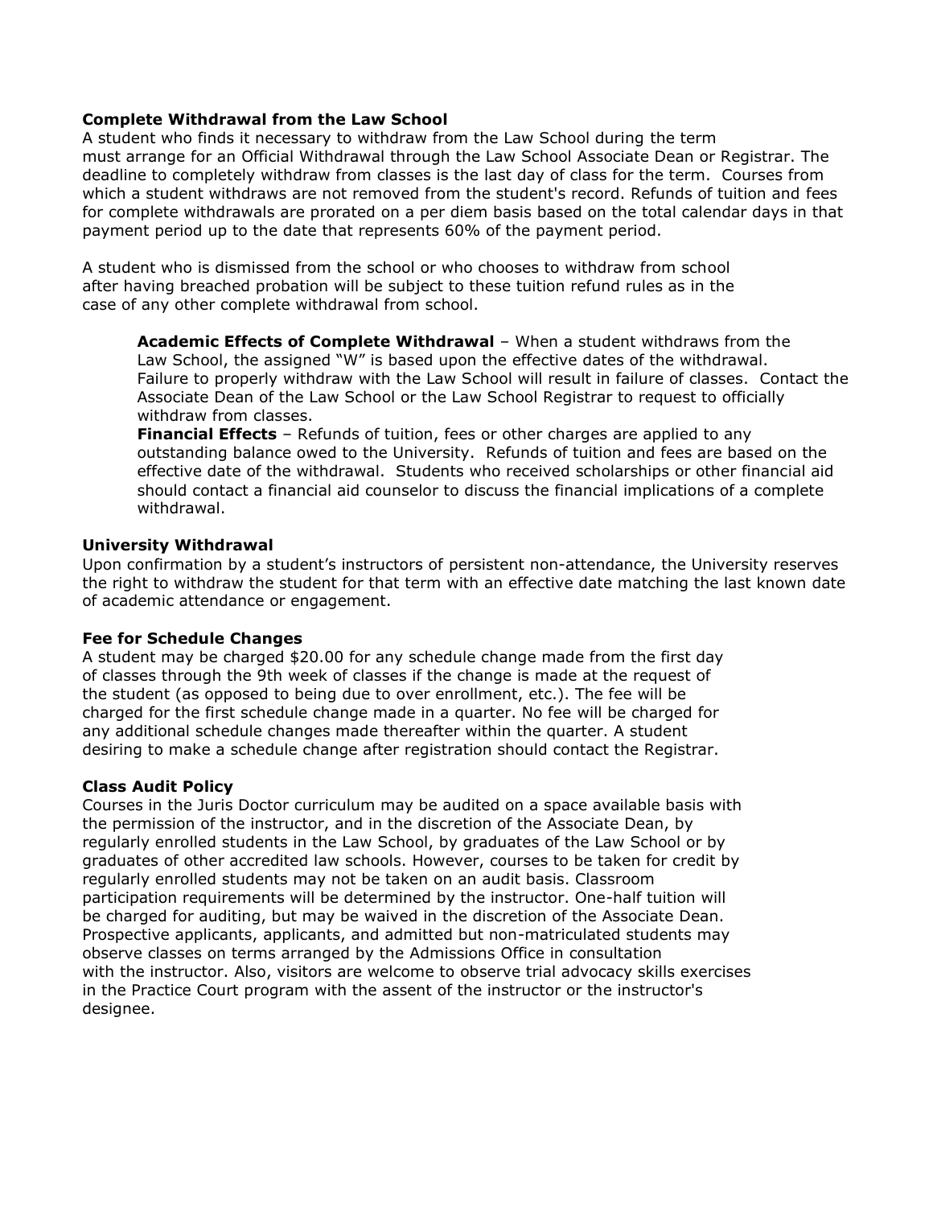**Complete Withdrawal from the Law School**

A student who finds it necessary to withdraw from the Law School during the term must arrange for an Official Withdrawal through the Law School Associate Dean or Registrar. The deadline to completely withdraw from classes is the last day of class for the term. Courses from which a student withdraws are not removed from the student's record. Refunds of tuition and fees for complete withdrawals are prorated on a per diem basis based on the total calendar days in that payment period up to the date that represents 60% of the payment period.

A student who is dismissed from the school or who chooses to withdraw from school after having breached probation will be subject to these tuition refund rules as in the case of any other complete withdrawal from school.

> **Academic Effects of Complete Withdrawal** – When a student withdraws from the Law School, the assigned "W" is based upon the effective dates of the withdrawal. Failure to properly withdraw with the Law School will result in failure of classes. Contact the Associate Dean of the Law School or the Law School Registrar to request to officially withdraw from classes.
>
> **Financial Effects** – Refunds of tuition, fees or other charges are applied to any outstanding balance owed to the University. Refunds of tuition and fees are based on the effective date of the withdrawal. Students who received scholarships or other financial aid should contact a financial aid counselor to discuss the financial implications of a complete withdrawal.

**University Withdrawal**

Upon confirmation by a student's instructors of persistent non-attendance, the University reserves the right to withdraw the student for that term with an effective date matching the last known date of academic attendance or engagement.

**Fee for Schedule Changes**

A student may be charged $20.00 for any schedule change made from the first day of classes through the 9th week of classes if the change is made at the request of the student (as opposed to being due to over enrollment, etc.). The fee will be charged for the first schedule change made in a quarter. No fee will be charged for any additional schedule changes made thereafter within the quarter. A student desiring to make a schedule change after registration should contact the Registrar.

**Class Audit Policy**

Courses in the Juris Doctor curriculum may be audited on a space available basis with the permission of the instructor, and in the discretion of the Associate Dean, by regularly enrolled students in the Law School, by graduates of the Law School or by graduates of other accredited law schools. However, courses to be taken for credit by regularly enrolled students may not be taken on an audit basis. Classroom participation requirements will be determined by the instructor. One-half tuition will be charged for auditing, but may be waived in the discretion of the Associate Dean. Prospective applicants, applicants, and admitted but non-matriculated students may observe classes on terms arranged by the Admissions Office in consultation with the instructor. Also, visitors are welcome to observe trial advocacy skills exercises in the Practice Court program with the assent of the instructor or the instructor's designee.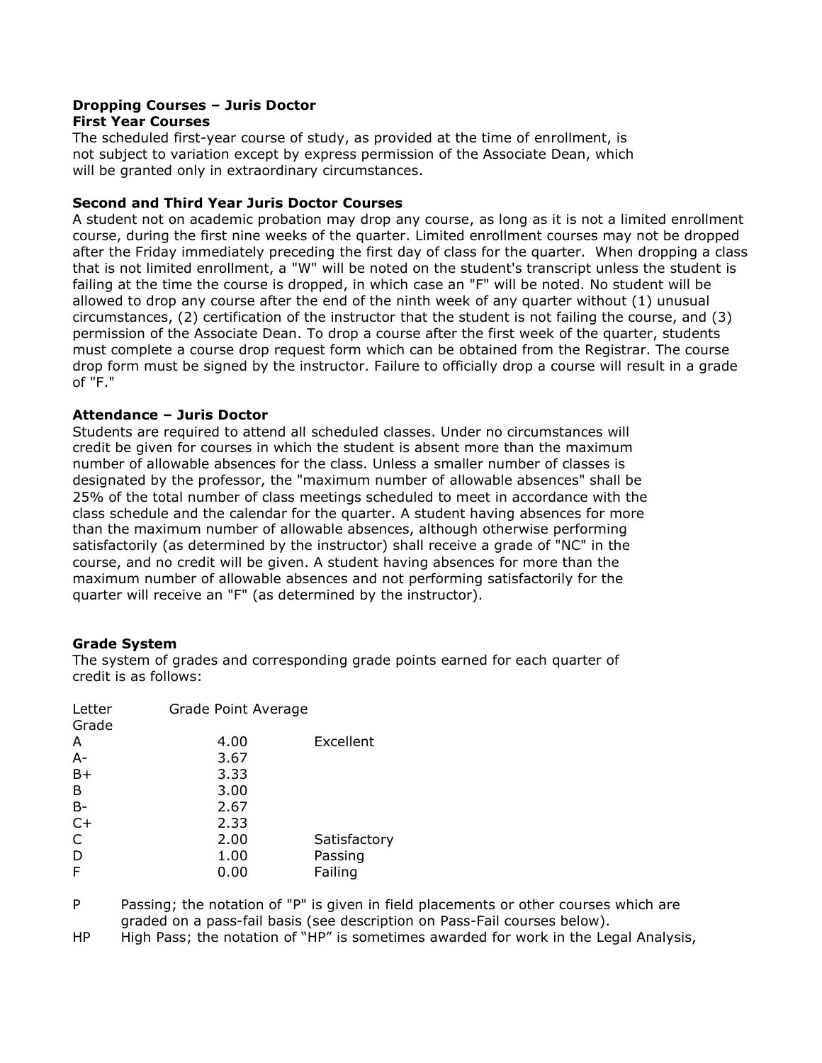**Dropping Courses – Juris Doctor**
**First Year Courses**
The scheduled first-year course of study, as provided at the time of enrollment, is not subject to variation except by express permission of the Associate Dean, which will be granted only in extraordinary circumstances.

**Second and Third Year Juris Doctor Courses**
A student not on academic probation may drop any course, as long as it is not a limited enrollment course, during the first nine weeks of the quarter. Limited enrollment courses may not be dropped after the Friday immediately preceding the first day of class for the quarter. When dropping a class that is not limited enrollment, a "W" will be noted on the student's transcript unless the student is failing at the time the course is dropped, in which case an "F" will be noted. No student will be allowed to drop any course after the end of the ninth week of any quarter without (1) unusual circumstances, (2) certification of the instructor that the student is not failing the course, and (3) permission of the Associate Dean. To drop a course after the first week of the quarter, students must complete a course drop request form which can be obtained from the Registrar. The course drop form must be signed by the instructor. Failure to officially drop a course will result in a grade of "F."

**Attendance – Juris Doctor**
Students are required to attend all scheduled classes. Under no circumstances will credit be given for courses in which the student is absent more than the maximum number of allowable absences for the class. Unless a smaller number of classes is designated by the professor, the "maximum number of allowable absences" shall be 25% of the total number of class meetings scheduled to meet in accordance with the class schedule and the calendar for the quarter. A student having absences for more than the maximum number of allowable absences, although otherwise performing satisfactorily (as determined by the instructor) shall receive a grade of "NC" in the course, and no credit will be given. A student having absences for more than the maximum number of allowable absences and not performing satisfactorily for the quarter will receive an "F" (as determined by the instructor).

**Grade System**
The system of grades and corresponding grade points earned for each quarter of credit is as follows:

| Letter Grade | Grade Point Average | |
|---|---|---|
| A | 4.00 | Excellent |
| A- | 3.67 | |
| B+ | 3.33 | |
| B | 3.00 | |
| B- | 2.67 | |
| C+ | 2.33 | |
| C | 2.00 | Satisfactory |
| D | 1.00 | Passing |
| F | 0.00 | Failing |

P Passing; the notation of "P" is given in field placements or other courses which are graded on a pass-fail basis (see description on Pass-Fail courses below).

HP High Pass; the notation of "HP" is sometimes awarded for work in the Legal Analysis,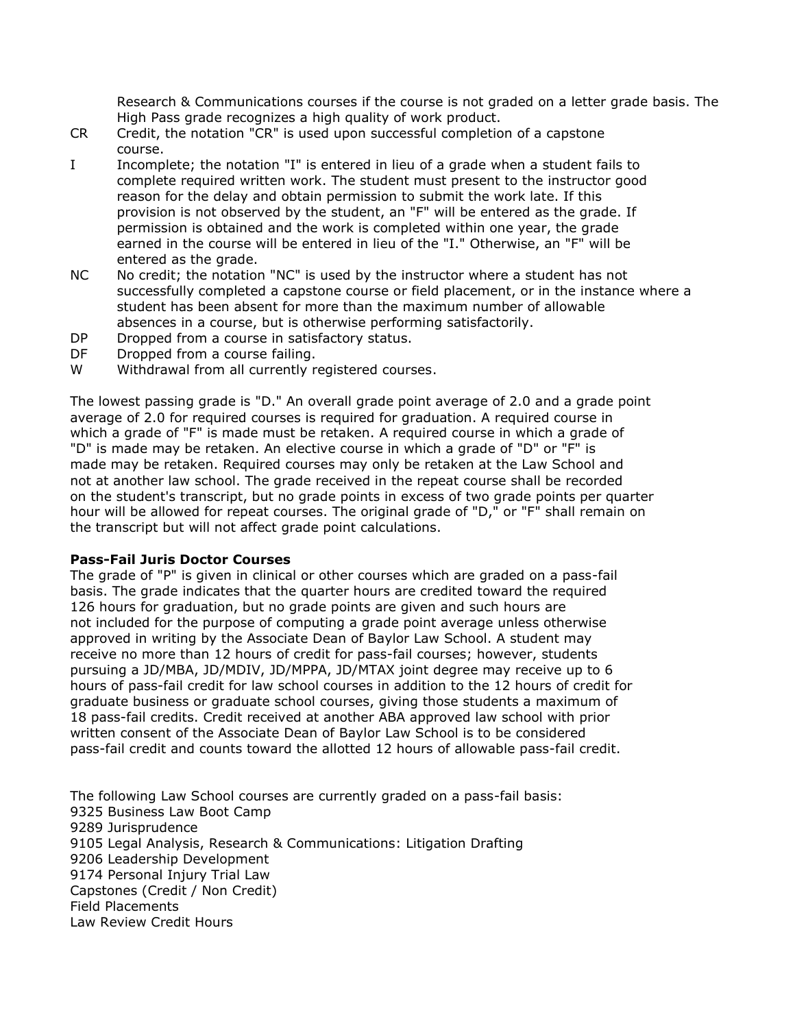Research & Communications courses if the course is not graded on a letter grade basis. The High Pass grade recognizes a high quality of work product.

CR Credit, the notation "CR" is used upon successful completion of a capstone course.

I Incomplete; the notation "I" is entered in lieu of a grade when a student fails to complete required written work. The student must present to the instructor good reason for the delay and obtain permission to submit the work late. If this provision is not observed by the student, an "F" will be entered as the grade. If permission is obtained and the work is completed within one year, the grade earned in the course will be entered in lieu of the "I." Otherwise, an "F" will be entered as the grade.

NC No credit; the notation "NC" is used by the instructor where a student has not successfully completed a capstone course or field placement, or in the instance where a student has been absent for more than the maximum number of allowable absences in a course, but is otherwise performing satisfactorily.

DP Dropped from a course in satisfactory status.

DF Dropped from a course failing.

W Withdrawal from all currently registered courses.

The lowest passing grade is "D." An overall grade point average of 2.0 and a grade point average of 2.0 for required courses is required for graduation. A required course in which a grade of "F" is made must be retaken. A required course in which a grade of "D" is made may be retaken. An elective course in which a grade of "D" or "F" is made may be retaken. Required courses may only be retaken at the Law School and not at another law school. The grade received in the repeat course shall be recorded on the student's transcript, but no grade points in excess of two grade points per quarter hour will be allowed for repeat courses. The original grade of "D," or "F" shall remain on the transcript but will not affect grade point calculations.

**Pass-Fail Juris Doctor Courses**

The grade of "P" is given in clinical or other courses which are graded on a pass-fail basis. The grade indicates that the quarter hours are credited toward the required 126 hours for graduation, but no grade points are given and such hours are not included for the purpose of computing a grade point average unless otherwise approved in writing by the Associate Dean of Baylor Law School. A student may receive no more than 12 hours of credit for pass-fail courses; however, students pursuing a JD/MBA, JD/MDIV, JD/MPPA, JD/MTAX joint degree may receive up to 6 hours of pass-fail credit for law school courses in addition to the 12 hours of credit for graduate business or graduate school courses, giving those students a maximum of 18 pass-fail credits. Credit received at another ABA approved law school with prior written consent of the Associate Dean of Baylor Law School is to be considered pass-fail credit and counts toward the allotted 12 hours of allowable pass-fail credit.

The following Law School courses are currently graded on a pass-fail basis:

9325 Business Law Boot Camp
9289 Jurisprudence
9105 Legal Analysis, Research & Communications: Litigation Drafting
9206 Leadership Development
9174 Personal Injury Trial Law
Capstones (Credit / Non Credit)
Field Placements
Law Review Credit Hours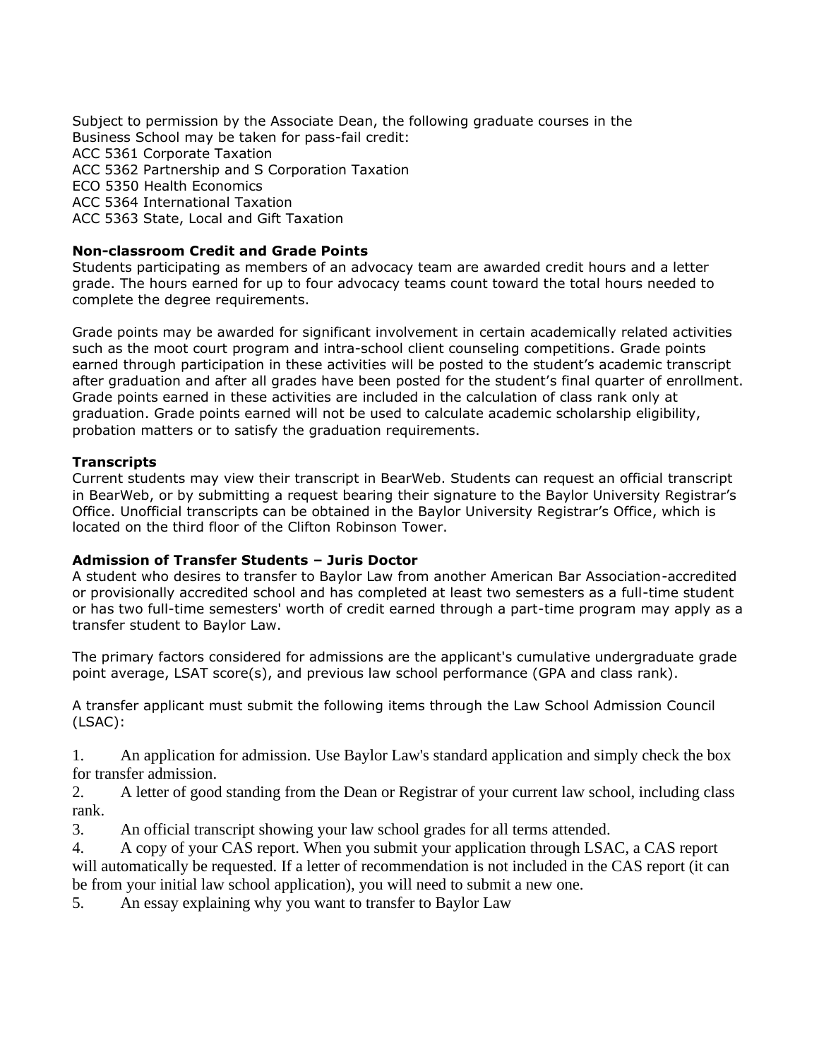Subject to permission by the Associate Dean, the following graduate courses in the Business School may be taken for pass-fail credit:

ACC 5361 Corporate Taxation
ACC 5362 Partnership and S Corporation Taxation
ECO 5350 Health Economics
ACC 5364 International Taxation
ACC 5363 State, Local and Gift Taxation

**Non-classroom Credit and Grade Points**

Students participating as members of an advocacy team are awarded credit hours and a letter grade. The hours earned for up to four advocacy teams count toward the total hours needed to complete the degree requirements.

Grade points may be awarded for significant involvement in certain academically related activities such as the moot court program and intra-school client counseling competitions. Grade points earned through participation in these activities will be posted to the student's academic transcript after graduation and after all grades have been posted for the student's final quarter of enrollment. Grade points earned in these activities are included in the calculation of class rank only at graduation. Grade points earned will not be used to calculate academic scholarship eligibility, probation matters or to satisfy the graduation requirements.

**Transcripts**

Current students may view their transcript in BearWeb. Students can request an official transcript in BearWeb, or by submitting a request bearing their signature to the Baylor University Registrar's Office. Unofficial transcripts can be obtained in the Baylor University Registrar's Office, which is located on the third floor of the Clifton Robinson Tower.

**Admission of Transfer Students – Juris Doctor**

A student who desires to transfer to Baylor Law from another American Bar Association-accredited or provisionally accredited school and has completed at least two semesters as a full-time student or has two full-time semesters' worth of credit earned through a part-time program may apply as a transfer student to Baylor Law.

The primary factors considered for admissions are the applicant's cumulative undergraduate grade point average, LSAT score(s), and previous law school performance (GPA and class rank).

A transfer applicant must submit the following items through the Law School Admission Council (LSAC):

1. An application for admission. Use Baylor Law's standard application and simply check the box for transfer admission.
2. A letter of good standing from the Dean or Registrar of your current law school, including class rank.
3. An official transcript showing your law school grades for all terms attended.
4. A copy of your CAS report. When you submit your application through LSAC, a CAS report will automatically be requested. If a letter of recommendation is not included in the CAS report (it can be from your initial law school application), you will need to submit a new one.
5. An essay explaining why you want to transfer to Baylor Law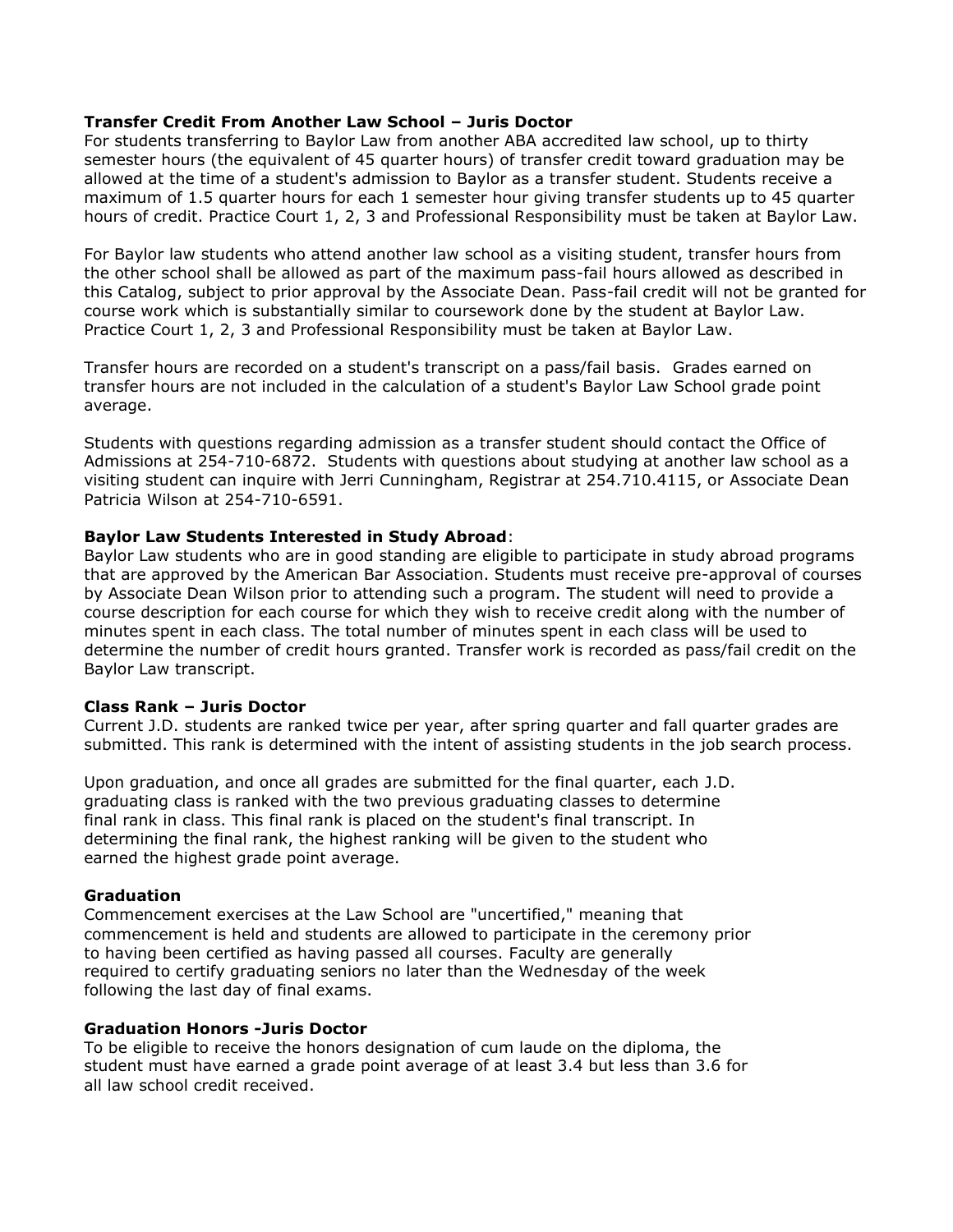**Transfer Credit From Another Law School – Juris Doctor**

For students transferring to Baylor Law from another ABA accredited law school, up to thirty semester hours (the equivalent of 45 quarter hours) of transfer credit toward graduation may be allowed at the time of a student's admission to Baylor as a transfer student. Students receive a maximum of 1.5 quarter hours for each 1 semester hour giving transfer students up to 45 quarter hours of credit. Practice Court 1, 2, 3 and Professional Responsibility must be taken at Baylor Law.

For Baylor law students who attend another law school as a visiting student, transfer hours from the other school shall be allowed as part of the maximum pass-fail hours allowed as described in this Catalog, subject to prior approval by the Associate Dean. Pass-fail credit will not be granted for course work which is substantially similar to coursework done by the student at Baylor Law. Practice Court 1, 2, 3 and Professional Responsibility must be taken at Baylor Law.

Transfer hours are recorded on a student's transcript on a pass/fail basis. Grades earned on transfer hours are not included in the calculation of a student's Baylor Law School grade point average.

Students with questions regarding admission as a transfer student should contact the Office of Admissions at 254-710-6872. Students with questions about studying at another law school as a visiting student can inquire with Jerri Cunningham, Registrar at 254.710.4115, or Associate Dean Patricia Wilson at 254-710-6591.

**Baylor Law Students Interested in Study Abroad**:

Baylor Law students who are in good standing are eligible to participate in study abroad programs that are approved by the American Bar Association. Students must receive pre-approval of courses by Associate Dean Wilson prior to attending such a program. The student will need to provide a course description for each course for which they wish to receive credit along with the number of minutes spent in each class. The total number of minutes spent in each class will be used to determine the number of credit hours granted. Transfer work is recorded as pass/fail credit on the Baylor Law transcript.

**Class Rank – Juris Doctor**

Current J.D. students are ranked twice per year, after spring quarter and fall quarter grades are submitted. This rank is determined with the intent of assisting students in the job search process.

Upon graduation, and once all grades are submitted for the final quarter, each J.D. graduating class is ranked with the two previous graduating classes to determine final rank in class. This final rank is placed on the student's final transcript. In determining the final rank, the highest ranking will be given to the student who earned the highest grade point average.

**Graduation**

Commencement exercises at the Law School are "uncertified," meaning that commencement is held and students are allowed to participate in the ceremony prior to having been certified as having passed all courses. Faculty are generally required to certify graduating seniors no later than the Wednesday of the week following the last day of final exams.

**Graduation Honors -Juris Doctor**

To be eligible to receive the honors designation of cum laude on the diploma, the student must have earned a grade point average of at least 3.4 but less than 3.6 for all law school credit received.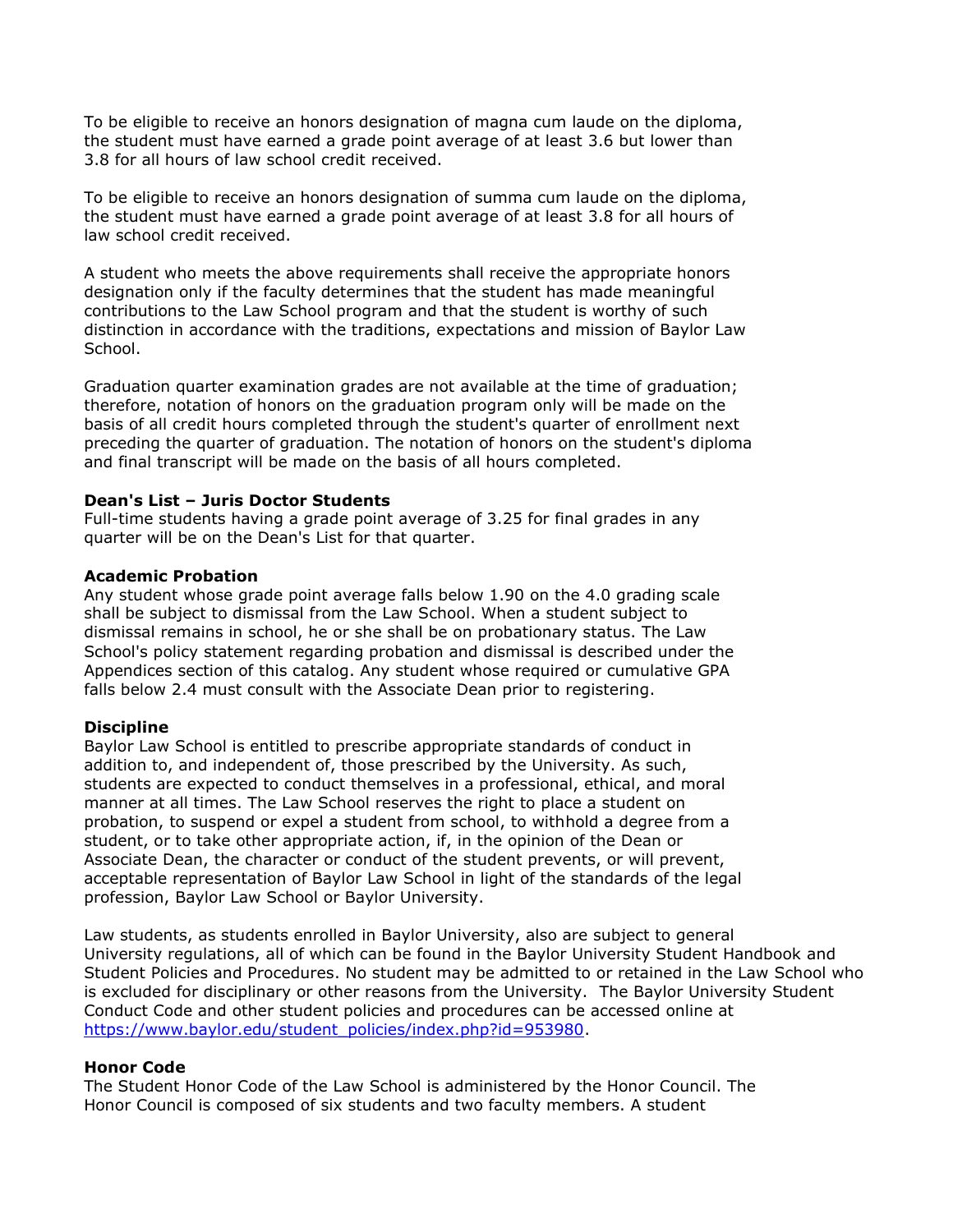To be eligible to receive an honors designation of magna cum laude on the diploma, the student must have earned a grade point average of at least 3.6 but lower than 3.8 for all hours of law school credit received.

To be eligible to receive an honors designation of summa cum laude on the diploma, the student must have earned a grade point average of at least 3.8 for all hours of law school credit received.

A student who meets the above requirements shall receive the appropriate honors designation only if the faculty determines that the student has made meaningful contributions to the Law School program and that the student is worthy of such distinction in accordance with the traditions, expectations and mission of Baylor Law School.

Graduation quarter examination grades are not available at the time of graduation; therefore, notation of honors on the graduation program only will be made on the basis of all credit hours completed through the student's quarter of enrollment next preceding the quarter of graduation. The notation of honors on the student's diploma and final transcript will be made on the basis of all hours completed.

**Dean's List – Juris Doctor Students**

Full-time students having a grade point average of 3.25 for final grades in any quarter will be on the Dean's List for that quarter.

**Academic Probation**

Any student whose grade point average falls below 1.90 on the 4.0 grading scale shall be subject to dismissal from the Law School. When a student subject to dismissal remains in school, he or she shall be on probationary status. The Law School's policy statement regarding probation and dismissal is described under the Appendices section of this catalog. Any student whose required or cumulative GPA falls below 2.4 must consult with the Associate Dean prior to registering.

**Discipline**

Baylor Law School is entitled to prescribe appropriate standards of conduct in addition to, and independent of, those prescribed by the University. As such, students are expected to conduct themselves in a professional, ethical, and moral manner at all times. The Law School reserves the right to place a student on probation, to suspend or expel a student from school, to withhold a degree from a student, or to take other appropriate action, if, in the opinion of the Dean or Associate Dean, the character or conduct of the student prevents, or will prevent, acceptable representation of Baylor Law School in light of the standards of the legal profession, Baylor Law School or Baylor University.

Law students, as students enrolled in Baylor University, also are subject to general University regulations, all of which can be found in the Baylor University Student Handbook and Student Policies and Procedures. No student may be admitted to or retained in the Law School who is excluded for disciplinary or other reasons from the University. The Baylor University Student Conduct Code and other student policies and procedures can be accessed online at [https://www.baylor.edu/student_policies/index.php?id=953980](https://www.baylor.edu/student_policies/index.php?id=953980).

**Honor Code**

The Student Honor Code of the Law School is administered by the Honor Council. The Honor Council is composed of six students and two faculty members. A student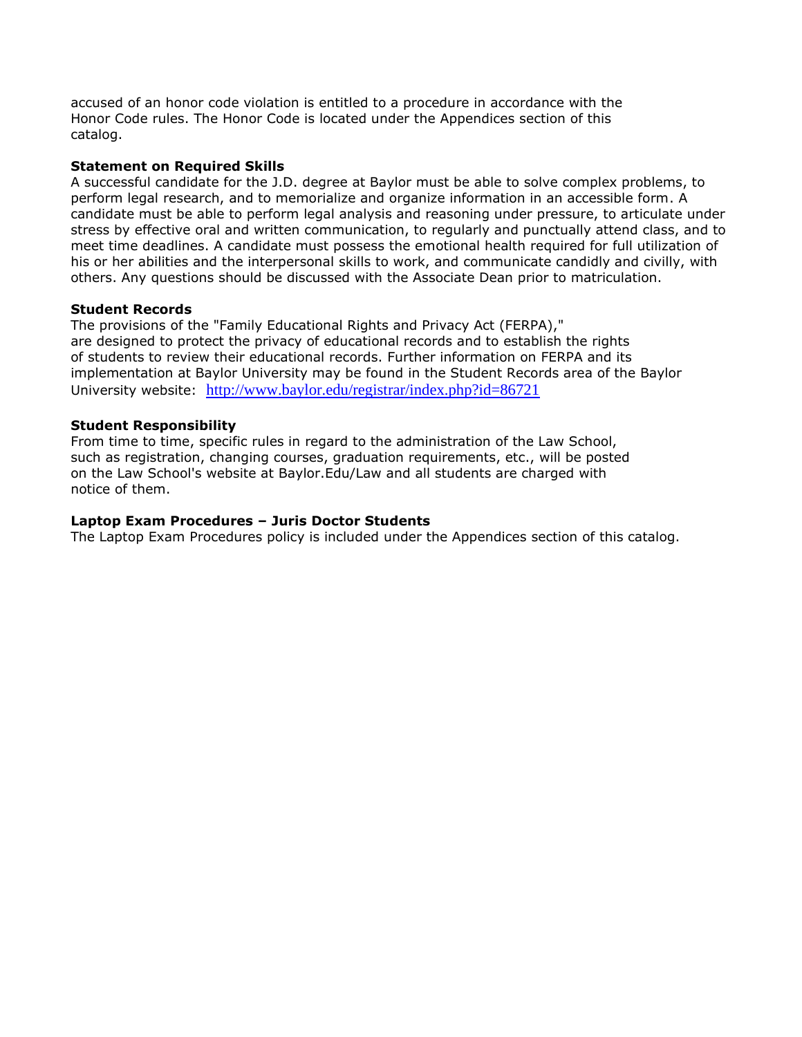accused of an honor code violation is entitled to a procedure in accordance with the Honor Code rules. The Honor Code is located under the Appendices section of this catalog.

**Statement on Required Skills**
A successful candidate for the J.D. degree at Baylor must be able to solve complex problems, to perform legal research, and to memorialize and organize information in an accessible form. A candidate must be able to perform legal analysis and reasoning under pressure, to articulate under stress by effective oral and written communication, to regularly and punctually attend class, and to meet time deadlines. A candidate must possess the emotional health required for full utilization of his or her abilities and the interpersonal skills to work, and communicate candidly and civilly, with others. Any questions should be discussed with the Associate Dean prior to matriculation.

**Student Records**
The provisions of the "Family Educational Rights and Privacy Act (FERPA)," are designed to protect the privacy of educational records and to establish the rights of students to review their educational records. Further information on FERPA and its implementation at Baylor University may be found in the Student Records area of the Baylor University website: http://www.baylor.edu/registrar/index.php?id=86721

**Student Responsibility**
From time to time, specific rules in regard to the administration of the Law School, such as registration, changing courses, graduation requirements, etc., will be posted on the Law School's website at Baylor.Edu/Law and all students are charged with notice of them.

**Laptop Exam Procedures – Juris Doctor Students**
The Laptop Exam Procedures policy is included under the Appendices section of this catalog.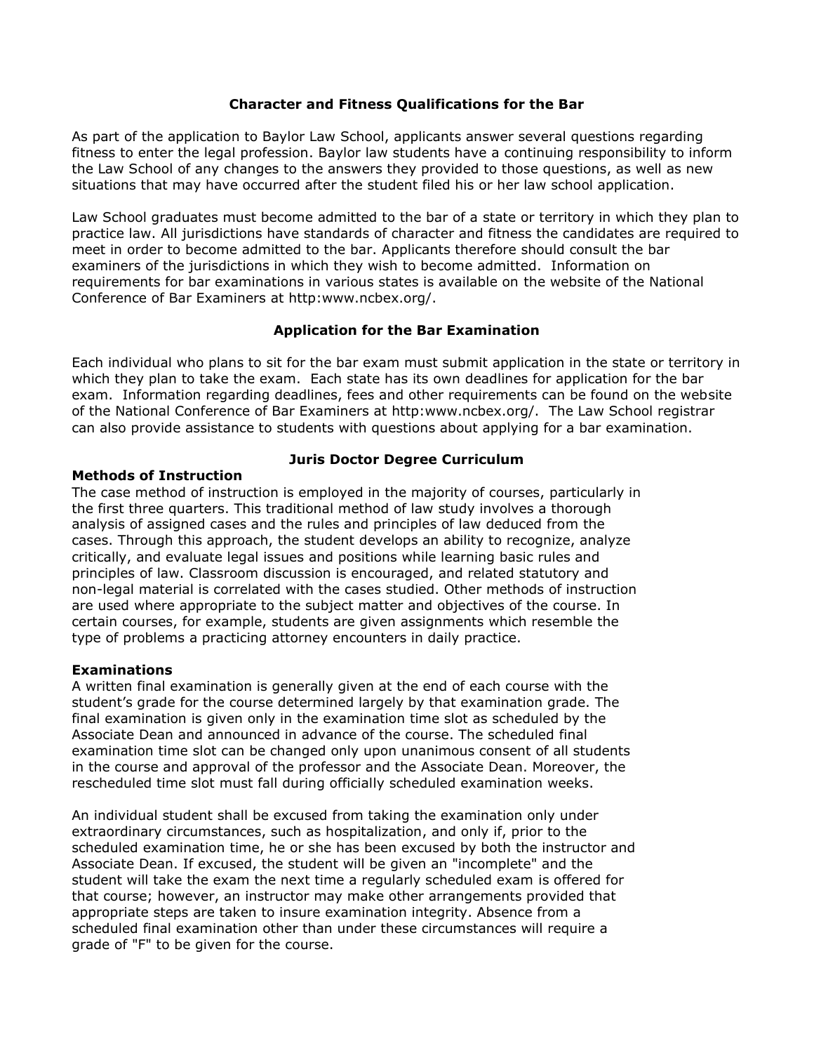## Character and Fitness Qualifications for the Bar

As part of the application to Baylor Law School, applicants answer several questions regarding fitness to enter the legal profession. Baylor law students have a continuing responsibility to inform the Law School of any changes to the answers they provided to those questions, as well as new situations that may have occurred after the student filed his or her law school application.

Law School graduates must become admitted to the bar of a state or territory in which they plan to practice law. All jurisdictions have standards of character and fitness the candidates are required to meet in order to become admitted to the bar. Applicants therefore should consult the bar examiners of the jurisdictions in which they wish to become admitted. Information on requirements for bar examinations in various states is available on the website of the National Conference of Bar Examiners at http:www.ncbex.org/.

## Application for the Bar Examination

Each individual who plans to sit for the bar exam must submit application in the state or territory in which they plan to take the exam. Each state has its own deadlines for application for the bar exam. Information regarding deadlines, fees and other requirements can be found on the website of the National Conference of Bar Examiners at http:www.ncbex.org/. The Law School registrar can also provide assistance to students with questions about applying for a bar examination.

## Juris Doctor Degree Curriculum

### Methods of Instruction

The case method of instruction is employed in the majority of courses, particularly in the first three quarters. This traditional method of law study involves a thorough analysis of assigned cases and the rules and principles of law deduced from the cases. Through this approach, the student develops an ability to recognize, analyze critically, and evaluate legal issues and positions while learning basic rules and principles of law. Classroom discussion is encouraged, and related statutory and non-legal material is correlated with the cases studied. Other methods of instruction are used where appropriate to the subject matter and objectives of the course. In certain courses, for example, students are given assignments which resemble the type of problems a practicing attorney encounters in daily practice.

### Examinations

A written final examination is generally given at the end of each course with the student's grade for the course determined largely by that examination grade. The final examination is given only in the examination time slot as scheduled by the Associate Dean and announced in advance of the course. The scheduled final examination time slot can be changed only upon unanimous consent of all students in the course and approval of the professor and the Associate Dean. Moreover, the rescheduled time slot must fall during officially scheduled examination weeks.

An individual student shall be excused from taking the examination only under extraordinary circumstances, such as hospitalization, and only if, prior to the scheduled examination time, he or she has been excused by both the instructor and Associate Dean. If excused, the student will be given an "incomplete" and the student will take the exam the next time a regularly scheduled exam is offered for that course; however, an instructor may make other arrangements provided that appropriate steps are taken to insure examination integrity. Absence from a scheduled final examination other than under these circumstances will require a grade of "F" to be given for the course.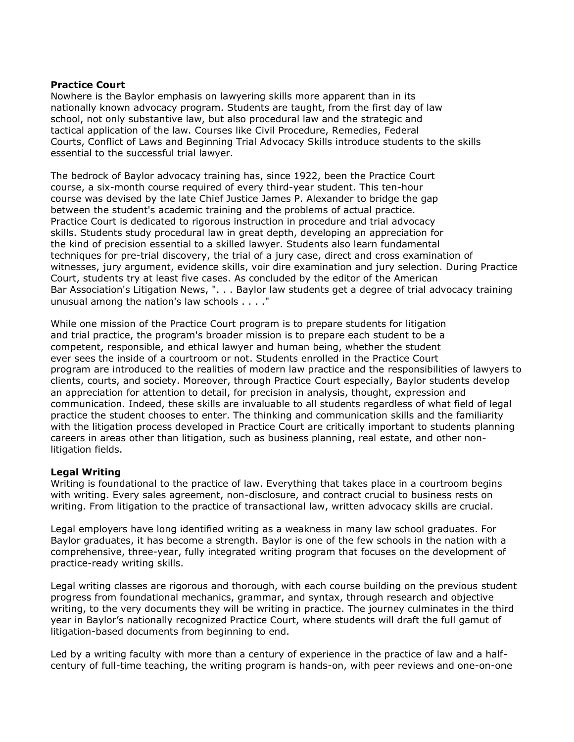**Practice Court**

Nowhere is the Baylor emphasis on lawyering skills more apparent than in its nationally known advocacy program. Students are taught, from the first day of law school, not only substantive law, but also procedural law and the strategic and tactical application of the law. Courses like Civil Procedure, Remedies, Federal Courts, Conflict of Laws and Beginning Trial Advocacy Skills introduce students to the skills essential to the successful trial lawyer.

The bedrock of Baylor advocacy training has, since 1922, been the Practice Court course, a six-month course required of every third-year student. This ten-hour course was devised by the late Chief Justice James P. Alexander to bridge the gap between the student's academic training and the problems of actual practice. Practice Court is dedicated to rigorous instruction in procedure and trial advocacy skills. Students study procedural law in great depth, developing an appreciation for the kind of precision essential to a skilled lawyer. Students also learn fundamental techniques for pre-trial discovery, the trial of a jury case, direct and cross examination of witnesses, jury argument, evidence skills, voir dire examination and jury selection. During Practice Court, students try at least five cases. As concluded by the editor of the American Bar Association's Litigation News, ". . . Baylor law students get a degree of trial advocacy training unusual among the nation's law schools . . . ."

While one mission of the Practice Court program is to prepare students for litigation and trial practice, the program's broader mission is to prepare each student to be a competent, responsible, and ethical lawyer and human being, whether the student ever sees the inside of a courtroom or not. Students enrolled in the Practice Court program are introduced to the realities of modern law practice and the responsibilities of lawyers to clients, courts, and society. Moreover, through Practice Court especially, Baylor students develop an appreciation for attention to detail, for precision in analysis, thought, expression and communication. Indeed, these skills are invaluable to all students regardless of what field of legal practice the student chooses to enter. The thinking and communication skills and the familiarity with the litigation process developed in Practice Court are critically important to students planning careers in areas other than litigation, such as business planning, real estate, and other non-litigation fields.

**Legal Writing**

Writing is foundational to the practice of law. Everything that takes place in a courtroom begins with writing. Every sales agreement, non-disclosure, and contract crucial to business rests on writing. From litigation to the practice of transactional law, written advocacy skills are crucial.

Legal employers have long identified writing as a weakness in many law school graduates. For Baylor graduates, it has become a strength. Baylor is one of the few schools in the nation with a comprehensive, three-year, fully integrated writing program that focuses on the development of practice-ready writing skills.

Legal writing classes are rigorous and thorough, with each course building on the previous student progress from foundational mechanics, grammar, and syntax, through research and objective writing, to the very documents they will be writing in practice. The journey culminates in the third year in Baylor's nationally recognized Practice Court, where students will draft the full gamut of litigation-based documents from beginning to end.

Led by a writing faculty with more than a century of experience in the practice of law and a half-century of full-time teaching, the writing program is hands-on, with peer reviews and one-on-one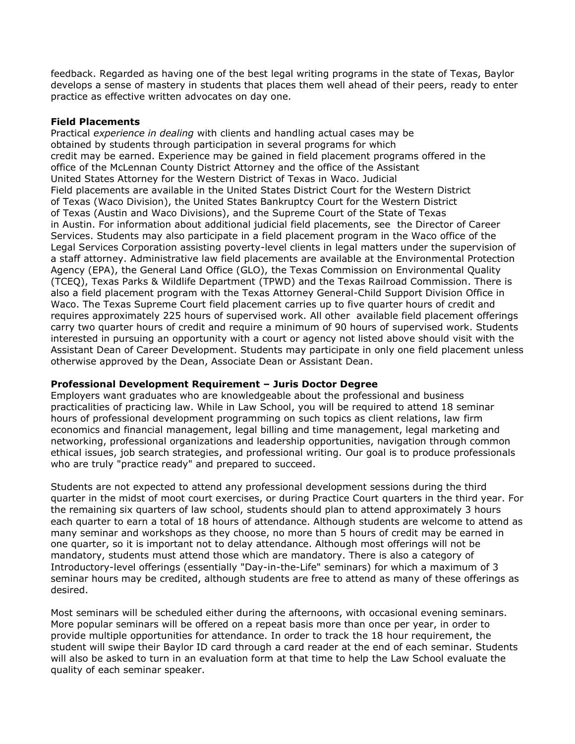feedback. Regarded as having one of the best legal writing programs in the state of Texas, Baylor develops a sense of mastery in students that places them well ahead of their peers, ready to enter practice as effective written advocates on day one.

**Field Placements**

Practical *experience in dealing* with clients and handling actual cases may be obtained by students through participation in several programs for which credit may be earned. Experience may be gained in field placement programs offered in the office of the McLennan County District Attorney and the office of the Assistant United States Attorney for the Western District of Texas in Waco. Judicial Field placements are available in the United States District Court for the Western District of Texas (Waco Division), the United States Bankruptcy Court for the Western District of Texas (Austin and Waco Divisions), and the Supreme Court of the State of Texas in Austin. For information about additional judicial field placements, see the Director of Career Services. Students may also participate in a field placement program in the Waco office of the Legal Services Corporation assisting poverty-level clients in legal matters under the supervision of a staff attorney. Administrative law field placements are available at the Environmental Protection Agency (EPA), the General Land Office (GLO), the Texas Commission on Environmental Quality (TCEQ), Texas Parks & Wildlife Department (TPWD) and the Texas Railroad Commission. There is also a field placement program with the Texas Attorney General-Child Support Division Office in Waco. The Texas Supreme Court field placement carries up to five quarter hours of credit and requires approximately 225 hours of supervised work. All other available field placement offerings carry two quarter hours of credit and require a minimum of 90 hours of supervised work. Students interested in pursuing an opportunity with a court or agency not listed above should visit with the Assistant Dean of Career Development. Students may participate in only one field placement unless otherwise approved by the Dean, Associate Dean or Assistant Dean.

**Professional Development Requirement – Juris Doctor Degree**

Employers want graduates who are knowledgeable about the professional and business practicalities of practicing law. While in Law School, you will be required to attend 18 seminar hours of professional development programming on such topics as client relations, law firm economics and financial management, legal billing and time management, legal marketing and networking, professional organizations and leadership opportunities, navigation through common ethical issues, job search strategies, and professional writing. Our goal is to produce professionals who are truly "practice ready" and prepared to succeed.

Students are not expected to attend any professional development sessions during the third quarter in the midst of moot court exercises, or during Practice Court quarters in the third year. For the remaining six quarters of law school, students should plan to attend approximately 3 hours each quarter to earn a total of 18 hours of attendance. Although students are welcome to attend as many seminar and workshops as they choose, no more than 5 hours of credit may be earned in one quarter, so it is important not to delay attendance. Although most offerings will not be mandatory, students must attend those which are mandatory. There is also a category of Introductory-level offerings (essentially "Day-in-the-Life" seminars) for which a maximum of 3 seminar hours may be credited, although students are free to attend as many of these offerings as desired.

Most seminars will be scheduled either during the afternoons, with occasional evening seminars. More popular seminars will be offered on a repeat basis more than once per year, in order to provide multiple opportunities for attendance. In order to track the 18 hour requirement, the student will swipe their Baylor ID card through a card reader at the end of each seminar. Students will also be asked to turn in an evaluation form at that time to help the Law School evaluate the quality of each seminar speaker.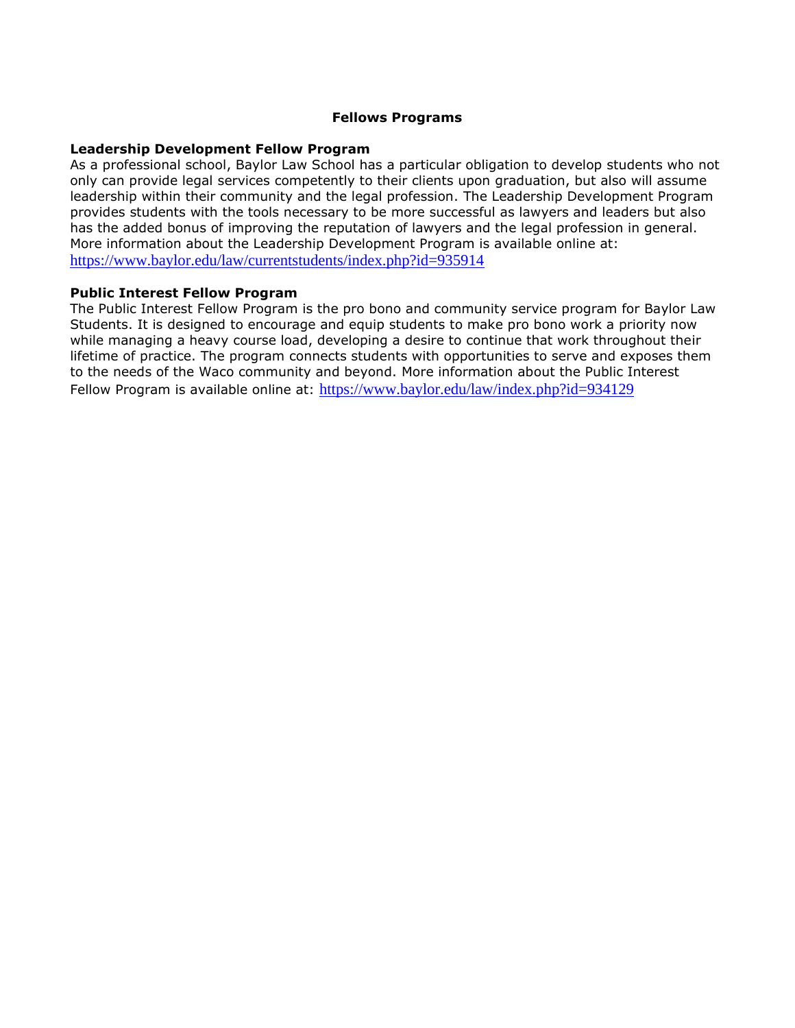# Fellows Programs

### Leadership Development Fellow Program

As a professional school, Baylor Law School has a particular obligation to develop students who not only can provide legal services competently to their clients upon graduation, but also will assume leadership within their community and the legal profession. The Leadership Development Program provides students with the tools necessary to be more successful as lawyers and leaders but also has the added bonus of improving the reputation of lawyers and the legal profession in general. More information about the Leadership Development Program is available online at: https://www.baylor.edu/law/currentstudents/index.php?id=935914

### Public Interest Fellow Program

The Public Interest Fellow Program is the pro bono and community service program for Baylor Law Students. It is designed to encourage and equip students to make pro bono work a priority now while managing a heavy course load, developing a desire to continue that work throughout their lifetime of practice. The program connects students with opportunities to serve and exposes them to the needs of the Waco community and beyond. More information about the Public Interest Fellow Program is available online at: https://www.baylor.edu/law/index.php?id=934129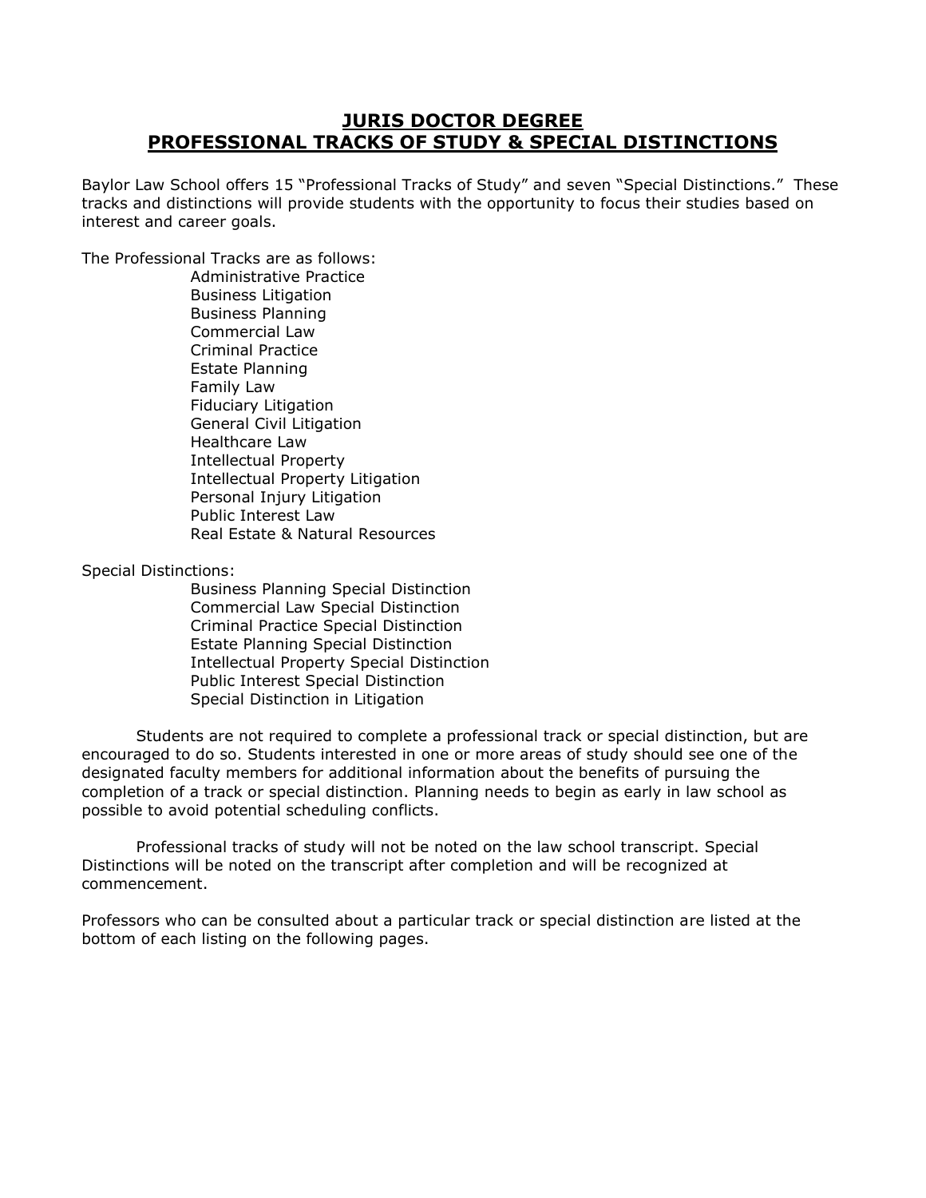# JURIS DOCTOR DEGREE
# PROFESSIONAL TRACKS OF STUDY & SPECIAL DISTINCTIONS

Baylor Law School offers 15 "Professional Tracks of Study" and seven "Special Distinctions." These tracks and distinctions will provide students with the opportunity to focus their studies based on interest and career goals.

The Professional Tracks are as follows:

- Administrative Practice
- Business Litigation
- Business Planning
- Commercial Law
- Criminal Practice
- Estate Planning
- Family Law
- Fiduciary Litigation
- General Civil Litigation
- Healthcare Law
- Intellectual Property
- Intellectual Property Litigation
- Personal Injury Litigation
- Public Interest Law
- Real Estate & Natural Resources

Special Distinctions:

- Business Planning Special Distinction
- Commercial Law Special Distinction
- Criminal Practice Special Distinction
- Estate Planning Special Distinction
- Intellectual Property Special Distinction
- Public Interest Special Distinction
- Special Distinction in Litigation

Students are not required to complete a professional track or special distinction, but are encouraged to do so. Students interested in one or more areas of study should see one of the designated faculty members for additional information about the benefits of pursuing the completion of a track or special distinction. Planning needs to begin as early in law school as possible to avoid potential scheduling conflicts.

Professional tracks of study will not be noted on the law school transcript. Special Distinctions will be noted on the transcript after completion and will be recognized at commencement.

Professors who can be consulted about a particular track or special distinction are listed at the bottom of each listing on the following pages.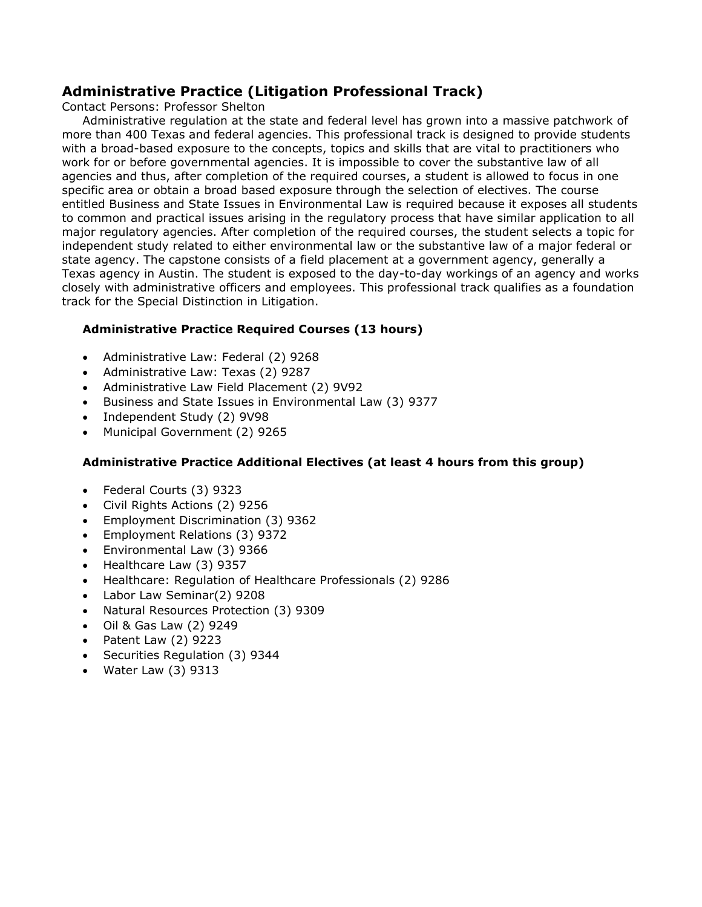## Administrative Practice (Litigation Professional Track)

Contact Persons: Professor Shelton

Administrative regulation at the state and federal level has grown into a massive patchwork of more than 400 Texas and federal agencies. This professional track is designed to provide students with a broad-based exposure to the concepts, topics and skills that are vital to practitioners who work for or before governmental agencies. It is impossible to cover the substantive law of all agencies and thus, after completion of the required courses, a student is allowed to focus in one specific area or obtain a broad based exposure through the selection of electives. The course entitled Business and State Issues in Environmental Law is required because it exposes all students to common and practical issues arising in the regulatory process that have similar application to all major regulatory agencies. After completion of the required courses, the student selects a topic for independent study related to either environmental law or the substantive law of a major federal or state agency. The capstone consists of a field placement at a government agency, generally a Texas agency in Austin. The student is exposed to the day-to-day workings of an agency and works closely with administrative officers and employees. This professional track qualifies as a foundation track for the Special Distinction in Litigation.

### Administrative Practice Required Courses (13 hours)

- Administrative Law: Federal (2) 9268
- Administrative Law: Texas (2) 9287
- Administrative Law Field Placement (2) 9V92
- Business and State Issues in Environmental Law (3) 9377
- Independent Study (2) 9V98
- Municipal Government (2) 9265

### Administrative Practice Additional Electives (at least 4 hours from this group)

- Federal Courts (3) 9323
- Civil Rights Actions (2) 9256
- Employment Discrimination (3) 9362
- Employment Relations (3) 9372
- Environmental Law (3) 9366
- Healthcare Law (3) 9357
- Healthcare: Regulation of Healthcare Professionals (2) 9286
- Labor Law Seminar(2) 9208
- Natural Resources Protection (3) 9309
- Oil & Gas Law (2) 9249
- Patent Law (2) 9223
- Securities Regulation (3) 9344
- Water Law (3) 9313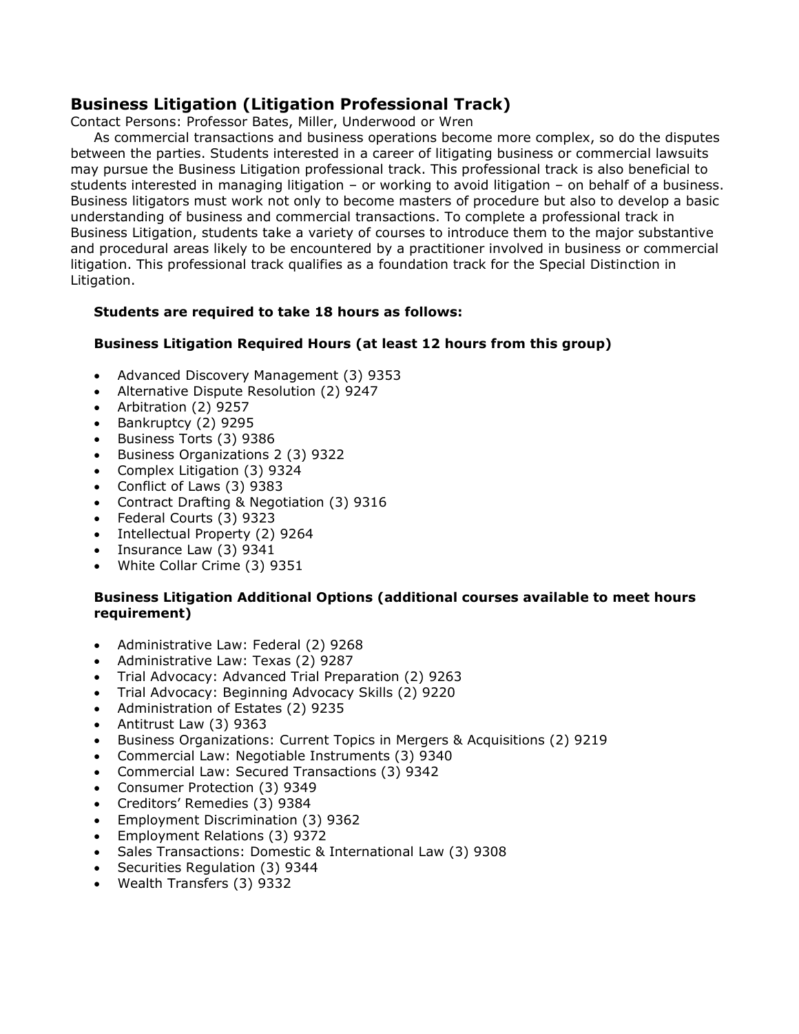## Business Litigation (Litigation Professional Track)

Contact Persons: Professor Bates, Miller, Underwood or Wren

As commercial transactions and business operations become more complex, so do the disputes between the parties. Students interested in a career of litigating business or commercial lawsuits may pursue the Business Litigation professional track. This professional track is also beneficial to students interested in managing litigation – or working to avoid litigation – on behalf of a business. Business litigators must work not only to become masters of procedure but also to develop a basic understanding of business and commercial transactions. To complete a professional track in Business Litigation, students take a variety of courses to introduce them to the major substantive and procedural areas likely to be encountered by a practitioner involved in business or commercial litigation. This professional track qualifies as a foundation track for the Special Distinction in Litigation.

**Students are required to take 18 hours as follows:**

**Business Litigation Required Hours (at least 12 hours from this group)**

- Advanced Discovery Management (3) 9353
- Alternative Dispute Resolution (2) 9247
- Arbitration (2) 9257
- Bankruptcy (2) 9295
- Business Torts (3) 9386
- Business Organizations 2 (3) 9322
- Complex Litigation (3) 9324
- Conflict of Laws (3) 9383
- Contract Drafting & Negotiation (3) 9316
- Federal Courts (3) 9323
- Intellectual Property (2) 9264
- Insurance Law (3) 9341
- White Collar Crime (3) 9351

**Business Litigation Additional Options (additional courses available to meet hours requirement)**

- Administrative Law: Federal (2) 9268
- Administrative Law: Texas (2) 9287
- Trial Advocacy: Advanced Trial Preparation (2) 9263
- Trial Advocacy: Beginning Advocacy Skills (2) 9220
- Administration of Estates (2) 9235
- Antitrust Law (3) 9363
- Business Organizations: Current Topics in Mergers & Acquisitions (2) 9219
- Commercial Law: Negotiable Instruments (3) 9340
- Commercial Law: Secured Transactions (3) 9342
- Consumer Protection (3) 9349
- Creditors' Remedies (3) 9384
- Employment Discrimination (3) 9362
- Employment Relations (3) 9372
- Sales Transactions: Domestic & International Law (3) 9308
- Securities Regulation (3) 9344
- Wealth Transfers (3) 9332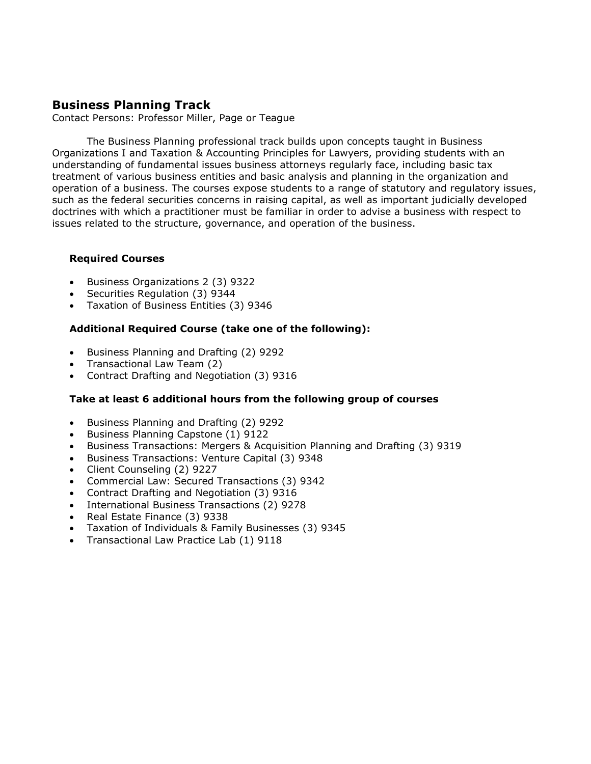## Business Planning Track

Contact Persons: Professor Miller, Page or Teague

The Business Planning professional track builds upon concepts taught in Business Organizations I and Taxation & Accounting Principles for Lawyers, providing students with an understanding of fundamental issues business attorneys regularly face, including basic tax treatment of various business entities and basic analysis and planning in the organization and operation of a business. The courses expose students to a range of statutory and regulatory issues, such as the federal securities concerns in raising capital, as well as important judicially developed doctrines with which a practitioner must be familiar in order to advise a business with respect to issues related to the structure, governance, and operation of the business.

**Required Courses**

- Business Organizations 2 (3) 9322
- Securities Regulation (3) 9344
- Taxation of Business Entities (3) 9346

**Additional Required Course (take one of the following):**

- Business Planning and Drafting (2) 9292
- Transactional Law Team (2)
- Contract Drafting and Negotiation (3) 9316

**Take at least 6 additional hours from the following group of courses**

- Business Planning and Drafting (2) 9292
- Business Planning Capstone (1) 9122
- Business Transactions: Mergers & Acquisition Planning and Drafting (3) 9319
- Business Transactions: Venture Capital (3) 9348
- Client Counseling (2) 9227
- Commercial Law: Secured Transactions (3) 9342
- Contract Drafting and Negotiation (3) 9316
- International Business Transactions (2) 9278
- Real Estate Finance (3) 9338
- Taxation of Individuals & Family Businesses (3) 9345
- Transactional Law Practice Lab (1) 9118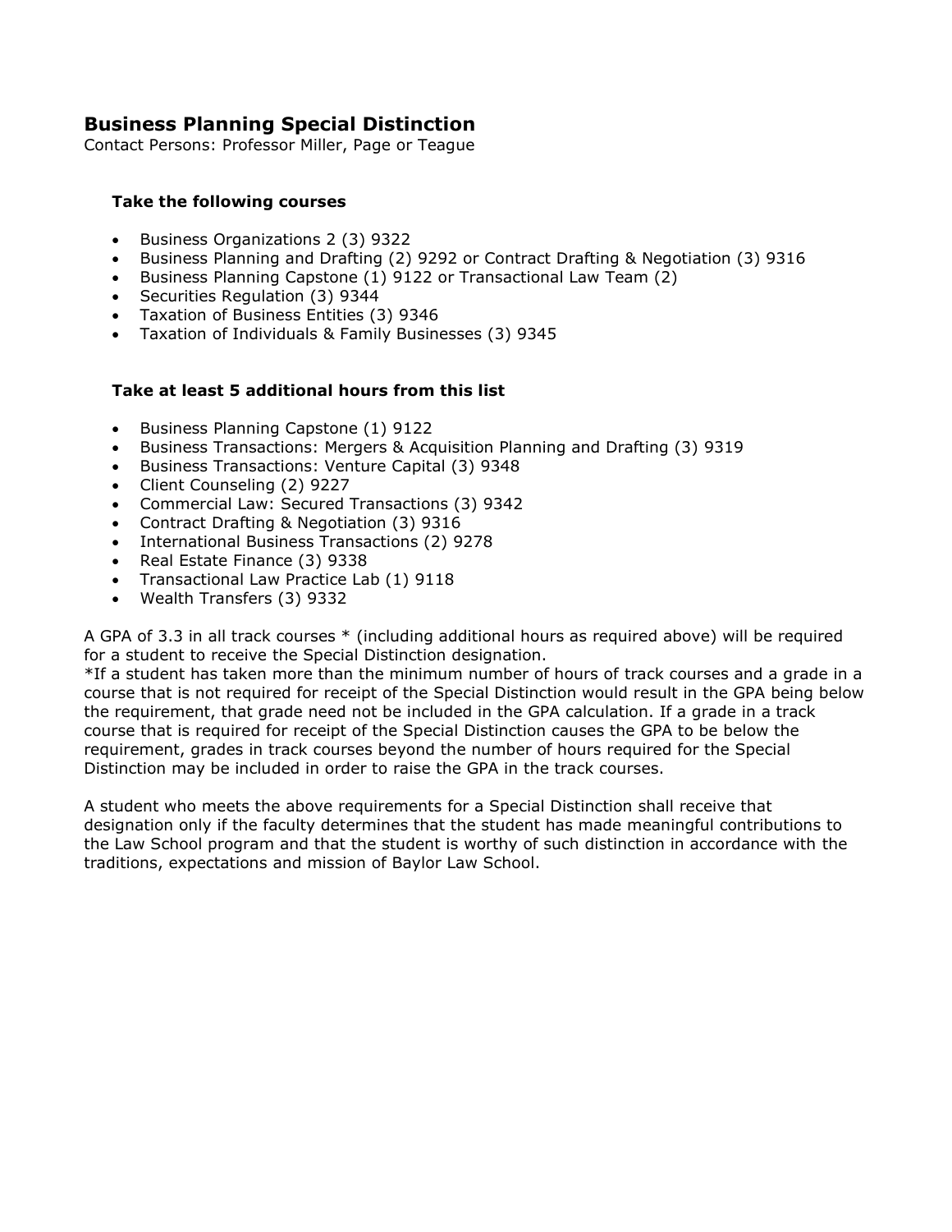## Business Planning Special Distinction

Contact Persons: Professor Miller, Page or Teague

### Take the following courses

- Business Organizations 2 (3) 9322
- Business Planning and Drafting (2) 9292 or Contract Drafting & Negotiation (3) 9316
- Business Planning Capstone (1) 9122 or Transactional Law Team (2)
- Securities Regulation (3) 9344
- Taxation of Business Entities (3) 9346
- Taxation of Individuals & Family Businesses (3) 9345

### Take at least 5 additional hours from this list

- Business Planning Capstone (1) 9122
- Business Transactions: Mergers & Acquisition Planning and Drafting (3) 9319
- Business Transactions: Venture Capital (3) 9348
- Client Counseling (2) 9227
- Commercial Law: Secured Transactions (3) 9342
- Contract Drafting & Negotiation (3) 9316
- International Business Transactions (2) 9278
- Real Estate Finance (3) 9338
- Transactional Law Practice Lab (1) 9118
- Wealth Transfers (3) 9332

A GPA of 3.3 in all track courses * (including additional hours as required above) will be required for a student to receive the Special Distinction designation.

*If a student has taken more than the minimum number of hours of track courses and a grade in a course that is not required for receipt of the Special Distinction would result in the GPA being below the requirement, that grade need not be included in the GPA calculation. If a grade in a track course that is required for receipt of the Special Distinction causes the GPA to be below the requirement, grades in track courses beyond the number of hours required for the Special Distinction may be included in order to raise the GPA in the track courses.

A student who meets the above requirements for a Special Distinction shall receive that designation only if the faculty determines that the student has made meaningful contributions to the Law School program and that the student is worthy of such distinction in accordance with the traditions, expectations and mission of Baylor Law School.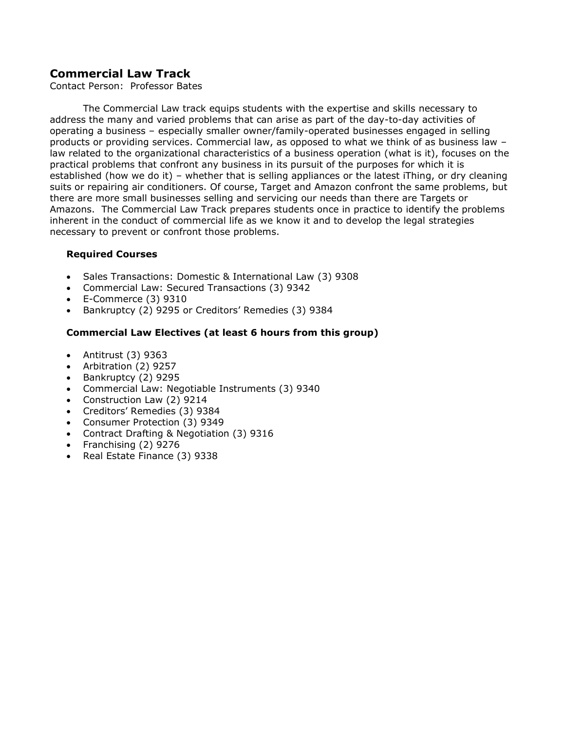## Commercial Law Track

Contact Person: Professor Bates

The Commercial Law track equips students with the expertise and skills necessary to address the many and varied problems that can arise as part of the day-to-day activities of operating a business – especially smaller owner/family-operated businesses engaged in selling products or providing services. Commercial law, as opposed to what we think of as business law – law related to the organizational characteristics of a business operation (what is it), focuses on the practical problems that confront any business in its pursuit of the purposes for which it is established (how we do it) – whether that is selling appliances or the latest iThing, or dry cleaning suits or repairing air conditioners. Of course, Target and Amazon confront the same problems, but there are more small businesses selling and servicing our needs than there are Targets or Amazons. The Commercial Law Track prepares students once in practice to identify the problems inherent in the conduct of commercial life as we know it and to develop the legal strategies necessary to prevent or confront those problems.

### Required Courses

- Sales Transactions: Domestic & International Law (3) 9308
- Commercial Law: Secured Transactions (3) 9342
- E-Commerce (3) 9310
- Bankruptcy (2) 9295 or Creditors' Remedies (3) 9384

### Commercial Law Electives (at least 6 hours from this group)

- Antitrust (3) 9363
- Arbitration (2) 9257
- Bankruptcy (2) 9295
- Commercial Law: Negotiable Instruments (3) 9340
- Construction Law (2) 9214
- Creditors' Remedies (3) 9384
- Consumer Protection (3) 9349
- Contract Drafting & Negotiation (3) 9316
- Franchising (2) 9276
- Real Estate Finance (3) 9338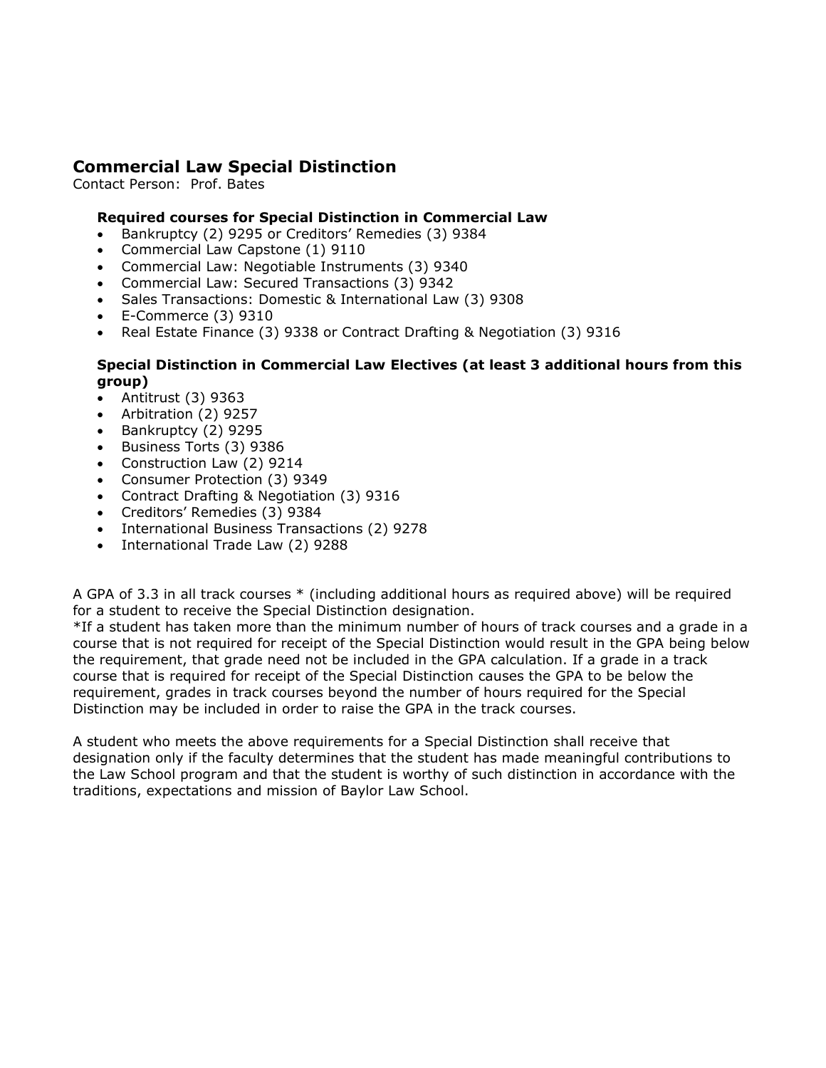## Commercial Law Special Distinction

Contact Person: Prof. Bates

### Required courses for Special Distinction in Commercial Law

- Bankruptcy (2) 9295 or Creditors' Remedies (3) 9384
- Commercial Law Capstone (1) 9110
- Commercial Law: Negotiable Instruments (3) 9340
- Commercial Law: Secured Transactions (3) 9342
- Sales Transactions: Domestic & International Law (3) 9308
- E-Commerce (3) 9310
- Real Estate Finance (3) 9338 or Contract Drafting & Negotiation (3) 9316

### Special Distinction in Commercial Law Electives (at least 3 additional hours from this group)

- Antitrust (3) 9363
- Arbitration (2) 9257
- Bankruptcy (2) 9295
- Business Torts (3) 9386
- Construction Law (2) 9214
- Consumer Protection (3) 9349
- Contract Drafting & Negotiation (3) 9316
- Creditors' Remedies (3) 9384
- International Business Transactions (2) 9278
- International Trade Law (2) 9288

A GPA of 3.3 in all track courses * (including additional hours as required above) will be required for a student to receive the Special Distinction designation.

*If a student has taken more than the minimum number of hours of track courses and a grade in a course that is not required for receipt of the Special Distinction would result in the GPA being below the requirement, that grade need not be included in the GPA calculation. If a grade in a track course that is required for receipt of the Special Distinction causes the GPA to be below the requirement, grades in track courses beyond the number of hours required for the Special Distinction may be included in order to raise the GPA in the track courses.

A student who meets the above requirements for a Special Distinction shall receive that designation only if the faculty determines that the student has made meaningful contributions to the Law School program and that the student is worthy of such distinction in accordance with the traditions, expectations and mission of Baylor Law School.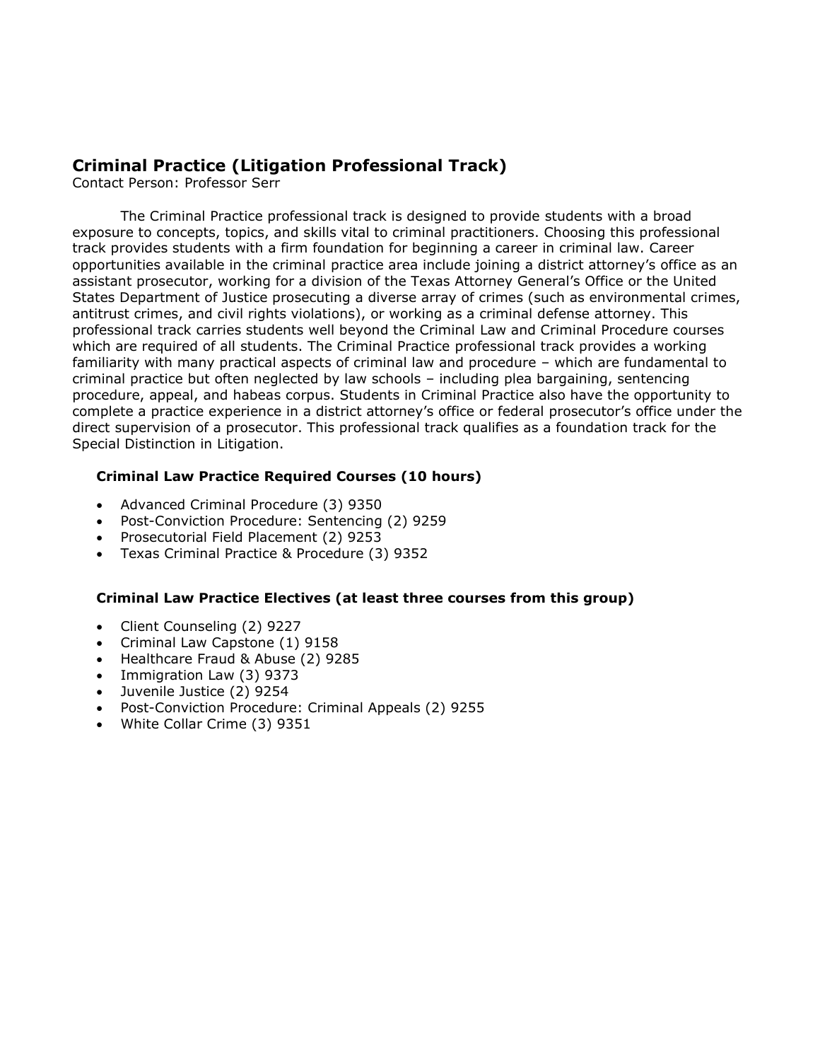## Criminal Practice (Litigation Professional Track)

Contact Person: Professor Serr

The Criminal Practice professional track is designed to provide students with a broad exposure to concepts, topics, and skills vital to criminal practitioners. Choosing this professional track provides students with a firm foundation for beginning a career in criminal law. Career opportunities available in the criminal practice area include joining a district attorney's office as an assistant prosecutor, working for a division of the Texas Attorney General's Office or the United States Department of Justice prosecuting a diverse array of crimes (such as environmental crimes, antitrust crimes, and civil rights violations), or working as a criminal defense attorney. This professional track carries students well beyond the Criminal Law and Criminal Procedure courses which are required of all students. The Criminal Practice professional track provides a working familiarity with many practical aspects of criminal law and procedure – which are fundamental to criminal practice but often neglected by law schools – including plea bargaining, sentencing procedure, appeal, and habeas corpus. Students in Criminal Practice also have the opportunity to complete a practice experience in a district attorney's office or federal prosecutor's office under the direct supervision of a prosecutor. This professional track qualifies as a foundation track for the Special Distinction in Litigation.

### Criminal Law Practice Required Courses (10 hours)

- Advanced Criminal Procedure (3) 9350
- Post-Conviction Procedure: Sentencing (2) 9259
- Prosecutorial Field Placement (2) 9253
- Texas Criminal Practice & Procedure (3) 9352

### Criminal Law Practice Electives (at least three courses from this group)

- Client Counseling (2) 9227
- Criminal Law Capstone (1) 9158
- Healthcare Fraud & Abuse (2) 9285
- Immigration Law (3) 9373
- Juvenile Justice (2) 9254
- Post-Conviction Procedure: Criminal Appeals (2) 9255
- White Collar Crime (3) 9351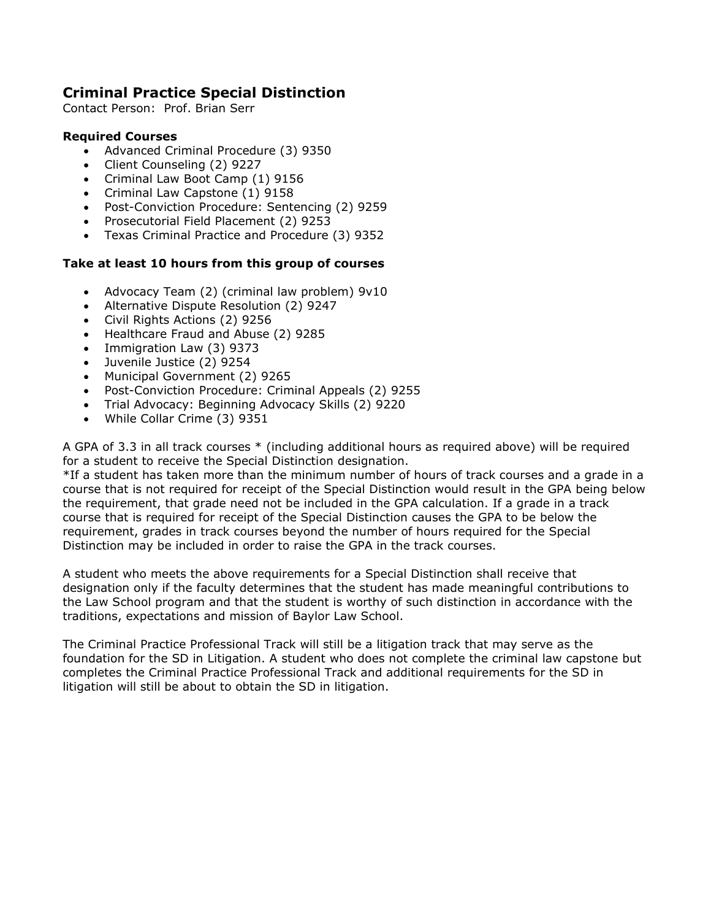## Criminal Practice Special Distinction

Contact Person: Prof. Brian Serr

**Required Courses**

- Advanced Criminal Procedure (3) 9350
- Client Counseling (2) 9227
- Criminal Law Boot Camp (1) 9156
- Criminal Law Capstone (1) 9158
- Post-Conviction Procedure: Sentencing (2) 9259
- Prosecutorial Field Placement (2) 9253
- Texas Criminal Practice and Procedure (3) 9352

**Take at least 10 hours from this group of courses**

- Advocacy Team (2) (criminal law problem) 9v10
- Alternative Dispute Resolution (2) 9247
- Civil Rights Actions (2) 9256
- Healthcare Fraud and Abuse (2) 9285
- Immigration Law (3) 9373
- Juvenile Justice (2) 9254
- Municipal Government (2) 9265
- Post-Conviction Procedure: Criminal Appeals (2) 9255
- Trial Advocacy: Beginning Advocacy Skills (2) 9220
- While Collar Crime (3) 9351

A GPA of 3.3 in all track courses * (including additional hours as required above) will be required for a student to receive the Special Distinction designation.
*If a student has taken more than the minimum number of hours of track courses and a grade in a course that is not required for receipt of the Special Distinction would result in the GPA being below the requirement, that grade need not be included in the GPA calculation. If a grade in a track course that is required for receipt of the Special Distinction causes the GPA to be below the requirement, grades in track courses beyond the number of hours required for the Special Distinction may be included in order to raise the GPA in the track courses.

A student who meets the above requirements for a Special Distinction shall receive that designation only if the faculty determines that the student has made meaningful contributions to the Law School program and that the student is worthy of such distinction in accordance with the traditions, expectations and mission of Baylor Law School.

The Criminal Practice Professional Track will still be a litigation track that may serve as the foundation for the SD in Litigation. A student who does not complete the criminal law capstone but completes the Criminal Practice Professional Track and additional requirements for the SD in litigation will still be about to obtain the SD in litigation.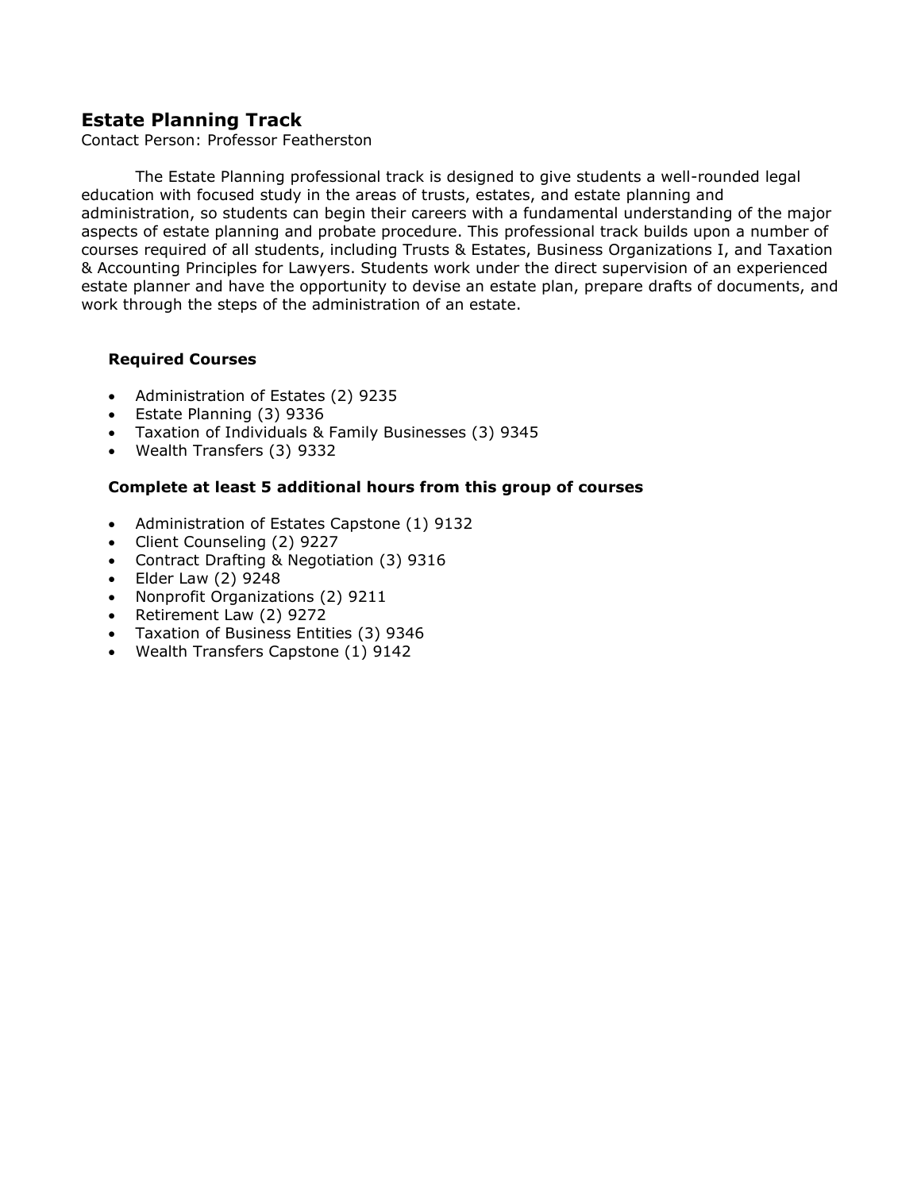## Estate Planning Track

Contact Person: Professor Featherston

The Estate Planning professional track is designed to give students a well-rounded legal education with focused study in the areas of trusts, estates, and estate planning and administration, so students can begin their careers with a fundamental understanding of the major aspects of estate planning and probate procedure. This professional track builds upon a number of courses required of all students, including Trusts & Estates, Business Organizations I, and Taxation & Accounting Principles for Lawyers. Students work under the direct supervision of an experienced estate planner and have the opportunity to devise an estate plan, prepare drafts of documents, and work through the steps of the administration of an estate.

**Required Courses**

- Administration of Estates (2) 9235
- Estate Planning (3) 9336
- Taxation of Individuals & Family Businesses (3) 9345
- Wealth Transfers (3) 9332

**Complete at least 5 additional hours from this group of courses**

- Administration of Estates Capstone (1) 9132
- Client Counseling (2) 9227
- Contract Drafting & Negotiation (3) 9316
- Elder Law (2) 9248
- Nonprofit Organizations (2) 9211
- Retirement Law (2) 9272
- Taxation of Business Entities (3) 9346
- Wealth Transfers Capstone (1) 9142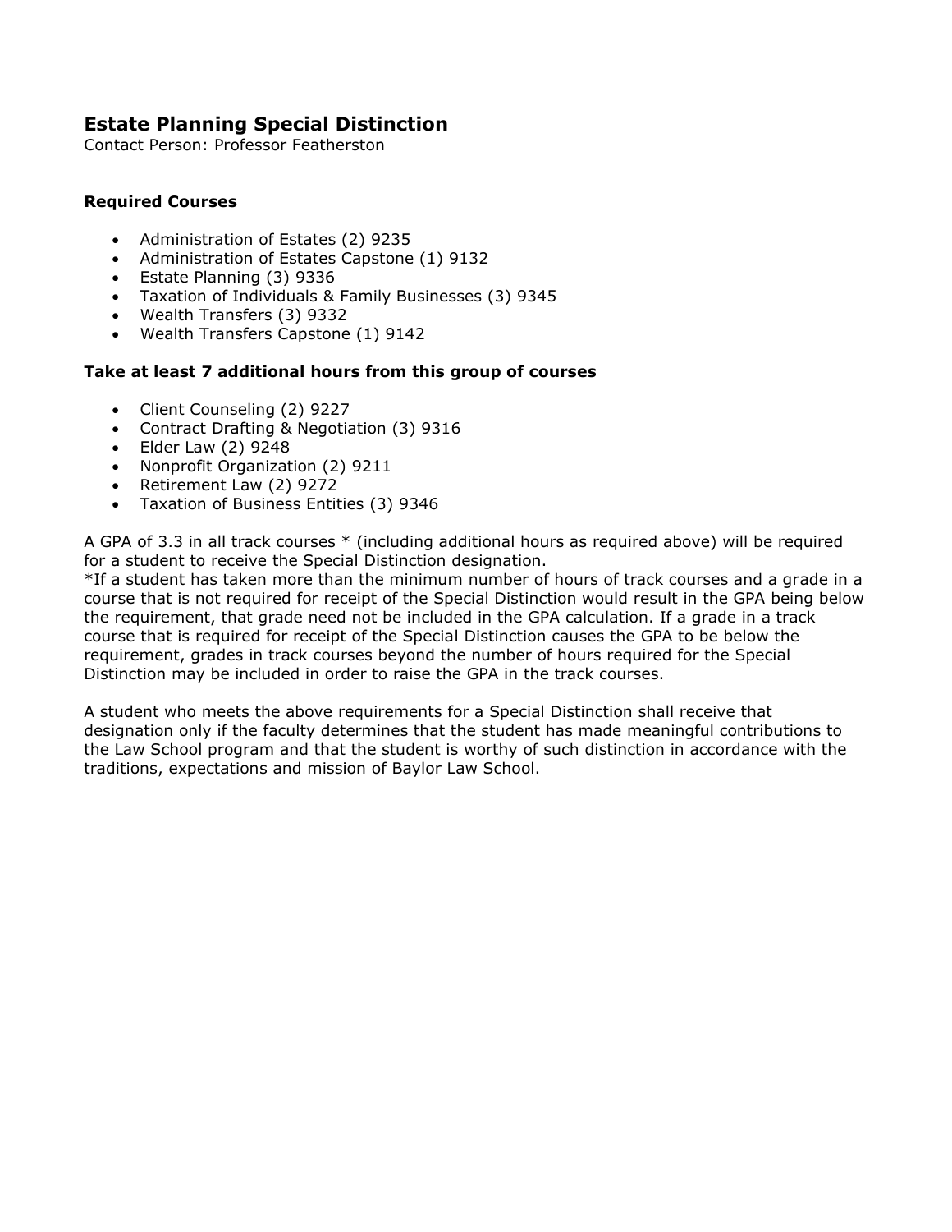## Estate Planning Special Distinction

Contact Person: Professor Featherston

### Required Courses

- Administration of Estates (2) 9235
- Administration of Estates Capstone (1) 9132
- Estate Planning (3) 9336
- Taxation of Individuals & Family Businesses (3) 9345
- Wealth Transfers (3) 9332
- Wealth Transfers Capstone (1) 9142

### Take at least 7 additional hours from this group of courses

- Client Counseling (2) 9227
- Contract Drafting & Negotiation (3) 9316
- Elder Law (2) 9248
- Nonprofit Organization (2) 9211
- Retirement Law (2) 9272
- Taxation of Business Entities (3) 9346

A GPA of 3.3 in all track courses * (including additional hours as required above) will be required for a student to receive the Special Distinction designation.
*If a student has taken more than the minimum number of hours of track courses and a grade in a course that is not required for receipt of the Special Distinction would result in the GPA being below the requirement, that grade need not be included in the GPA calculation. If a grade in a track course that is required for receipt of the Special Distinction causes the GPA to be below the requirement, grades in track courses beyond the number of hours required for the Special Distinction may be included in order to raise the GPA in the track courses.

A student who meets the above requirements for a Special Distinction shall receive that designation only if the faculty determines that the student has made meaningful contributions to the Law School program and that the student is worthy of such distinction in accordance with the traditions, expectations and mission of Baylor Law School.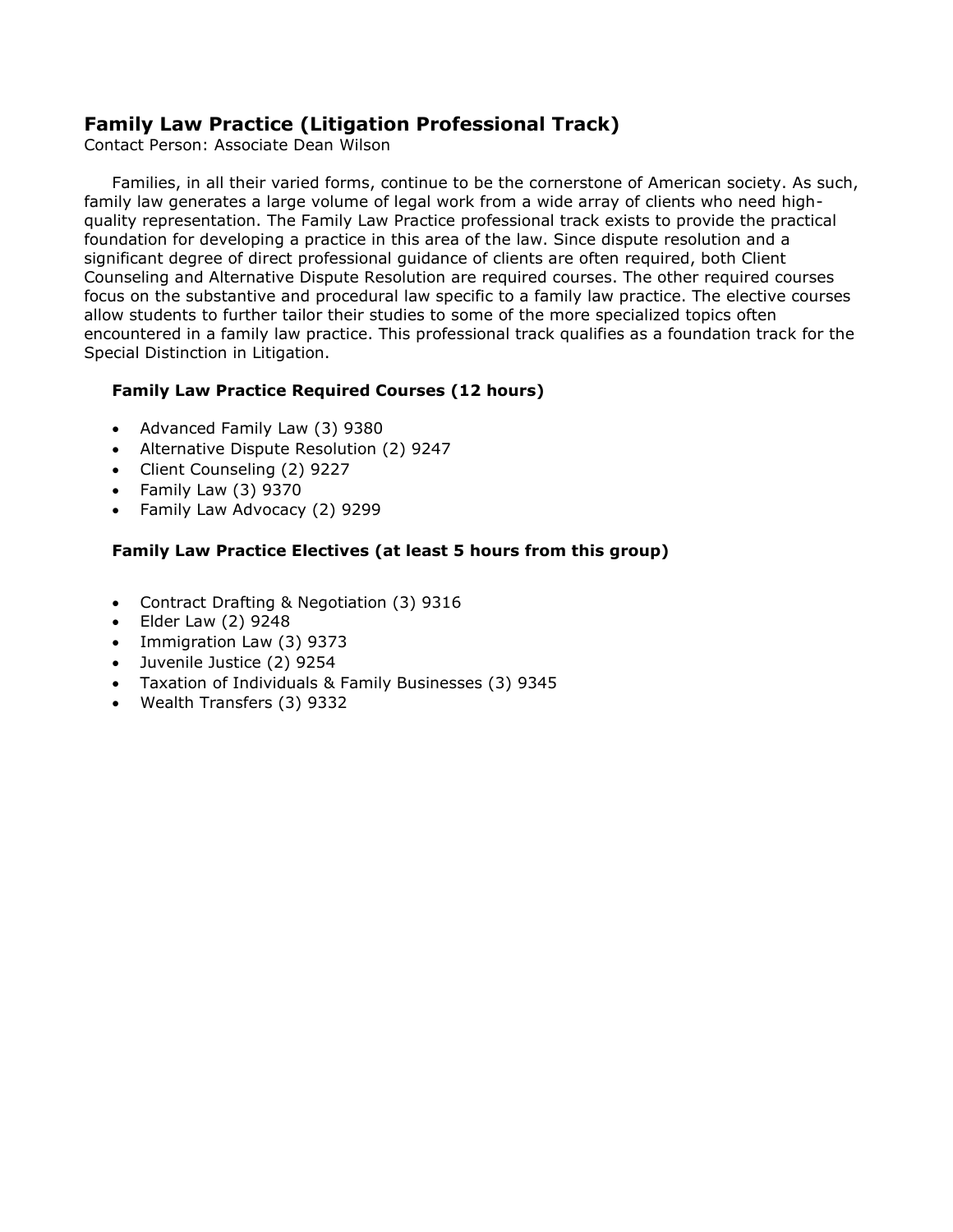## Family Law Practice (Litigation Professional Track)

Contact Person: Associate Dean Wilson

Families, in all their varied forms, continue to be the cornerstone of American society. As such, family law generates a large volume of legal work from a wide array of clients who need high-quality representation. The Family Law Practice professional track exists to provide the practical foundation for developing a practice in this area of the law. Since dispute resolution and a significant degree of direct professional guidance of clients are often required, both Client Counseling and Alternative Dispute Resolution are required courses. The other required courses focus on the substantive and procedural law specific to a family law practice. The elective courses allow students to further tailor their studies to some of the more specialized topics often encountered in a family law practice. This professional track qualifies as a foundation track for the Special Distinction in Litigation.

### Family Law Practice Required Courses (12 hours)

- Advanced Family Law (3) 9380
- Alternative Dispute Resolution (2) 9247
- Client Counseling (2) 9227
- Family Law (3) 9370
- Family Law Advocacy (2) 9299

### Family Law Practice Electives (at least 5 hours from this group)

- Contract Drafting & Negotiation (3) 9316
- Elder Law (2) 9248
- Immigration Law (3) 9373
- Juvenile Justice (2) 9254
- Taxation of Individuals & Family Businesses (3) 9345
- Wealth Transfers (3) 9332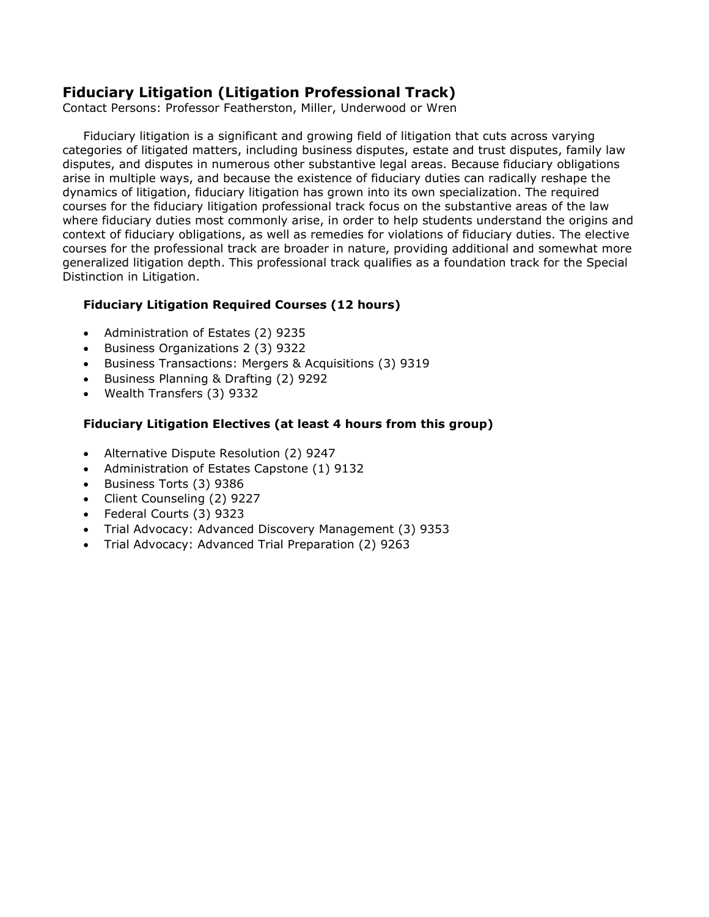## Fiduciary Litigation (Litigation Professional Track)

Contact Persons: Professor Featherston, Miller, Underwood or Wren

Fiduciary litigation is a significant and growing field of litigation that cuts across varying categories of litigated matters, including business disputes, estate and trust disputes, family law disputes, and disputes in numerous other substantive legal areas. Because fiduciary obligations arise in multiple ways, and because the existence of fiduciary duties can radically reshape the dynamics of litigation, fiduciary litigation has grown into its own specialization. The required courses for the fiduciary litigation professional track focus on the substantive areas of the law where fiduciary duties most commonly arise, in order to help students understand the origins and context of fiduciary obligations, as well as remedies for violations of fiduciary duties. The elective courses for the professional track are broader in nature, providing additional and somewhat more generalized litigation depth. This professional track qualifies as a foundation track for the Special Distinction in Litigation.

### Fiduciary Litigation Required Courses (12 hours)

- Administration of Estates (2) 9235
- Business Organizations 2 (3) 9322
- Business Transactions: Mergers & Acquisitions (3) 9319
- Business Planning & Drafting (2) 9292
- Wealth Transfers (3) 9332

### Fiduciary Litigation Electives (at least 4 hours from this group)

- Alternative Dispute Resolution (2) 9247
- Administration of Estates Capstone (1) 9132
- Business Torts (3) 9386
- Client Counseling (2) 9227
- Federal Courts (3) 9323
- Trial Advocacy: Advanced Discovery Management (3) 9353
- Trial Advocacy: Advanced Trial Preparation (2) 9263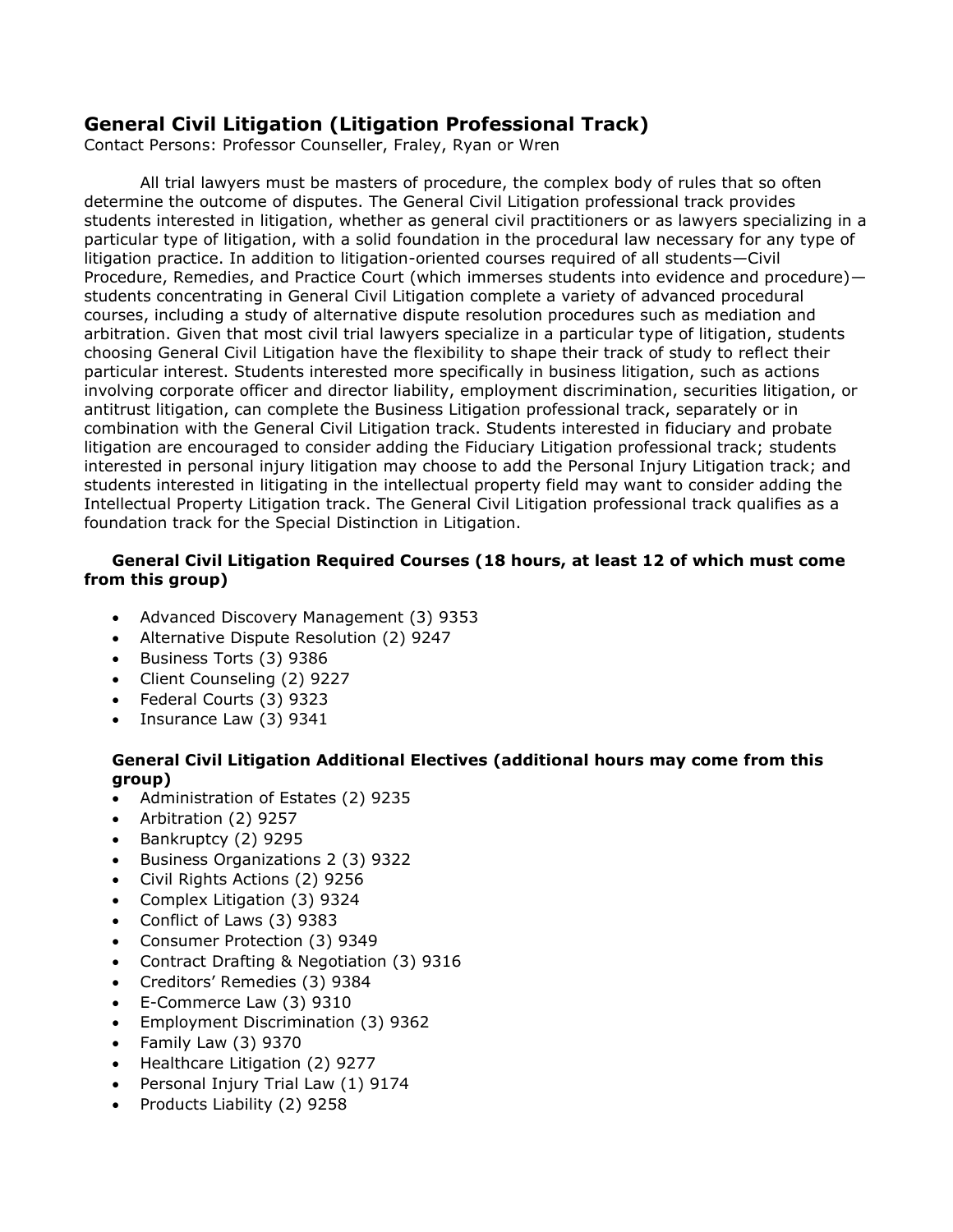## General Civil Litigation (Litigation Professional Track)

Contact Persons: Professor Counseller, Fraley, Ryan or Wren

All trial lawyers must be masters of procedure, the complex body of rules that so often determine the outcome of disputes. The General Civil Litigation professional track provides students interested in litigation, whether as general civil practitioners or as lawyers specializing in a particular type of litigation, with a solid foundation in the procedural law necessary for any type of litigation practice. In addition to litigation-oriented courses required of all students—Civil Procedure, Remedies, and Practice Court (which immerses students into evidence and procedure)—students concentrating in General Civil Litigation complete a variety of advanced procedural courses, including a study of alternative dispute resolution procedures such as mediation and arbitration. Given that most civil trial lawyers specialize in a particular type of litigation, students choosing General Civil Litigation have the flexibility to shape their track of study to reflect their particular interest. Students interested more specifically in business litigation, such as actions involving corporate officer and director liability, employment discrimination, securities litigation, or antitrust litigation, can complete the Business Litigation professional track, separately or in combination with the General Civil Litigation track. Students interested in fiduciary and probate litigation are encouraged to consider adding the Fiduciary Litigation professional track; students interested in personal injury litigation may choose to add the Personal Injury Litigation track; and students interested in litigating in the intellectual property field may want to consider adding the Intellectual Property Litigation track. The General Civil Litigation professional track qualifies as a foundation track for the Special Distinction in Litigation.

### General Civil Litigation Required Courses (18 hours, at least 12 of which must come from this group)

- Advanced Discovery Management (3) 9353
- Alternative Dispute Resolution (2) 9247
- Business Torts (3) 9386
- Client Counseling (2) 9227
- Federal Courts (3) 9323
- Insurance Law (3) 9341

### General Civil Litigation Additional Electives (additional hours may come from this group)

- Administration of Estates (2) 9235
- Arbitration (2) 9257
- Bankruptcy (2) 9295
- Business Organizations 2 (3) 9322
- Civil Rights Actions (2) 9256
- Complex Litigation (3) 9324
- Conflict of Laws (3) 9383
- Consumer Protection (3) 9349
- Contract Drafting & Negotiation (3) 9316
- Creditors' Remedies (3) 9384
- E-Commerce Law (3) 9310
- Employment Discrimination (3) 9362
- Family Law (3) 9370
- Healthcare Litigation (2) 9277
- Personal Injury Trial Law (1) 9174
- Products Liability (2) 9258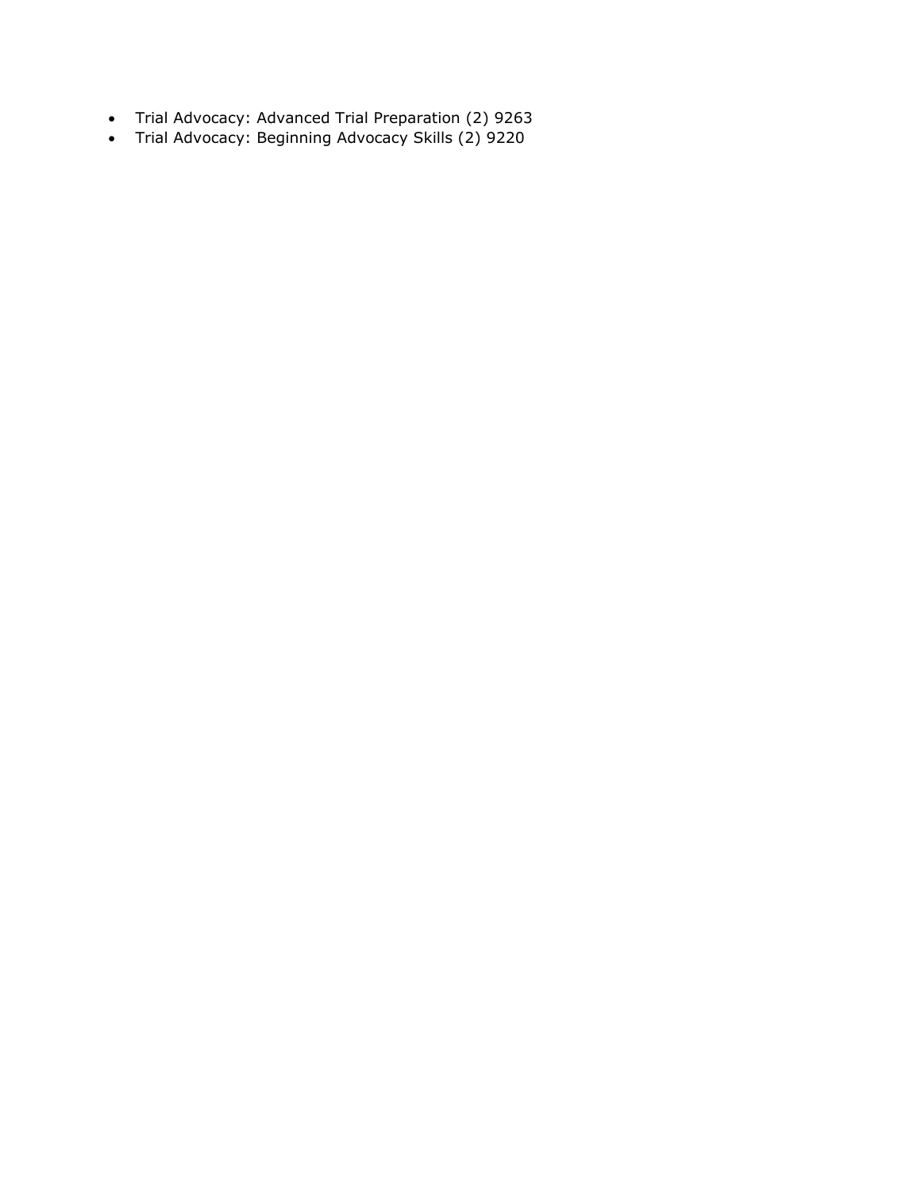- Trial Advocacy: Advanced Trial Preparation (2) 9263
- Trial Advocacy: Beginning Advocacy Skills (2) 9220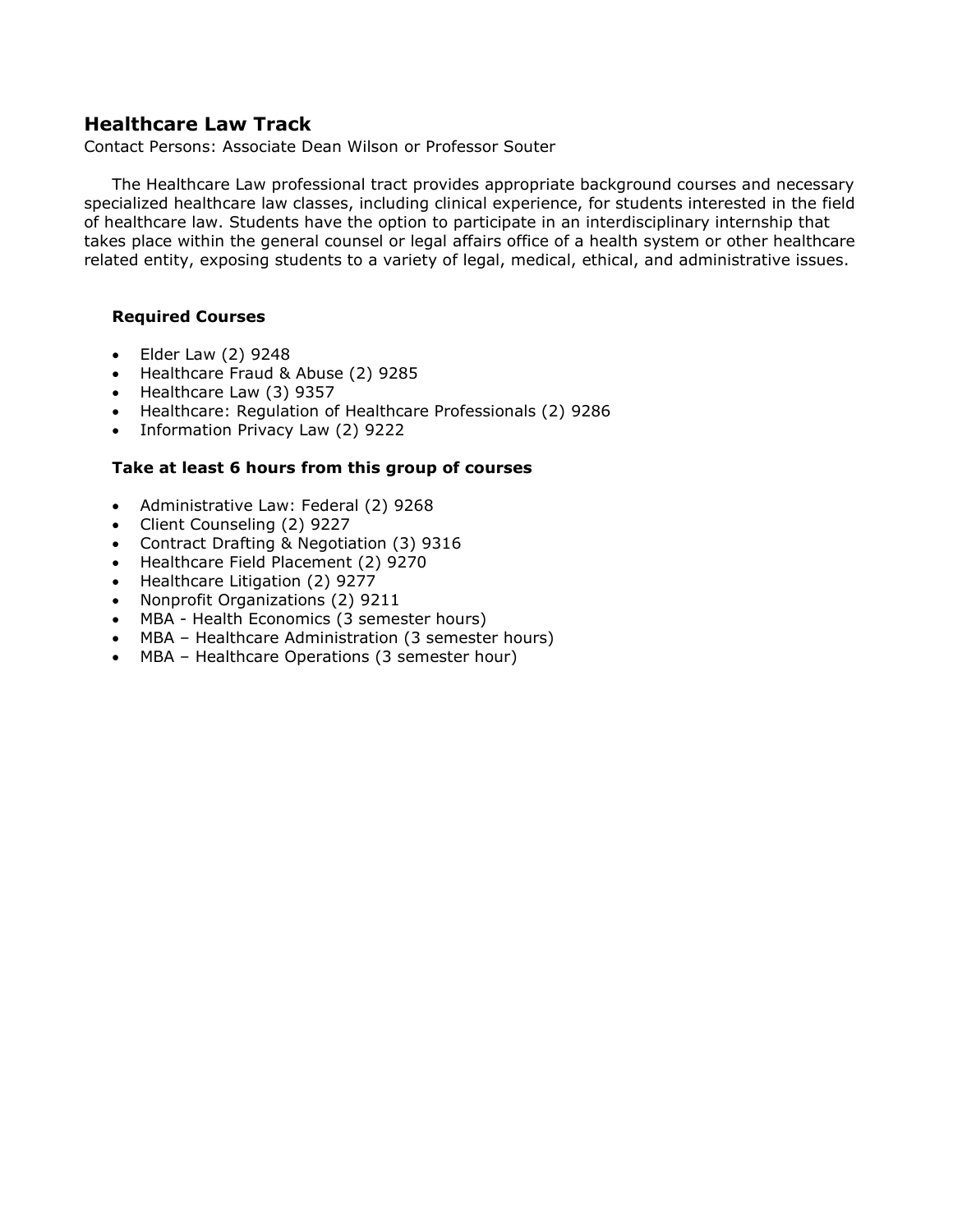## Healthcare Law Track

Contact Persons: Associate Dean Wilson or Professor Souter

The Healthcare Law professional tract provides appropriate background courses and necessary specialized healthcare law classes, including clinical experience, for students interested in the field of healthcare law. Students have the option to participate in an interdisciplinary internship that takes place within the general counsel or legal affairs office of a health system or other healthcare related entity, exposing students to a variety of legal, medical, ethical, and administrative issues.

**Required Courses**

- Elder Law (2) 9248
- Healthcare Fraud & Abuse (2) 9285
- Healthcare Law (3) 9357
- Healthcare: Regulation of Healthcare Professionals (2) 9286
- Information Privacy Law (2) 9222

**Take at least 6 hours from this group of courses**

- Administrative Law: Federal (2) 9268
- Client Counseling (2) 9227
- Contract Drafting & Negotiation (3) 9316
- Healthcare Field Placement (2) 9270
- Healthcare Litigation (2) 9277
- Nonprofit Organizations (2) 9211
- MBA - Health Economics (3 semester hours)
- MBA – Healthcare Administration (3 semester hours)
- MBA – Healthcare Operations (3 semester hour)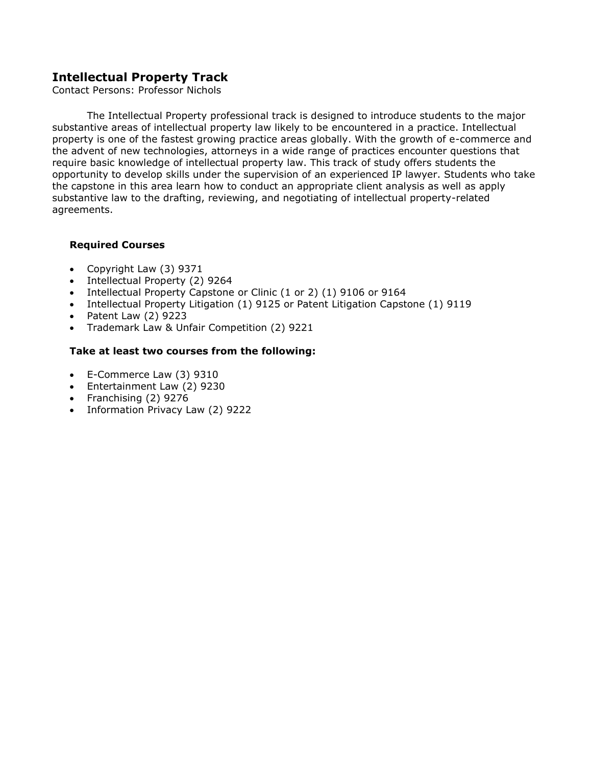## Intellectual Property Track

Contact Persons: Professor Nichols

The Intellectual Property professional track is designed to introduce students to the major substantive areas of intellectual property law likely to be encountered in a practice. Intellectual property is one of the fastest growing practice areas globally. With the growth of e-commerce and the advent of new technologies, attorneys in a wide range of practices encounter questions that require basic knowledge of intellectual property law. This track of study offers students the opportunity to develop skills under the supervision of an experienced IP lawyer. Students who take the capstone in this area learn how to conduct an appropriate client analysis as well as apply substantive law to the drafting, reviewing, and negotiating of intellectual property-related agreements.

### Required Courses

- Copyright Law (3) 9371
- Intellectual Property (2) 9264
- Intellectual Property Capstone or Clinic (1 or 2) (1) 9106 or 9164
- Intellectual Property Litigation (1) 9125 or Patent Litigation Capstone (1) 9119
- Patent Law (2) 9223
- Trademark Law & Unfair Competition (2) 9221

### Take at least two courses from the following:

- E-Commerce Law (3) 9310
- Entertainment Law (2) 9230
- Franchising (2) 9276
- Information Privacy Law (2) 9222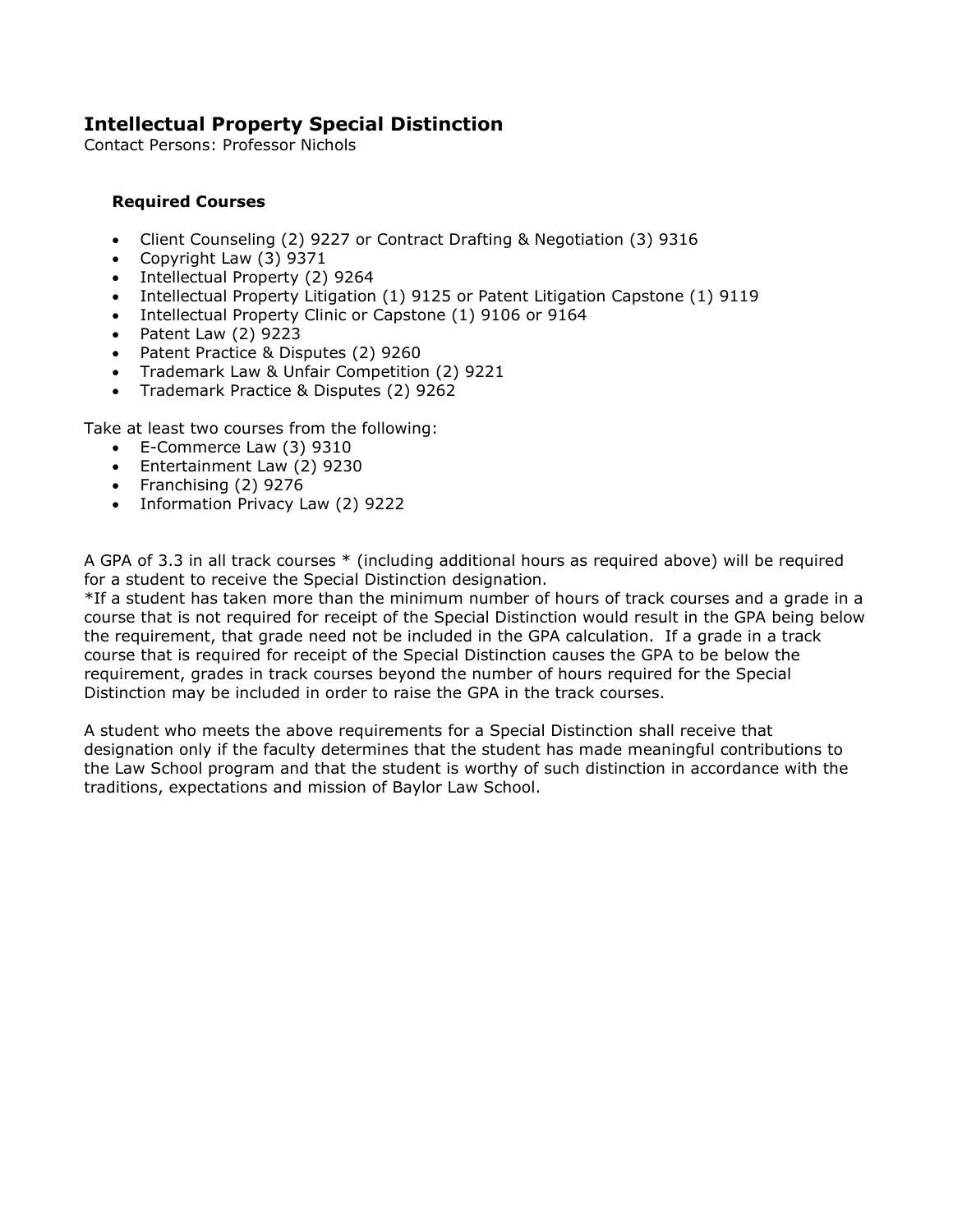## Intellectual Property Special Distinction

Contact Persons: Professor Nichols

### Required Courses

- Client Counseling (2) 9227 or Contract Drafting & Negotiation (3) 9316
- Copyright Law (3) 9371
- Intellectual Property (2) 9264
- Intellectual Property Litigation (1) 9125 or Patent Litigation Capstone (1) 9119
- Intellectual Property Clinic or Capstone (1) 9106 or 9164
- Patent Law (2) 9223
- Patent Practice & Disputes (2) 9260
- Trademark Law & Unfair Competition (2) 9221
- Trademark Practice & Disputes (2) 9262

Take at least two courses from the following:

- E-Commerce Law (3) 9310
- Entertainment Law (2) 9230
- Franchising (2) 9276
- Information Privacy Law (2) 9222

A GPA of 3.3 in all track courses * (including additional hours as required above) will be required for a student to receive the Special Distinction designation.

*If a student has taken more than the minimum number of hours of track courses and a grade in a course that is not required for receipt of the Special Distinction would result in the GPA being below the requirement, that grade need not be included in the GPA calculation. If a grade in a track course that is required for receipt of the Special Distinction causes the GPA to be below the requirement, grades in track courses beyond the number of hours required for the Special Distinction may be included in order to raise the GPA in the track courses.

A student who meets the above requirements for a Special Distinction shall receive that designation only if the faculty determines that the student has made meaningful contributions to the Law School program and that the student is worthy of such distinction in accordance with the traditions, expectations and mission of Baylor Law School.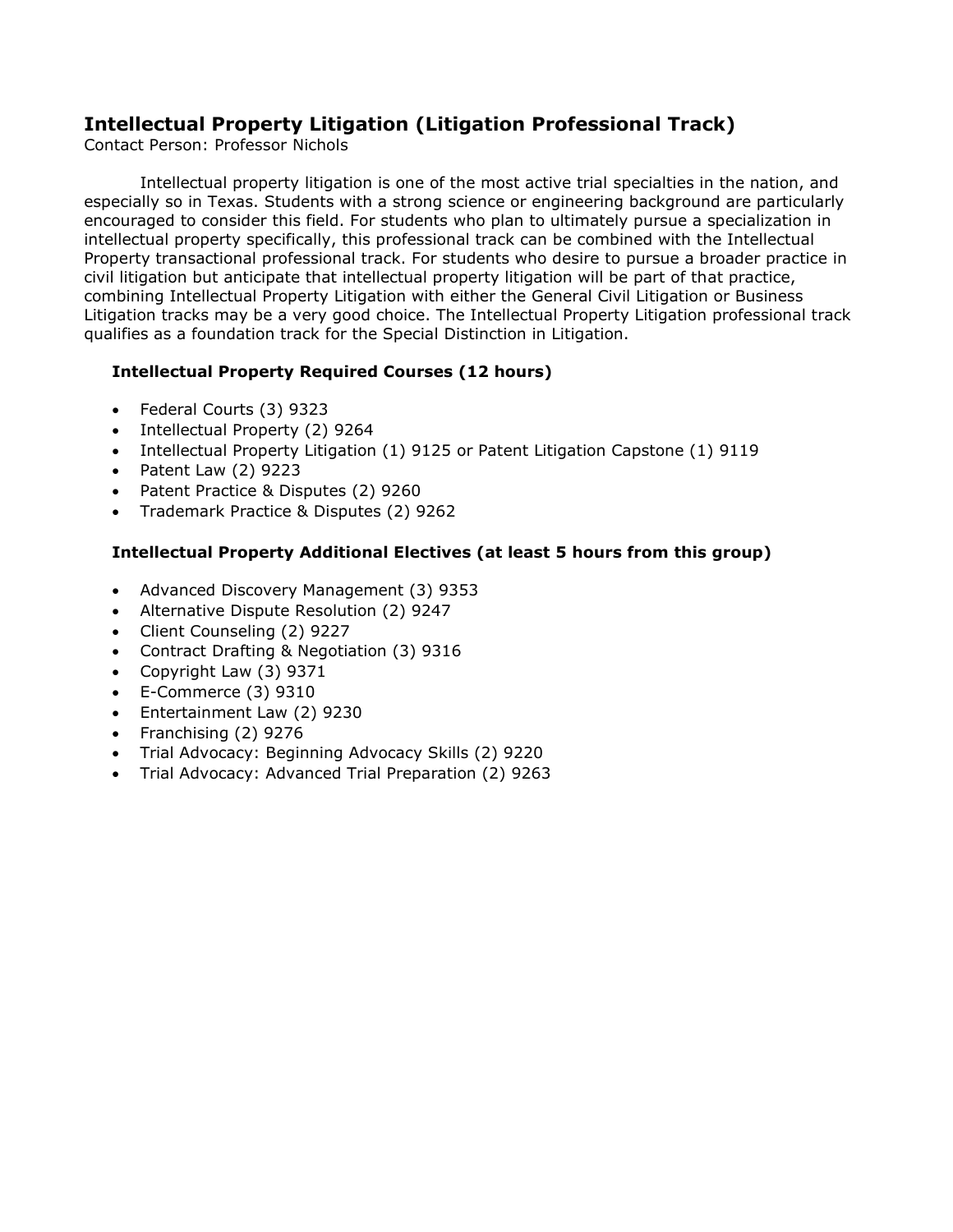## Intellectual Property Litigation (Litigation Professional Track)

Contact Person: Professor Nichols

Intellectual property litigation is one of the most active trial specialties in the nation, and especially so in Texas. Students with a strong science or engineering background are particularly encouraged to consider this field. For students who plan to ultimately pursue a specialization in intellectual property specifically, this professional track can be combined with the Intellectual Property transactional professional track. For students who desire to pursue a broader practice in civil litigation but anticipate that intellectual property litigation will be part of that practice, combining Intellectual Property Litigation with either the General Civil Litigation or Business Litigation tracks may be a very good choice. The Intellectual Property Litigation professional track qualifies as a foundation track for the Special Distinction in Litigation.

### Intellectual Property Required Courses (12 hours)

- Federal Courts (3) 9323
- Intellectual Property (2) 9264
- Intellectual Property Litigation (1) 9125 or Patent Litigation Capstone (1) 9119
- Patent Law (2) 9223
- Patent Practice & Disputes (2) 9260
- Trademark Practice & Disputes (2) 9262

### Intellectual Property Additional Electives (at least 5 hours from this group)

- Advanced Discovery Management (3) 9353
- Alternative Dispute Resolution (2) 9247
- Client Counseling (2) 9227
- Contract Drafting & Negotiation (3) 9316
- Copyright Law (3) 9371
- E-Commerce (3) 9310
- Entertainment Law (2) 9230
- Franchising (2) 9276
- Trial Advocacy: Beginning Advocacy Skills (2) 9220
- Trial Advocacy: Advanced Trial Preparation (2) 9263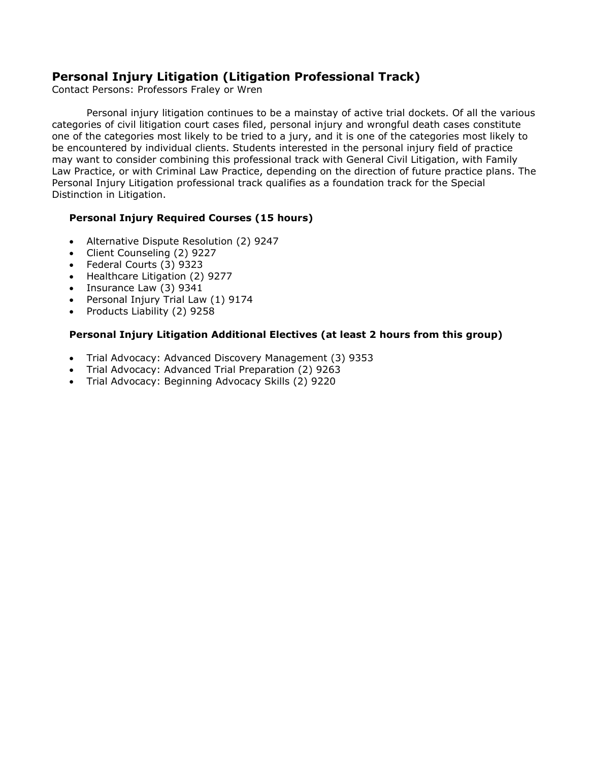## Personal Injury Litigation (Litigation Professional Track)

Contact Persons: Professors Fraley or Wren

Personal injury litigation continues to be a mainstay of active trial dockets. Of all the various categories of civil litigation court cases filed, personal injury and wrongful death cases constitute one of the categories most likely to be tried to a jury, and it is one of the categories most likely to be encountered by individual clients. Students interested in the personal injury field of practice may want to consider combining this professional track with General Civil Litigation, with Family Law Practice, or with Criminal Law Practice, depending on the direction of future practice plans. The Personal Injury Litigation professional track qualifies as a foundation track for the Special Distinction in Litigation.

### Personal Injury Required Courses (15 hours)

- Alternative Dispute Resolution (2) 9247
- Client Counseling (2) 9227
- Federal Courts (3) 9323
- Healthcare Litigation (2) 9277
- Insurance Law (3) 9341
- Personal Injury Trial Law (1) 9174
- Products Liability (2) 9258

### Personal Injury Litigation Additional Electives (at least 2 hours from this group)

- Trial Advocacy: Advanced Discovery Management (3) 9353
- Trial Advocacy: Advanced Trial Preparation (2) 9263
- Trial Advocacy: Beginning Advocacy Skills (2) 9220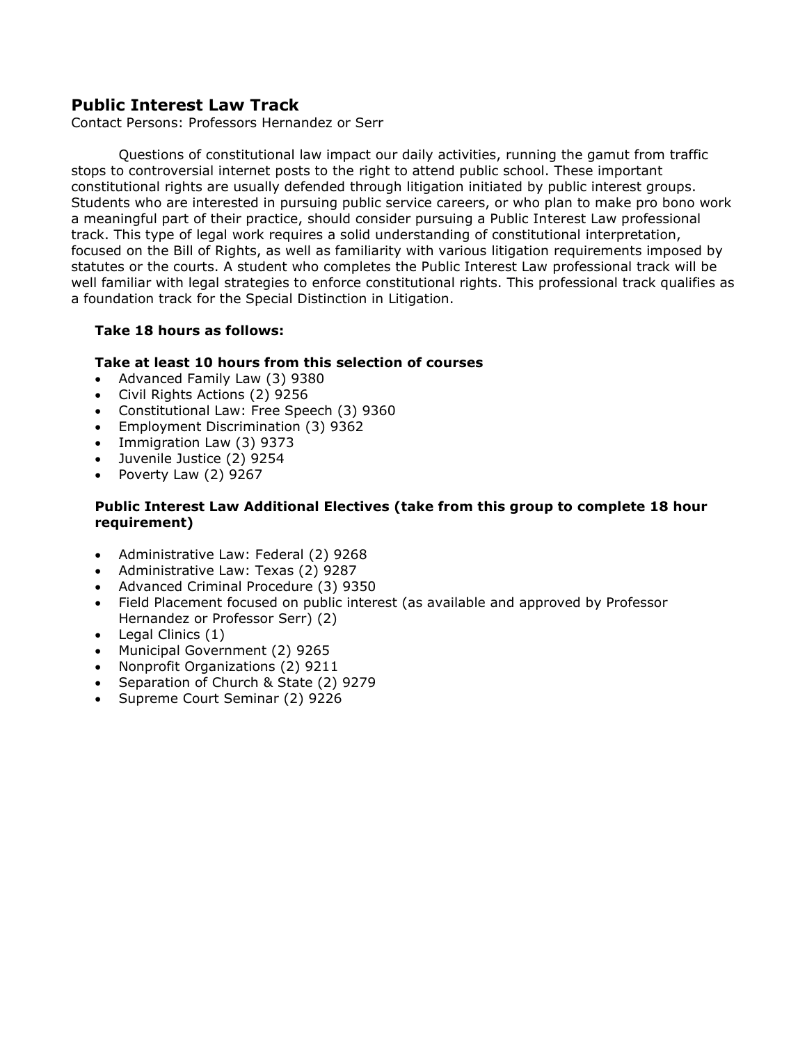## Public Interest Law Track

Contact Persons: Professors Hernandez or Serr

Questions of constitutional law impact our daily activities, running the gamut from traffic stops to controversial internet posts to the right to attend public school. These important constitutional rights are usually defended through litigation initiated by public interest groups. Students who are interested in pursuing public service careers, or who plan to make pro bono work a meaningful part of their practice, should consider pursuing a Public Interest Law professional track. This type of legal work requires a solid understanding of constitutional interpretation, focused on the Bill of Rights, as well as familiarity with various litigation requirements imposed by statutes or the courts. A student who completes the Public Interest Law professional track will be well familiar with legal strategies to enforce constitutional rights. This professional track qualifies as a foundation track for the Special Distinction in Litigation.

**Take 18 hours as follows:**

**Take at least 10 hours from this selection of courses**

- Advanced Family Law (3) 9380
- Civil Rights Actions (2) 9256
- Constitutional Law: Free Speech (3) 9360
- Employment Discrimination (3) 9362
- Immigration Law (3) 9373
- Juvenile Justice (2) 9254
- Poverty Law (2) 9267

**Public Interest Law Additional Electives (take from this group to complete 18 hour requirement)**

- Administrative Law: Federal (2) 9268
- Administrative Law: Texas (2) 9287
- Advanced Criminal Procedure (3) 9350
- Field Placement focused on public interest (as available and approved by Professor Hernandez or Professor Serr) (2)
- Legal Clinics (1)
- Municipal Government (2) 9265
- Nonprofit Organizations (2) 9211
- Separation of Church & State (2) 9279
- Supreme Court Seminar (2) 9226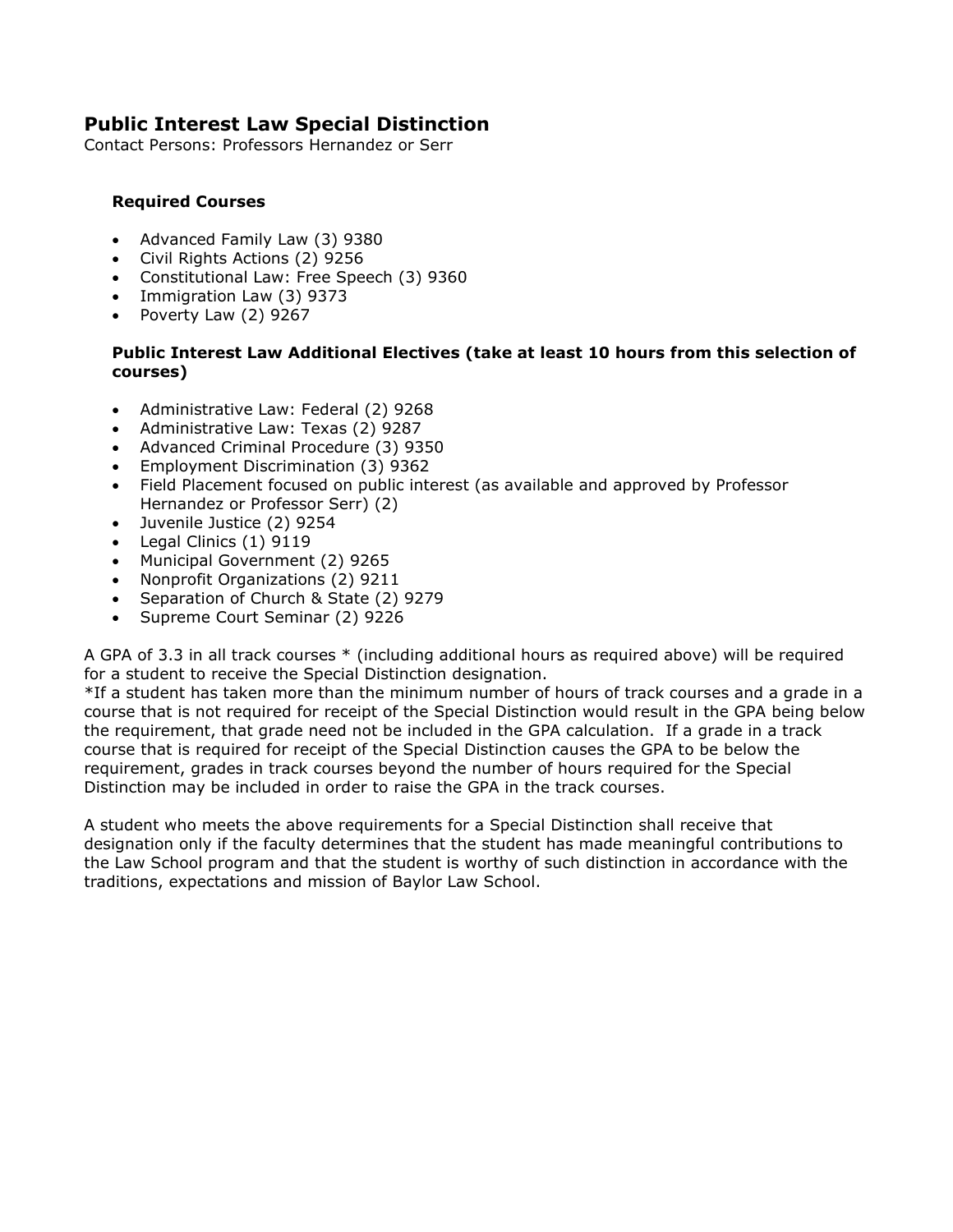## Public Interest Law Special Distinction

Contact Persons: Professors Hernandez or Serr

### Required Courses

- Advanced Family Law (3) 9380
- Civil Rights Actions (2) 9256
- Constitutional Law: Free Speech (3) 9360
- Immigration Law (3) 9373
- Poverty Law (2) 9267

### Public Interest Law Additional Electives (take at least 10 hours from this selection of courses)

- Administrative Law: Federal (2) 9268
- Administrative Law: Texas (2) 9287
- Advanced Criminal Procedure (3) 9350
- Employment Discrimination (3) 9362
- Field Placement focused on public interest (as available and approved by Professor Hernandez or Professor Serr) (2)
- Juvenile Justice (2) 9254
- Legal Clinics (1) 9119
- Municipal Government (2) 9265
- Nonprofit Organizations (2) 9211
- Separation of Church & State (2) 9279
- Supreme Court Seminar (2) 9226

A GPA of 3.3 in all track courses * (including additional hours as required above) will be required for a student to receive the Special Distinction designation.

*If a student has taken more than the minimum number of hours of track courses and a grade in a course that is not required for receipt of the Special Distinction would result in the GPA being below the requirement, that grade need not be included in the GPA calculation. If a grade in a track course that is required for receipt of the Special Distinction causes the GPA to be below the requirement, grades in track courses beyond the number of hours required for the Special Distinction may be included in order to raise the GPA in the track courses.

A student who meets the above requirements for a Special Distinction shall receive that designation only if the faculty determines that the student has made meaningful contributions to the Law School program and that the student is worthy of such distinction in accordance with the traditions, expectations and mission of Baylor Law School.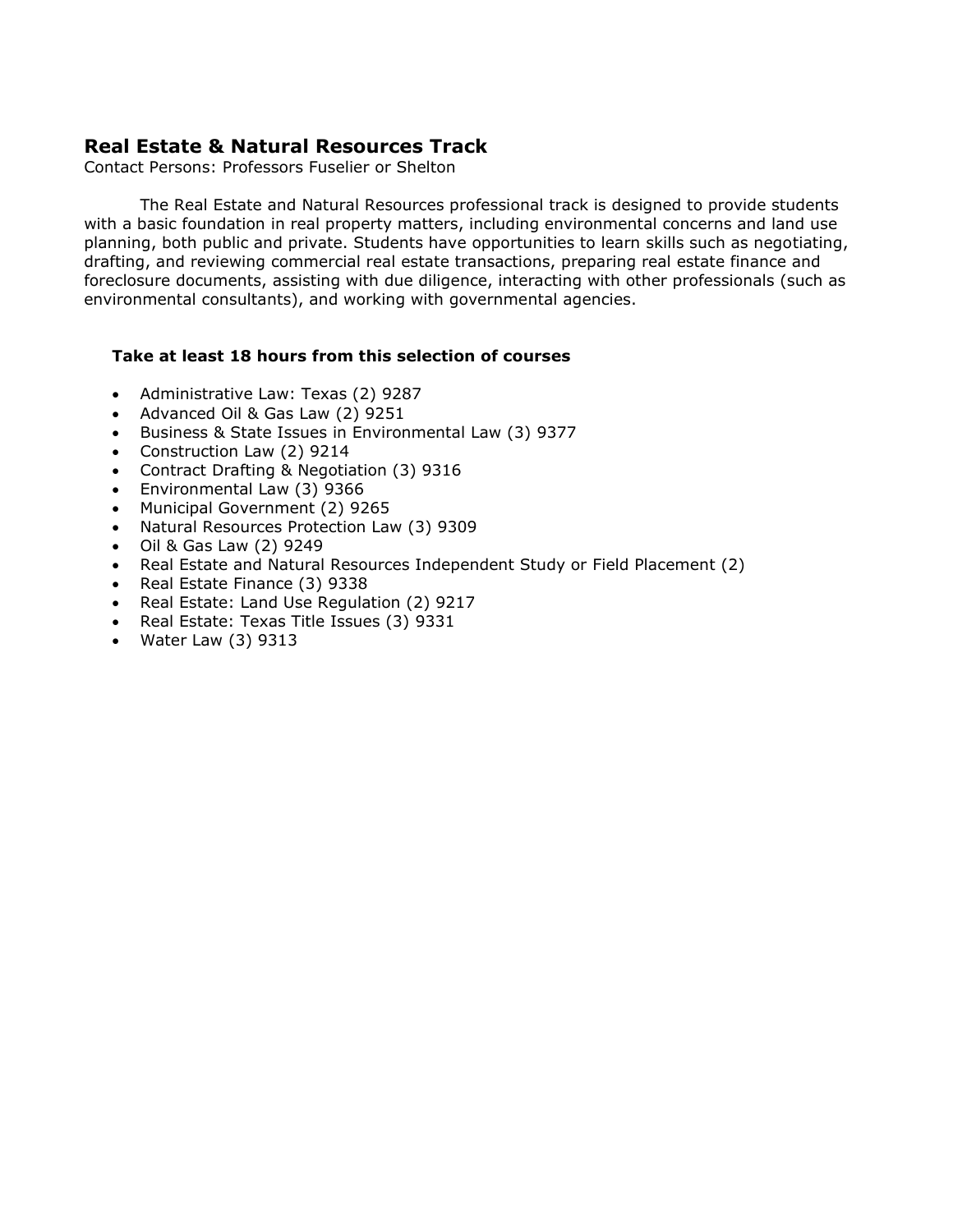## Real Estate & Natural Resources Track

Contact Persons: Professors Fuselier or Shelton

The Real Estate and Natural Resources professional track is designed to provide students with a basic foundation in real property matters, including environmental concerns and land use planning, both public and private. Students have opportunities to learn skills such as negotiating, drafting, and reviewing commercial real estate transactions, preparing real estate finance and foreclosure documents, assisting with due diligence, interacting with other professionals (such as environmental consultants), and working with governmental agencies.

**Take at least 18 hours from this selection of courses**

- Administrative Law: Texas (2) 9287
- Advanced Oil & Gas Law (2) 9251
- Business & State Issues in Environmental Law (3) 9377
- Construction Law (2) 9214
- Contract Drafting & Negotiation (3) 9316
- Environmental Law (3) 9366
- Municipal Government (2) 9265
- Natural Resources Protection Law (3) 9309
- Oil & Gas Law (2) 9249
- Real Estate and Natural Resources Independent Study or Field Placement (2)
- Real Estate Finance (3) 9338
- Real Estate: Land Use Regulation (2) 9217
- Real Estate: Texas Title Issues (3) 9331
- Water Law (3) 9313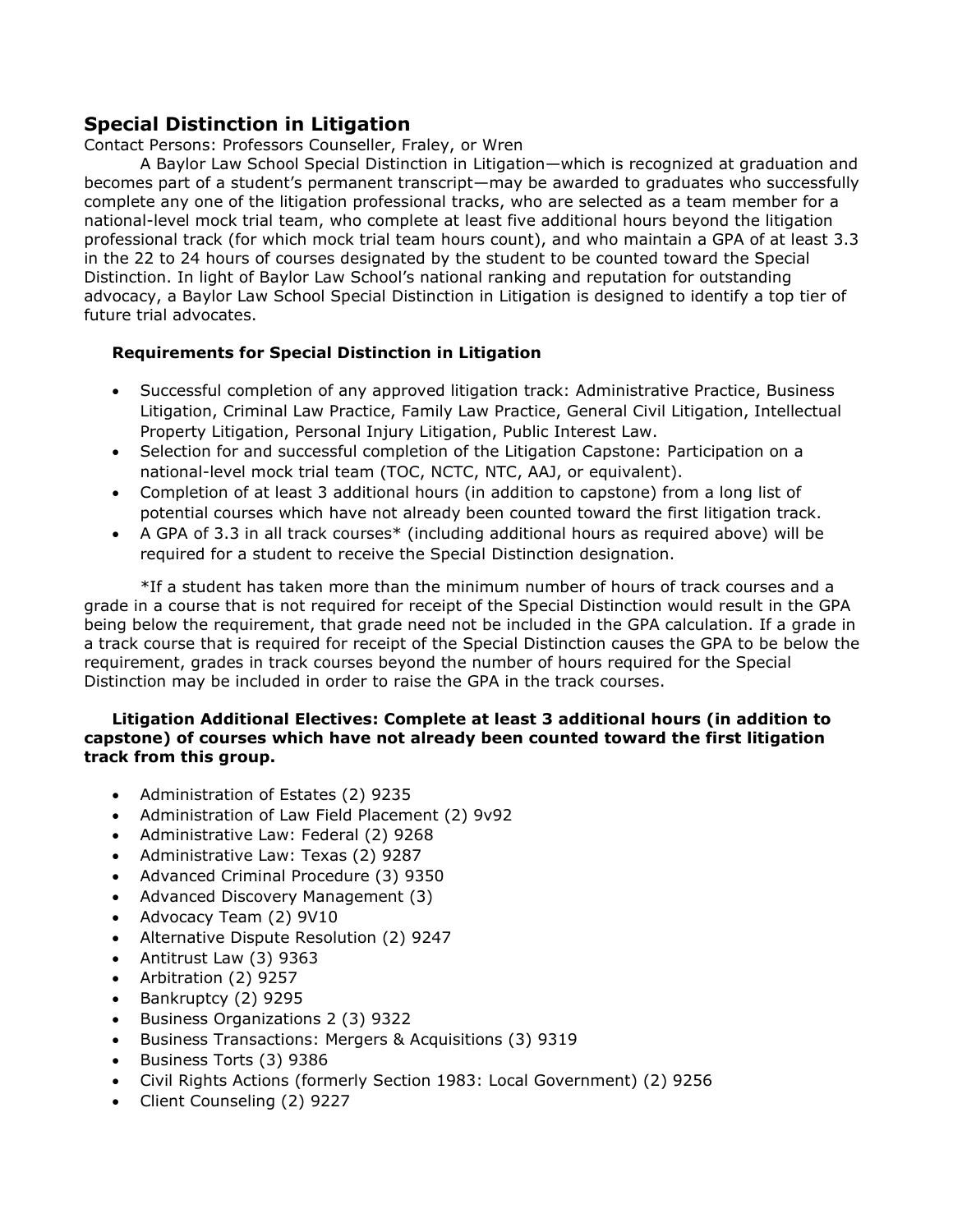## Special Distinction in Litigation

Contact Persons: Professors Counseller, Fraley, or Wren

A Baylor Law School Special Distinction in Litigation—which is recognized at graduation and becomes part of a student's permanent transcript—may be awarded to graduates who successfully complete any one of the litigation professional tracks, who are selected as a team member for a national-level mock trial team, who complete at least five additional hours beyond the litigation professional track (for which mock trial team hours count), and who maintain a GPA of at least 3.3 in the 22 to 24 hours of courses designated by the student to be counted toward the Special Distinction. In light of Baylor Law School's national ranking and reputation for outstanding advocacy, a Baylor Law School Special Distinction in Litigation is designed to identify a top tier of future trial advocates.

### Requirements for Special Distinction in Litigation

- Successful completion of any approved litigation track: Administrative Practice, Business Litigation, Criminal Law Practice, Family Law Practice, General Civil Litigation, Intellectual Property Litigation, Personal Injury Litigation, Public Interest Law.
- Selection for and successful completion of the Litigation Capstone: Participation on a national-level mock trial team (TOC, NCTC, NTC, AAJ, or equivalent).
- Completion of at least 3 additional hours (in addition to capstone) from a long list of potential courses which have not already been counted toward the first litigation track.
- A GPA of 3.3 in all track courses* (including additional hours as required above) will be required for a student to receive the Special Distinction designation.

*If a student has taken more than the minimum number of hours of track courses and a grade in a course that is not required for receipt of the Special Distinction would result in the GPA being below the requirement, that grade need not be included in the GPA calculation. If a grade in a track course that is required for receipt of the Special Distinction causes the GPA to be below the requirement, grades in track courses beyond the number of hours required for the Special Distinction may be included in order to raise the GPA in the track courses.

**Litigation Additional Electives: Complete at least 3 additional hours (in addition to capstone) of courses which have not already been counted toward the first litigation track from this group.**

- Administration of Estates (2) 9235
- Administration of Law Field Placement (2) 9v92
- Administrative Law: Federal (2) 9268
- Administrative Law: Texas (2) 9287
- Advanced Criminal Procedure (3) 9350
- Advanced Discovery Management (3)
- Advocacy Team (2) 9V10
- Alternative Dispute Resolution (2) 9247
- Antitrust Law (3) 9363
- Arbitration (2) 9257
- Bankruptcy (2) 9295
- Business Organizations 2 (3) 9322
- Business Transactions: Mergers & Acquisitions (3) 9319
- Business Torts (3) 9386
- Civil Rights Actions (formerly Section 1983: Local Government) (2) 9256
- Client Counseling (2) 9227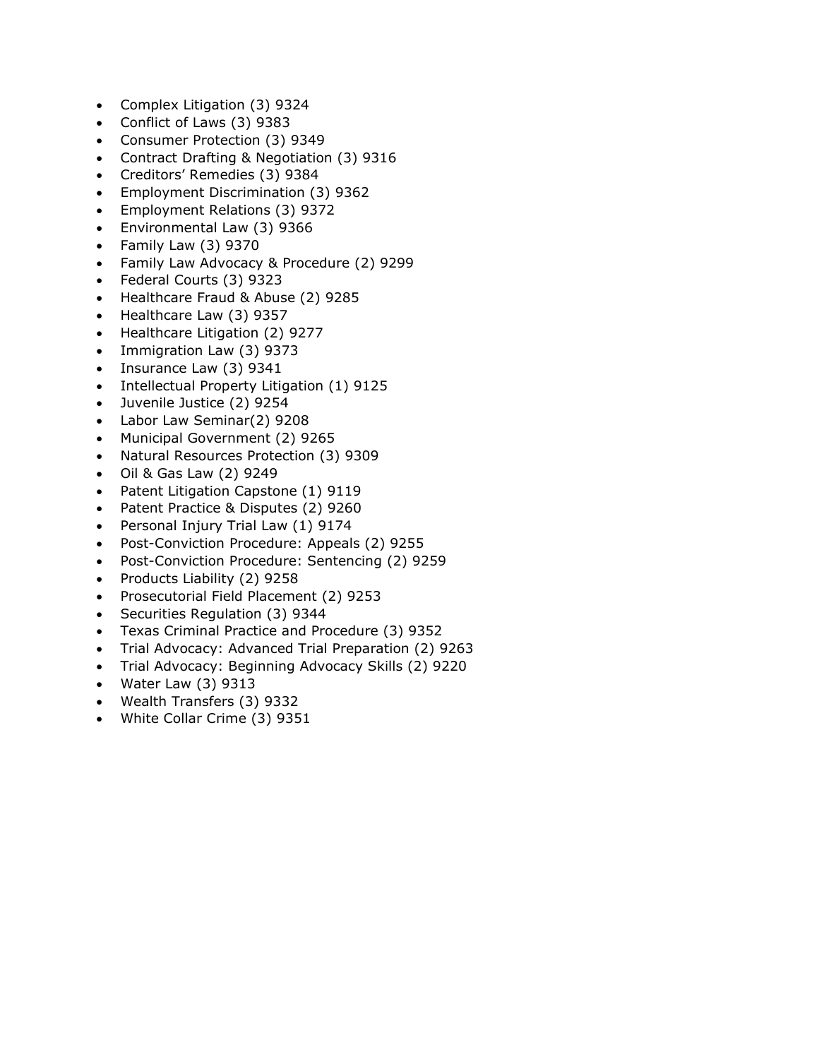- Complex Litigation (3) 9324
- Conflict of Laws (3) 9383
- Consumer Protection (3) 9349
- Contract Drafting & Negotiation (3) 9316
- Creditors' Remedies (3) 9384
- Employment Discrimination (3) 9362
- Employment Relations (3) 9372
- Environmental Law (3) 9366
- Family Law (3) 9370
- Family Law Advocacy & Procedure (2) 9299
- Federal Courts (3) 9323
- Healthcare Fraud & Abuse (2) 9285
- Healthcare Law (3) 9357
- Healthcare Litigation (2) 9277
- Immigration Law (3) 9373
- Insurance Law (3) 9341
- Intellectual Property Litigation (1) 9125
- Juvenile Justice (2) 9254
- Labor Law Seminar(2) 9208
- Municipal Government (2) 9265
- Natural Resources Protection (3) 9309
- Oil & Gas Law (2) 9249
- Patent Litigation Capstone (1) 9119
- Patent Practice & Disputes (2) 9260
- Personal Injury Trial Law (1) 9174
- Post-Conviction Procedure: Appeals (2) 9255
- Post-Conviction Procedure: Sentencing (2) 9259
- Products Liability (2) 9258
- Prosecutorial Field Placement (2) 9253
- Securities Regulation (3) 9344
- Texas Criminal Practice and Procedure (3) 9352
- Trial Advocacy: Advanced Trial Preparation (2) 9263
- Trial Advocacy: Beginning Advocacy Skills (2) 9220
- Water Law (3) 9313
- Wealth Transfers (3) 9332
- White Collar Crime (3) 9351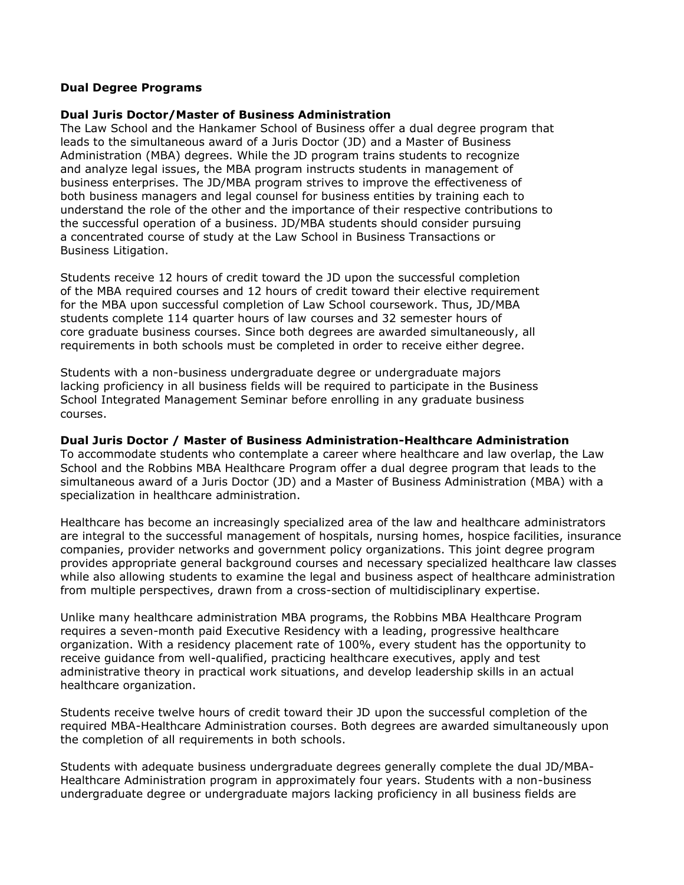## Dual Degree Programs

### Dual Juris Doctor/Master of Business Administration

The Law School and the Hankamer School of Business offer a dual degree program that leads to the simultaneous award of a Juris Doctor (JD) and a Master of Business Administration (MBA) degrees. While the JD program trains students to recognize and analyze legal issues, the MBA program instructs students in management of business enterprises. The JD/MBA program strives to improve the effectiveness of both business managers and legal counsel for business entities by training each to understand the role of the other and the importance of their respective contributions to the successful operation of a business. JD/MBA students should consider pursuing a concentrated course of study at the Law School in Business Transactions or Business Litigation.

Students receive 12 hours of credit toward the JD upon the successful completion of the MBA required courses and 12 hours of credit toward their elective requirement for the MBA upon successful completion of Law School coursework. Thus, JD/MBA students complete 114 quarter hours of law courses and 32 semester hours of core graduate business courses. Since both degrees are awarded simultaneously, all requirements in both schools must be completed in order to receive either degree.

Students with a non-business undergraduate degree or undergraduate majors lacking proficiency in all business fields will be required to participate in the Business School Integrated Management Seminar before enrolling in any graduate business courses.

### Dual Juris Doctor / Master of Business Administration-Healthcare Administration

To accommodate students who contemplate a career where healthcare and law overlap, the Law School and the Robbins MBA Healthcare Program offer a dual degree program that leads to the simultaneous award of a Juris Doctor (JD) and a Master of Business Administration (MBA) with a specialization in healthcare administration.

Healthcare has become an increasingly specialized area of the law and healthcare administrators are integral to the successful management of hospitals, nursing homes, hospice facilities, insurance companies, provider networks and government policy organizations. This joint degree program provides appropriate general background courses and necessary specialized healthcare law classes while also allowing students to examine the legal and business aspect of healthcare administration from multiple perspectives, drawn from a cross-section of multidisciplinary expertise.

Unlike many healthcare administration MBA programs, the Robbins MBA Healthcare Program requires a seven-month paid Executive Residency with a leading, progressive healthcare organization. With a residency placement rate of 100%, every student has the opportunity to receive guidance from well-qualified, practicing healthcare executives, apply and test administrative theory in practical work situations, and develop leadership skills in an actual healthcare organization.

Students receive twelve hours of credit toward their JD upon the successful completion of the required MBA-Healthcare Administration courses. Both degrees are awarded simultaneously upon the completion of all requirements in both schools.

Students with adequate business undergraduate degrees generally complete the dual JD/MBA-Healthcare Administration program in approximately four years. Students with a non-business undergraduate degree or undergraduate majors lacking proficiency in all business fields are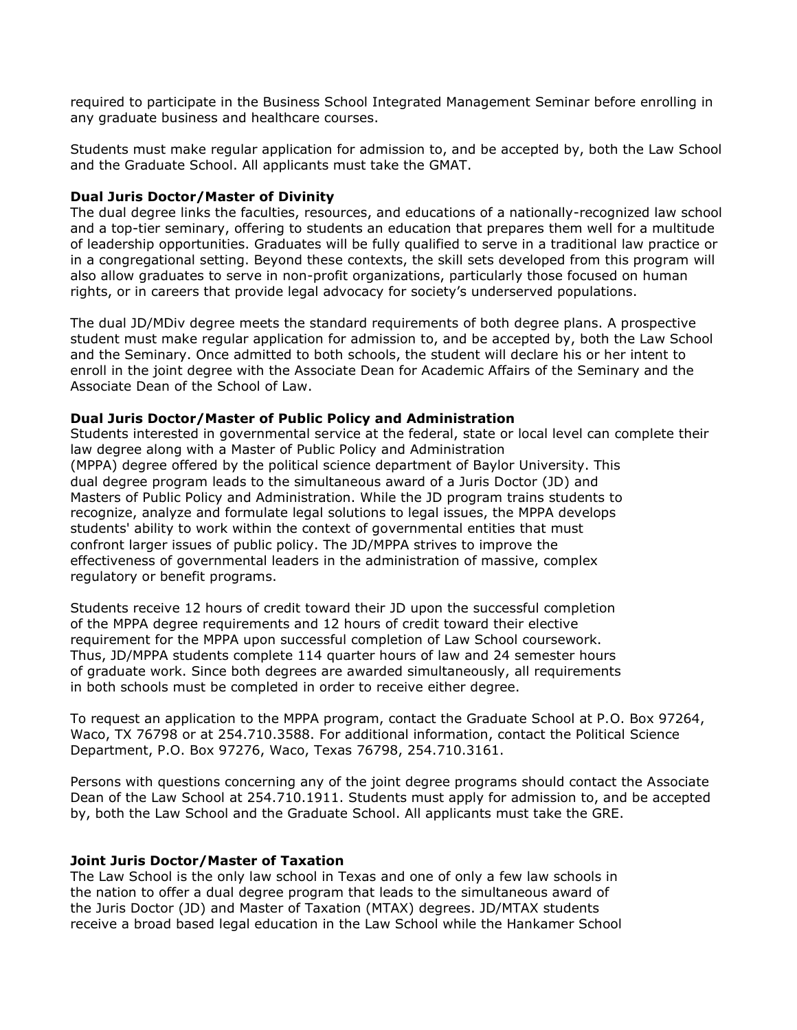required to participate in the Business School Integrated Management Seminar before enrolling in any graduate business and healthcare courses.

Students must make regular application for admission to, and be accepted by, both the Law School and the Graduate School. All applicants must take the GMAT.

**Dual Juris Doctor/Master of Divinity**

The dual degree links the faculties, resources, and educations of a nationally-recognized law school and a top-tier seminary, offering to students an education that prepares them well for a multitude of leadership opportunities. Graduates will be fully qualified to serve in a traditional law practice or in a congregational setting. Beyond these contexts, the skill sets developed from this program will also allow graduates to serve in non-profit organizations, particularly those focused on human rights, or in careers that provide legal advocacy for society's underserved populations.

The dual JD/MDiv degree meets the standard requirements of both degree plans. A prospective student must make regular application for admission to, and be accepted by, both the Law School and the Seminary. Once admitted to both schools, the student will declare his or her intent to enroll in the joint degree with the Associate Dean for Academic Affairs of the Seminary and the Associate Dean of the School of Law.

**Dual Juris Doctor/Master of Public Policy and Administration**

Students interested in governmental service at the federal, state or local level can complete their law degree along with a Master of Public Policy and Administration (MPPA) degree offered by the political science department of Baylor University. This dual degree program leads to the simultaneous award of a Juris Doctor (JD) and Masters of Public Policy and Administration. While the JD program trains students to recognize, analyze and formulate legal solutions to legal issues, the MPPA develops students' ability to work within the context of governmental entities that must confront larger issues of public policy. The JD/MPPA strives to improve the effectiveness of governmental leaders in the administration of massive, complex regulatory or benefit programs.

Students receive 12 hours of credit toward their JD upon the successful completion of the MPPA degree requirements and 12 hours of credit toward their elective requirement for the MPPA upon successful completion of Law School coursework. Thus, JD/MPPA students complete 114 quarter hours of law and 24 semester hours of graduate work. Since both degrees are awarded simultaneously, all requirements in both schools must be completed in order to receive either degree.

To request an application to the MPPA program, contact the Graduate School at P.O. Box 97264, Waco, TX 76798 or at 254.710.3588. For additional information, contact the Political Science Department, P.O. Box 97276, Waco, Texas 76798, 254.710.3161.

Persons with questions concerning any of the joint degree programs should contact the Associate Dean of the Law School at 254.710.1911. Students must apply for admission to, and be accepted by, both the Law School and the Graduate School. All applicants must take the GRE.

**Joint Juris Doctor/Master of Taxation**

The Law School is the only law school in Texas and one of only a few law schools in the nation to offer a dual degree program that leads to the simultaneous award of the Juris Doctor (JD) and Master of Taxation (MTAX) degrees. JD/MTAX students receive a broad based legal education in the Law School while the Hankamer School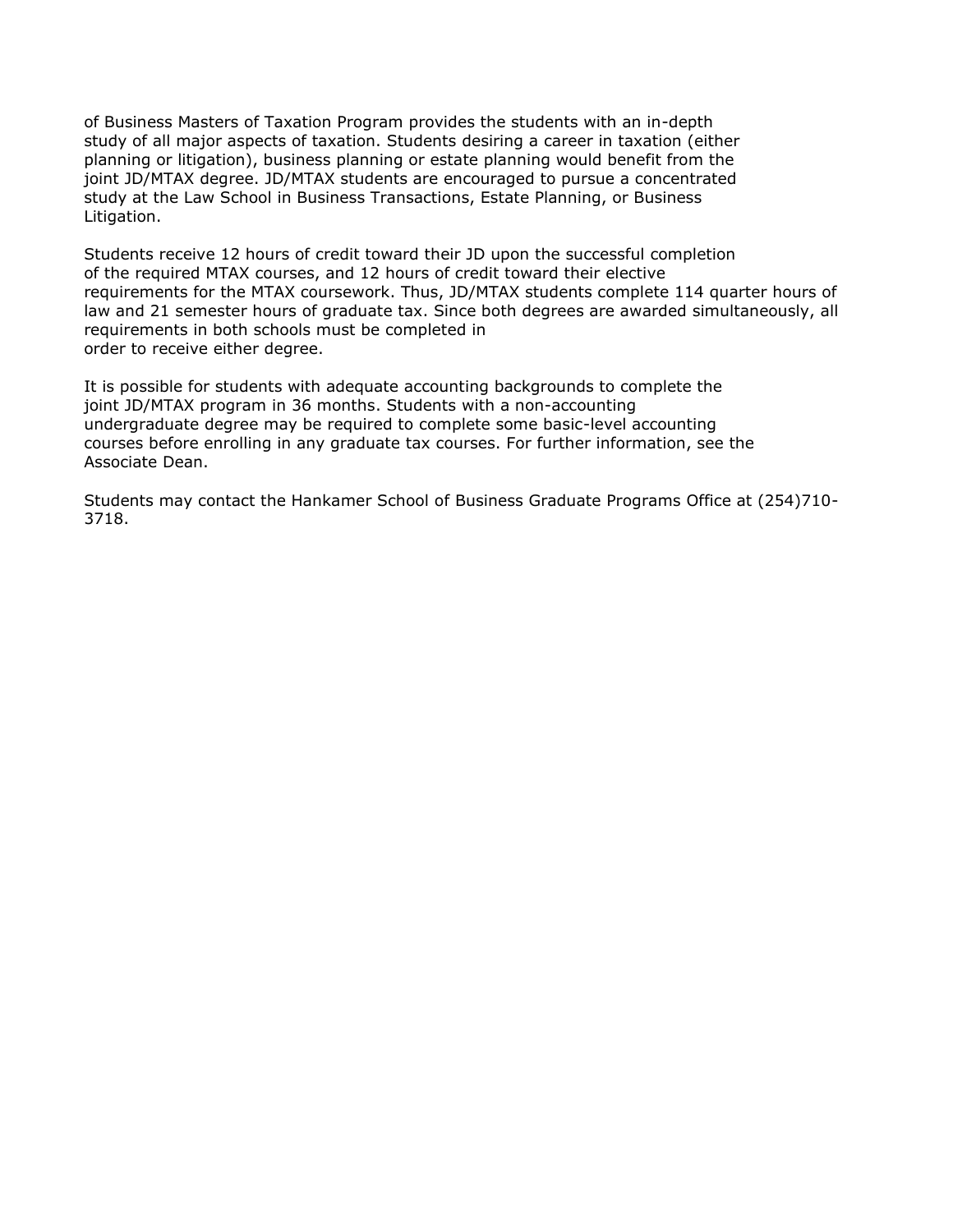of Business Masters of Taxation Program provides the students with an in-depth study of all major aspects of taxation. Students desiring a career in taxation (either planning or litigation), business planning or estate planning would benefit from the joint JD/MTAX degree. JD/MTAX students are encouraged to pursue a concentrated study at the Law School in Business Transactions, Estate Planning, or Business Litigation.

Students receive 12 hours of credit toward their JD upon the successful completion of the required MTAX courses, and 12 hours of credit toward their elective requirements for the MTAX coursework. Thus, JD/MTAX students complete 114 quarter hours of law and 21 semester hours of graduate tax. Since both degrees are awarded simultaneously, all requirements in both schools must be completed in order to receive either degree.

It is possible for students with adequate accounting backgrounds to complete the joint JD/MTAX program in 36 months. Students with a non-accounting undergraduate degree may be required to complete some basic-level accounting courses before enrolling in any graduate tax courses. For further information, see the Associate Dean.

Students may contact the Hankamer School of Business Graduate Programs Office at (254)710-3718.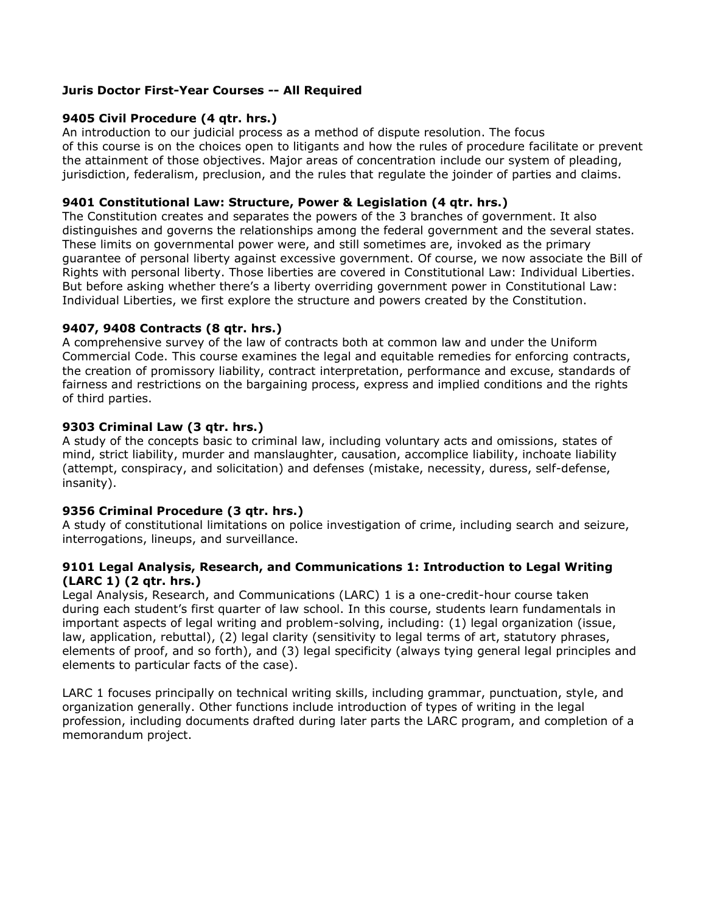**Juris Doctor First-Year Courses -- All Required**

**9405 Civil Procedure (4 qtr. hrs.)**
An introduction to our judicial process as a method of dispute resolution. The focus of this course is on the choices open to litigants and how the rules of procedure facilitate or prevent the attainment of those objectives. Major areas of concentration include our system of pleading, jurisdiction, federalism, preclusion, and the rules that regulate the joinder of parties and claims.

**9401 Constitutional Law: Structure, Power & Legislation (4 qtr. hrs.)**
The Constitution creates and separates the powers of the 3 branches of government. It also distinguishes and governs the relationships among the federal government and the several states. These limits on governmental power were, and still sometimes are, invoked as the primary guarantee of personal liberty against excessive government. Of course, we now associate the Bill of Rights with personal liberty. Those liberties are covered in Constitutional Law: Individual Liberties. But before asking whether there's a liberty overriding government power in Constitutional Law: Individual Liberties, we first explore the structure and powers created by the Constitution.

**9407, 9408 Contracts (8 qtr. hrs.)**
A comprehensive survey of the law of contracts both at common law and under the Uniform Commercial Code. This course examines the legal and equitable remedies for enforcing contracts, the creation of promissory liability, contract interpretation, performance and excuse, standards of fairness and restrictions on the bargaining process, express and implied conditions and the rights of third parties.

**9303 Criminal Law (3 qtr. hrs.)**
A study of the concepts basic to criminal law, including voluntary acts and omissions, states of mind, strict liability, murder and manslaughter, causation, accomplice liability, inchoate liability (attempt, conspiracy, and solicitation) and defenses (mistake, necessity, duress, self-defense, insanity).

**9356 Criminal Procedure (3 qtr. hrs.)**
A study of constitutional limitations on police investigation of crime, including search and seizure, interrogations, lineups, and surveillance.

**9101 Legal Analysis, Research, and Communications 1: Introduction to Legal Writing (LARC 1) (2 qtr. hrs.)**
Legal Analysis, Research, and Communications (LARC) 1 is a one-credit-hour course taken during each student's first quarter of law school. In this course, students learn fundamentals in important aspects of legal writing and problem-solving, including: (1) legal organization (issue, law, application, rebuttal), (2) legal clarity (sensitivity to legal terms of art, statutory phrases, elements of proof, and so forth), and (3) legal specificity (always tying general legal principles and elements to particular facts of the case).

LARC 1 focuses principally on technical writing skills, including grammar, punctuation, style, and organization generally. Other functions include introduction of types of writing in the legal profession, including documents drafted during later parts the LARC program, and completion of a memorandum project.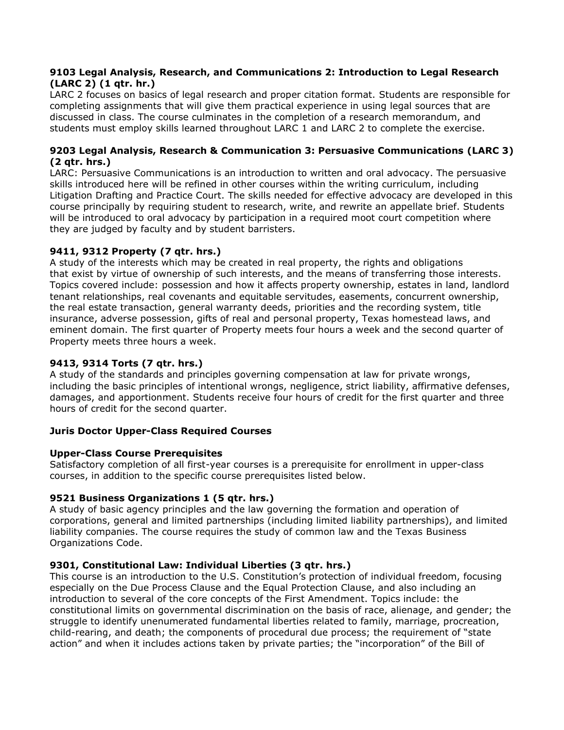**9103 Legal Analysis, Research, and Communications 2: Introduction to Legal Research (LARC 2) (1 qtr. hr.)**
LARC 2 focuses on basics of legal research and proper citation format. Students are responsible for completing assignments that will give them practical experience in using legal sources that are discussed in class. The course culminates in the completion of a research memorandum, and students must employ skills learned throughout LARC 1 and LARC 2 to complete the exercise.

**9203 Legal Analysis, Research & Communication 3: Persuasive Communications (LARC 3) (2 qtr. hrs.)**
LARC: Persuasive Communications is an introduction to written and oral advocacy. The persuasive skills introduced here will be refined in other courses within the writing curriculum, including Litigation Drafting and Practice Court. The skills needed for effective advocacy are developed in this course principally by requiring student to research, write, and rewrite an appellate brief. Students will be introduced to oral advocacy by participation in a required moot court competition where they are judged by faculty and by student barristers.

**9411, 9312 Property (7 qtr. hrs.)**
A study of the interests which may be created in real property, the rights and obligations that exist by virtue of ownership of such interests, and the means of transferring those interests. Topics covered include: possession and how it affects property ownership, estates in land, landlord tenant relationships, real covenants and equitable servitudes, easements, concurrent ownership, the real estate transaction, general warranty deeds, priorities and the recording system, title insurance, adverse possession, gifts of real and personal property, Texas homestead laws, and eminent domain. The first quarter of Property meets four hours a week and the second quarter of Property meets three hours a week.

**9413, 9314 Torts (7 qtr. hrs.)**
A study of the standards and principles governing compensation at law for private wrongs, including the basic principles of intentional wrongs, negligence, strict liability, affirmative defenses, damages, and apportionment. Students receive four hours of credit for the first quarter and three hours of credit for the second quarter.

## Juris Doctor Upper-Class Required Courses

**Upper-Class Course Prerequisites**
Satisfactory completion of all first-year courses is a prerequisite for enrollment in upper-class courses, in addition to the specific course prerequisites listed below.

**9521 Business Organizations 1 (5 qtr. hrs.)**
A study of basic agency principles and the law governing the formation and operation of corporations, general and limited partnerships (including limited liability partnerships), and limited liability companies. The course requires the study of common law and the Texas Business Organizations Code.

**9301, Constitutional Law: Individual Liberties (3 qtr. hrs.)**
This course is an introduction to the U.S. Constitution's protection of individual freedom, focusing especially on the Due Process Clause and the Equal Protection Clause, and also including an introduction to several of the core concepts of the First Amendment. Topics include: the constitutional limits on governmental discrimination on the basis of race, alienage, and gender; the struggle to identify unenumerated fundamental liberties related to family, marriage, procreation, child-rearing, and death; the components of procedural due process; the requirement of "state action" and when it includes actions taken by private parties; the "incorporation" of the Bill of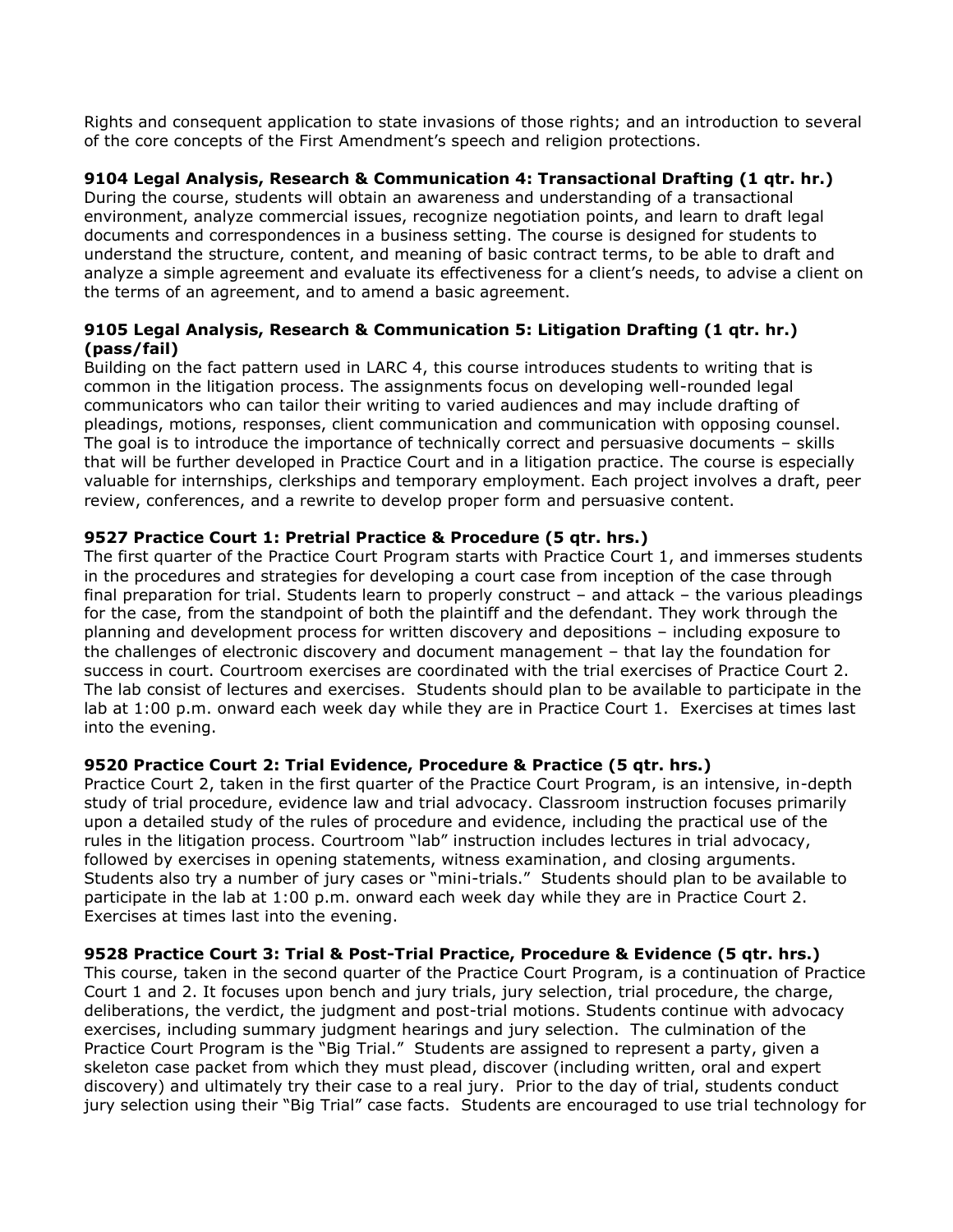Rights and consequent application to state invasions of those rights; and an introduction to several of the core concepts of the First Amendment's speech and religion protections.

**9104 Legal Analysis, Research & Communication 4: Transactional Drafting (1 qtr. hr.)**
During the course, students will obtain an awareness and understanding of a transactional environment, analyze commercial issues, recognize negotiation points, and learn to draft legal documents and correspondences in a business setting. The course is designed for students to understand the structure, content, and meaning of basic contract terms, to be able to draft and analyze a simple agreement and evaluate its effectiveness for a client's needs, to advise a client on the terms of an agreement, and to amend a basic agreement.

**9105 Legal Analysis, Research & Communication 5: Litigation Drafting (1 qtr. hr.) (pass/fail)**
Building on the fact pattern used in LARC 4, this course introduces students to writing that is common in the litigation process. The assignments focus on developing well-rounded legal communicators who can tailor their writing to varied audiences and may include drafting of pleadings, motions, responses, client communication and communication with opposing counsel. The goal is to introduce the importance of technically correct and persuasive documents – skills that will be further developed in Practice Court and in a litigation practice. The course is especially valuable for internships, clerkships and temporary employment. Each project involves a draft, peer review, conferences, and a rewrite to develop proper form and persuasive content.

**9527 Practice Court 1: Pretrial Practice & Procedure (5 qtr. hrs.)**
The first quarter of the Practice Court Program starts with Practice Court 1, and immerses students in the procedures and strategies for developing a court case from inception of the case through final preparation for trial. Students learn to properly construct – and attack – the various pleadings for the case, from the standpoint of both the plaintiff and the defendant. They work through the planning and development process for written discovery and depositions – including exposure to the challenges of electronic discovery and document management – that lay the foundation for success in court. Courtroom exercises are coordinated with the trial exercises of Practice Court 2. The lab consist of lectures and exercises. Students should plan to be available to participate in the lab at 1:00 p.m. onward each week day while they are in Practice Court 1. Exercises at times last into the evening.

**9520 Practice Court 2: Trial Evidence, Procedure & Practice (5 qtr. hrs.)**
Practice Court 2, taken in the first quarter of the Practice Court Program, is an intensive, in-depth study of trial procedure, evidence law and trial advocacy. Classroom instruction focuses primarily upon a detailed study of the rules of procedure and evidence, including the practical use of the rules in the litigation process. Courtroom "lab" instruction includes lectures in trial advocacy, followed by exercises in opening statements, witness examination, and closing arguments. Students also try a number of jury cases or "mini-trials." Students should plan to be available to participate in the lab at 1:00 p.m. onward each week day while they are in Practice Court 2. Exercises at times last into the evening.

**9528 Practice Court 3: Trial & Post-Trial Practice, Procedure & Evidence (5 qtr. hrs.)**
This course, taken in the second quarter of the Practice Court Program, is a continuation of Practice Court 1 and 2. It focuses upon bench and jury trials, jury selection, trial procedure, the charge, deliberations, the verdict, the judgment and post-trial motions. Students continue with advocacy exercises, including summary judgment hearings and jury selection. The culmination of the Practice Court Program is the "Big Trial." Students are assigned to represent a party, given a skeleton case packet from which they must plead, discover (including written, oral and expert discovery) and ultimately try their case to a real jury. Prior to the day of trial, students conduct jury selection using their "Big Trial" case facts. Students are encouraged to use trial technology for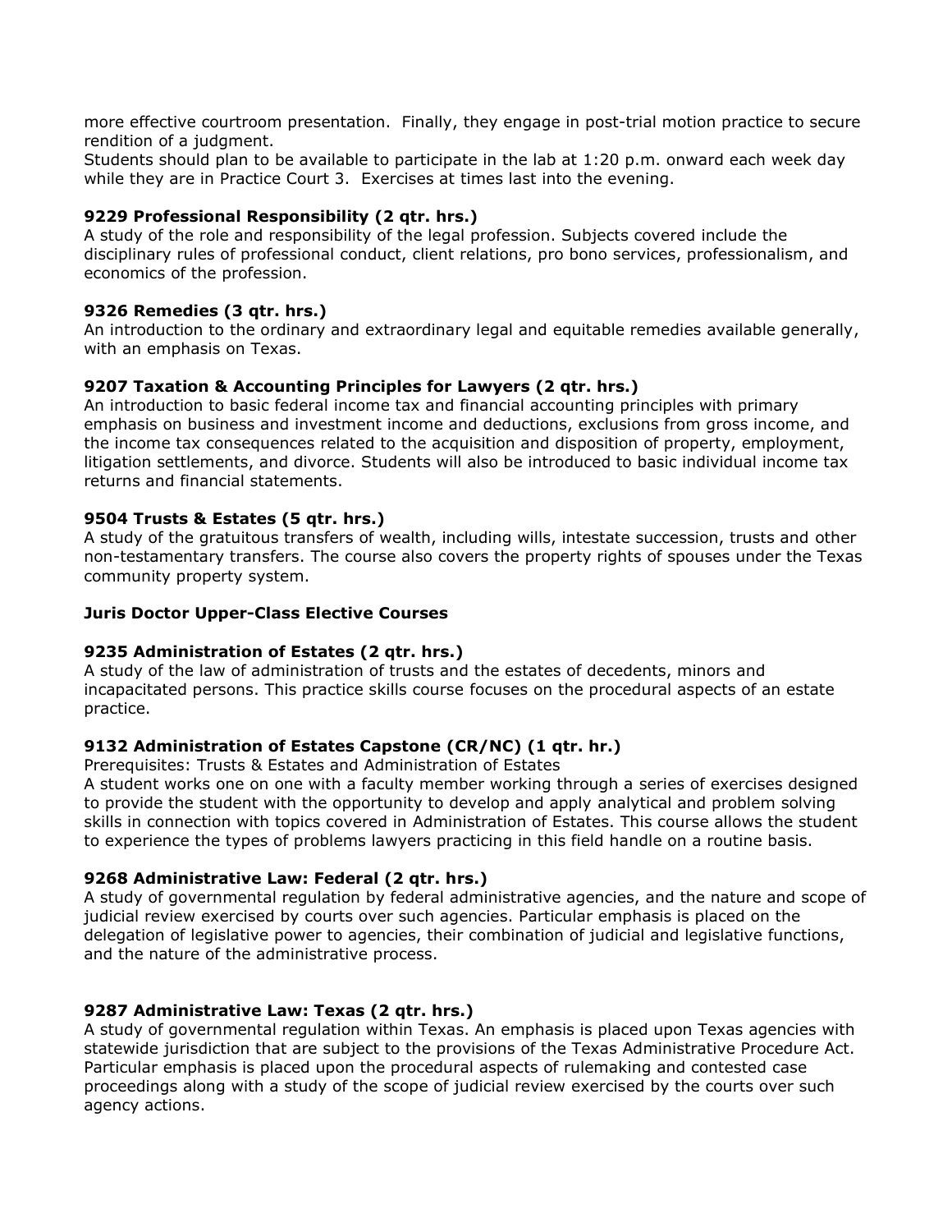more effective courtroom presentation. Finally, they engage in post-trial motion practice to secure rendition of a judgment.
Students should plan to be available to participate in the lab at 1:20 p.m. onward each week day while they are in Practice Court 3. Exercises at times last into the evening.

**9229 Professional Responsibility (2 qtr. hrs.)**
A study of the role and responsibility of the legal profession. Subjects covered include the disciplinary rules of professional conduct, client relations, pro bono services, professionalism, and economics of the profession.

**9326 Remedies (3 qtr. hrs.)**
An introduction to the ordinary and extraordinary legal and equitable remedies available generally, with an emphasis on Texas.

**9207 Taxation & Accounting Principles for Lawyers (2 qtr. hrs.)**
An introduction to basic federal income tax and financial accounting principles with primary emphasis on business and investment income and deductions, exclusions from gross income, and the income tax consequences related to the acquisition and disposition of property, employment, litigation settlements, and divorce. Students will also be introduced to basic individual income tax returns and financial statements.

**9504 Trusts & Estates (5 qtr. hrs.)**
A study of the gratuitous transfers of wealth, including wills, intestate succession, trusts and other non-testamentary transfers. The course also covers the property rights of spouses under the Texas community property system.

**Juris Doctor Upper-Class Elective Courses**

**9235 Administration of Estates (2 qtr. hrs.)**
A study of the law of administration of trusts and the estates of decedents, minors and incapacitated persons. This practice skills course focuses on the procedural aspects of an estate practice.

**9132 Administration of Estates Capstone (CR/NC) (1 qtr. hr.)**
Prerequisites: Trusts & Estates and Administration of Estates
A student works one on one with a faculty member working through a series of exercises designed to provide the student with the opportunity to develop and apply analytical and problem solving skills in connection with topics covered in Administration of Estates. This course allows the student to experience the types of problems lawyers practicing in this field handle on a routine basis.

**9268 Administrative Law: Federal (2 qtr. hrs.)**
A study of governmental regulation by federal administrative agencies, and the nature and scope of judicial review exercised by courts over such agencies. Particular emphasis is placed on the delegation of legislative power to agencies, their combination of judicial and legislative functions, and the nature of the administrative process.

**9287 Administrative Law: Texas (2 qtr. hrs.)**
A study of governmental regulation within Texas. An emphasis is placed upon Texas agencies with statewide jurisdiction that are subject to the provisions of the Texas Administrative Procedure Act. Particular emphasis is placed upon the procedural aspects of rulemaking and contested case proceedings along with a study of the scope of judicial review exercised by the courts over such agency actions.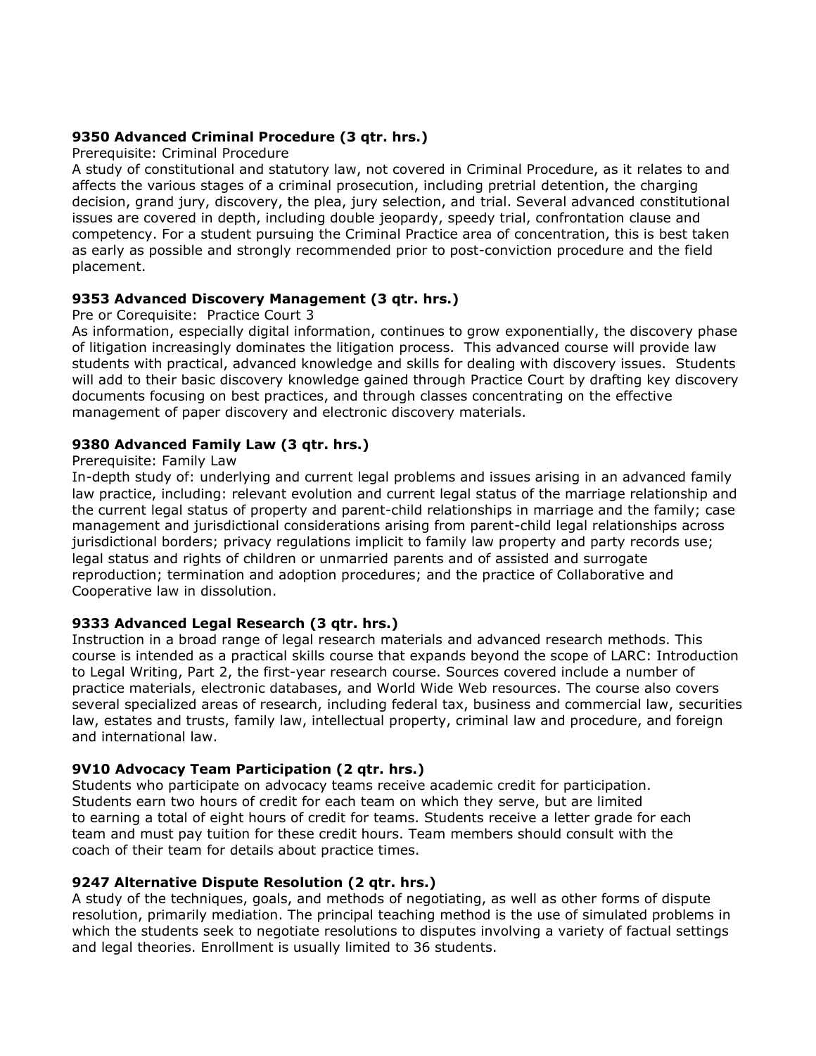**9350 Advanced Criminal Procedure (3 qtr. hrs.)**

Prerequisite: Criminal Procedure

A study of constitutional and statutory law, not covered in Criminal Procedure, as it relates to and affects the various stages of a criminal prosecution, including pretrial detention, the charging decision, grand jury, discovery, the plea, jury selection, and trial. Several advanced constitutional issues are covered in depth, including double jeopardy, speedy trial, confrontation clause and competency. For a student pursuing the Criminal Practice area of concentration, this is best taken as early as possible and strongly recommended prior to post-conviction procedure and the field placement.

**9353 Advanced Discovery Management (3 qtr. hrs.)**

Pre or Corequisite: Practice Court 3

As information, especially digital information, continues to grow exponentially, the discovery phase of litigation increasingly dominates the litigation process. This advanced course will provide law students with practical, advanced knowledge and skills for dealing with discovery issues. Students will add to their basic discovery knowledge gained through Practice Court by drafting key discovery documents focusing on best practices, and through classes concentrating on the effective management of paper discovery and electronic discovery materials.

**9380 Advanced Family Law (3 qtr. hrs.)**

Prerequisite: Family Law

In-depth study of: underlying and current legal problems and issues arising in an advanced family law practice, including: relevant evolution and current legal status of the marriage relationship and the current legal status of property and parent-child relationships in marriage and the family; case management and jurisdictional considerations arising from parent-child legal relationships across jurisdictional borders; privacy regulations implicit to family law property and party records use; legal status and rights of children or unmarried parents and of assisted and surrogate reproduction; termination and adoption procedures; and the practice of Collaborative and Cooperative law in dissolution.

**9333 Advanced Legal Research (3 qtr. hrs.)**

Instruction in a broad range of legal research materials and advanced research methods. This course is intended as a practical skills course that expands beyond the scope of LARC: Introduction to Legal Writing, Part 2, the first-year research course. Sources covered include a number of practice materials, electronic databases, and World Wide Web resources. The course also covers several specialized areas of research, including federal tax, business and commercial law, securities law, estates and trusts, family law, intellectual property, criminal law and procedure, and foreign and international law.

**9V10 Advocacy Team Participation (2 qtr. hrs.)**

Students who participate on advocacy teams receive academic credit for participation. Students earn two hours of credit for each team on which they serve, but are limited to earning a total of eight hours of credit for teams. Students receive a letter grade for each team and must pay tuition for these credit hours. Team members should consult with the coach of their team for details about practice times.

**9247 Alternative Dispute Resolution (2 qtr. hrs.)**

A study of the techniques, goals, and methods of negotiating, as well as other forms of dispute resolution, primarily mediation. The principal teaching method is the use of simulated problems in which the students seek to negotiate resolutions to disputes involving a variety of factual settings and legal theories. Enrollment is usually limited to 36 students.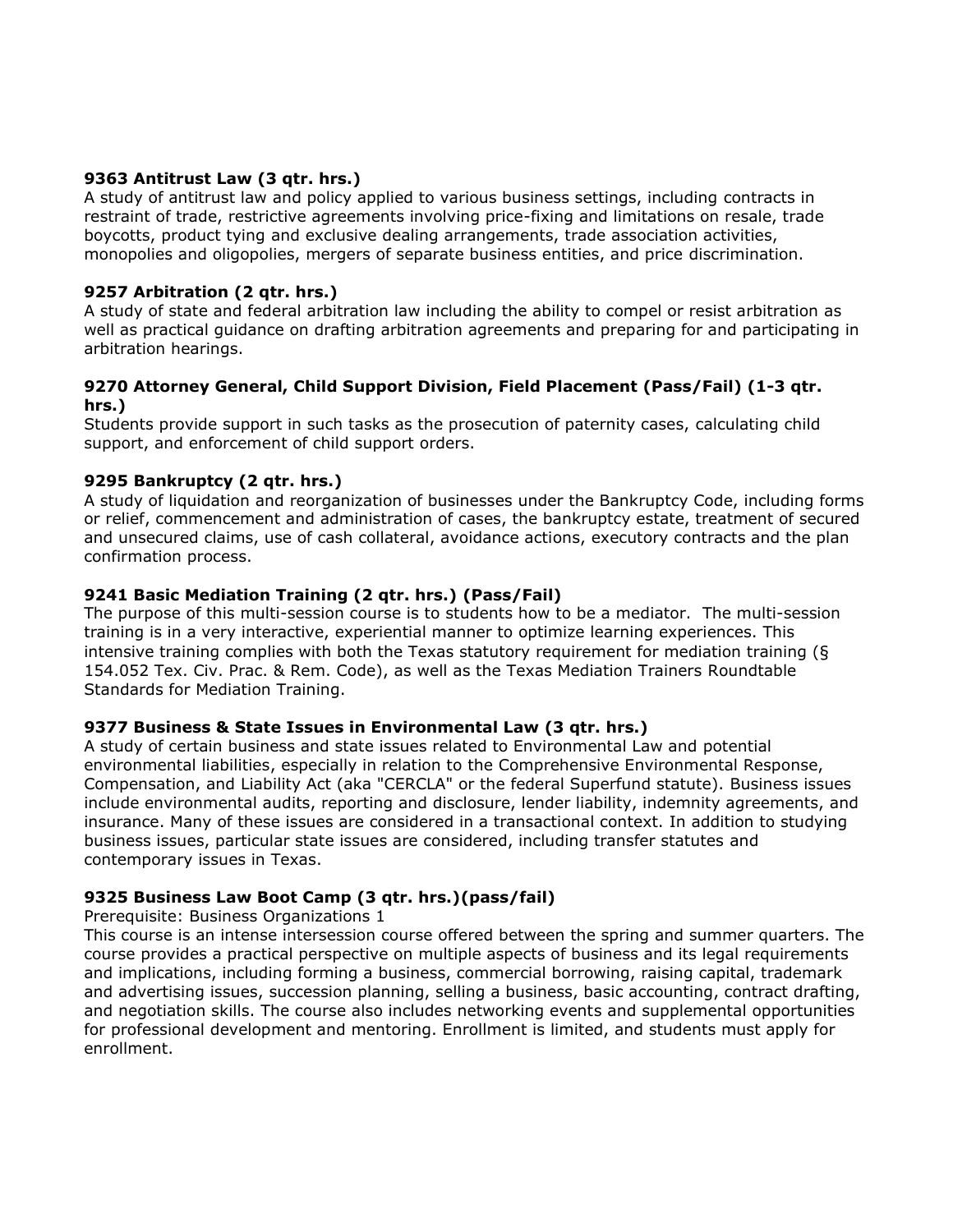**9363 Antitrust Law (3 qtr. hrs.)**
A study of antitrust law and policy applied to various business settings, including contracts in restraint of trade, restrictive agreements involving price-fixing and limitations on resale, trade boycotts, product tying and exclusive dealing arrangements, trade association activities, monopolies and oligopolies, mergers of separate business entities, and price discrimination.

**9257 Arbitration (2 qtr. hrs.)**
A study of state and federal arbitration law including the ability to compel or resist arbitration as well as practical guidance on drafting arbitration agreements and preparing for and participating in arbitration hearings.

**9270 Attorney General, Child Support Division, Field Placement (Pass/Fail) (1-3 qtr. hrs.)**
Students provide support in such tasks as the prosecution of paternity cases, calculating child support, and enforcement of child support orders.

**9295 Bankruptcy (2 qtr. hrs.)**
A study of liquidation and reorganization of businesses under the Bankruptcy Code, including forms or relief, commencement and administration of cases, the bankruptcy estate, treatment of secured and unsecured claims, use of cash collateral, avoidance actions, executory contracts and the plan confirmation process.

**9241 Basic Mediation Training (2 qtr. hrs.) (Pass/Fail)**
The purpose of this multi-session course is to students how to be a mediator. The multi-session training is in a very interactive, experiential manner to optimize learning experiences. This intensive training complies with both the Texas statutory requirement for mediation training (§ 154.052 Tex. Civ. Prac. & Rem. Code), as well as the Texas Mediation Trainers Roundtable Standards for Mediation Training.

**9377 Business & State Issues in Environmental Law (3 qtr. hrs.)**
A study of certain business and state issues related to Environmental Law and potential environmental liabilities, especially in relation to the Comprehensive Environmental Response, Compensation, and Liability Act (aka "CERCLA" or the federal Superfund statute). Business issues include environmental audits, reporting and disclosure, lender liability, indemnity agreements, and insurance. Many of these issues are considered in a transactional context. In addition to studying business issues, particular state issues are considered, including transfer statutes and contemporary issues in Texas.

**9325 Business Law Boot Camp (3 qtr. hrs.)(pass/fail)**
Prerequisite: Business Organizations 1
This course is an intense intersession course offered between the spring and summer quarters. The course provides a practical perspective on multiple aspects of business and its legal requirements and implications, including forming a business, commercial borrowing, raising capital, trademark and advertising issues, succession planning, selling a business, basic accounting, contract drafting, and negotiation skills. The course also includes networking events and supplemental opportunities for professional development and mentoring. Enrollment is limited, and students must apply for enrollment.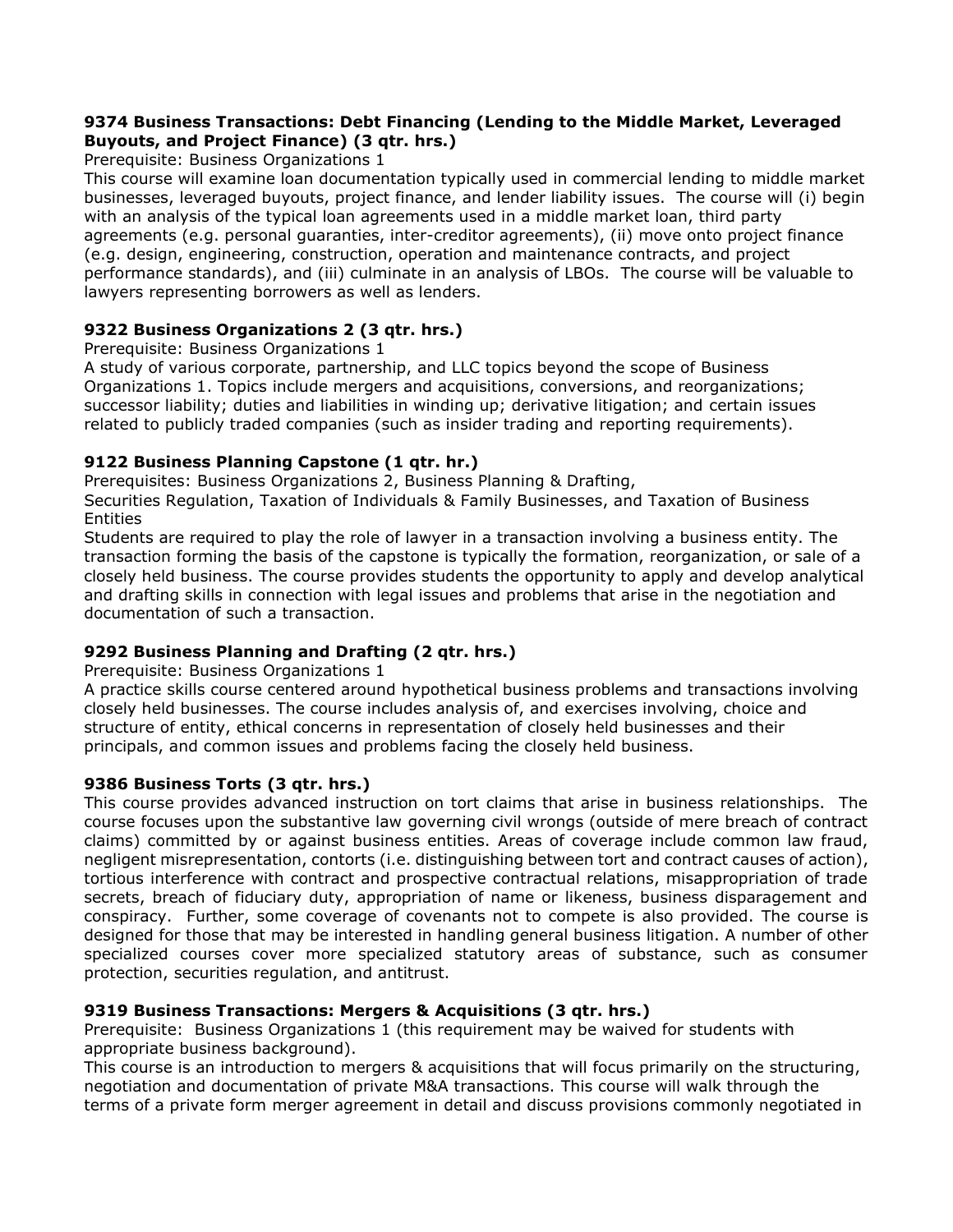### 9374 Business Transactions: Debt Financing (Lending to the Middle Market, Leveraged Buyouts, and Project Finance) (3 qtr. hrs.)

Prerequisite: Business Organizations 1

This course will examine loan documentation typically used in commercial lending to middle market businesses, leveraged buyouts, project finance, and lender liability issues. The course will (i) begin with an analysis of the typical loan agreements used in a middle market loan, third party agreements (e.g. personal guaranties, inter-creditor agreements), (ii) move onto project finance (e.g. design, engineering, construction, operation and maintenance contracts, and project performance standards), and (iii) culminate in an analysis of LBOs. The course will be valuable to lawyers representing borrowers as well as lenders.

### 9322 Business Organizations 2 (3 qtr. hrs.)

Prerequisite: Business Organizations 1

A study of various corporate, partnership, and LLC topics beyond the scope of Business Organizations 1. Topics include mergers and acquisitions, conversions, and reorganizations; successor liability; duties and liabilities in winding up; derivative litigation; and certain issues related to publicly traded companies (such as insider trading and reporting requirements).

### 9122 Business Planning Capstone (1 qtr. hr.)

Prerequisites: Business Organizations 2, Business Planning & Drafting, Securities Regulation, Taxation of Individuals & Family Businesses, and Taxation of Business Entities

Students are required to play the role of lawyer in a transaction involving a business entity. The transaction forming the basis of the capstone is typically the formation, reorganization, or sale of a closely held business. The course provides students the opportunity to apply and develop analytical and drafting skills in connection with legal issues and problems that arise in the negotiation and documentation of such a transaction.

### 9292 Business Planning and Drafting (2 qtr. hrs.)

Prerequisite: Business Organizations 1

A practice skills course centered around hypothetical business problems and transactions involving closely held businesses. The course includes analysis of, and exercises involving, choice and structure of entity, ethical concerns in representation of closely held businesses and their principals, and common issues and problems facing the closely held business.

### 9386 Business Torts (3 qtr. hrs.)

This course provides advanced instruction on tort claims that arise in business relationships. The course focuses upon the substantive law governing civil wrongs (outside of mere breach of contract claims) committed by or against business entities. Areas of coverage include common law fraud, negligent misrepresentation, contorts (i.e. distinguishing between tort and contract causes of action), tortious interference with contract and prospective contractual relations, misappropriation of trade secrets, breach of fiduciary duty, appropriation of name or likeness, business disparagement and conspiracy. Further, some coverage of covenants not to compete is also provided. The course is designed for those that may be interested in handling general business litigation. A number of other specialized courses cover more specialized statutory areas of substance, such as consumer protection, securities regulation, and antitrust.

### 9319 Business Transactions: Mergers & Acquisitions (3 qtr. hrs.)

Prerequisite: Business Organizations 1 (this requirement may be waived for students with appropriate business background).

This course is an introduction to mergers & acquisitions that will focus primarily on the structuring, negotiation and documentation of private M&A transactions. This course will walk through the terms of a private form merger agreement in detail and discuss provisions commonly negotiated in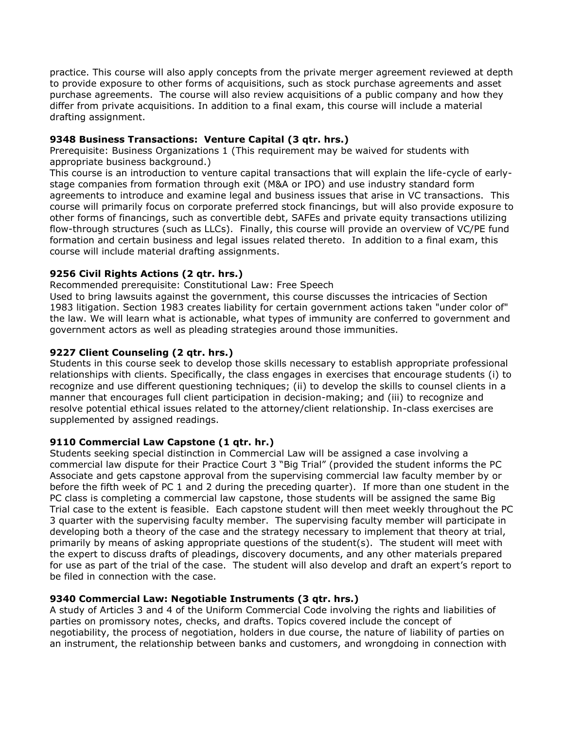practice. This course will also apply concepts from the private merger agreement reviewed at depth to provide exposure to other forms of acquisitions, such as stock purchase agreements and asset purchase agreements. The course will also review acquisitions of a public company and how they differ from private acquisitions. In addition to a final exam, this course will include a material drafting assignment.

**9348 Business Transactions: Venture Capital (3 qtr. hrs.)**
Prerequisite: Business Organizations 1 (This requirement may be waived for students with appropriate business background.)
This course is an introduction to venture capital transactions that will explain the life-cycle of early-stage companies from formation through exit (M&A or IPO) and use industry standard form agreements to introduce and examine legal and business issues that arise in VC transactions. This course will primarily focus on corporate preferred stock financings, but will also provide exposure to other forms of financings, such as convertible debt, SAFEs and private equity transactions utilizing flow-through structures (such as LLCs). Finally, this course will provide an overview of VC/PE fund formation and certain business and legal issues related thereto. In addition to a final exam, this course will include material drafting assignments.

**9256 Civil Rights Actions (2 qtr. hrs.)**
Recommended prerequisite: Constitutional Law: Free Speech
Used to bring lawsuits against the government, this course discusses the intricacies of Section 1983 litigation. Section 1983 creates liability for certain government actions taken "under color of" the law. We will learn what is actionable, what types of immunity are conferred to government and government actors as well as pleading strategies around those immunities.

**9227 Client Counseling (2 qtr. hrs.)**
Students in this course seek to develop those skills necessary to establish appropriate professional relationships with clients. Specifically, the class engages in exercises that encourage students (i) to recognize and use different questioning techniques; (ii) to develop the skills to counsel clients in a manner that encourages full client participation in decision-making; and (iii) to recognize and resolve potential ethical issues related to the attorney/client relationship. In-class exercises are supplemented by assigned readings.

**9110 Commercial Law Capstone (1 qtr. hr.)**
Students seeking special distinction in Commercial Law will be assigned a case involving a commercial law dispute for their Practice Court 3 "Big Trial" (provided the student informs the PC Associate and gets capstone approval from the supervising commercial law faculty member by or before the fifth week of PC 1 and 2 during the preceding quarter). If more than one student in the PC class is completing a commercial law capstone, those students will be assigned the same Big Trial case to the extent is feasible. Each capstone student will then meet weekly throughout the PC 3 quarter with the supervising faculty member. The supervising faculty member will participate in developing both a theory of the case and the strategy necessary to implement that theory at trial, primarily by means of asking appropriate questions of the student(s). The student will meet with the expert to discuss drafts of pleadings, discovery documents, and any other materials prepared for use as part of the trial of the case. The student will also develop and draft an expert's report to be filed in connection with the case.

**9340 Commercial Law: Negotiable Instruments (3 qtr. hrs.)**
A study of Articles 3 and 4 of the Uniform Commercial Code involving the rights and liabilities of parties on promissory notes, checks, and drafts. Topics covered include the concept of negotiability, the process of negotiation, holders in due course, the nature of liability of parties on an instrument, the relationship between banks and customers, and wrongdoing in connection with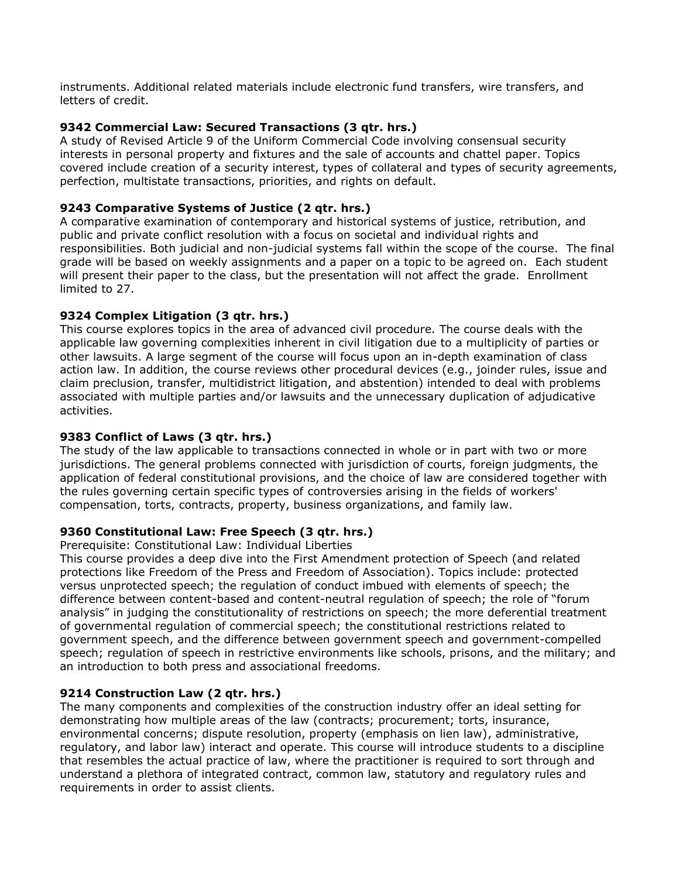instruments. Additional related materials include electronic fund transfers, wire transfers, and letters of credit.

**9342 Commercial Law: Secured Transactions (3 qtr. hrs.)**
A study of Revised Article 9 of the Uniform Commercial Code involving consensual security interests in personal property and fixtures and the sale of accounts and chattel paper. Topics covered include creation of a security interest, types of collateral and types of security agreements, perfection, multistate transactions, priorities, and rights on default.

**9243 Comparative Systems of Justice (2 qtr. hrs.)**
A comparative examination of contemporary and historical systems of justice, retribution, and public and private conflict resolution with a focus on societal and individual rights and responsibilities. Both judicial and non-judicial systems fall within the scope of the course. The final grade will be based on weekly assignments and a paper on a topic to be agreed on. Each student will present their paper to the class, but the presentation will not affect the grade. Enrollment limited to 27.

**9324 Complex Litigation (3 qtr. hrs.)**
This course explores topics in the area of advanced civil procedure. The course deals with the applicable law governing complexities inherent in civil litigation due to a multiplicity of parties or other lawsuits. A large segment of the course will focus upon an in-depth examination of class action law. In addition, the course reviews other procedural devices (e.g., joinder rules, issue and claim preclusion, transfer, multidistrict litigation, and abstention) intended to deal with problems associated with multiple parties and/or lawsuits and the unnecessary duplication of adjudicative activities.

**9383 Conflict of Laws (3 qtr. hrs.)**
The study of the law applicable to transactions connected in whole or in part with two or more jurisdictions. The general problems connected with jurisdiction of courts, foreign judgments, the application of federal constitutional provisions, and the choice of law are considered together with the rules governing certain specific types of controversies arising in the fields of workers' compensation, torts, contracts, property, business organizations, and family law.

**9360 Constitutional Law: Free Speech (3 qtr. hrs.)**
Prerequisite: Constitutional Law: Individual Liberties
This course provides a deep dive into the First Amendment protection of Speech (and related protections like Freedom of the Press and Freedom of Association). Topics include: protected versus unprotected speech; the regulation of conduct imbued with elements of speech; the difference between content-based and content-neutral regulation of speech; the role of "forum analysis" in judging the constitutionality of restrictions on speech; the more deferential treatment of governmental regulation of commercial speech; the constitutional restrictions related to government speech, and the difference between government speech and government-compelled speech; regulation of speech in restrictive environments like schools, prisons, and the military; and an introduction to both press and associational freedoms.

**9214 Construction Law (2 qtr. hrs.)**
The many components and complexities of the construction industry offer an ideal setting for demonstrating how multiple areas of the law (contracts; procurement; torts, insurance, environmental concerns; dispute resolution, property (emphasis on lien law), administrative, regulatory, and labor law) interact and operate. This course will introduce students to a discipline that resembles the actual practice of law, where the practitioner is required to sort through and understand a plethora of integrated contract, common law, statutory and regulatory rules and requirements in order to assist clients.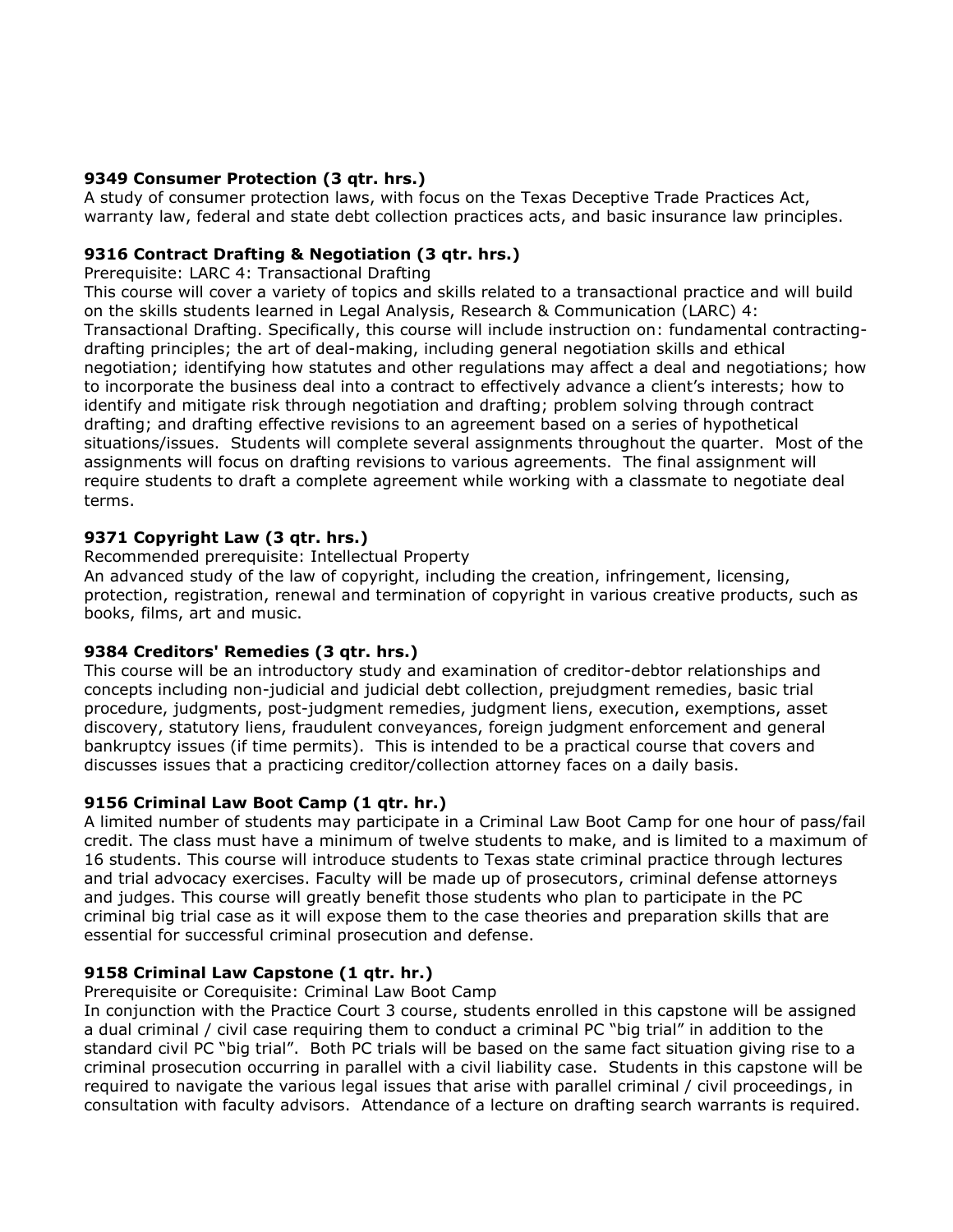**9349 Consumer Protection (3 qtr. hrs.)**
A study of consumer protection laws, with focus on the Texas Deceptive Trade Practices Act, warranty law, federal and state debt collection practices acts, and basic insurance law principles.

**9316 Contract Drafting & Negotiation (3 qtr. hrs.)**
Prerequisite: LARC 4: Transactional Drafting
This course will cover a variety of topics and skills related to a transactional practice and will build on the skills students learned in Legal Analysis, Research & Communication (LARC) 4: Transactional Drafting. Specifically, this course will include instruction on: fundamental contracting-drafting principles; the art of deal-making, including general negotiation skills and ethical negotiation; identifying how statutes and other regulations may affect a deal and negotiations; how to incorporate the business deal into a contract to effectively advance a client's interests; how to identify and mitigate risk through negotiation and drafting; problem solving through contract drafting; and drafting effective revisions to an agreement based on a series of hypothetical situations/issues. Students will complete several assignments throughout the quarter. Most of the assignments will focus on drafting revisions to various agreements. The final assignment will require students to draft a complete agreement while working with a classmate to negotiate deal terms.

**9371 Copyright Law (3 qtr. hrs.)**
Recommended prerequisite: Intellectual Property
An advanced study of the law of copyright, including the creation, infringement, licensing, protection, registration, renewal and termination of copyright in various creative products, such as books, films, art and music.

**9384 Creditors' Remedies (3 qtr. hrs.)**
This course will be an introductory study and examination of creditor-debtor relationships and concepts including non-judicial and judicial debt collection, prejudgment remedies, basic trial procedure, judgments, post-judgment remedies, judgment liens, execution, exemptions, asset discovery, statutory liens, fraudulent conveyances, foreign judgment enforcement and general bankruptcy issues (if time permits). This is intended to be a practical course that covers and discusses issues that a practicing creditor/collection attorney faces on a daily basis.

**9156 Criminal Law Boot Camp (1 qtr. hr.)**
A limited number of students may participate in a Criminal Law Boot Camp for one hour of pass/fail credit. The class must have a minimum of twelve students to make, and is limited to a maximum of 16 students. This course will introduce students to Texas state criminal practice through lectures and trial advocacy exercises. Faculty will be made up of prosecutors, criminal defense attorneys and judges. This course will greatly benefit those students who plan to participate in the PC criminal big trial case as it will expose them to the case theories and preparation skills that are essential for successful criminal prosecution and defense.

**9158 Criminal Law Capstone (1 qtr. hr.)**
Prerequisite or Corequisite: Criminal Law Boot Camp
In conjunction with the Practice Court 3 course, students enrolled in this capstone will be assigned a dual criminal / civil case requiring them to conduct a criminal PC "big trial" in addition to the standard civil PC "big trial". Both PC trials will be based on the same fact situation giving rise to a criminal prosecution occurring in parallel with a civil liability case. Students in this capstone will be required to navigate the various legal issues that arise with parallel criminal / civil proceedings, in consultation with faculty advisors. Attendance of a lecture on drafting search warrants is required.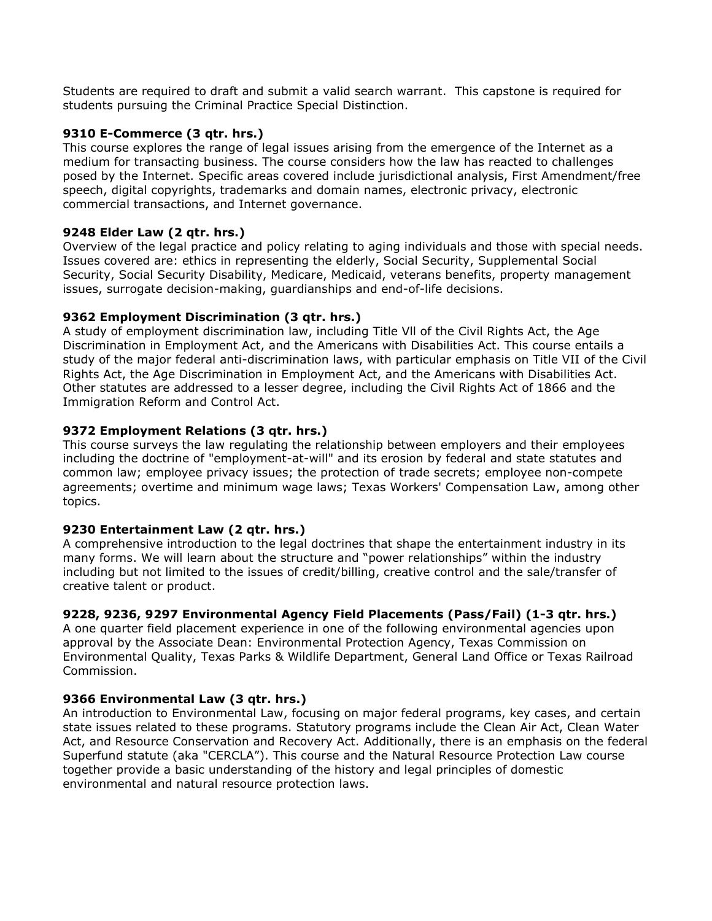Students are required to draft and submit a valid search warrant. This capstone is required for students pursuing the Criminal Practice Special Distinction.

**9310 E-Commerce (3 qtr. hrs.)**
This course explores the range of legal issues arising from the emergence of the Internet as a medium for transacting business. The course considers how the law has reacted to challenges posed by the Internet. Specific areas covered include jurisdictional analysis, First Amendment/free speech, digital copyrights, trademarks and domain names, electronic privacy, electronic commercial transactions, and Internet governance.

**9248 Elder Law (2 qtr. hrs.)**
Overview of the legal practice and policy relating to aging individuals and those with special needs. Issues covered are: ethics in representing the elderly, Social Security, Supplemental Social Security, Social Security Disability, Medicare, Medicaid, veterans benefits, property management issues, surrogate decision-making, guardianships and end-of-life decisions.

**9362 Employment Discrimination (3 qtr. hrs.)**
A study of employment discrimination law, including Title Vll of the Civil Rights Act, the Age Discrimination in Employment Act, and the Americans with Disabilities Act. This course entails a study of the major federal anti-discrimination laws, with particular emphasis on Title VII of the Civil Rights Act, the Age Discrimination in Employment Act, and the Americans with Disabilities Act. Other statutes are addressed to a lesser degree, including the Civil Rights Act of 1866 and the Immigration Reform and Control Act.

**9372 Employment Relations (3 qtr. hrs.)**
This course surveys the law regulating the relationship between employers and their employees including the doctrine of "employment-at-will" and its erosion by federal and state statutes and common law; employee privacy issues; the protection of trade secrets; employee non-compete agreements; overtime and minimum wage laws; Texas Workers' Compensation Law, among other topics.

**9230 Entertainment Law (2 qtr. hrs.)**
A comprehensive introduction to the legal doctrines that shape the entertainment industry in its many forms. We will learn about the structure and "power relationships" within the industry including but not limited to the issues of credit/billing, creative control and the sale/transfer of creative talent or product.

**9228, 9236, 9297 Environmental Agency Field Placements (Pass/Fail) (1-3 qtr. hrs.)**
A one quarter field placement experience in one of the following environmental agencies upon approval by the Associate Dean: Environmental Protection Agency, Texas Commission on Environmental Quality, Texas Parks & Wildlife Department, General Land Office or Texas Railroad Commission.

**9366 Environmental Law (3 qtr. hrs.)**
An introduction to Environmental Law, focusing on major federal programs, key cases, and certain state issues related to these programs. Statutory programs include the Clean Air Act, Clean Water Act, and Resource Conservation and Recovery Act. Additionally, there is an emphasis on the federal Superfund statute (aka "CERCLA"). This course and the Natural Resource Protection Law course together provide a basic understanding of the history and legal principles of domestic environmental and natural resource protection laws.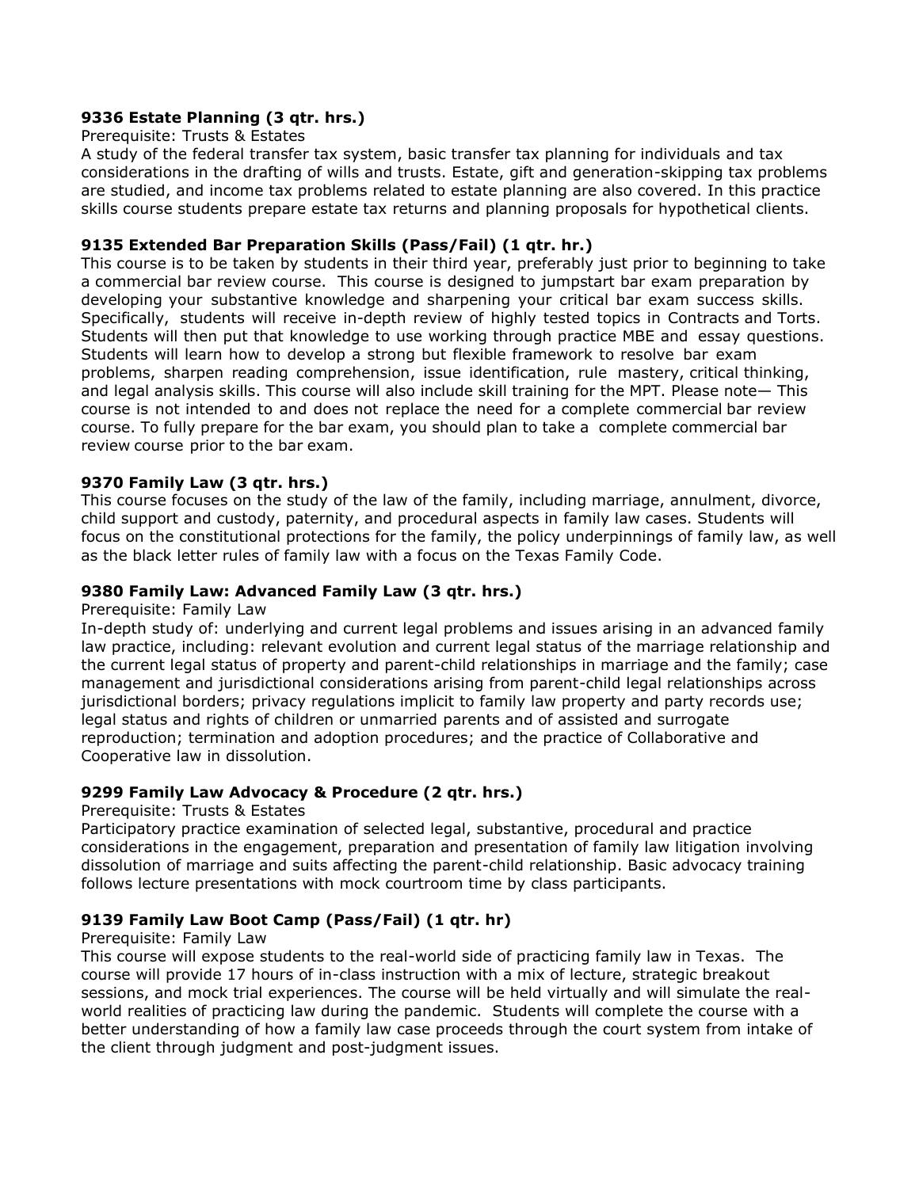**9336 Estate Planning (3 qtr. hrs.)**

Prerequisite: Trusts & Estates

A study of the federal transfer tax system, basic transfer tax planning for individuals and tax considerations in the drafting of wills and trusts. Estate, gift and generation-skipping tax problems are studied, and income tax problems related to estate planning are also covered. In this practice skills course students prepare estate tax returns and planning proposals for hypothetical clients.

**9135 Extended Bar Preparation Skills (Pass/Fail) (1 qtr. hr.)**

This course is to be taken by students in their third year, preferably just prior to beginning to take a commercial bar review course. This course is designed to jumpstart bar exam preparation by developing your substantive knowledge and sharpening your critical bar exam success skills. Specifically, students will receive in-depth review of highly tested topics in Contracts and Torts. Students will then put that knowledge to use working through practice MBE and essay questions. Students will learn how to develop a strong but flexible framework to resolve bar exam problems, sharpen reading comprehension, issue identification, rule mastery, critical thinking, and legal analysis skills. This course will also include skill training for the MPT. Please note— This course is not intended to and does not replace the need for a complete commercial bar review course. To fully prepare for the bar exam, you should plan to take a complete commercial bar review course prior to the bar exam.

**9370 Family Law (3 qtr. hrs.)**

This course focuses on the study of the law of the family, including marriage, annulment, divorce, child support and custody, paternity, and procedural aspects in family law cases. Students will focus on the constitutional protections for the family, the policy underpinnings of family law, as well as the black letter rules of family law with a focus on the Texas Family Code.

**9380 Family Law: Advanced Family Law (3 qtr. hrs.)**

Prerequisite: Family Law

In-depth study of: underlying and current legal problems and issues arising in an advanced family law practice, including: relevant evolution and current legal status of the marriage relationship and the current legal status of property and parent-child relationships in marriage and the family; case management and jurisdictional considerations arising from parent-child legal relationships across jurisdictional borders; privacy regulations implicit to family law property and party records use; legal status and rights of children or unmarried parents and of assisted and surrogate reproduction; termination and adoption procedures; and the practice of Collaborative and Cooperative law in dissolution.

**9299 Family Law Advocacy & Procedure (2 qtr. hrs.)**

Prerequisite: Trusts & Estates

Participatory practice examination of selected legal, substantive, procedural and practice considerations in the engagement, preparation and presentation of family law litigation involving dissolution of marriage and suits affecting the parent-child relationship. Basic advocacy training follows lecture presentations with mock courtroom time by class participants.

**9139 Family Law Boot Camp (Pass/Fail) (1 qtr. hr)**

Prerequisite: Family Law

This course will expose students to the real-world side of practicing family law in Texas. The course will provide 17 hours of in-class instruction with a mix of lecture, strategic breakout sessions, and mock trial experiences. The course will be held virtually and will simulate the real-world realities of practicing law during the pandemic. Students will complete the course with a better understanding of how a family law case proceeds through the court system from intake of the client through judgment and post-judgment issues.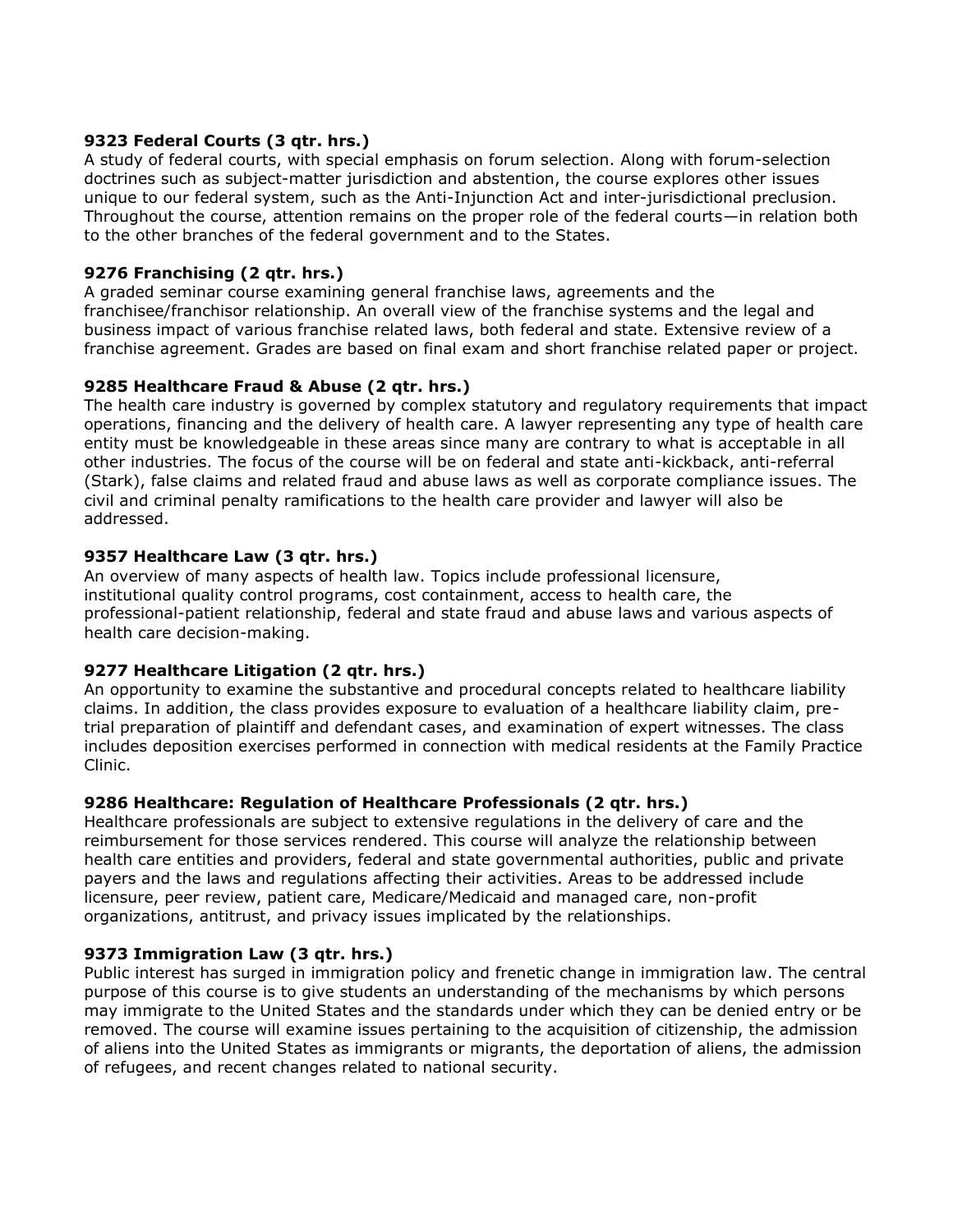**9323 Federal Courts (3 qtr. hrs.)**
A study of federal courts, with special emphasis on forum selection. Along with forum-selection doctrines such as subject-matter jurisdiction and abstention, the course explores other issues unique to our federal system, such as the Anti-Injunction Act and inter-jurisdictional preclusion. Throughout the course, attention remains on the proper role of the federal courts—in relation both to the other branches of the federal government and to the States.

**9276 Franchising (2 qtr. hrs.)**
A graded seminar course examining general franchise laws, agreements and the franchisee/franchisor relationship. An overall view of the franchise systems and the legal and business impact of various franchise related laws, both federal and state. Extensive review of a franchise agreement. Grades are based on final exam and short franchise related paper or project.

**9285 Healthcare Fraud & Abuse (2 qtr. hrs.)**
The health care industry is governed by complex statutory and regulatory requirements that impact operations, financing and the delivery of health care. A lawyer representing any type of health care entity must be knowledgeable in these areas since many are contrary to what is acceptable in all other industries. The focus of the course will be on federal and state anti-kickback, anti-referral (Stark), false claims and related fraud and abuse laws as well as corporate compliance issues. The civil and criminal penalty ramifications to the health care provider and lawyer will also be addressed.

**9357 Healthcare Law (3 qtr. hrs.)**
An overview of many aspects of health law. Topics include professional licensure, institutional quality control programs, cost containment, access to health care, the professional-patient relationship, federal and state fraud and abuse laws and various aspects of health care decision-making.

**9277 Healthcare Litigation (2 qtr. hrs.)**
An opportunity to examine the substantive and procedural concepts related to healthcare liability claims. In addition, the class provides exposure to evaluation of a healthcare liability claim, pre-trial preparation of plaintiff and defendant cases, and examination of expert witnesses. The class includes deposition exercises performed in connection with medical residents at the Family Practice Clinic.

**9286 Healthcare: Regulation of Healthcare Professionals (2 qtr. hrs.)**
Healthcare professionals are subject to extensive regulations in the delivery of care and the reimbursement for those services rendered. This course will analyze the relationship between health care entities and providers, federal and state governmental authorities, public and private payers and the laws and regulations affecting their activities. Areas to be addressed include licensure, peer review, patient care, Medicare/Medicaid and managed care, non-profit organizations, antitrust, and privacy issues implicated by the relationships.

**9373 Immigration Law (3 qtr. hrs.)**
Public interest has surged in immigration policy and frenetic change in immigration law. The central purpose of this course is to give students an understanding of the mechanisms by which persons may immigrate to the United States and the standards under which they can be denied entry or be removed. The course will examine issues pertaining to the acquisition of citizenship, the admission of aliens into the United States as immigrants or migrants, the deportation of aliens, the admission of refugees, and recent changes related to national security.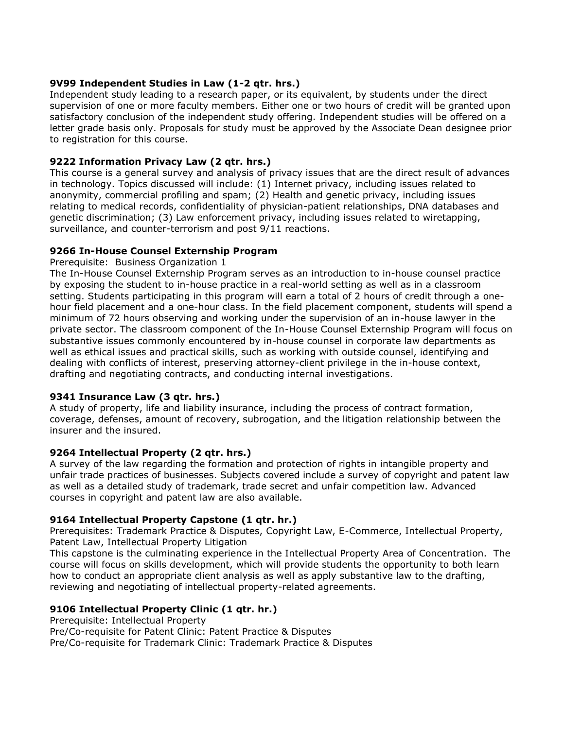**9V99 Independent Studies in Law (1-2 qtr. hrs.)**
Independent study leading to a research paper, or its equivalent, by students under the direct supervision of one or more faculty members. Either one or two hours of credit will be granted upon satisfactory conclusion of the independent study offering. Independent studies will be offered on a letter grade basis only. Proposals for study must be approved by the Associate Dean designee prior to registration for this course.

**9222 Information Privacy Law (2 qtr. hrs.)**
This course is a general survey and analysis of privacy issues that are the direct result of advances in technology. Topics discussed will include: (1) Internet privacy, including issues related to anonymity, commercial profiling and spam; (2) Health and genetic privacy, including issues relating to medical records, confidentiality of physician-patient relationships, DNA databases and genetic discrimination; (3) Law enforcement privacy, including issues related to wiretapping, surveillance, and counter-terrorism and post 9/11 reactions.

**9266 In-House Counsel Externship Program**
Prerequisite: Business Organization 1
The In-House Counsel Externship Program serves as an introduction to in-house counsel practice by exposing the student to in-house practice in a real-world setting as well as in a classroom setting. Students participating in this program will earn a total of 2 hours of credit through a one-hour field placement and a one-hour class. In the field placement component, students will spend a minimum of 72 hours observing and working under the supervision of an in-house lawyer in the private sector. The classroom component of the In-House Counsel Externship Program will focus on substantive issues commonly encountered by in-house counsel in corporate law departments as well as ethical issues and practical skills, such as working with outside counsel, identifying and dealing with conflicts of interest, preserving attorney-client privilege in the in-house context, drafting and negotiating contracts, and conducting internal investigations.

**9341 Insurance Law (3 qtr. hrs.)**
A study of property, life and liability insurance, including the process of contract formation, coverage, defenses, amount of recovery, subrogation, and the litigation relationship between the insurer and the insured.

**9264 Intellectual Property (2 qtr. hrs.)**
A survey of the law regarding the formation and protection of rights in intangible property and unfair trade practices of businesses. Subjects covered include a survey of copyright and patent law as well as a detailed study of trademark, trade secret and unfair competition law. Advanced courses in copyright and patent law are also available.

**9164 Intellectual Property Capstone (1 qtr. hr.)**
Prerequisites: Trademark Practice & Disputes, Copyright Law, E-Commerce, Intellectual Property, Patent Law, Intellectual Property Litigation
This capstone is the culminating experience in the Intellectual Property Area of Concentration. The course will focus on skills development, which will provide students the opportunity to both learn how to conduct an appropriate client analysis as well as apply substantive law to the drafting, reviewing and negotiating of intellectual property-related agreements.

**9106 Intellectual Property Clinic (1 qtr. hr.)**
Prerequisite: Intellectual Property
Pre/Co-requisite for Patent Clinic: Patent Practice & Disputes
Pre/Co-requisite for Trademark Clinic: Trademark Practice & Disputes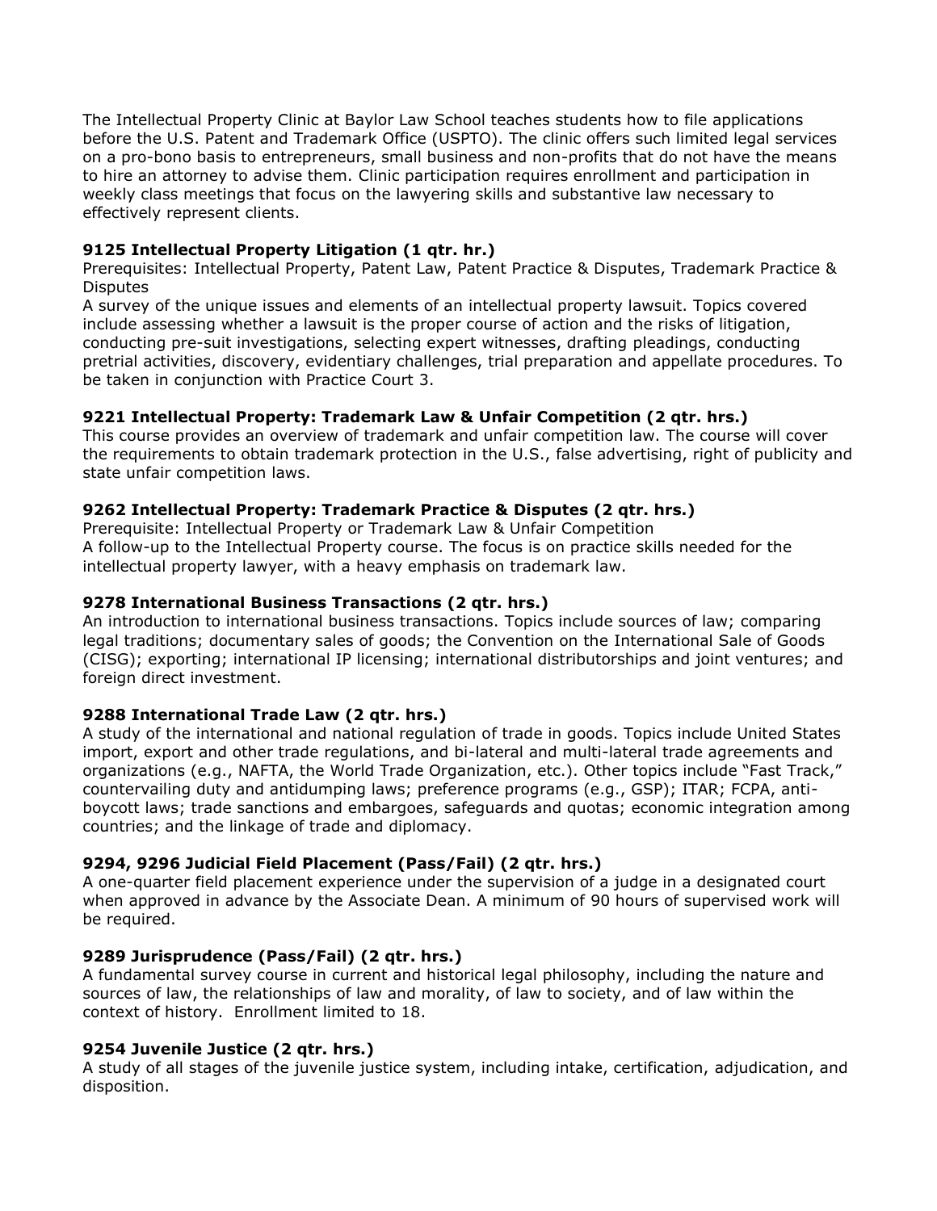The Intellectual Property Clinic at Baylor Law School teaches students how to file applications before the U.S. Patent and Trademark Office (USPTO). The clinic offers such limited legal services on a pro-bono basis to entrepreneurs, small business and non-profits that do not have the means to hire an attorney to advise them. Clinic participation requires enrollment and participation in weekly class meetings that focus on the lawyering skills and substantive law necessary to effectively represent clients.

**9125 Intellectual Property Litigation (1 qtr. hr.)**
Prerequisites: Intellectual Property, Patent Law, Patent Practice & Disputes, Trademark Practice & Disputes
A survey of the unique issues and elements of an intellectual property lawsuit. Topics covered include assessing whether a lawsuit is the proper course of action and the risks of litigation, conducting pre-suit investigations, selecting expert witnesses, drafting pleadings, conducting pretrial activities, discovery, evidentiary challenges, trial preparation and appellate procedures. To be taken in conjunction with Practice Court 3.

**9221 Intellectual Property: Trademark Law & Unfair Competition (2 qtr. hrs.)**
This course provides an overview of trademark and unfair competition law. The course will cover the requirements to obtain trademark protection in the U.S., false advertising, right of publicity and state unfair competition laws.

**9262 Intellectual Property: Trademark Practice & Disputes (2 qtr. hrs.)**
Prerequisite: Intellectual Property or Trademark Law & Unfair Competition
A follow-up to the Intellectual Property course. The focus is on practice skills needed for the intellectual property lawyer, with a heavy emphasis on trademark law.

**9278 International Business Transactions (2 qtr. hrs.)**
An introduction to international business transactions. Topics include sources of law; comparing legal traditions; documentary sales of goods; the Convention on the International Sale of Goods (CISG); exporting; international IP licensing; international distributorships and joint ventures; and foreign direct investment.

**9288 International Trade Law (2 qtr. hrs.)**
A study of the international and national regulation of trade in goods. Topics include United States import, export and other trade regulations, and bi-lateral and multi-lateral trade agreements and organizations (e.g., NAFTA, the World Trade Organization, etc.). Other topics include "Fast Track," countervailing duty and antidumping laws; preference programs (e.g., GSP); ITAR; FCPA, anti-boycott laws; trade sanctions and embargoes, safeguards and quotas; economic integration among countries; and the linkage of trade and diplomacy.

**9294, 9296 Judicial Field Placement (Pass/Fail) (2 qtr. hrs.)**
A one-quarter field placement experience under the supervision of a judge in a designated court when approved in advance by the Associate Dean. A minimum of 90 hours of supervised work will be required.

**9289 Jurisprudence (Pass/Fail) (2 qtr. hrs.)**
A fundamental survey course in current and historical legal philosophy, including the nature and sources of law, the relationships of law and morality, of law to society, and of law within the context of history. Enrollment limited to 18.

**9254 Juvenile Justice (2 qtr. hrs.)**
A study of all stages of the juvenile justice system, including intake, certification, adjudication, and disposition.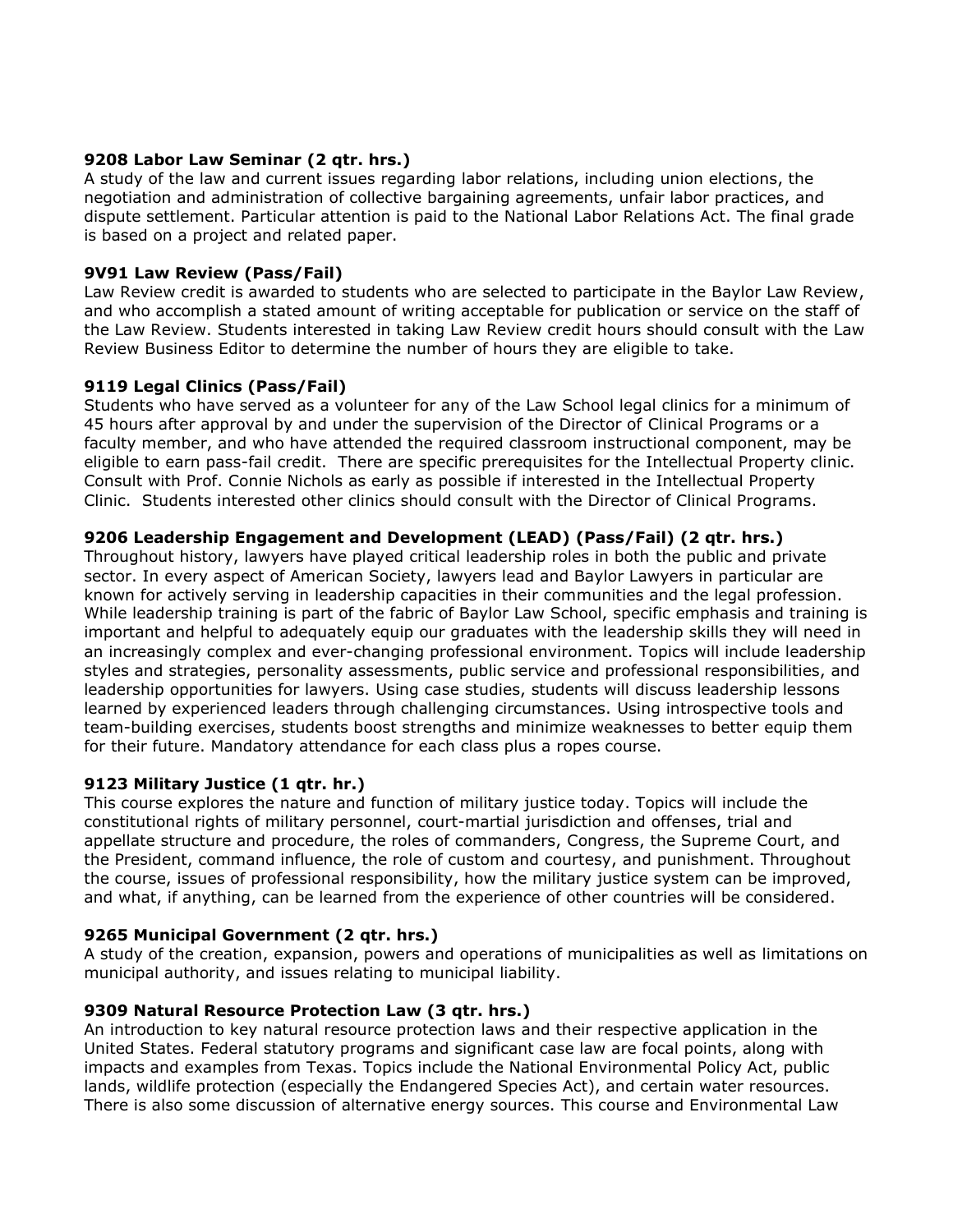**9208 Labor Law Seminar (2 qtr. hrs.)**
A study of the law and current issues regarding labor relations, including union elections, the negotiation and administration of collective bargaining agreements, unfair labor practices, and dispute settlement. Particular attention is paid to the National Labor Relations Act. The final grade is based on a project and related paper.

**9V91 Law Review (Pass/Fail)**
Law Review credit is awarded to students who are selected to participate in the Baylor Law Review, and who accomplish a stated amount of writing acceptable for publication or service on the staff of the Law Review. Students interested in taking Law Review credit hours should consult with the Law Review Business Editor to determine the number of hours they are eligible to take.

**9119 Legal Clinics (Pass/Fail)**
Students who have served as a volunteer for any of the Law School legal clinics for a minimum of 45 hours after approval by and under the supervision of the Director of Clinical Programs or a faculty member, and who have attended the required classroom instructional component, may be eligible to earn pass-fail credit. There are specific prerequisites for the Intellectual Property clinic. Consult with Prof. Connie Nichols as early as possible if interested in the Intellectual Property Clinic. Students interested other clinics should consult with the Director of Clinical Programs.

**9206 Leadership Engagement and Development (LEAD) (Pass/Fail) (2 qtr. hrs.)**
Throughout history, lawyers have played critical leadership roles in both the public and private sector. In every aspect of American Society, lawyers lead and Baylor Lawyers in particular are known for actively serving in leadership capacities in their communities and the legal profession. While leadership training is part of the fabric of Baylor Law School, specific emphasis and training is important and helpful to adequately equip our graduates with the leadership skills they will need in an increasingly complex and ever-changing professional environment. Topics will include leadership styles and strategies, personality assessments, public service and professional responsibilities, and leadership opportunities for lawyers. Using case studies, students will discuss leadership lessons learned by experienced leaders through challenging circumstances. Using introspective tools and team-building exercises, students boost strengths and minimize weaknesses to better equip them for their future. Mandatory attendance for each class plus a ropes course.

**9123 Military Justice (1 qtr. hr.)**
This course explores the nature and function of military justice today. Topics will include the constitutional rights of military personnel, court-martial jurisdiction and offenses, trial and appellate structure and procedure, the roles of commanders, Congress, the Supreme Court, and the President, command influence, the role of custom and courtesy, and punishment. Throughout the course, issues of professional responsibility, how the military justice system can be improved, and what, if anything, can be learned from the experience of other countries will be considered.

**9265 Municipal Government (2 qtr. hrs.)**
A study of the creation, expansion, powers and operations of municipalities as well as limitations on municipal authority, and issues relating to municipal liability.

**9309 Natural Resource Protection Law (3 qtr. hrs.)**
An introduction to key natural resource protection laws and their respective application in the United States. Federal statutory programs and significant case law are focal points, along with impacts and examples from Texas. Topics include the National Environmental Policy Act, public lands, wildlife protection (especially the Endangered Species Act), and certain water resources. There is also some discussion of alternative energy sources. This course and Environmental Law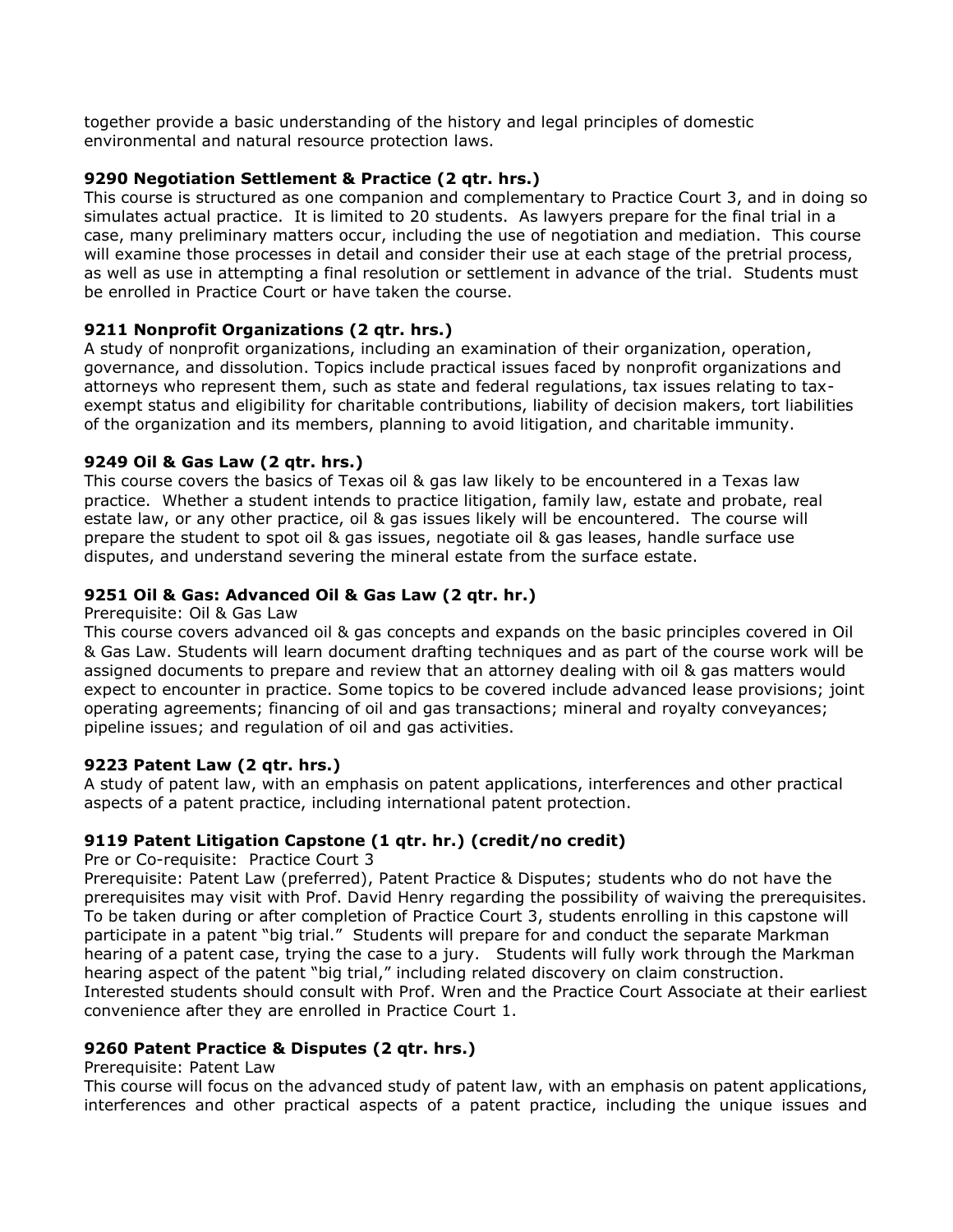together provide a basic understanding of the history and legal principles of domestic environmental and natural resource protection laws.

**9290 Negotiation Settlement & Practice (2 qtr. hrs.)**
This course is structured as one companion and complementary to Practice Court 3, and in doing so simulates actual practice. It is limited to 20 students. As lawyers prepare for the final trial in a case, many preliminary matters occur, including the use of negotiation and mediation. This course will examine those processes in detail and consider their use at each stage of the pretrial process, as well as use in attempting a final resolution or settlement in advance of the trial. Students must be enrolled in Practice Court or have taken the course.

**9211 Nonprofit Organizations (2 qtr. hrs.)**
A study of nonprofit organizations, including an examination of their organization, operation, governance, and dissolution. Topics include practical issues faced by nonprofit organizations and attorneys who represent them, such as state and federal regulations, tax issues relating to tax-exempt status and eligibility for charitable contributions, liability of decision makers, tort liabilities of the organization and its members, planning to avoid litigation, and charitable immunity.

**9249 Oil & Gas Law (2 qtr. hrs.)**
This course covers the basics of Texas oil & gas law likely to be encountered in a Texas law practice. Whether a student intends to practice litigation, family law, estate and probate, real estate law, or any other practice, oil & gas issues likely will be encountered. The course will prepare the student to spot oil & gas issues, negotiate oil & gas leases, handle surface use disputes, and understand severing the mineral estate from the surface estate.

**9251 Oil & Gas: Advanced Oil & Gas Law (2 qtr. hr.)**
Prerequisite: Oil & Gas Law
This course covers advanced oil & gas concepts and expands on the basic principles covered in Oil & Gas Law. Students will learn document drafting techniques and as part of the course work will be assigned documents to prepare and review that an attorney dealing with oil & gas matters would expect to encounter in practice. Some topics to be covered include advanced lease provisions; joint operating agreements; financing of oil and gas transactions; mineral and royalty conveyances; pipeline issues; and regulation of oil and gas activities.

**9223 Patent Law (2 qtr. hrs.)**
A study of patent law, with an emphasis on patent applications, interferences and other practical aspects of a patent practice, including international patent protection.

**9119 Patent Litigation Capstone (1 qtr. hr.) (credit/no credit)**
Pre or Co-requisite: Practice Court 3
Prerequisite: Patent Law (preferred), Patent Practice & Disputes; students who do not have the prerequisites may visit with Prof. David Henry regarding the possibility of waiving the prerequisites. To be taken during or after completion of Practice Court 3, students enrolling in this capstone will participate in a patent "big trial." Students will prepare for and conduct the separate Markman hearing of a patent case, trying the case to a jury. Students will fully work through the Markman hearing aspect of the patent "big trial," including related discovery on claim construction. Interested students should consult with Prof. Wren and the Practice Court Associate at their earliest convenience after they are enrolled in Practice Court 1.

**9260 Patent Practice & Disputes (2 qtr. hrs.)**
Prerequisite: Patent Law
This course will focus on the advanced study of patent law, with an emphasis on patent applications, interferences and other practical aspects of a patent practice, including the unique issues and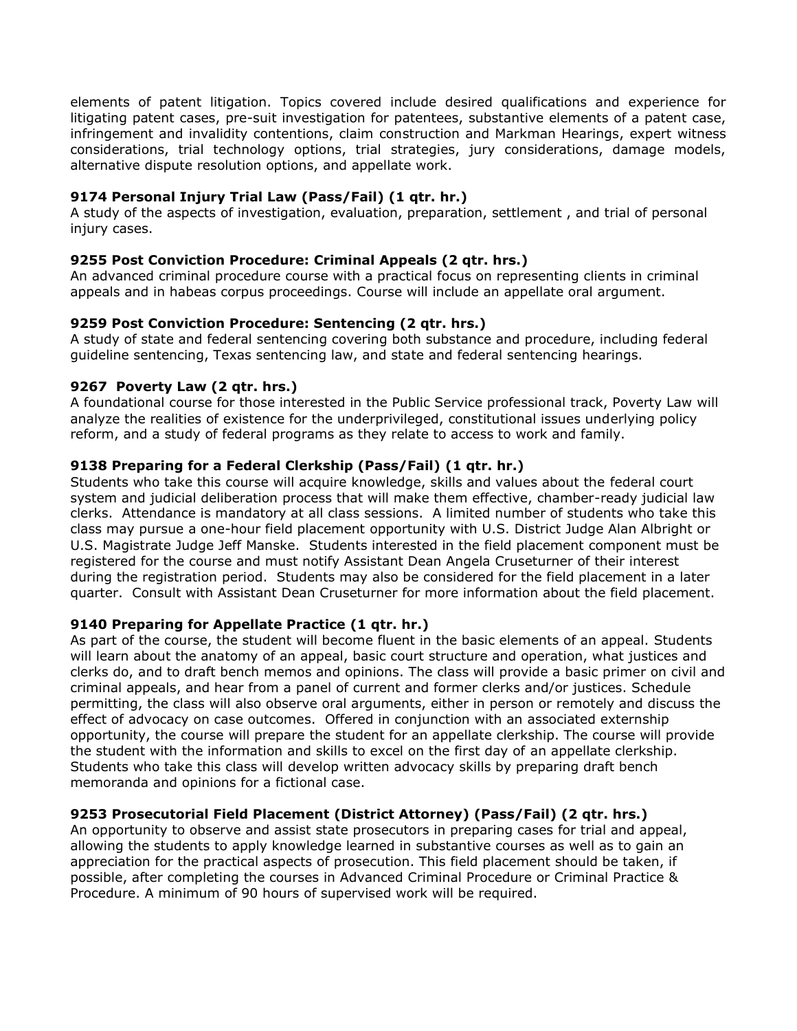elements of patent litigation. Topics covered include desired qualifications and experience for litigating patent cases, pre-suit investigation for patentees, substantive elements of a patent case, infringement and invalidity contentions, claim construction and Markman Hearings, expert witness considerations, trial technology options, trial strategies, jury considerations, damage models, alternative dispute resolution options, and appellate work.

**9174 Personal Injury Trial Law (Pass/Fail) (1 qtr. hr.)**
A study of the aspects of investigation, evaluation, preparation, settlement , and trial of personal injury cases.

**9255 Post Conviction Procedure: Criminal Appeals (2 qtr. hrs.)**
An advanced criminal procedure course with a practical focus on representing clients in criminal appeals and in habeas corpus proceedings. Course will include an appellate oral argument.

**9259 Post Conviction Procedure: Sentencing (2 qtr. hrs.)**
A study of state and federal sentencing covering both substance and procedure, including federal guideline sentencing, Texas sentencing law, and state and federal sentencing hearings.

**9267 Poverty Law (2 qtr. hrs.)**
A foundational course for those interested in the Public Service professional track, Poverty Law will analyze the realities of existence for the underprivileged, constitutional issues underlying policy reform, and a study of federal programs as they relate to access to work and family.

**9138 Preparing for a Federal Clerkship (Pass/Fail) (1 qtr. hr.)**
Students who take this course will acquire knowledge, skills and values about the federal court system and judicial deliberation process that will make them effective, chamber-ready judicial law clerks. Attendance is mandatory at all class sessions. A limited number of students who take this class may pursue a one-hour field placement opportunity with U.S. District Judge Alan Albright or U.S. Magistrate Judge Jeff Manske. Students interested in the field placement component must be registered for the course and must notify Assistant Dean Angela Cruseturner of their interest during the registration period. Students may also be considered for the field placement in a later quarter. Consult with Assistant Dean Cruseturner for more information about the field placement.

**9140 Preparing for Appellate Practice (1 qtr. hr.)**
As part of the course, the student will become fluent in the basic elements of an appeal. Students will learn about the anatomy of an appeal, basic court structure and operation, what justices and clerks do, and to draft bench memos and opinions. The class will provide a basic primer on civil and criminal appeals, and hear from a panel of current and former clerks and/or justices. Schedule permitting, the class will also observe oral arguments, either in person or remotely and discuss the effect of advocacy on case outcomes. Offered in conjunction with an associated externship opportunity, the course will prepare the student for an appellate clerkship. The course will provide the student with the information and skills to excel on the first day of an appellate clerkship. Students who take this class will develop written advocacy skills by preparing draft bench memoranda and opinions for a fictional case.

**9253 Prosecutorial Field Placement (District Attorney) (Pass/Fail) (2 qtr. hrs.)**
An opportunity to observe and assist state prosecutors in preparing cases for trial and appeal, allowing the students to apply knowledge learned in substantive courses as well as to gain an appreciation for the practical aspects of prosecution. This field placement should be taken, if possible, after completing the courses in Advanced Criminal Procedure or Criminal Practice & Procedure. A minimum of 90 hours of supervised work will be required.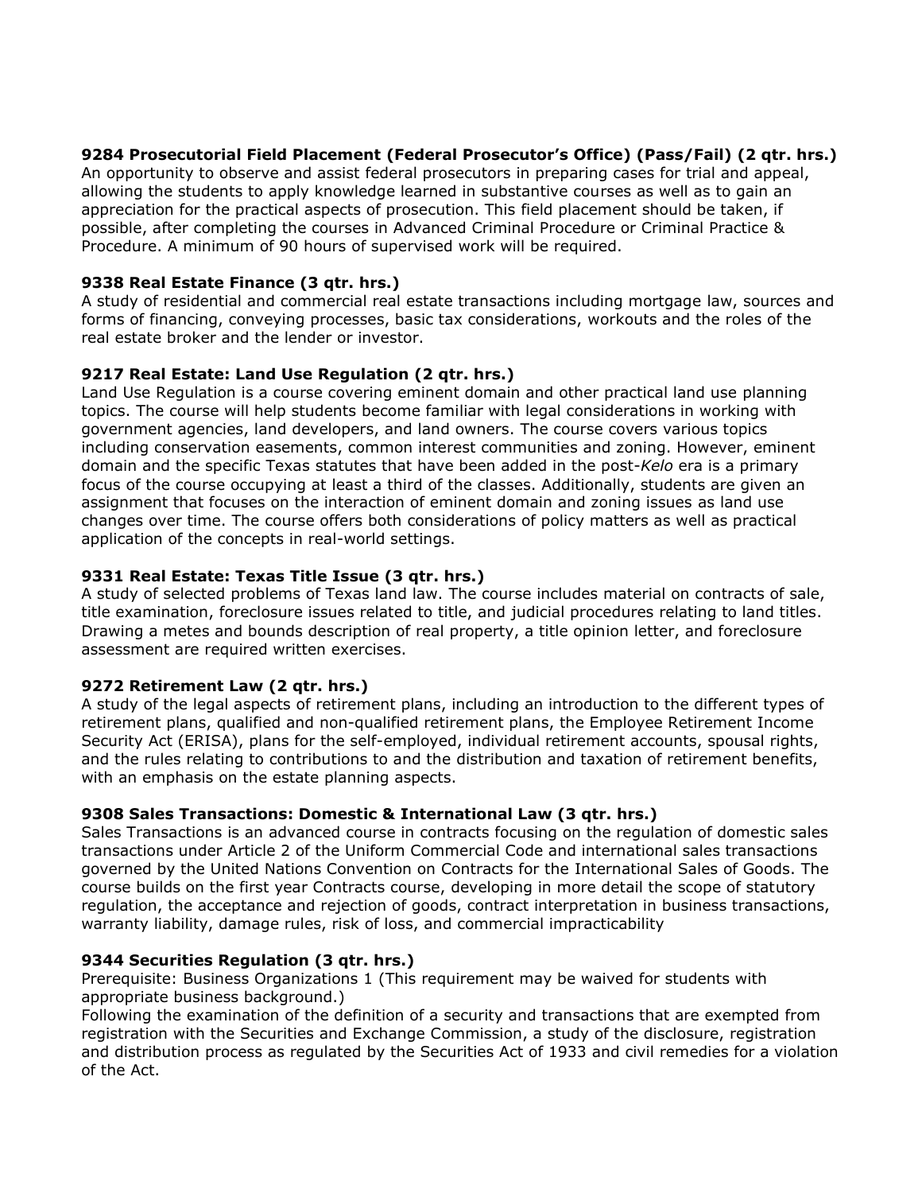**9284 Prosecutorial Field Placement (Federal Prosecutor's Office) (Pass/Fail) (2 qtr. hrs.)**
An opportunity to observe and assist federal prosecutors in preparing cases for trial and appeal, allowing the students to apply knowledge learned in substantive courses as well as to gain an appreciation for the practical aspects of prosecution. This field placement should be taken, if possible, after completing the courses in Advanced Criminal Procedure or Criminal Practice & Procedure. A minimum of 90 hours of supervised work will be required.

**9338 Real Estate Finance (3 qtr. hrs.)**
A study of residential and commercial real estate transactions including mortgage law, sources and forms of financing, conveying processes, basic tax considerations, workouts and the roles of the real estate broker and the lender or investor.

**9217 Real Estate: Land Use Regulation (2 qtr. hrs.)**
Land Use Regulation is a course covering eminent domain and other practical land use planning topics. The course will help students become familiar with legal considerations in working with government agencies, land developers, and land owners. The course covers various topics including conservation easements, common interest communities and zoning. However, eminent domain and the specific Texas statutes that have been added in the post-*Kelo* era is a primary focus of the course occupying at least a third of the classes. Additionally, students are given an assignment that focuses on the interaction of eminent domain and zoning issues as land use changes over time. The course offers both considerations of policy matters as well as practical application of the concepts in real-world settings.

**9331 Real Estate: Texas Title Issue (3 qtr. hrs.)**
A study of selected problems of Texas land law. The course includes material on contracts of sale, title examination, foreclosure issues related to title, and judicial procedures relating to land titles. Drawing a metes and bounds description of real property, a title opinion letter, and foreclosure assessment are required written exercises.

**9272 Retirement Law (2 qtr. hrs.)**
A study of the legal aspects of retirement plans, including an introduction to the different types of retirement plans, qualified and non-qualified retirement plans, the Employee Retirement Income Security Act (ERISA), plans for the self-employed, individual retirement accounts, spousal rights, and the rules relating to contributions to and the distribution and taxation of retirement benefits, with an emphasis on the estate planning aspects.

**9308 Sales Transactions: Domestic & International Law (3 qtr. hrs.)**
Sales Transactions is an advanced course in contracts focusing on the regulation of domestic sales transactions under Article 2 of the Uniform Commercial Code and international sales transactions governed by the United Nations Convention on Contracts for the International Sales of Goods. The course builds on the first year Contracts course, developing in more detail the scope of statutory regulation, the acceptance and rejection of goods, contract interpretation in business transactions, warranty liability, damage rules, risk of loss, and commercial impracticability

**9344 Securities Regulation (3 qtr. hrs.)**
Prerequisite: Business Organizations 1 (This requirement may be waived for students with appropriate business background.)
Following the examination of the definition of a security and transactions that are exempted from registration with the Securities and Exchange Commission, a study of the disclosure, registration and distribution process as regulated by the Securities Act of 1933 and civil remedies for a violation of the Act.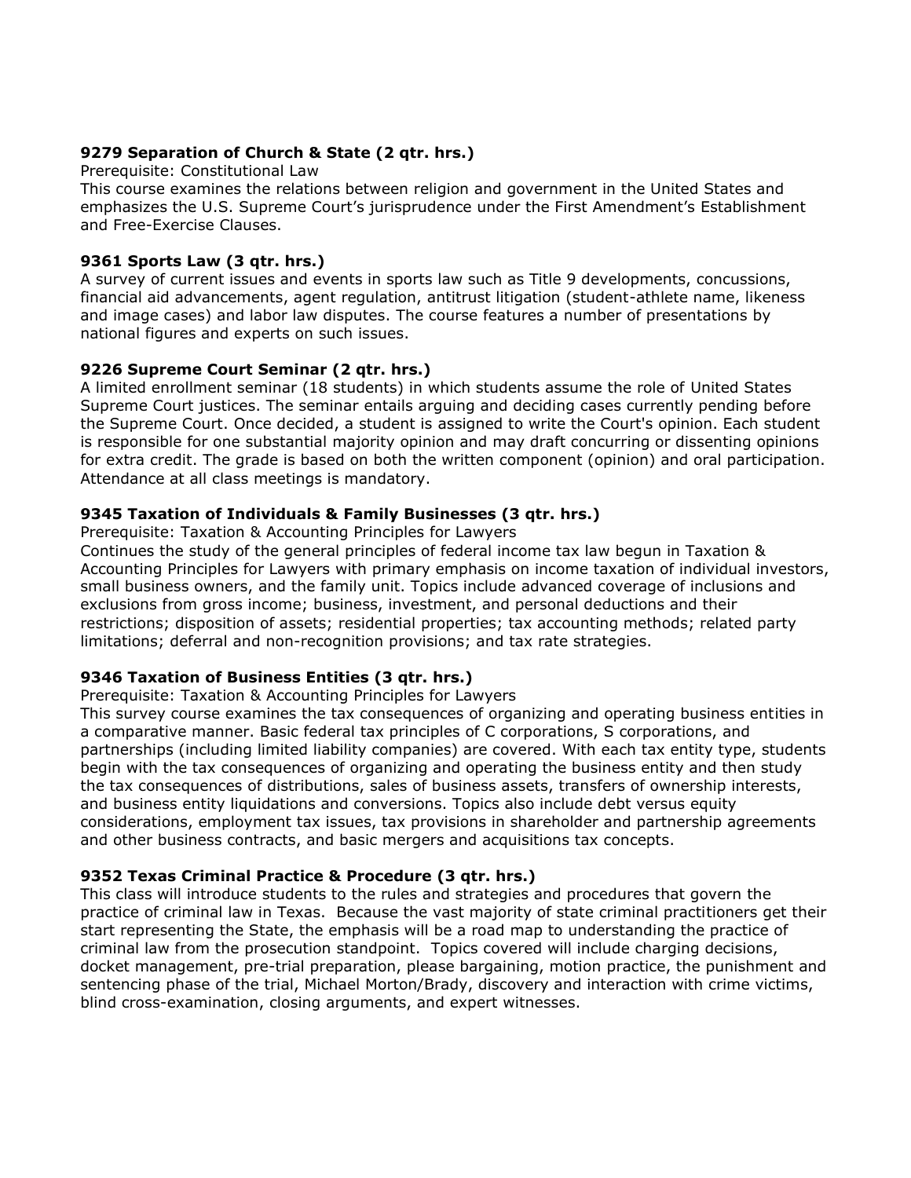**9279 Separation of Church & State (2 qtr. hrs.)**
Prerequisite: Constitutional Law
This course examines the relations between religion and government in the United States and emphasizes the U.S. Supreme Court's jurisprudence under the First Amendment's Establishment and Free-Exercise Clauses.

**9361 Sports Law (3 qtr. hrs.)**
A survey of current issues and events in sports law such as Title 9 developments, concussions, financial aid advancements, agent regulation, antitrust litigation (student-athlete name, likeness and image cases) and labor law disputes. The course features a number of presentations by national figures and experts on such issues.

**9226 Supreme Court Seminar (2 qtr. hrs.)**
A limited enrollment seminar (18 students) in which students assume the role of United States Supreme Court justices. The seminar entails arguing and deciding cases currently pending before the Supreme Court. Once decided, a student is assigned to write the Court's opinion. Each student is responsible for one substantial majority opinion and may draft concurring or dissenting opinions for extra credit. The grade is based on both the written component (opinion) and oral participation. Attendance at all class meetings is mandatory.

**9345 Taxation of Individuals & Family Businesses (3 qtr. hrs.)**
Prerequisite: Taxation & Accounting Principles for Lawyers
Continues the study of the general principles of federal income tax law begun in Taxation & Accounting Principles for Lawyers with primary emphasis on income taxation of individual investors, small business owners, and the family unit. Topics include advanced coverage of inclusions and exclusions from gross income; business, investment, and personal deductions and their restrictions; disposition of assets; residential properties; tax accounting methods; related party limitations; deferral and non-recognition provisions; and tax rate strategies.

**9346 Taxation of Business Entities (3 qtr. hrs.)**
Prerequisite: Taxation & Accounting Principles for Lawyers
This survey course examines the tax consequences of organizing and operating business entities in a comparative manner. Basic federal tax principles of C corporations, S corporations, and partnerships (including limited liability companies) are covered. With each tax entity type, students begin with the tax consequences of organizing and operating the business entity and then study the tax consequences of distributions, sales of business assets, transfers of ownership interests, and business entity liquidations and conversions. Topics also include debt versus equity considerations, employment tax issues, tax provisions in shareholder and partnership agreements and other business contracts, and basic mergers and acquisitions tax concepts.

**9352 Texas Criminal Practice & Procedure (3 qtr. hrs.)**
This class will introduce students to the rules and strategies and procedures that govern the practice of criminal law in Texas. Because the vast majority of state criminal practitioners get their start representing the State, the emphasis will be a road map to understanding the practice of criminal law from the prosecution standpoint. Topics covered will include charging decisions, docket management, pre-trial preparation, please bargaining, motion practice, the punishment and sentencing phase of the trial, Michael Morton/Brady, discovery and interaction with crime victims, blind cross-examination, closing arguments, and expert witnesses.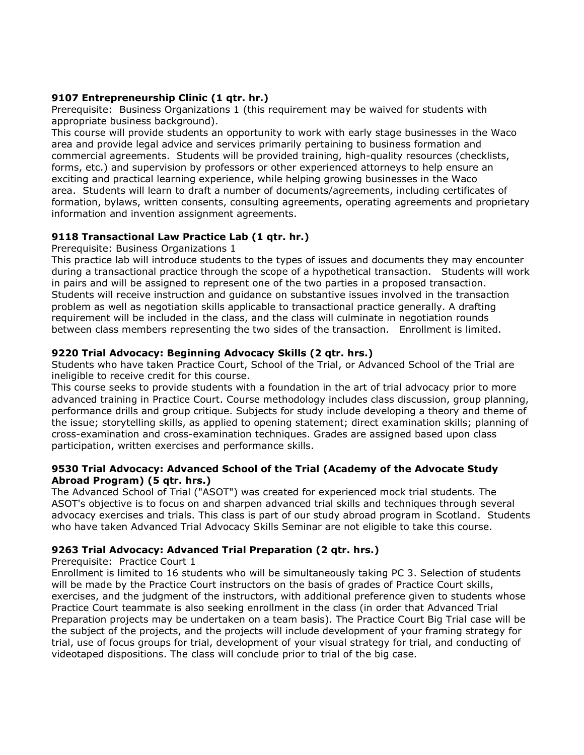**9107 Entrepreneurship Clinic (1 qtr. hr.)**

Prerequisite: Business Organizations 1 (this requirement may be waived for students with appropriate business background).

This course will provide students an opportunity to work with early stage businesses in the Waco area and provide legal advice and services primarily pertaining to business formation and commercial agreements. Students will be provided training, high-quality resources (checklists, forms, etc.) and supervision by professors or other experienced attorneys to help ensure an exciting and practical learning experience, while helping growing businesses in the Waco area. Students will learn to draft a number of documents/agreements, including certificates of formation, bylaws, written consents, consulting agreements, operating agreements and proprietary information and invention assignment agreements.

**9118 Transactional Law Practice Lab (1 qtr. hr.)**

Prerequisite: Business Organizations 1

This practice lab will introduce students to the types of issues and documents they may encounter during a transactional practice through the scope of a hypothetical transaction. Students will work in pairs and will be assigned to represent one of the two parties in a proposed transaction. Students will receive instruction and guidance on substantive issues involved in the transaction problem as well as negotiation skills applicable to transactional practice generally. A drafting requirement will be included in the class, and the class will culminate in negotiation rounds between class members representing the two sides of the transaction. Enrollment is limited.

**9220 Trial Advocacy: Beginning Advocacy Skills (2 qtr. hrs.)**

Students who have taken Practice Court, School of the Trial, or Advanced School of the Trial are ineligible to receive credit for this course.

This course seeks to provide students with a foundation in the art of trial advocacy prior to more advanced training in Practice Court. Course methodology includes class discussion, group planning, performance drills and group critique. Subjects for study include developing a theory and theme of the issue; storytelling skills, as applied to opening statement; direct examination skills; planning of cross-examination and cross-examination techniques. Grades are assigned based upon class participation, written exercises and performance skills.

**9530 Trial Advocacy: Advanced School of the Trial (Academy of the Advocate Study Abroad Program) (5 qtr. hrs.)**

The Advanced School of Trial ("ASOT") was created for experienced mock trial students. The ASOT's objective is to focus on and sharpen advanced trial skills and techniques through several advocacy exercises and trials. This class is part of our study abroad program in Scotland. Students who have taken Advanced Trial Advocacy Skills Seminar are not eligible to take this course.

**9263 Trial Advocacy: Advanced Trial Preparation (2 qtr. hrs.)**

Prerequisite: Practice Court 1

Enrollment is limited to 16 students who will be simultaneously taking PC 3. Selection of students will be made by the Practice Court instructors on the basis of grades of Practice Court skills, exercises, and the judgment of the instructors, with additional preference given to students whose Practice Court teammate is also seeking enrollment in the class (in order that Advanced Trial Preparation projects may be undertaken on a team basis). The Practice Court Big Trial case will be the subject of the projects, and the projects will include development of your framing strategy for trial, use of focus groups for trial, development of your visual strategy for trial, and conducting of videotaped dispositions. The class will conclude prior to trial of the big case.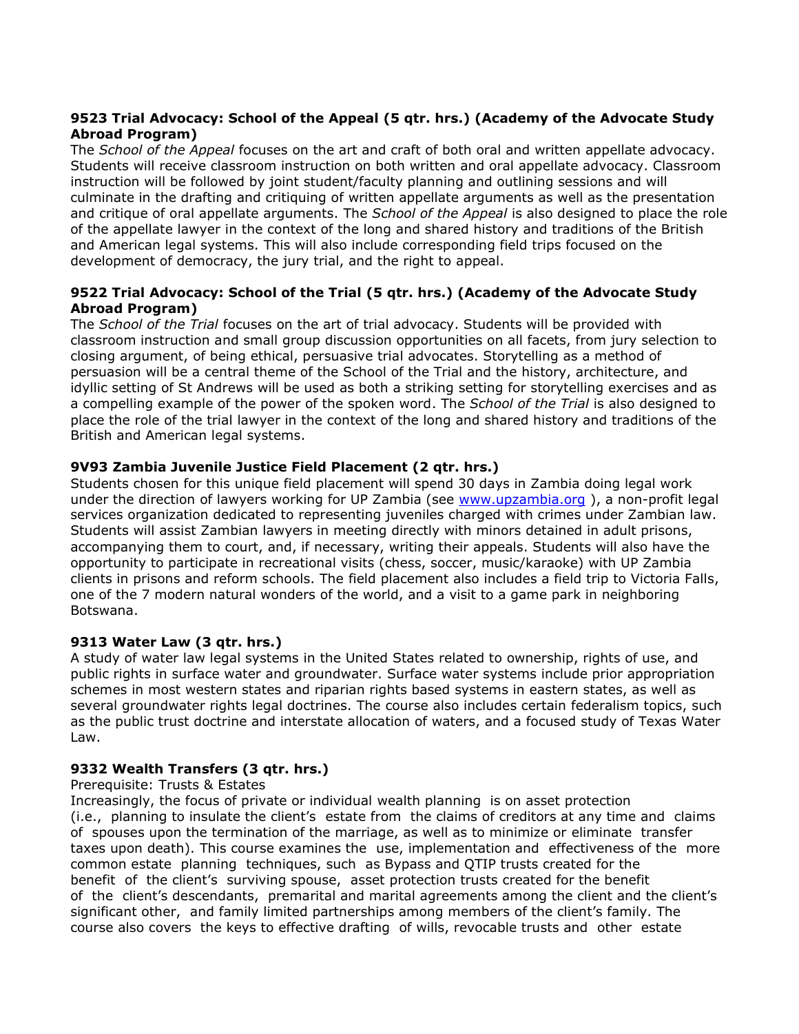**9523 Trial Advocacy: School of the Appeal (5 qtr. hrs.) (Academy of the Advocate Study Abroad Program)**

The *School of the Appeal* focuses on the art and craft of both oral and written appellate advocacy. Students will receive classroom instruction on both written and oral appellate advocacy. Classroom instruction will be followed by joint student/faculty planning and outlining sessions and will culminate in the drafting and critiquing of written appellate arguments as well as the presentation and critique of oral appellate arguments. The *School of the Appeal* is also designed to place the role of the appellate lawyer in the context of the long and shared history and traditions of the British and American legal systems. This will also include corresponding field trips focused on the development of democracy, the jury trial, and the right to appeal.

**9522 Trial Advocacy: School of the Trial (5 qtr. hrs.) (Academy of the Advocate Study Abroad Program)**

The *School of the Trial* focuses on the art of trial advocacy. Students will be provided with classroom instruction and small group discussion opportunities on all facets, from jury selection to closing argument, of being ethical, persuasive trial advocates. Storytelling as a method of persuasion will be a central theme of the School of the Trial and the history, architecture, and idyllic setting of St Andrews will be used as both a striking setting for storytelling exercises and as a compelling example of the power of the spoken word. The *School of the Trial* is also designed to place the role of the trial lawyer in the context of the long and shared history and traditions of the British and American legal systems.

**9V93 Zambia Juvenile Justice Field Placement (2 qtr. hrs.)**

Students chosen for this unique field placement will spend 30 days in Zambia doing legal work under the direction of lawyers working for UP Zambia (see [www.upzambia.org](www.upzambia.org) ), a non-profit legal services organization dedicated to representing juveniles charged with crimes under Zambian law. Students will assist Zambian lawyers in meeting directly with minors detained in adult prisons, accompanying them to court, and, if necessary, writing their appeals. Students will also have the opportunity to participate in recreational visits (chess, soccer, music/karaoke) with UP Zambia clients in prisons and reform schools. The field placement also includes a field trip to Victoria Falls, one of the 7 modern natural wonders of the world, and a visit to a game park in neighboring Botswana.

**9313 Water Law (3 qtr. hrs.)**

A study of water law legal systems in the United States related to ownership, rights of use, and public rights in surface water and groundwater. Surface water systems include prior appropriation schemes in most western states and riparian rights based systems in eastern states, as well as several groundwater rights legal doctrines. The course also includes certain federalism topics, such as the public trust doctrine and interstate allocation of waters, and a focused study of Texas Water Law.

**9332 Wealth Transfers (3 qtr. hrs.)**

Prerequisite: Trusts & Estates

Increasingly, the focus of private or individual wealth planning is on asset protection (i.e., planning to insulate the client's estate from the claims of creditors at any time and claims of spouses upon the termination of the marriage, as well as to minimize or eliminate transfer taxes upon death). This course examines the use, implementation and effectiveness of the more common estate planning techniques, such as Bypass and QTIP trusts created for the benefit of the client's surviving spouse, asset protection trusts created for the benefit of the client's descendants, premarital and marital agreements among the client and the client's significant other, and family limited partnerships among members of the client's family. The course also covers the keys to effective drafting of wills, revocable trusts and other estate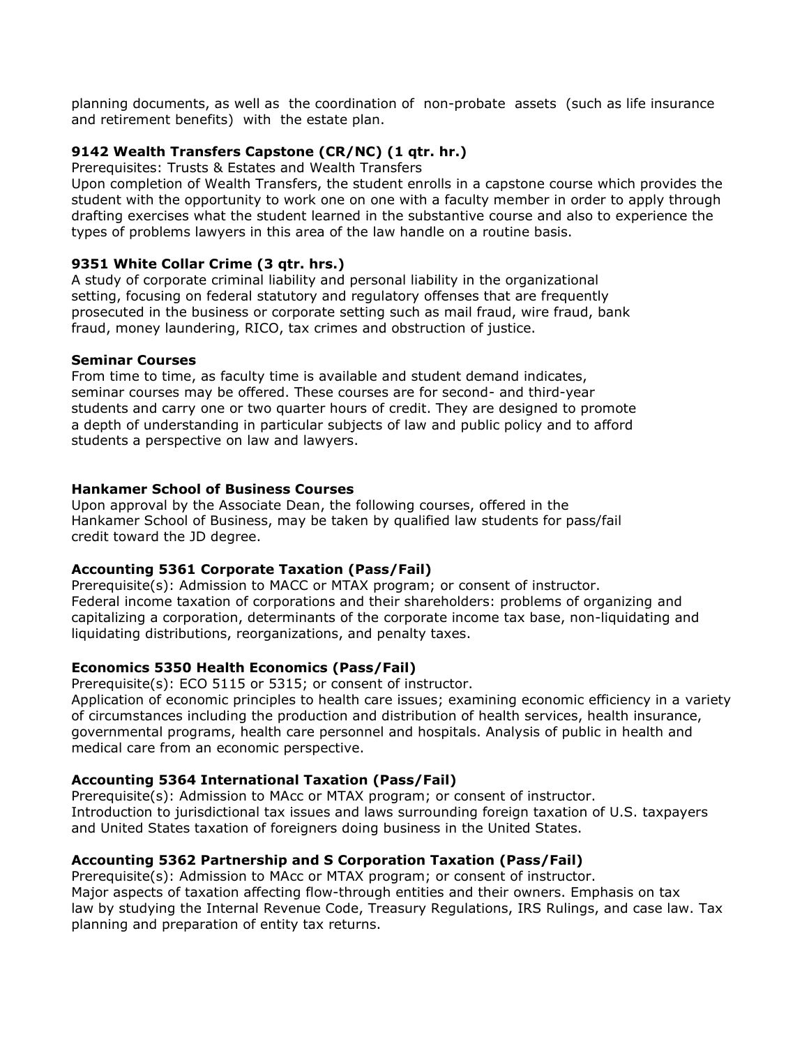planning documents, as well as the coordination of non-probate assets (such as life insurance and retirement benefits) with the estate plan.

**9142 Wealth Transfers Capstone (CR/NC) (1 qtr. hr.)**

Prerequisites: Trusts & Estates and Wealth Transfers

Upon completion of Wealth Transfers, the student enrolls in a capstone course which provides the student with the opportunity to work one on one with a faculty member in order to apply through drafting exercises what the student learned in the substantive course and also to experience the types of problems lawyers in this area of the law handle on a routine basis.

**9351 White Collar Crime (3 qtr. hrs.)**

A study of corporate criminal liability and personal liability in the organizational setting, focusing on federal statutory and regulatory offenses that are frequently prosecuted in the business or corporate setting such as mail fraud, wire fraud, bank fraud, money laundering, RICO, tax crimes and obstruction of justice.

**Seminar Courses**

From time to time, as faculty time is available and student demand indicates, seminar courses may be offered. These courses are for second- and third-year students and carry one or two quarter hours of credit. They are designed to promote a depth of understanding in particular subjects of law and public policy and to afford students a perspective on law and lawyers.

**Hankamer School of Business Courses**

Upon approval by the Associate Dean, the following courses, offered in the Hankamer School of Business, may be taken by qualified law students for pass/fail credit toward the JD degree.

**Accounting 5361 Corporate Taxation (Pass/Fail)**

Prerequisite(s): Admission to MACC or MTAX program; or consent of instructor.
Federal income taxation of corporations and their shareholders: problems of organizing and capitalizing a corporation, determinants of the corporate income tax base, non-liquidating and liquidating distributions, reorganizations, and penalty taxes.

**Economics 5350 Health Economics (Pass/Fail)**

Prerequisite(s): ECO 5115 or 5315; or consent of instructor.
Application of economic principles to health care issues; examining economic efficiency in a variety of circumstances including the production and distribution of health services, health insurance, governmental programs, health care personnel and hospitals. Analysis of public in health and medical care from an economic perspective.

**Accounting 5364 International Taxation (Pass/Fail)**

Prerequisite(s): Admission to MAcc or MTAX program; or consent of instructor.
Introduction to jurisdictional tax issues and laws surrounding foreign taxation of U.S. taxpayers and United States taxation of foreigners doing business in the United States.

**Accounting 5362 Partnership and S Corporation Taxation (Pass/Fail)**

Prerequisite(s): Admission to MAcc or MTAX program; or consent of instructor.
Major aspects of taxation affecting flow-through entities and their owners. Emphasis on tax law by studying the Internal Revenue Code, Treasury Regulations, IRS Rulings, and case law. Tax planning and preparation of entity tax returns.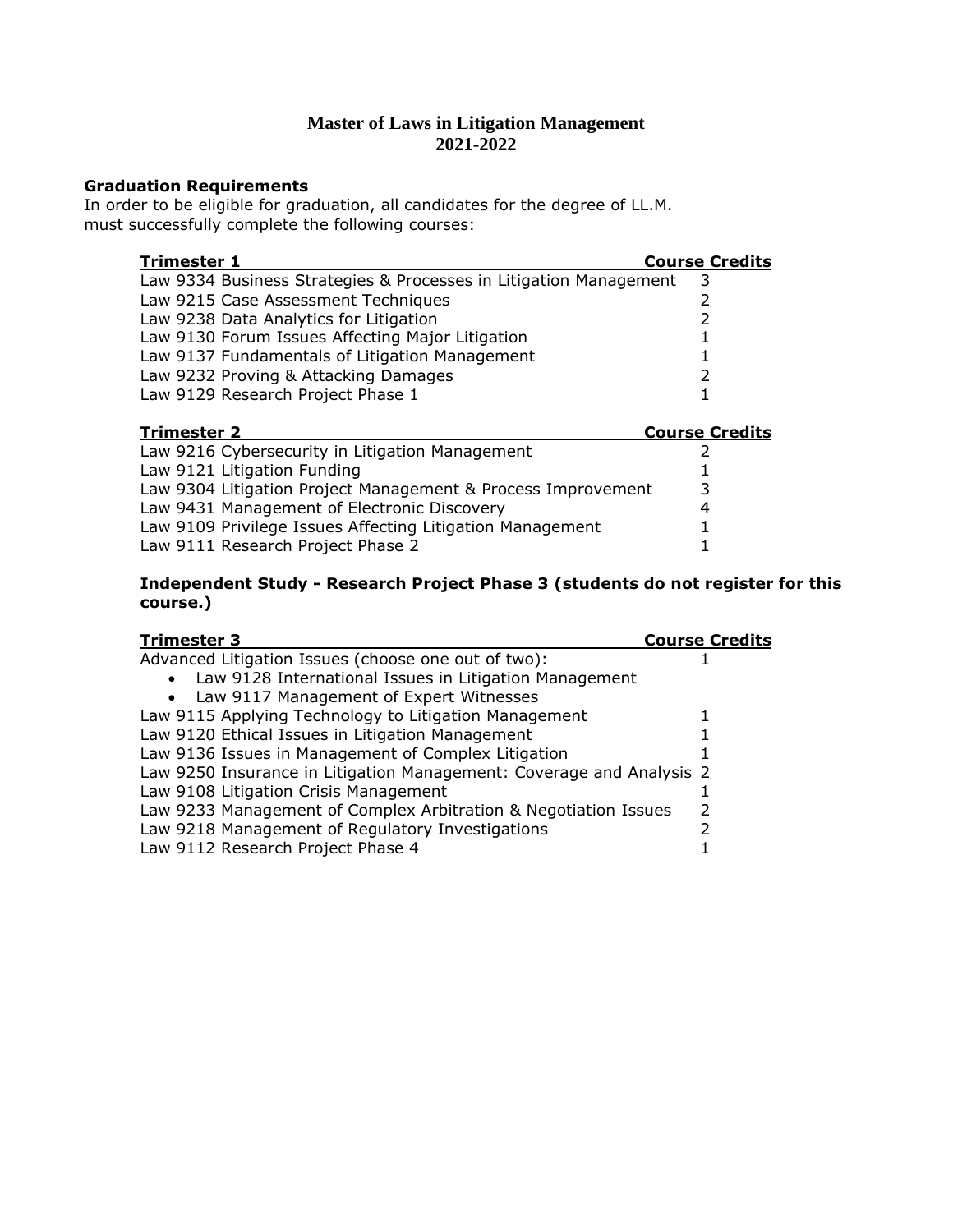# Master of Laws in Litigation Management
## 2021-2022

**Graduation Requirements**

In order to be eligible for graduation, all candidates for the degree of LL.M. must successfully complete the following courses:

| Trimester 1 | Course Credits |
|---|---|
| Law 9334 Business Strategies & Processes in Litigation Management | 3 |
| Law 9215 Case Assessment Techniques | 2 |
| Law 9238 Data Analytics for Litigation | 2 |
| Law 9130 Forum Issues Affecting Major Litigation | 1 |
| Law 9137 Fundamentals of Litigation Management | 1 |
| Law 9232 Proving & Attacking Damages | 2 |
| Law 9129 Research Project Phase 1 | 1 |

| Trimester 2 | Course Credits |
|---|---|
| Law 9216 Cybersecurity in Litigation Management | 2 |
| Law 9121 Litigation Funding | 1 |
| Law 9304 Litigation Project Management & Process Improvement | 3 |
| Law 9431 Management of Electronic Discovery | 4 |
| Law 9109 Privilege Issues Affecting Litigation Management | 1 |
| Law 9111 Research Project Phase 2 | 1 |

**Independent Study - Research Project Phase 3 (students do not register for this course.)**

| Trimester 3 | Course Credits |
|---|---|
| Advanced Litigation Issues (choose one out of two):<br>• Law 9128 International Issues in Litigation Management<br>• Law 9117 Management of Expert Witnesses | 1 |
| Law 9115 Applying Technology to Litigation Management | 1 |
| Law 9120 Ethical Issues in Litigation Management | 1 |
| Law 9136 Issues in Management of Complex Litigation | 1 |
| Law 9250 Insurance in Litigation Management: Coverage and Analysis | 2 |
| Law 9108 Litigation Crisis Management | 1 |
| Law 9233 Management of Complex Arbitration & Negotiation Issues | 2 |
| Law 9218 Management of Regulatory Investigations | 2 |
| Law 9112 Research Project Phase 4 | 1 |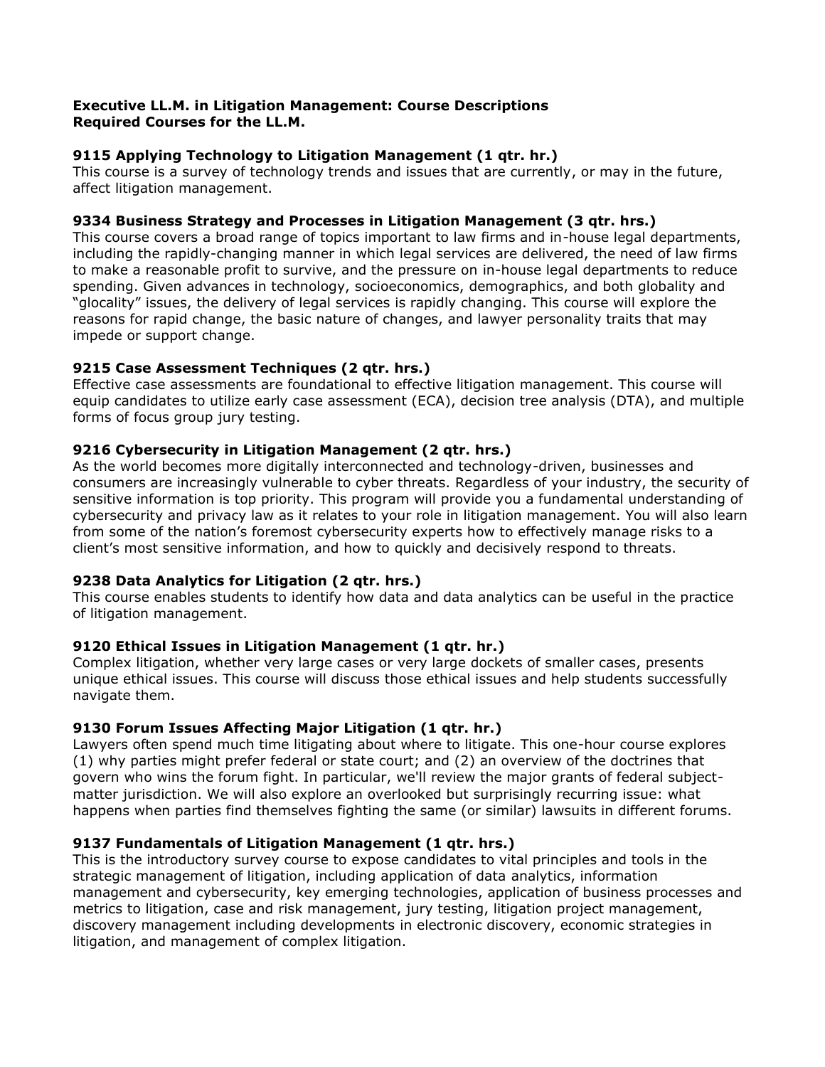**Executive LL.M. in Litigation Management: Course Descriptions**
**Required Courses for the LL.M.**

### 9115 Applying Technology to Litigation Management (1 qtr. hr.)

This course is a survey of technology trends and issues that are currently, or may in the future, affect litigation management.

### 9334 Business Strategy and Processes in Litigation Management (3 qtr. hrs.)

This course covers a broad range of topics important to law firms and in-house legal departments, including the rapidly-changing manner in which legal services are delivered, the need of law firms to make a reasonable profit to survive, and the pressure on in-house legal departments to reduce spending. Given advances in technology, socioeconomics, demographics, and both globality and "glocality" issues, the delivery of legal services is rapidly changing. This course will explore the reasons for rapid change, the basic nature of changes, and lawyer personality traits that may impede or support change.

### 9215 Case Assessment Techniques (2 qtr. hrs.)

Effective case assessments are foundational to effective litigation management. This course will equip candidates to utilize early case assessment (ECA), decision tree analysis (DTA), and multiple forms of focus group jury testing.

### 9216 Cybersecurity in Litigation Management (2 qtr. hrs.)

As the world becomes more digitally interconnected and technology-driven, businesses and consumers are increasingly vulnerable to cyber threats. Regardless of your industry, the security of sensitive information is top priority. This program will provide you a fundamental understanding of cybersecurity and privacy law as it relates to your role in litigation management. You will also learn from some of the nation's foremost cybersecurity experts how to effectively manage risks to a client's most sensitive information, and how to quickly and decisively respond to threats.

### 9238 Data Analytics for Litigation (2 qtr. hrs.)

This course enables students to identify how data and data analytics can be useful in the practice of litigation management.

### 9120 Ethical Issues in Litigation Management (1 qtr. hr.)

Complex litigation, whether very large cases or very large dockets of smaller cases, presents unique ethical issues. This course will discuss those ethical issues and help students successfully navigate them.

### 9130 Forum Issues Affecting Major Litigation (1 qtr. hr.)

Lawyers often spend much time litigating about where to litigate. This one-hour course explores (1) why parties might prefer federal or state court; and (2) an overview of the doctrines that govern who wins the forum fight. In particular, we'll review the major grants of federal subject-matter jurisdiction. We will also explore an overlooked but surprisingly recurring issue: what happens when parties find themselves fighting the same (or similar) lawsuits in different forums.

### 9137 Fundamentals of Litigation Management (1 qtr. hrs.)

This is the introductory survey course to expose candidates to vital principles and tools in the strategic management of litigation, including application of data analytics, information management and cybersecurity, key emerging technologies, application of business processes and metrics to litigation, case and risk management, jury testing, litigation project management, discovery management including developments in electronic discovery, economic strategies in litigation, and management of complex litigation.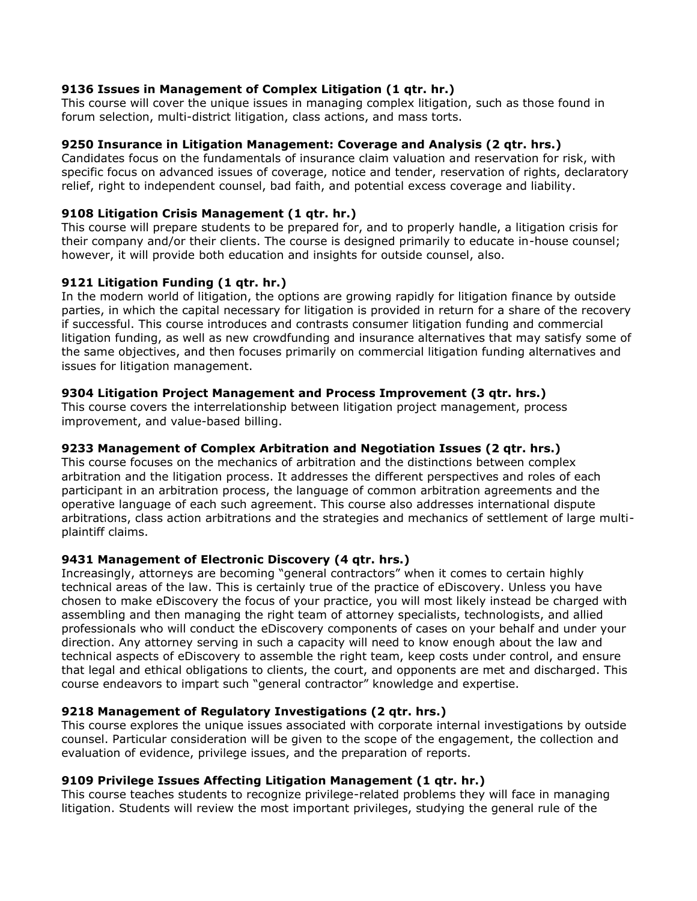**9136 Issues in Management of Complex Litigation (1 qtr. hr.)**
This course will cover the unique issues in managing complex litigation, such as those found in forum selection, multi-district litigation, class actions, and mass torts.

**9250 Insurance in Litigation Management: Coverage and Analysis (2 qtr. hrs.)**
Candidates focus on the fundamentals of insurance claim valuation and reservation for risk, with specific focus on advanced issues of coverage, notice and tender, reservation of rights, declaratory relief, right to independent counsel, bad faith, and potential excess coverage and liability.

**9108 Litigation Crisis Management (1 qtr. hr.)**
This course will prepare students to be prepared for, and to properly handle, a litigation crisis for their company and/or their clients. The course is designed primarily to educate in-house counsel; however, it will provide both education and insights for outside counsel, also.

**9121 Litigation Funding (1 qtr. hr.)**
In the modern world of litigation, the options are growing rapidly for litigation finance by outside parties, in which the capital necessary for litigation is provided in return for a share of the recovery if successful. This course introduces and contrasts consumer litigation funding and commercial litigation funding, as well as new crowdfunding and insurance alternatives that may satisfy some of the same objectives, and then focuses primarily on commercial litigation funding alternatives and issues for litigation management.

**9304 Litigation Project Management and Process Improvement (3 qtr. hrs.)**
This course covers the interrelationship between litigation project management, process improvement, and value-based billing.

**9233 Management of Complex Arbitration and Negotiation Issues (2 qtr. hrs.)**
This course focuses on the mechanics of arbitration and the distinctions between complex arbitration and the litigation process. It addresses the different perspectives and roles of each participant in an arbitration process, the language of common arbitration agreements and the operative language of each such agreement. This course also addresses international dispute arbitrations, class action arbitrations and the strategies and mechanics of settlement of large multi-plaintiff claims.

**9431 Management of Electronic Discovery (4 qtr. hrs.)**
Increasingly, attorneys are becoming "general contractors" when it comes to certain highly technical areas of the law. This is certainly true of the practice of eDiscovery. Unless you have chosen to make eDiscovery the focus of your practice, you will most likely instead be charged with assembling and then managing the right team of attorney specialists, technologists, and allied professionals who will conduct the eDiscovery components of cases on your behalf and under your direction. Any attorney serving in such a capacity will need to know enough about the law and technical aspects of eDiscovery to assemble the right team, keep costs under control, and ensure that legal and ethical obligations to clients, the court, and opponents are met and discharged. This course endeavors to impart such "general contractor" knowledge and expertise.

**9218 Management of Regulatory Investigations (2 qtr. hrs.)**
This course explores the unique issues associated with corporate internal investigations by outside counsel. Particular consideration will be given to the scope of the engagement, the collection and evaluation of evidence, privilege issues, and the preparation of reports.

**9109 Privilege Issues Affecting Litigation Management (1 qtr. hr.)**
This course teaches students to recognize privilege-related problems they will face in managing litigation. Students will review the most important privileges, studying the general rule of the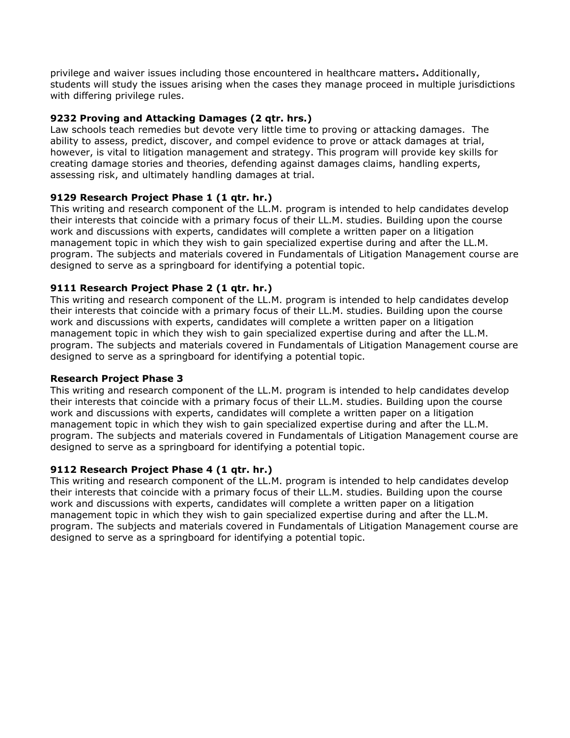privilege and waiver issues including those encountered in healthcare matters**.** Additionally, students will study the issues arising when the cases they manage proceed in multiple jurisdictions with differing privilege rules.

**9232 Proving and Attacking Damages (2 qtr. hrs.)**
Law schools teach remedies but devote very little time to proving or attacking damages. The ability to assess, predict, discover, and compel evidence to prove or attack damages at trial, however, is vital to litigation management and strategy. This program will provide key skills for creating damage stories and theories, defending against damages claims, handling experts, assessing risk, and ultimately handling damages at trial.

**9129 Research Project Phase 1 (1 qtr. hr.)**
This writing and research component of the LL.M. program is intended to help candidates develop their interests that coincide with a primary focus of their LL.M. studies. Building upon the course work and discussions with experts, candidates will complete a written paper on a litigation management topic in which they wish to gain specialized expertise during and after the LL.M. program. The subjects and materials covered in Fundamentals of Litigation Management course are designed to serve as a springboard for identifying a potential topic.

**9111 Research Project Phase 2 (1 qtr. hr.)**
This writing and research component of the LL.M. program is intended to help candidates develop their interests that coincide with a primary focus of their LL.M. studies. Building upon the course work and discussions with experts, candidates will complete a written paper on a litigation management topic in which they wish to gain specialized expertise during and after the LL.M. program. The subjects and materials covered in Fundamentals of Litigation Management course are designed to serve as a springboard for identifying a potential topic.

**Research Project Phase 3**
This writing and research component of the LL.M. program is intended to help candidates develop their interests that coincide with a primary focus of their LL.M. studies. Building upon the course work and discussions with experts, candidates will complete a written paper on a litigation management topic in which they wish to gain specialized expertise during and after the LL.M. program. The subjects and materials covered in Fundamentals of Litigation Management course are designed to serve as a springboard for identifying a potential topic.

**9112 Research Project Phase 4 (1 qtr. hr.)**
This writing and research component of the LL.M. program is intended to help candidates develop their interests that coincide with a primary focus of their LL.M. studies. Building upon the course work and discussions with experts, candidates will complete a written paper on a litigation management topic in which they wish to gain specialized expertise during and after the LL.M. program. The subjects and materials covered in Fundamentals of Litigation Management course are designed to serve as a springboard for identifying a potential topic.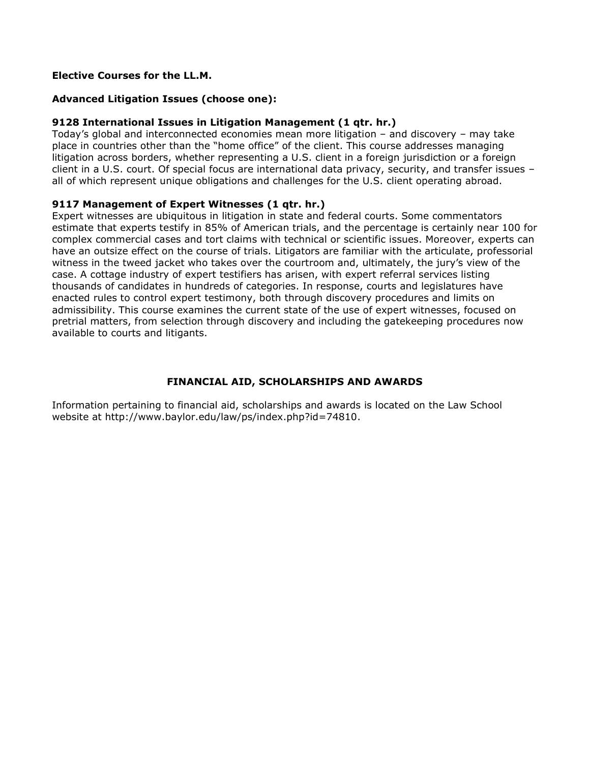**Elective Courses for the LL.M.**

**Advanced Litigation Issues (choose one):**

**9128 International Issues in Litigation Management (1 qtr. hr.)**
Today's global and interconnected economies mean more litigation – and discovery – may take place in countries other than the "home office" of the client. This course addresses managing litigation across borders, whether representing a U.S. client in a foreign jurisdiction or a foreign client in a U.S. court. Of special focus are international data privacy, security, and transfer issues – all of which represent unique obligations and challenges for the U.S. client operating abroad.

**9117 Management of Expert Witnesses (1 qtr. hr.)**
Expert witnesses are ubiquitous in litigation in state and federal courts. Some commentators estimate that experts testify in 85% of American trials, and the percentage is certainly near 100 for complex commercial cases and tort claims with technical or scientific issues. Moreover, experts can have an outsize effect on the course of trials. Litigators are familiar with the articulate, professorial witness in the tweed jacket who takes over the courtroom and, ultimately, the jury's view of the case. A cottage industry of expert testifiers has arisen, with expert referral services listing thousands of candidates in hundreds of categories. In response, courts and legislatures have enacted rules to control expert testimony, both through discovery procedures and limits on admissibility. This course examines the current state of the use of expert witnesses, focused on pretrial matters, from selection through discovery and including the gatekeeping procedures now available to courts and litigants.

## FINANCIAL AID, SCHOLARSHIPS AND AWARDS

Information pertaining to financial aid, scholarships and awards is located on the Law School website at http://www.baylor.edu/law/ps/index.php?id=74810.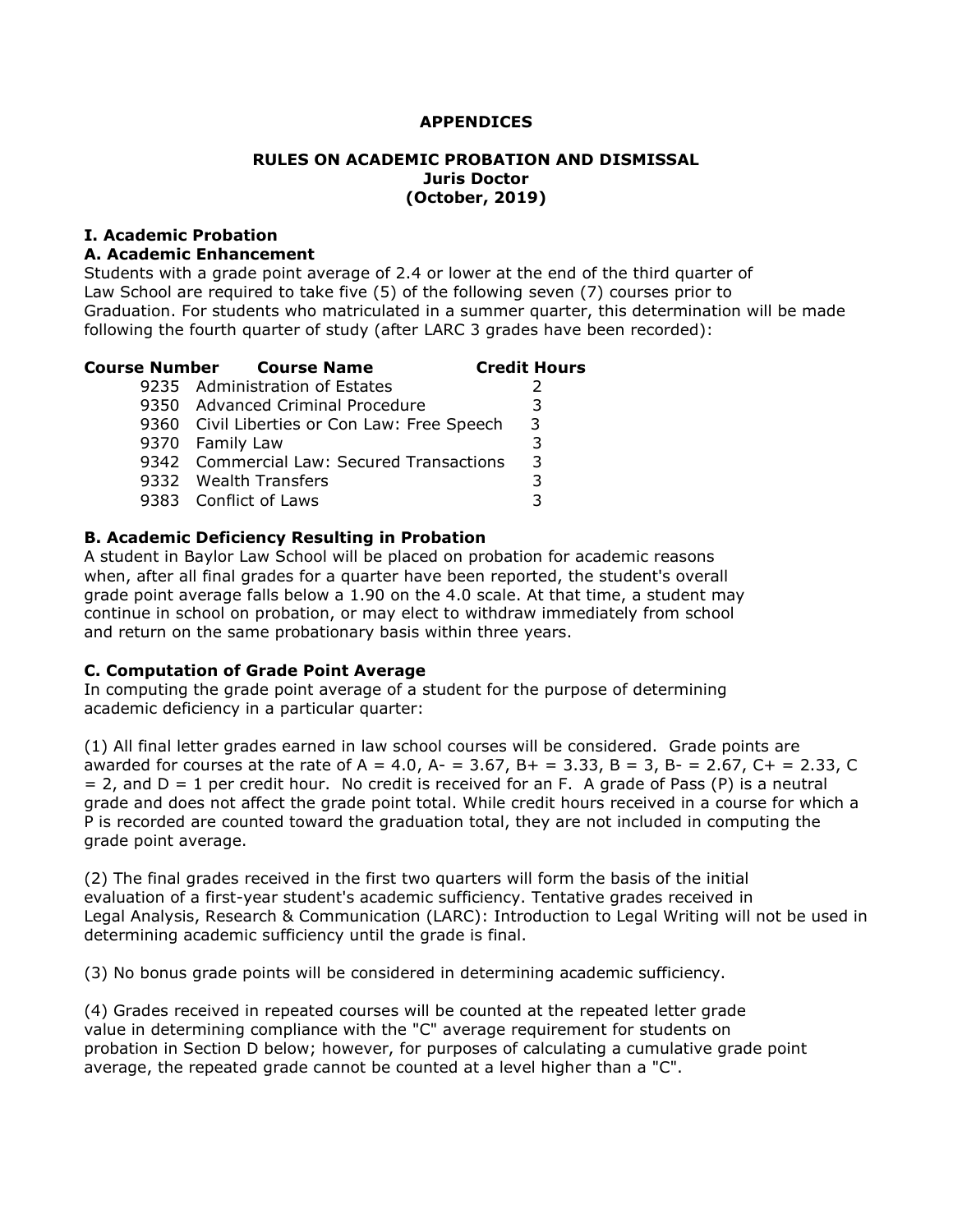# APPENDICES

## RULES ON ACADEMIC PROBATION AND DISMISSAL
**Juris Doctor**
**(October, 2019)**

### I. Academic Probation

#### A. Academic Enhancement

Students with a grade point average of 2.4 or lower at the end of the third quarter of Law School are required to take five (5) of the following seven (7) courses prior to Graduation. For students who matriculated in a summer quarter, this determination will be made following the fourth quarter of study (after LARC 3 grades have been recorded):

| Course Number | Course Name | Credit Hours |
| --- | --- | --- |
| 9235 | Administration of Estates | 2 |
| 9350 | Advanced Criminal Procedure | 3 |
| 9360 | Civil Liberties or Con Law: Free Speech | 3 |
| 9370 | Family Law | 3 |
| 9342 | Commercial Law: Secured Transactions | 3 |
| 9332 | Wealth Transfers | 3 |
| 9383 | Conflict of Laws | 3 |

#### B. Academic Deficiency Resulting in Probation

A student in Baylor Law School will be placed on probation for academic reasons when, after all final grades for a quarter have been reported, the student's overall grade point average falls below a 1.90 on the 4.0 scale. At that time, a student may continue in school on probation, or may elect to withdraw immediately from school and return on the same probationary basis within three years.

#### C. Computation of Grade Point Average

In computing the grade point average of a student for the purpose of determining academic deficiency in a particular quarter:

(1) All final letter grades earned in law school courses will be considered. Grade points are awarded for courses at the rate of A = 4.0, A- = 3.67, B+ = 3.33, B = 3, B- = 2.67, C+ = 2.33, C = 2, and D = 1 per credit hour. No credit is received for an F. A grade of Pass (P) is a neutral grade and does not affect the grade point total. While credit hours received in a course for which a P is recorded are counted toward the graduation total, they are not included in computing the grade point average.

(2) The final grades received in the first two quarters will form the basis of the initial evaluation of a first-year student's academic sufficiency. Tentative grades received in Legal Analysis, Research & Communication (LARC): Introduction to Legal Writing will not be used in determining academic sufficiency until the grade is final.

(3) No bonus grade points will be considered in determining academic sufficiency.

(4) Grades received in repeated courses will be counted at the repeated letter grade value in determining compliance with the "C" average requirement for students on probation in Section D below; however, for purposes of calculating a cumulative grade point average, the repeated grade cannot be counted at a level higher than a "C".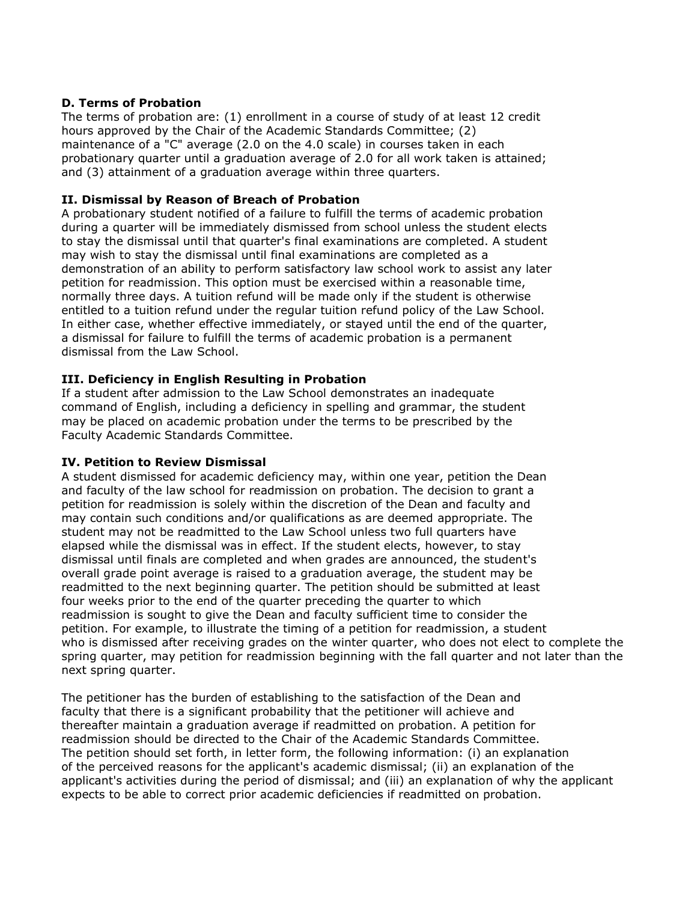**D. Terms of Probation**
The terms of probation are: (1) enrollment in a course of study of at least 12 credit hours approved by the Chair of the Academic Standards Committee; (2) maintenance of a "C" average (2.0 on the 4.0 scale) in courses taken in each probationary quarter until a graduation average of 2.0 for all work taken is attained; and (3) attainment of a graduation average within three quarters.

**II. Dismissal by Reason of Breach of Probation**
A probationary student notified of a failure to fulfill the terms of academic probation during a quarter will be immediately dismissed from school unless the student elects to stay the dismissal until that quarter's final examinations are completed. A student may wish to stay the dismissal until final examinations are completed as a demonstration of an ability to perform satisfactory law school work to assist any later petition for readmission. This option must be exercised within a reasonable time, normally three days. A tuition refund will be made only if the student is otherwise entitled to a tuition refund under the regular tuition refund policy of the Law School. In either case, whether effective immediately, or stayed until the end of the quarter, a dismissal for failure to fulfill the terms of academic probation is a permanent dismissal from the Law School.

**III. Deficiency in English Resulting in Probation**
If a student after admission to the Law School demonstrates an inadequate command of English, including a deficiency in spelling and grammar, the student may be placed on academic probation under the terms to be prescribed by the Faculty Academic Standards Committee.

**IV. Petition to Review Dismissal**
A student dismissed for academic deficiency may, within one year, petition the Dean and faculty of the law school for readmission on probation. The decision to grant a petition for readmission is solely within the discretion of the Dean and faculty and may contain such conditions and/or qualifications as are deemed appropriate. The student may not be readmitted to the Law School unless two full quarters have elapsed while the dismissal was in effect. If the student elects, however, to stay dismissal until finals are completed and when grades are announced, the student's overall grade point average is raised to a graduation average, the student may be readmitted to the next beginning quarter. The petition should be submitted at least four weeks prior to the end of the quarter preceding the quarter to which readmission is sought to give the Dean and faculty sufficient time to consider the petition. For example, to illustrate the timing of a petition for readmission, a student who is dismissed after receiving grades on the winter quarter, who does not elect to complete the spring quarter, may petition for readmission beginning with the fall quarter and not later than the next spring quarter.

The petitioner has the burden of establishing to the satisfaction of the Dean and faculty that there is a significant probability that the petitioner will achieve and thereafter maintain a graduation average if readmitted on probation. A petition for readmission should be directed to the Chair of the Academic Standards Committee. The petition should set forth, in letter form, the following information: (i) an explanation of the perceived reasons for the applicant's academic dismissal; (ii) an explanation of the applicant's activities during the period of dismissal; and (iii) an explanation of why the applicant expects to be able to correct prior academic deficiencies if readmitted on probation.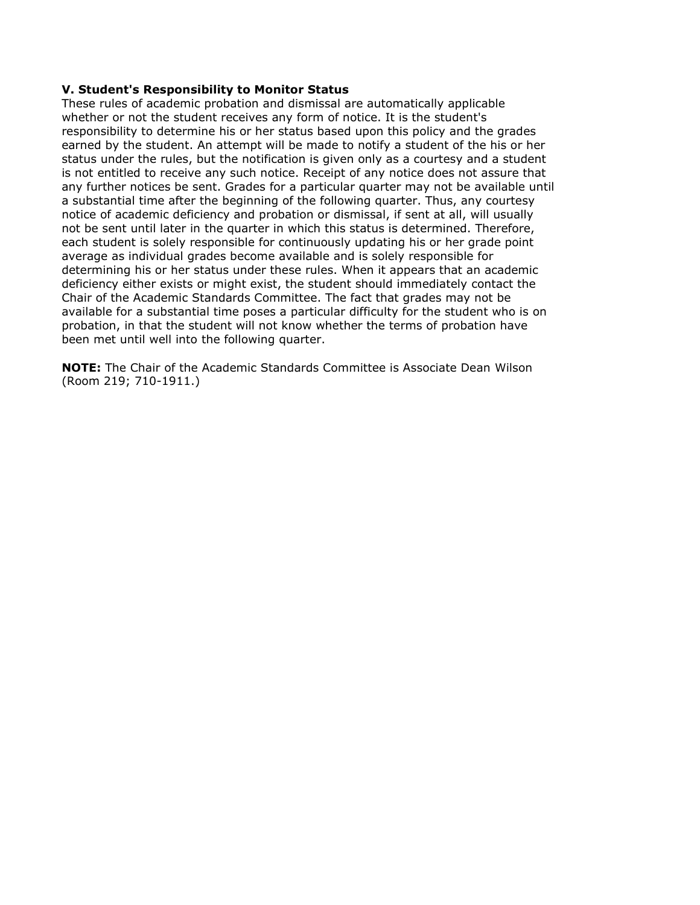**V. Student's Responsibility to Monitor Status**

These rules of academic probation and dismissal are automatically applicable whether or not the student receives any form of notice. It is the student's responsibility to determine his or her status based upon this policy and the grades earned by the student. An attempt will be made to notify a student of the his or her status under the rules, but the notification is given only as a courtesy and a student is not entitled to receive any such notice. Receipt of any notice does not assure that any further notices be sent. Grades for a particular quarter may not be available until a substantial time after the beginning of the following quarter. Thus, any courtesy notice of academic deficiency and probation or dismissal, if sent at all, will usually not be sent until later in the quarter in which this status is determined. Therefore, each student is solely responsible for continuously updating his or her grade point average as individual grades become available and is solely responsible for determining his or her status under these rules. When it appears that an academic deficiency either exists or might exist, the student should immediately contact the Chair of the Academic Standards Committee. The fact that grades may not be available for a substantial time poses a particular difficulty for the student who is on probation, in that the student will not know whether the terms of probation have been met until well into the following quarter.

**NOTE:** The Chair of the Academic Standards Committee is Associate Dean Wilson (Room 219; 710-1911.)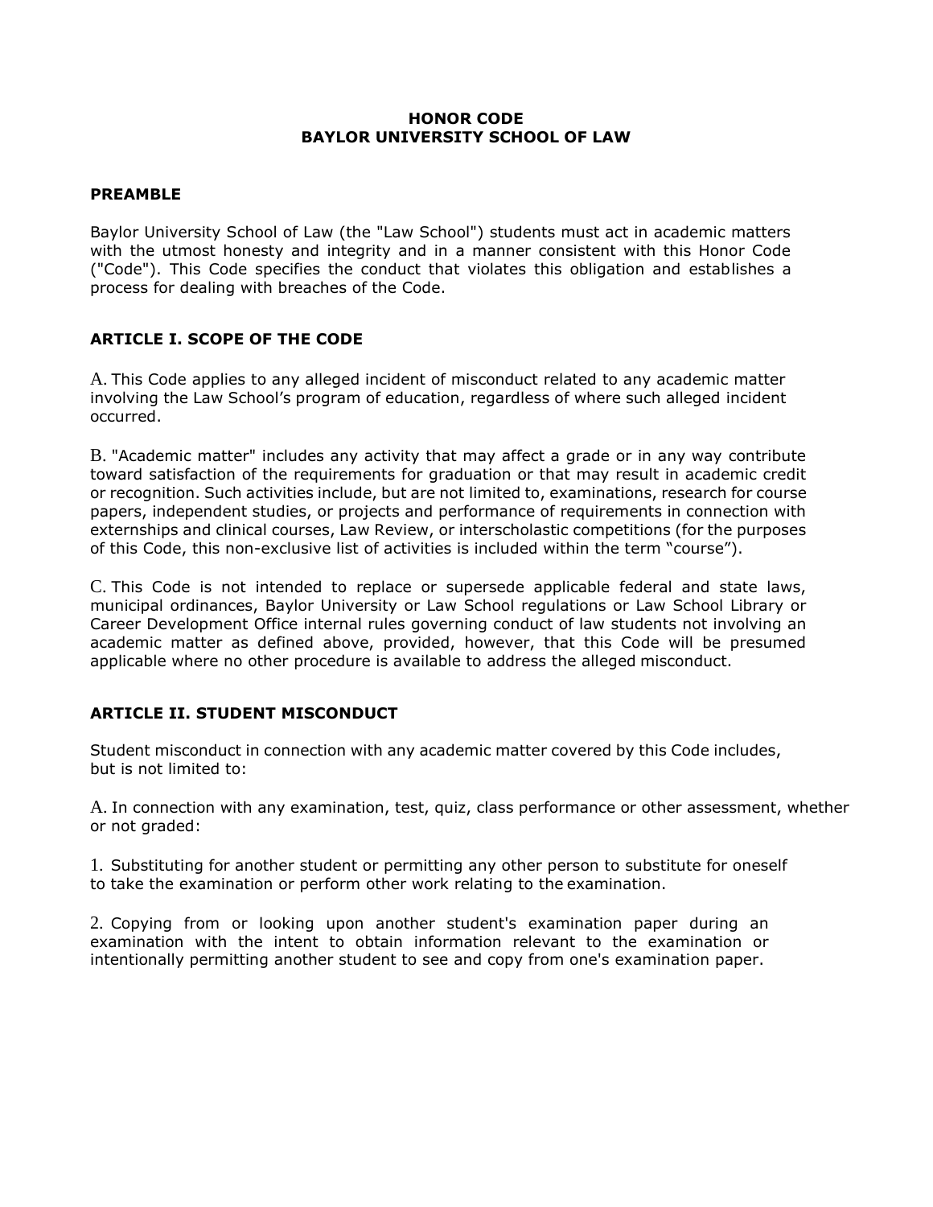**HONOR CODE**
**BAYLOR UNIVERSITY SCHOOL OF LAW**

## PREAMBLE

Baylor University School of Law (the "Law School") students must act in academic matters with the utmost honesty and integrity and in a manner consistent with this Honor Code ("Code"). This Code specifies the conduct that violates this obligation and establishes a process for dealing with breaches of the Code.

## ARTICLE I. SCOPE OF THE CODE

A. This Code applies to any alleged incident of misconduct related to any academic matter involving the Law School's program of education, regardless of where such alleged incident occurred.

B. "Academic matter" includes any activity that may affect a grade or in any way contribute toward satisfaction of the requirements for graduation or that may result in academic credit or recognition. Such activities include, but are not limited to, examinations, research for course papers, independent studies, or projects and performance of requirements in connection with externships and clinical courses, Law Review, or interscholastic competitions (for the purposes of this Code, this non-exclusive list of activities is included within the term "course").

C. This Code is not intended to replace or supersede applicable federal and state laws, municipal ordinances, Baylor University or Law School regulations or Law School Library or Career Development Office internal rules governing conduct of law students not involving an academic matter as defined above, provided, however, that this Code will be presumed applicable where no other procedure is available to address the alleged misconduct.

## ARTICLE II. STUDENT MISCONDUCT

Student misconduct in connection with any academic matter covered by this Code includes, but is not limited to:

A. In connection with any examination, test, quiz, class performance or other assessment, whether or not graded:

1. Substituting for another student or permitting any other person to substitute for oneself to take the examination or perform other work relating to the examination.

2. Copying from or looking upon another student's examination paper during an examination with the intent to obtain information relevant to the examination or intentionally permitting another student to see and copy from one's examination paper.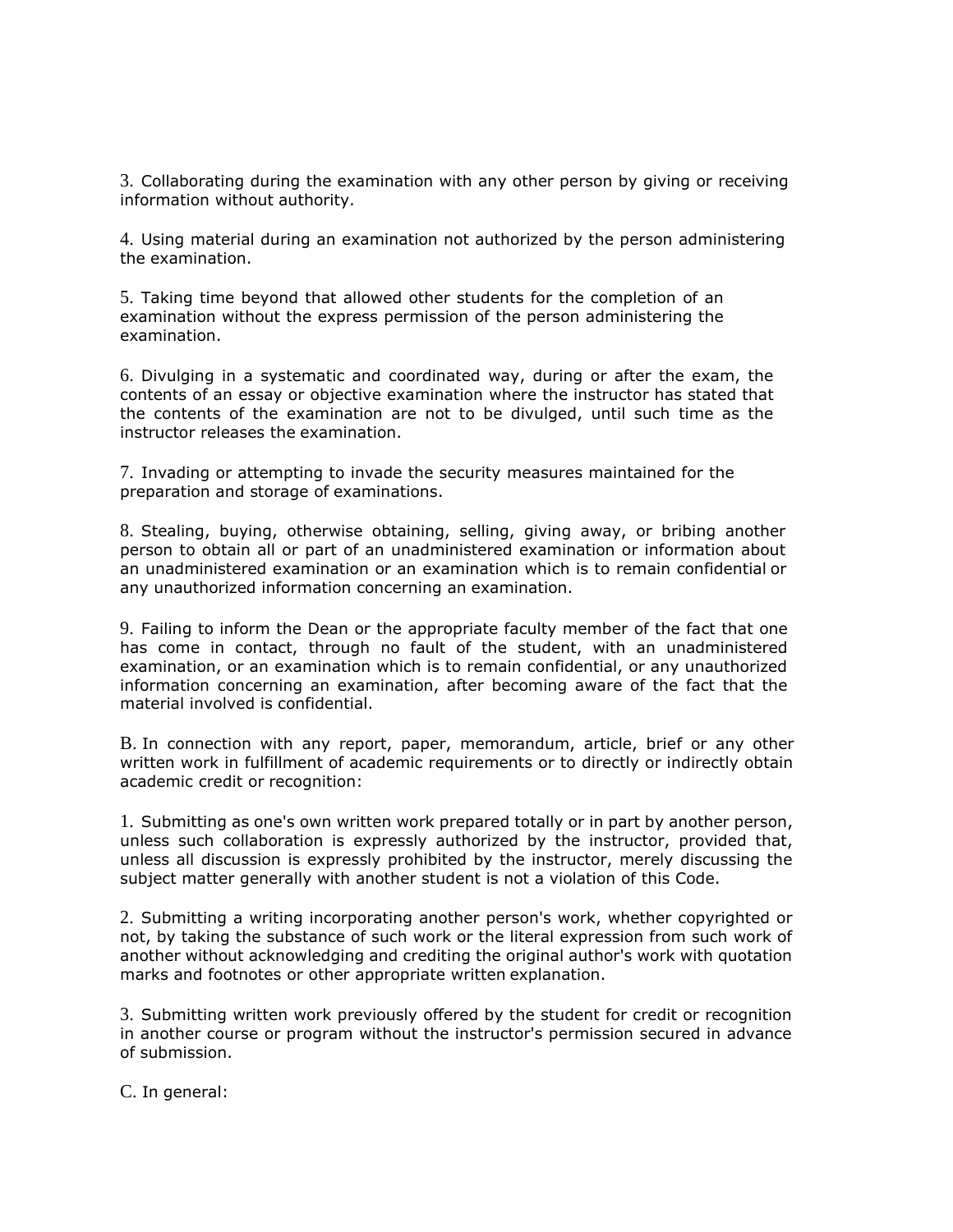3. Collaborating during the examination with any other person by giving or receiving information without authority.

4. Using material during an examination not authorized by the person administering the examination.

5. Taking time beyond that allowed other students for the completion of an examination without the express permission of the person administering the examination.

6. Divulging in a systematic and coordinated way, during or after the exam, the contents of an essay or objective examination where the instructor has stated that the contents of the examination are not to be divulged, until such time as the instructor releases the examination.

7. Invading or attempting to invade the security measures maintained for the preparation and storage of examinations.

8. Stealing, buying, otherwise obtaining, selling, giving away, or bribing another person to obtain all or part of an unadministered examination or information about an unadministered examination or an examination which is to remain confidential or any unauthorized information concerning an examination.

9. Failing to inform the Dean or the appropriate faculty member of the fact that one has come in contact, through no fault of the student, with an unadministered examination, or an examination which is to remain confidential, or any unauthorized information concerning an examination, after becoming aware of the fact that the material involved is confidential.

B. In connection with any report, paper, memorandum, article, brief or any other written work in fulfillment of academic requirements or to directly or indirectly obtain academic credit or recognition:

1. Submitting as one's own written work prepared totally or in part by another person, unless such collaboration is expressly authorized by the instructor, provided that, unless all discussion is expressly prohibited by the instructor, merely discussing the subject matter generally with another student is not a violation of this Code.

2. Submitting a writing incorporating another person's work, whether copyrighted or not, by taking the substance of such work or the literal expression from such work of another without acknowledging and crediting the original author's work with quotation marks and footnotes or other appropriate written explanation.

3. Submitting written work previously offered by the student for credit or recognition in another course or program without the instructor's permission secured in advance of submission.

C. In general: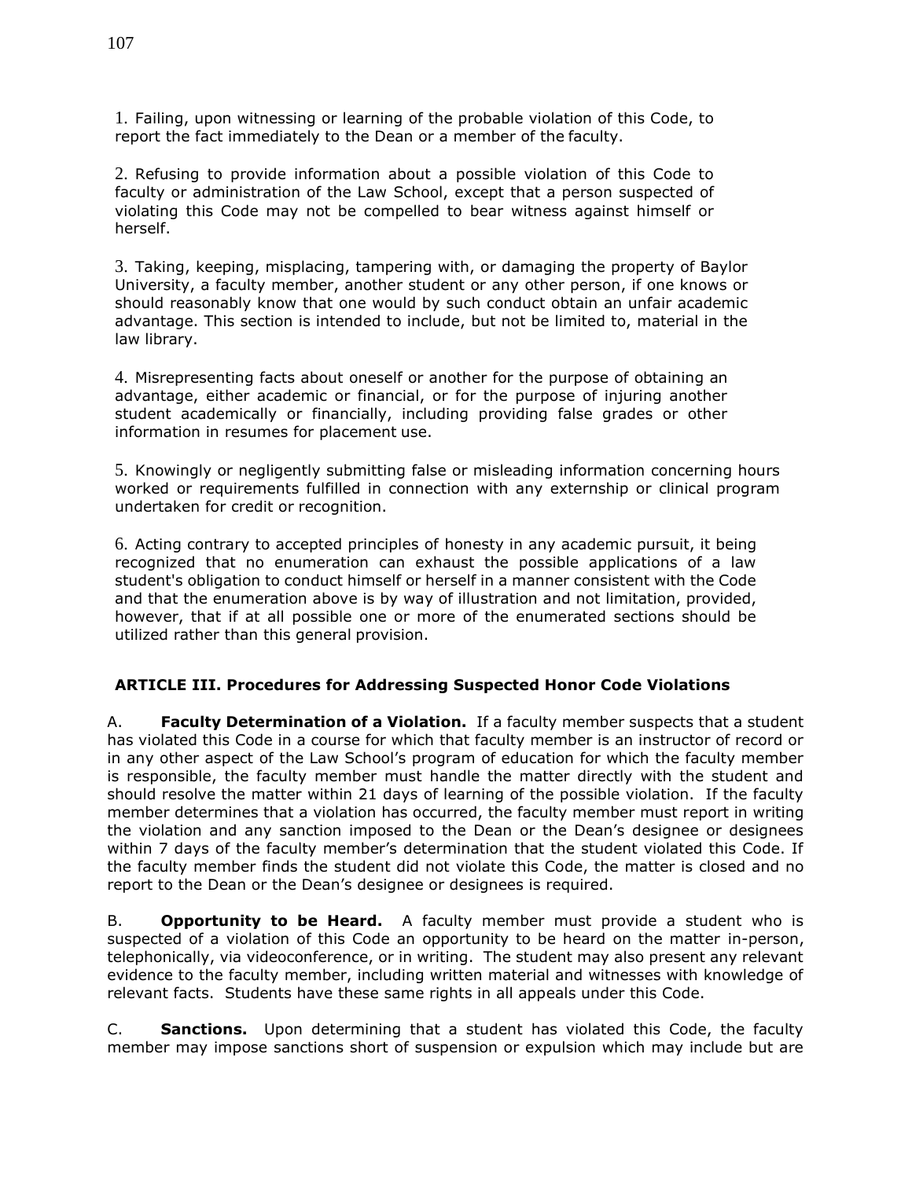1. Failing, upon witnessing or learning of the probable violation of this Code, to report the fact immediately to the Dean or a member of the faculty.

2. Refusing to provide information about a possible violation of this Code to faculty or administration of the Law School, except that a person suspected of violating this Code may not be compelled to bear witness against himself or herself.

3. Taking, keeping, misplacing, tampering with, or damaging the property of Baylor University, a faculty member, another student or any other person, if one knows or should reasonably know that one would by such conduct obtain an unfair academic advantage. This section is intended to include, but not be limited to, material in the law library.

4. Misrepresenting facts about oneself or another for the purpose of obtaining an advantage, either academic or financial, or for the purpose of injuring another student academically or financially, including providing false grades or other information in resumes for placement use.

5. Knowingly or negligently submitting false or misleading information concerning hours worked or requirements fulfilled in connection with any externship or clinical program undertaken for credit or recognition.

6. Acting contrary to accepted principles of honesty in any academic pursuit, it being recognized that no enumeration can exhaust the possible applications of a law student's obligation to conduct himself or herself in a manner consistent with the Code and that the enumeration above is by way of illustration and not limitation, provided, however, that if at all possible one or more of the enumerated sections should be utilized rather than this general provision.

## ARTICLE III. Procedures for Addressing Suspected Honor Code Violations

A. **Faculty Determination of a Violation.** If a faculty member suspects that a student has violated this Code in a course for which that faculty member is an instructor of record or in any other aspect of the Law School's program of education for which the faculty member is responsible, the faculty member must handle the matter directly with the student and should resolve the matter within 21 days of learning of the possible violation. If the faculty member determines that a violation has occurred, the faculty member must report in writing the violation and any sanction imposed to the Dean or the Dean's designee or designees within 7 days of the faculty member's determination that the student violated this Code. If the faculty member finds the student did not violate this Code, the matter is closed and no report to the Dean or the Dean's designee or designees is required.

B. **Opportunity to be Heard.** A faculty member must provide a student who is suspected of a violation of this Code an opportunity to be heard on the matter in-person, telephonically, via videoconference, or in writing. The student may also present any relevant evidence to the faculty member, including written material and witnesses with knowledge of relevant facts. Students have these same rights in all appeals under this Code.

C. **Sanctions.** Upon determining that a student has violated this Code, the faculty member may impose sanctions short of suspension or expulsion which may include but are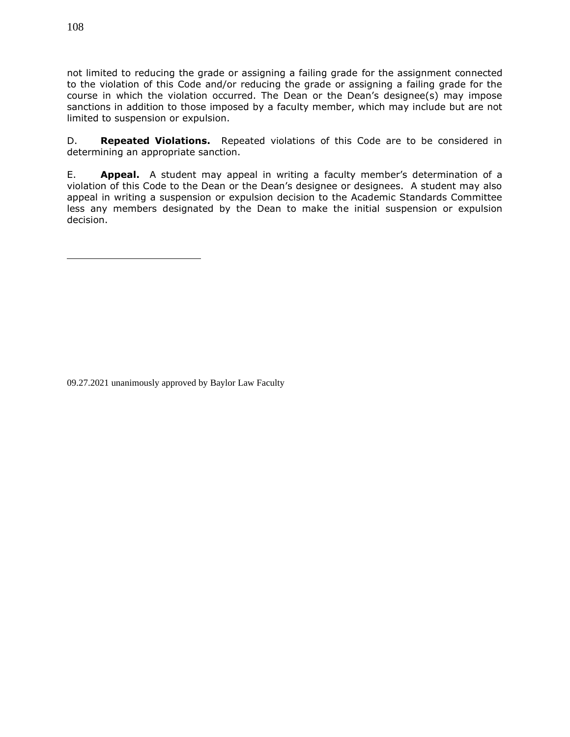not limited to reducing the grade or assigning a failing grade for the assignment connected to the violation of this Code and/or reducing the grade or assigning a failing grade for the course in which the violation occurred. The Dean or the Dean's designee(s) may impose sanctions in addition to those imposed by a faculty member, which may include but are not limited to suspension or expulsion.

D. **Repeated Violations.** Repeated violations of this Code are to be considered in determining an appropriate sanction.

E. **Appeal.** A student may appeal in writing a faculty member's determination of a violation of this Code to the Dean or the Dean's designee or designees. A student may also appeal in writing a suspension or expulsion decision to the Academic Standards Committee less any members designated by the Dean to make the initial suspension or expulsion decision.

---

09.27.2021 unanimously approved by Baylor Law Faculty